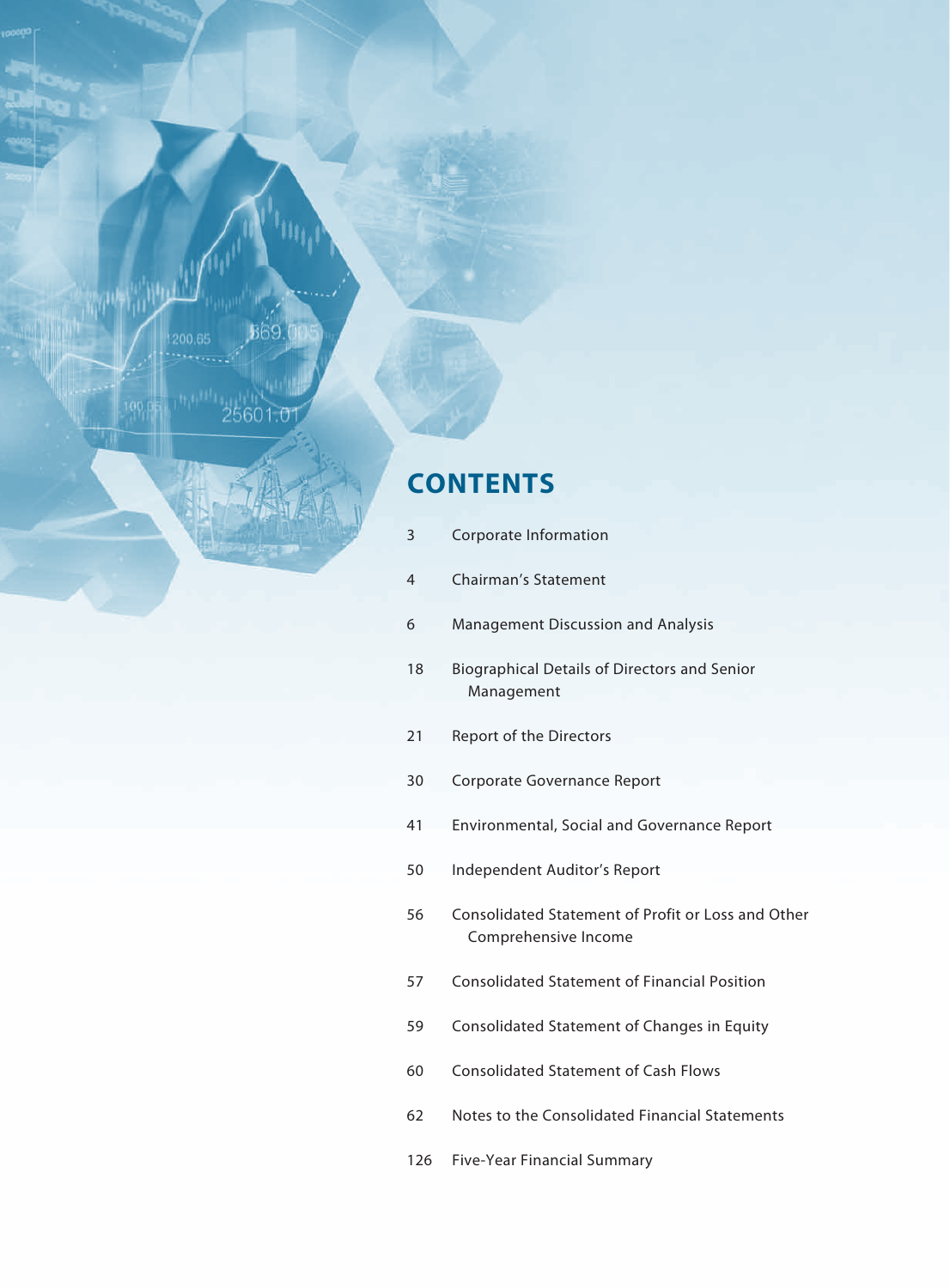# CONTENTS

| | |
|---|---|
| 3 | Corporate Information |
| 4 | Chairman's Statement |
| 6 | Management Discussion and Analysis |
| 18 | Biographical Details of Directors and Senior Management |
| 21 | Report of the Directors |
| 30 | Corporate Governance Report |
| 41 | Environmental, Social and Governance Report |
| 50 | Independent Auditor's Report |
| 56 | Consolidated Statement of Profit or Loss and Other Comprehensive Income |
| 57 | Consolidated Statement of Financial Position |
| 59 | Consolidated Statement of Changes in Equity |
| 60 | Consolidated Statement of Cash Flows |
| 62 | Notes to the Consolidated Financial Statements |
| 126 | Five-Year Financial Summary |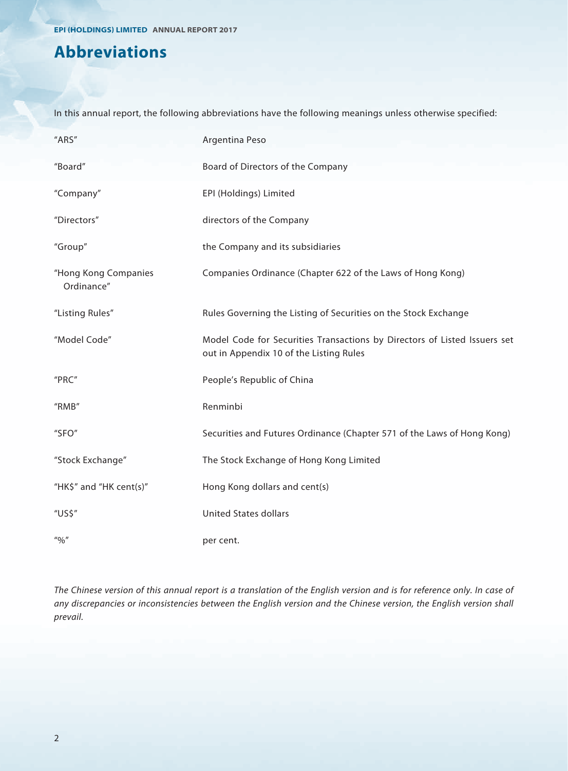# Abbreviations

In this annual report, the following abbreviations have the following meanings unless otherwise specified:

| | |
|---|---|
| "ARS" | Argentina Peso |
| "Board" | Board of Directors of the Company |
| "Company" | EPI (Holdings) Limited |
| "Directors" | directors of the Company |
| "Group" | the Company and its subsidiaries |
| "Hong Kong Companies Ordinance" | Companies Ordinance (Chapter 622 of the Laws of Hong Kong) |
| "Listing Rules" | Rules Governing the Listing of Securities on the Stock Exchange |
| "Model Code" | Model Code for Securities Transactions by Directors of Listed Issuers set out in Appendix 10 of the Listing Rules |
| "PRC" | People's Republic of China |
| "RMB" | Renminbi |
| "SFO" | Securities and Futures Ordinance (Chapter 571 of the Laws of Hong Kong) |
| "Stock Exchange" | The Stock Exchange of Hong Kong Limited |
| "HK$" and "HK cent(s)" | Hong Kong dollars and cent(s) |
| "US$" | United States dollars |
| "%" | per cent. |

*The Chinese version of this annual report is a translation of the English version and is for reference only. In case of any discrepancies or inconsistencies between the English version and the Chinese version, the English version shall prevail.*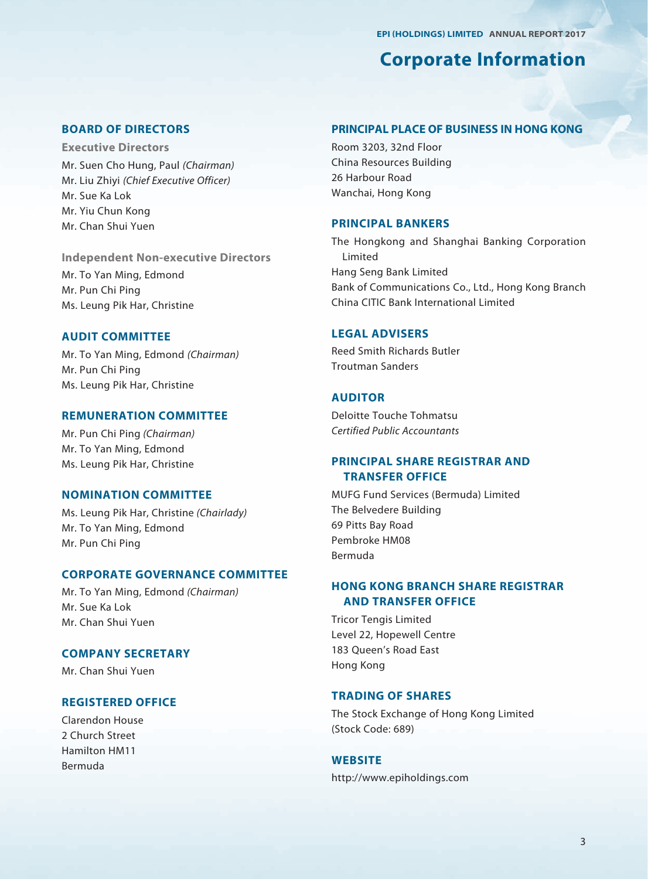# Corporate Information

## BOARD OF DIRECTORS

### Executive Directors

Mr. Suen Cho Hung, Paul *(Chairman)*
Mr. Liu Zhiyi *(Chief Executive Officer)*
Mr. Sue Ka Lok
Mr. Yiu Chun Kong
Mr. Chan Shui Yuen

### Independent Non-executive Directors

Mr. To Yan Ming, Edmond
Mr. Pun Chi Ping
Ms. Leung Pik Har, Christine

## AUDIT COMMITTEE

Mr. To Yan Ming, Edmond *(Chairman)*
Mr. Pun Chi Ping
Ms. Leung Pik Har, Christine

## REMUNERATION COMMITTEE

Mr. Pun Chi Ping *(Chairman)*
Mr. To Yan Ming, Edmond
Ms. Leung Pik Har, Christine

## NOMINATION COMMITTEE

Ms. Leung Pik Har, Christine *(Chairlady)*
Mr. To Yan Ming, Edmond
Mr. Pun Chi Ping

## CORPORATE GOVERNANCE COMMITTEE

Mr. To Yan Ming, Edmond *(Chairman)*
Mr. Sue Ka Lok
Mr. Chan Shui Yuen

## COMPANY SECRETARY

Mr. Chan Shui Yuen

## REGISTERED OFFICE

Clarendon House
2 Church Street
Hamilton HM11
Bermuda

## PRINCIPAL PLACE OF BUSINESS IN HONG KONG

Room 3203, 32nd Floor
China Resources Building
26 Harbour Road
Wanchai, Hong Kong

## PRINCIPAL BANKERS

The Hongkong and Shanghai Banking Corporation Limited
Hang Seng Bank Limited
Bank of Communications Co., Ltd., Hong Kong Branch
China CITIC Bank International Limited

## LEGAL ADVISERS

Reed Smith Richards Butler
Troutman Sanders

## AUDITOR

Deloitte Touche Tohmatsu
*Certified Public Accountants*

## PRINCIPAL SHARE REGISTRAR AND TRANSFER OFFICE

MUFG Fund Services (Bermuda) Limited
The Belvedere Building
69 Pitts Bay Road
Pembroke HM08
Bermuda

## HONG KONG BRANCH SHARE REGISTRAR AND TRANSFER OFFICE

Tricor Tengis Limited
Level 22, Hopewell Centre
183 Queen's Road East
Hong Kong

## TRADING OF SHARES

The Stock Exchange of Hong Kong Limited
(Stock Code: 689)

## WEBSITE

http://www.epiholdings.com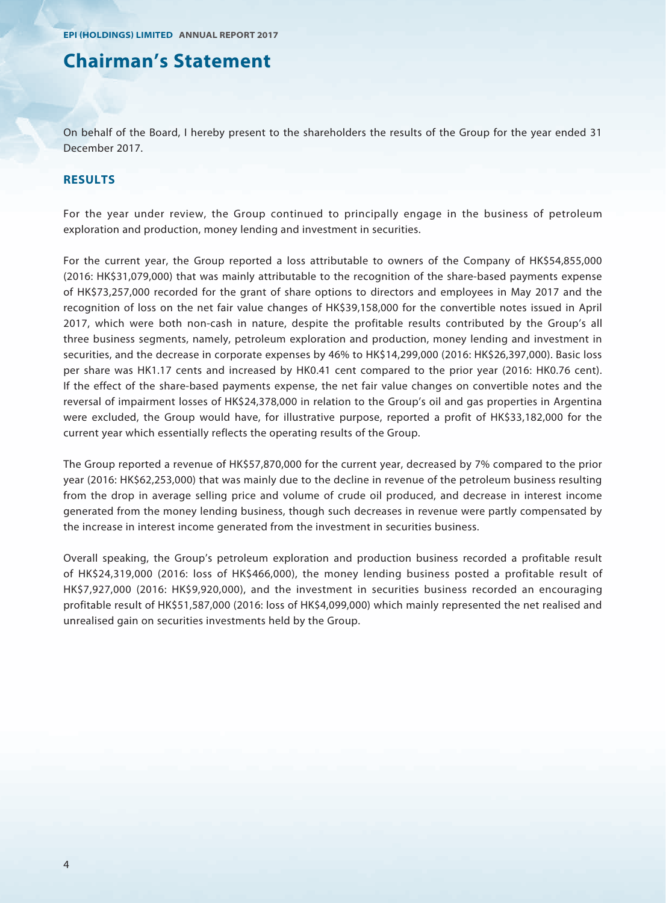# Chairman's Statement

On behalf of the Board, I hereby present to the shareholders the results of the Group for the year ended 31 December 2017.

## RESULTS

For the year under review, the Group continued to principally engage in the business of petroleum exploration and production, money lending and investment in securities.

For the current year, the Group reported a loss attributable to owners of the Company of HK$54,855,000 (2016: HK$31,079,000) that was mainly attributable to the recognition of the share-based payments expense of HK$73,257,000 recorded for the grant of share options to directors and employees in May 2017 and the recognition of loss on the net fair value changes of HK$39,158,000 for the convertible notes issued in April 2017, which were both non-cash in nature, despite the profitable results contributed by the Group's all three business segments, namely, petroleum exploration and production, money lending and investment in securities, and the decrease in corporate expenses by 46% to HK$14,299,000 (2016: HK$26,397,000). Basic loss per share was HK1.17 cents and increased by HK0.41 cent compared to the prior year (2016: HK0.76 cent). If the effect of the share-based payments expense, the net fair value changes on convertible notes and the reversal of impairment losses of HK$24,378,000 in relation to the Group's oil and gas properties in Argentina were excluded, the Group would have, for illustrative purpose, reported a profit of HK$33,182,000 for the current year which essentially reflects the operating results of the Group.

The Group reported a revenue of HK$57,870,000 for the current year, decreased by 7% compared to the prior year (2016: HK$62,253,000) that was mainly due to the decline in revenue of the petroleum business resulting from the drop in average selling price and volume of crude oil produced, and decrease in interest income generated from the money lending business, though such decreases in revenue were partly compensated by the increase in interest income generated from the investment in securities business.

Overall speaking, the Group's petroleum exploration and production business recorded a profitable result of HK$24,319,000 (2016: loss of HK$466,000), the money lending business posted a profitable result of HK$7,927,000 (2016: HK$9,920,000), and the investment in securities business recorded an encouraging profitable result of HK$51,587,000 (2016: loss of HK$4,099,000) which mainly represented the net realised and unrealised gain on securities investments held by the Group.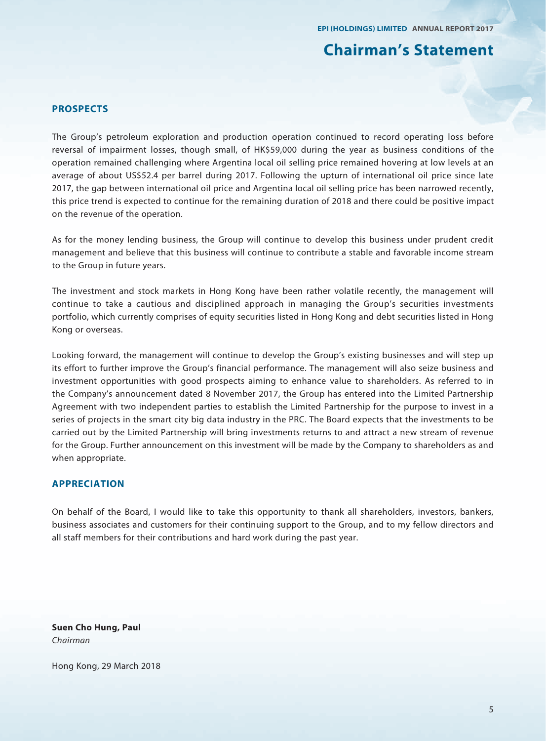# Chairman's Statement

## PROSPECTS

The Group's petroleum exploration and production operation continued to record operating loss before reversal of impairment losses, though small, of HK$59,000 during the year as business conditions of the operation remained challenging where Argentina local oil selling price remained hovering at low levels at an average of about US$52.4 per barrel during 2017. Following the upturn of international oil price since late 2017, the gap between international oil price and Argentina local oil selling price has been narrowed recently, this price trend is expected to continue for the remaining duration of 2018 and there could be positive impact on the revenue of the operation.

As for the money lending business, the Group will continue to develop this business under prudent credit management and believe that this business will continue to contribute a stable and favorable income stream to the Group in future years.

The investment and stock markets in Hong Kong have been rather volatile recently, the management will continue to take a cautious and disciplined approach in managing the Group's securities investments portfolio, which currently comprises of equity securities listed in Hong Kong and debt securities listed in Hong Kong or overseas.

Looking forward, the management will continue to develop the Group's existing businesses and will step up its effort to further improve the Group's financial performance. The management will also seize business and investment opportunities with good prospects aiming to enhance value to shareholders. As referred to in the Company's announcement dated 8 November 2017, the Group has entered into the Limited Partnership Agreement with two independent parties to establish the Limited Partnership for the purpose to invest in a series of projects in the smart city big data industry in the PRC. The Board expects that the investments to be carried out by the Limited Partnership will bring investments returns to and attract a new stream of revenue for the Group. Further announcement on this investment will be made by the Company to shareholders as and when appropriate.

## APPRECIATION

On behalf of the Board, I would like to take this opportunity to thank all shareholders, investors, bankers, business associates and customers for their continuing support to the Group, and to my fellow directors and all staff members for their contributions and hard work during the past year.

**Suen Cho Hung, Paul**
*Chairman*

Hong Kong, 29 March 2018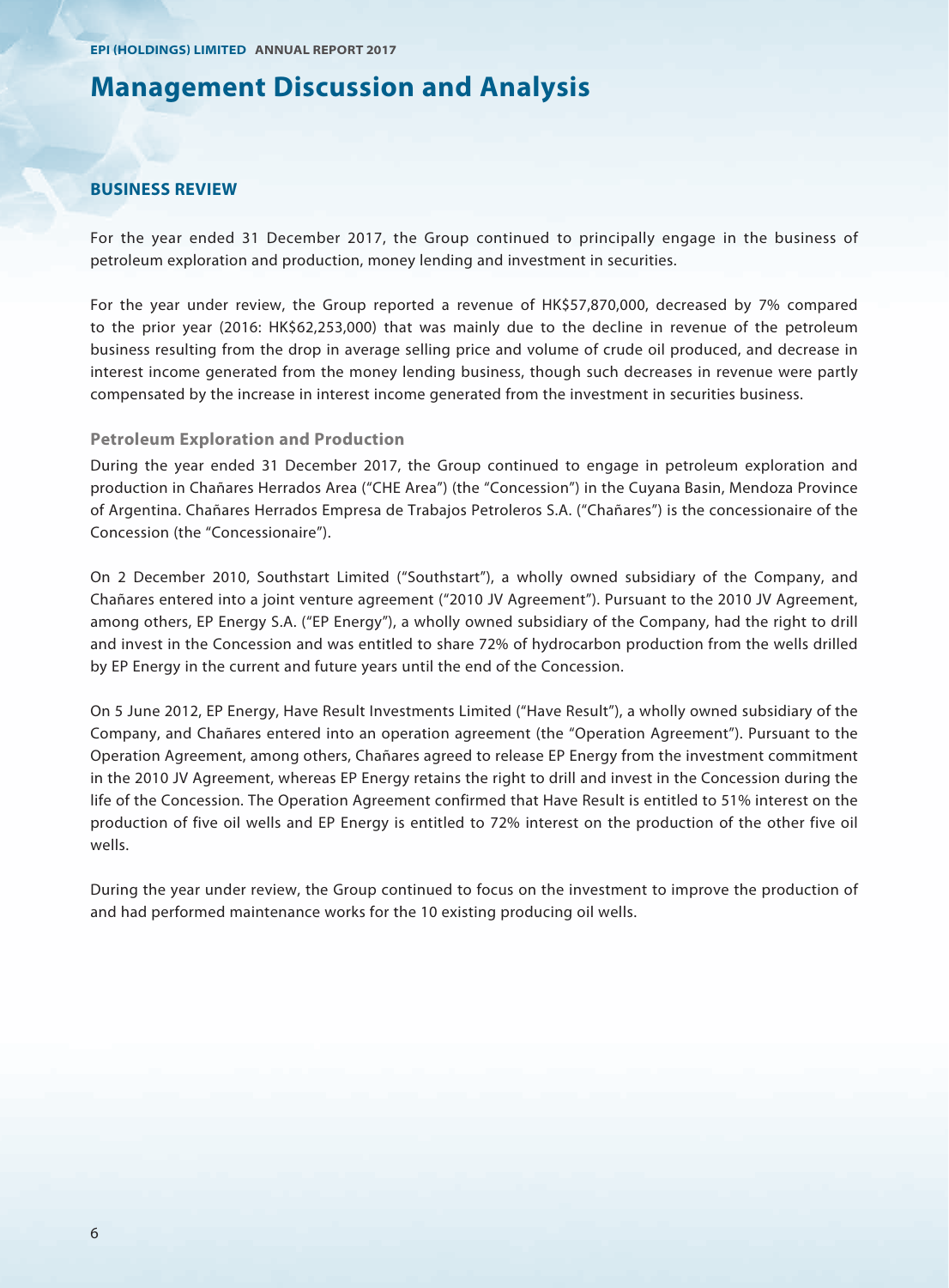# Management Discussion and Analysis

## BUSINESS REVIEW

For the year ended 31 December 2017, the Group continued to principally engage in the business of petroleum exploration and production, money lending and investment in securities.

For the year under review, the Group reported a revenue of HK$57,870,000, decreased by 7% compared to the prior year (2016: HK$62,253,000) that was mainly due to the decline in revenue of the petroleum business resulting from the drop in average selling price and volume of crude oil produced, and decrease in interest income generated from the money lending business, though such decreases in revenue were partly compensated by the increase in interest income generated from the investment in securities business.

### Petroleum Exploration and Production

During the year ended 31 December 2017, the Group continued to engage in petroleum exploration and production in Chañares Herrados Area ("CHE Area") (the "Concession") in the Cuyana Basin, Mendoza Province of Argentina. Chañares Herrados Empresa de Trabajos Petroleros S.A. ("Chañares") is the concessionaire of the Concession (the "Concessionaire").

On 2 December 2010, Southstart Limited ("Southstart"), a wholly owned subsidiary of the Company, and Chañares entered into a joint venture agreement ("2010 JV Agreement"). Pursuant to the 2010 JV Agreement, among others, EP Energy S.A. ("EP Energy"), a wholly owned subsidiary of the Company, had the right to drill and invest in the Concession and was entitled to share 72% of hydrocarbon production from the wells drilled by EP Energy in the current and future years until the end of the Concession.

On 5 June 2012, EP Energy, Have Result Investments Limited ("Have Result"), a wholly owned subsidiary of the Company, and Chañares entered into an operation agreement (the "Operation Agreement"). Pursuant to the Operation Agreement, among others, Chañares agreed to release EP Energy from the investment commitment in the 2010 JV Agreement, whereas EP Energy retains the right to drill and invest in the Concession during the life of the Concession. The Operation Agreement confirmed that Have Result is entitled to 51% interest on the production of five oil wells and EP Energy is entitled to 72% interest on the production of the other five oil wells.

During the year under review, the Group continued to focus on the investment to improve the production of and had performed maintenance works for the 10 existing producing oil wells.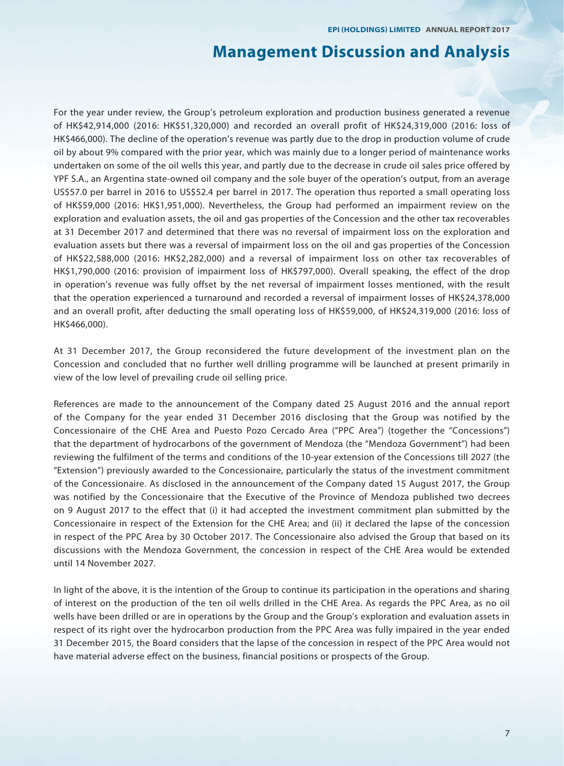# Management Discussion and Analysis

For the year under review, the Group's petroleum exploration and production business generated a revenue of HK$42,914,000 (2016: HK$51,320,000) and recorded an overall profit of HK$24,319,000 (2016: loss of HK$466,000). The decline of the operation's revenue was partly due to the drop in production volume of crude oil by about 9% compared with the prior year, which was mainly due to a longer period of maintenance works undertaken on some of the oil wells this year, and partly due to the decrease in crude oil sales price offered by YPF S.A., an Argentina state-owned oil company and the sole buyer of the operation's output, from an average US$57.0 per barrel in 2016 to US$52.4 per barrel in 2017. The operation thus reported a small operating loss of HK$59,000 (2016: HK$1,951,000). Nevertheless, the Group had performed an impairment review on the exploration and evaluation assets, the oil and gas properties of the Concession and the other tax recoverables at 31 December 2017 and determined that there was no reversal of impairment loss on the exploration and evaluation assets but there was a reversal of impairment loss on the oil and gas properties of the Concession of HK$22,588,000 (2016: HK$2,282,000) and a reversal of impairment loss on other tax recoverables of HK$1,790,000 (2016: provision of impairment loss of HK$797,000). Overall speaking, the effect of the drop in operation's revenue was fully offset by the net reversal of impairment losses mentioned, with the result that the operation experienced a turnaround and recorded a reversal of impairment losses of HK$24,378,000 and an overall profit, after deducting the small operating loss of HK$59,000, of HK$24,319,000 (2016: loss of HK$466,000).

At 31 December 2017, the Group reconsidered the future development of the investment plan on the Concession and concluded that no further well drilling programme will be launched at present primarily in view of the low level of prevailing crude oil selling price.

References are made to the announcement of the Company dated 25 August 2016 and the annual report of the Company for the year ended 31 December 2016 disclosing that the Group was notified by the Concessionaire of the CHE Area and Puesto Pozo Cercado Area ("PPC Area") (together the "Concessions") that the department of hydrocarbons of the government of Mendoza (the "Mendoza Government") had been reviewing the fulfilment of the terms and conditions of the 10-year extension of the Concessions till 2027 (the "Extension") previously awarded to the Concessionaire, particularly the status of the investment commitment of the Concessionaire. As disclosed in the announcement of the Company dated 15 August 2017, the Group was notified by the Concessionaire that the Executive of the Province of Mendoza published two decrees on 9 August 2017 to the effect that (i) it had accepted the investment commitment plan submitted by the Concessionaire in respect of the Extension for the CHE Area; and (ii) it declared the lapse of the concession in respect of the PPC Area by 30 October 2017. The Concessionaire also advised the Group that based on its discussions with the Mendoza Government, the concession in respect of the CHE Area would be extended until 14 November 2027.

In light of the above, it is the intention of the Group to continue its participation in the operations and sharing of interest on the production of the ten oil wells drilled in the CHE Area. As regards the PPC Area, as no oil wells have been drilled or are in operations by the Group and the Group's exploration and evaluation assets in respect of its right over the hydrocarbon production from the PPC Area was fully impaired in the year ended 31 December 2015, the Board considers that the lapse of the concession in respect of the PPC Area would not have material adverse effect on the business, financial positions or prospects of the Group.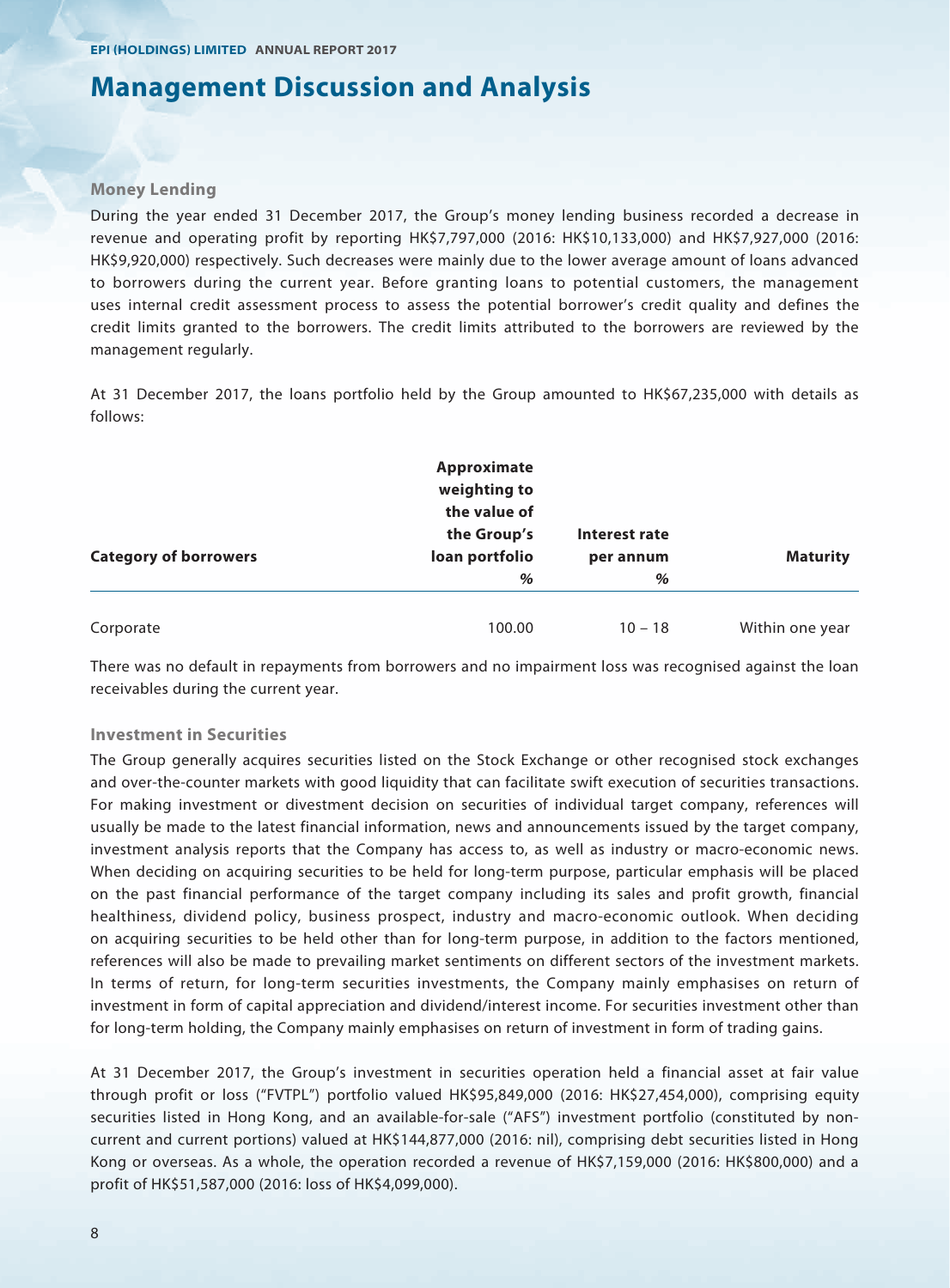# Management Discussion and Analysis

### Money Lending

During the year ended 31 December 2017, the Group's money lending business recorded a decrease in revenue and operating profit by reporting HK$7,797,000 (2016: HK$10,133,000) and HK$7,927,000 (2016: HK$9,920,000) respectively. Such decreases were mainly due to the lower average amount of loans advanced to borrowers during the current year. Before granting loans to potential customers, the management uses internal credit assessment process to assess the potential borrower's credit quality and defines the credit limits granted to the borrowers. The credit limits attributed to the borrowers are reviewed by the management regularly.

At 31 December 2017, the loans portfolio held by the Group amounted to HK$67,235,000 with details as follows:

| Category of borrowers | Approximate weighting to the value of the Group's loan portfolio % | Interest rate per annum % | Maturity |
|---|---|---|---|
| Corporate | 100.00 | 10 – 18 | Within one year |

There was no default in repayments from borrowers and no impairment loss was recognised against the loan receivables during the current year.

### Investment in Securities

The Group generally acquires securities listed on the Stock Exchange or other recognised stock exchanges and over-the-counter markets with good liquidity that can facilitate swift execution of securities transactions. For making investment or divestment decision on securities of individual target company, references will usually be made to the latest financial information, news and announcements issued by the target company, investment analysis reports that the Company has access to, as well as industry or macro-economic news. When deciding on acquiring securities to be held for long-term purpose, particular emphasis will be placed on the past financial performance of the target company including its sales and profit growth, financial healthiness, dividend policy, business prospect, industry and macro-economic outlook. When deciding on acquiring securities to be held other than for long-term purpose, in addition to the factors mentioned, references will also be made to prevailing market sentiments on different sectors of the investment markets. In terms of return, for long-term securities investments, the Company mainly emphasises on return of investment in form of capital appreciation and dividend/interest income. For securities investment other than for long-term holding, the Company mainly emphasises on return of investment in form of trading gains.

At 31 December 2017, the Group's investment in securities operation held a financial asset at fair value through profit or loss ("FVTPL") portfolio valued HK$95,849,000 (2016: HK$27,454,000), comprising equity securities listed in Hong Kong, and an available-for-sale ("AFS") investment portfolio (constituted by non-current and current portions) valued at HK$144,877,000 (2016: nil), comprising debt securities listed in Hong Kong or overseas. As a whole, the operation recorded a revenue of HK$7,159,000 (2016: HK$800,000) and a profit of HK$51,587,000 (2016: loss of HK$4,099,000).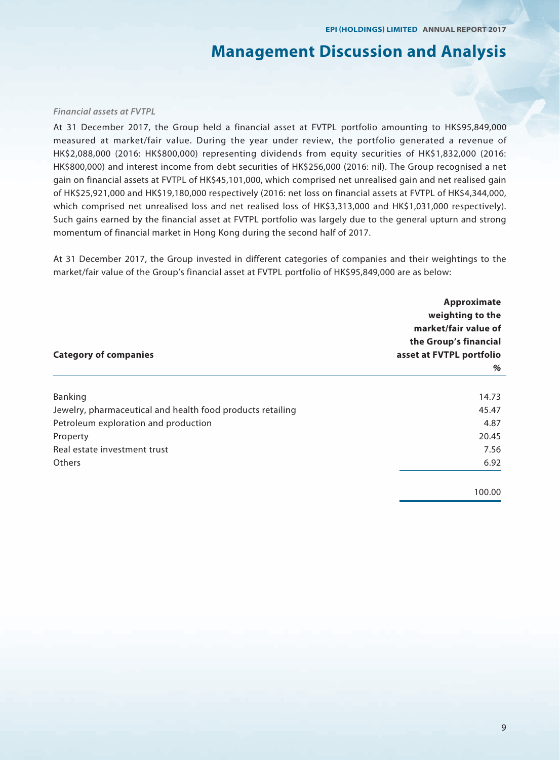# Management Discussion and Analysis

*Financial assets at FVTPL*

At 31 December 2017, the Group held a financial asset at FVTPL portfolio amounting to HK$95,849,000 measured at market/fair value. During the year under review, the portfolio generated a revenue of HK$2,088,000 (2016: HK$800,000) representing dividends from equity securities of HK$1,832,000 (2016: HK$800,000) and interest income from debt securities of HK$256,000 (2016: nil). The Group recognised a net gain on financial assets at FVTPL of HK$45,101,000, which comprised net unrealised gain and net realised gain of HK$25,921,000 and HK$19,180,000 respectively (2016: net loss on financial assets at FVTPL of HK$4,344,000, which comprised net unrealised loss and net realised loss of HK$3,313,000 and HK$1,031,000 respectively). Such gains earned by the financial asset at FVTPL portfolio was largely due to the general upturn and strong momentum of financial market in Hong Kong during the second half of 2017.

At 31 December 2017, the Group invested in different categories of companies and their weightings to the market/fair value of the Group's financial asset at FVTPL portfolio of HK$95,849,000 are as below:

| Category of companies | Approximate weighting to the market/fair value of the Group's financial asset at FVTPL portfolio % |
|---|---|
| Banking | 14.73 |
| Jewelry, pharmaceutical and health food products retailing | 45.47 |
| Petroleum exploration and production | 4.87 |
| Property | 20.45 |
| Real estate investment trust | 7.56 |
| Others | 6.92 |
| | 100.00 |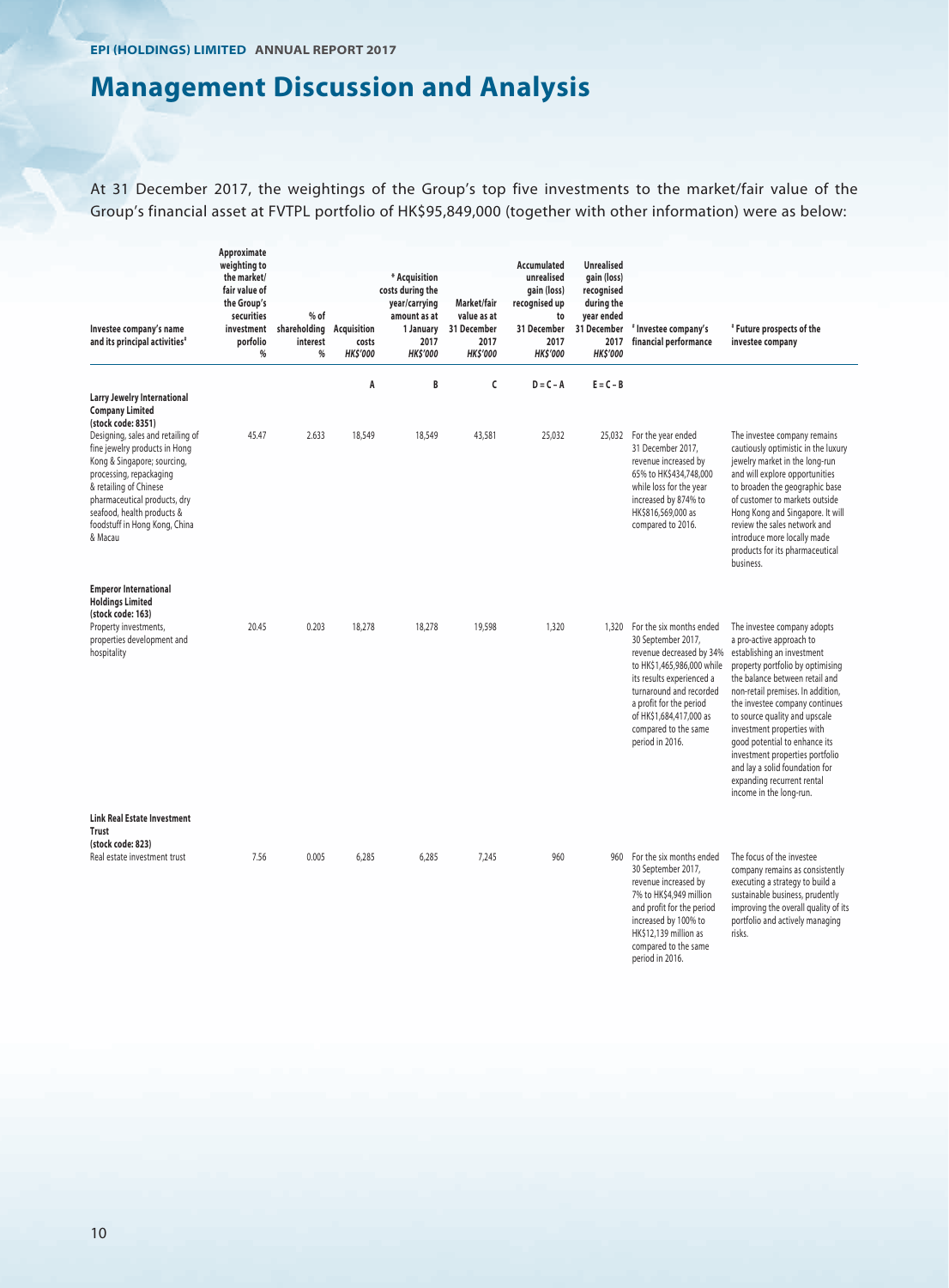# Management Discussion and Analysis

At 31 December 2017, the weightings of the Group's top five investments to the market/fair value of the Group's financial asset at FVTPL portfolio of HK$95,849,000 (together with other information) were as below:

| Investee company's name and its principal activities# | Approximate weighting to the market/fair value of the Group's securities investment porfolio % | % of shareholding interest % | Acquisition costs HK$'000 | * Acquisition costs during the year/carrying amount as at 1 January 2017 HK$'000 | Market/fair value as at 31 December 2017 HK$'000 | Accumulated unrealised gain (loss) recognised up to 31 December 2017 HK$'000 | Unrealised gain (loss) recognised during the year ended 31 December 2017 HK$'000 | # Investee company's financial performance | # Future prospects of the investee company |
|---|---|---|---|---|---|---|---|---|---|
| | | | A | B | C | D = C – A | E = C – B | | |
| **Larry Jewelry International Company Limited (stock code: 8351)** Designing, sales and retailing of fine jewelry products in Hong Kong & Singapore; sourcing, processing, repackaging & retailing of Chinese pharmaceutical products, dry seafood, health products & foodstuff in Hong Kong, China & Macau | 45.47 | 2.633 | 18,549 | 18,549 | 43,581 | 25,032 | 25,032 | For the year ended 31 December 2017, revenue increased by 65% to HK$434,748,000 while loss for the year increased by 874% to HK$816,569,000 as compared to 2016. | The investee company remains cautiously optimistic in the luxury jewelry market in the long-run and will explore opportunities to broaden the geographic base of customer to markets outside Hong Kong and Singapore. It will review the sales network and introduce more locally made products for its pharmaceutical business. |
| **Emperor International Holdings Limited (stock code: 163)** Property investments, properties development and hospitality | 20.45 | 0.203 | 18,278 | 18,278 | 19,598 | 1,320 | 1,320 | For the six months ended 30 September 2017, revenue decreased by 34% to HK$1,465,986,000 while its results experienced a turnaround and recorded a profit for the period of HK$1,684,417,000 as compared to the same period in 2016. | The investee company adopts a pro-active approach to establishing an investment property portfolio by optimising the balance between retail and non-retail premises. In addition, the investee company continues to source quality and upscale investment properties with good potential to enhance its investment properties portfolio and lay a solid foundation for expanding recurrent rental income in the long-run. |
| **Link Real Estate Investment Trust (stock code: 823)** Real estate investment trust | 7.56 | 0.005 | 6,285 | 6,285 | 7,245 | 960 | 960 | For the six months ended 30 September 2017, revenue increased by 7% to HK$4,949 million and profit for the period increased by 100% to HK$12,139 million as compared to the same period in 2016. | The focus of the investee company remains as consistently executing a strategy to build a sustainable business, prudently improving the overall quality of its portfolio and actively managing risks. |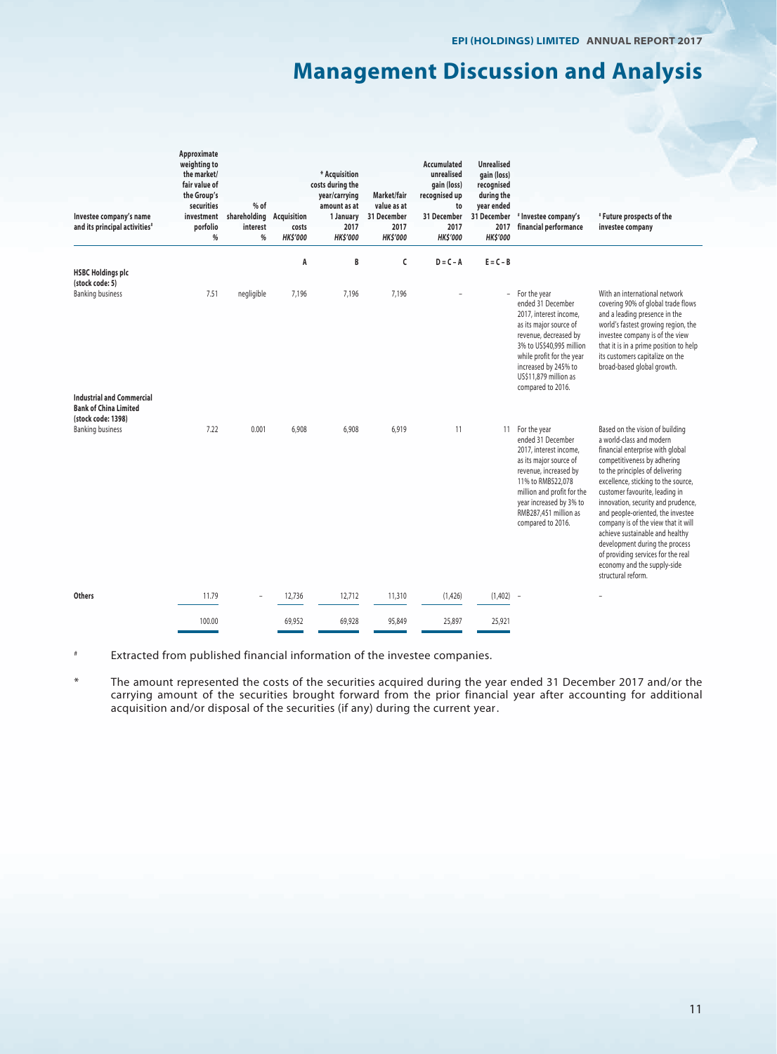# Management Discussion and Analysis

| Investee company's name and its principal activities# | Approximate weighting to the market/ fair value of the Group's securities investment porfolio % | % of shareholding interest % | Acquisition costs HK$'000 | * Acquisition costs during the year/carrying amount as at 1 January 2017 HK$'000 | Market/fair value as at 31 December 2017 HK$'000 | Accumulated unrealised gain (loss) recognised up to 31 December 2017 HK$'000 | Unrealised gain (loss) recognised during the year ended 31 December 2017 HK$'000 | # Investee company's financial performance | # Future prospects of the investee company |
|---|---|---|---|---|---|---|---|---|---|
| | | | A | B | C | D = C – A | E = C – B | | |
| **HSBC Holdings plc (stock code: 5)** Banking business | 7.51 | negligible | 7,196 | 7,196 | 7,196 | – | – | For the year ended 31 December 2017, interest income, as its major source of revenue, decreased by 3% to US$40,995 million while profit for the year increased by 245% to US$11,879 million as compared to 2016. | With an international network covering 90% of global trade flows and a leading presence in the world's fastest growing region, the investee company is of the view that it is in a prime position to help its customers capitalize on the broad-based global growth. |
| **Industrial and Commercial Bank of China Limited (stock code: 1398)** Banking business | 7.22 | 0.001 | 6,908 | 6,908 | 6,919 | 11 | 11 | For the year ended 31 December 2017, interest income, as its major source of revenue, increased by 11% to RMB522,078 million and profit for the year increased by 3% to RMB287,451 million as compared to 2016. | Based on the vision of building a world-class and modern financial enterprise with global competitiveness by adhering to the principles of delivering excellence, sticking to the source, customer favourite, leading in innovation, security and prudence, and people-oriented, the investee company is of the view that it will achieve sustainable and healthy development during the process of providing services for the real economy and the supply-side structural reform. |
| **Others** | 11.79 | – | 12,736 | 12,712 | 11,310 | (1,426) | (1,402) | – | – |
| | 100.00 | | 69,952 | 69,928 | 95,849 | 25,897 | 25,921 | | |

# Extracted from published financial information of the investee companies.

\* The amount represented the costs of the securities acquired during the year ended 31 December 2017 and/or the carrying amount of the securities brought forward from the prior financial year after accounting for additional acquisition and/or disposal of the securities (if any) during the current year.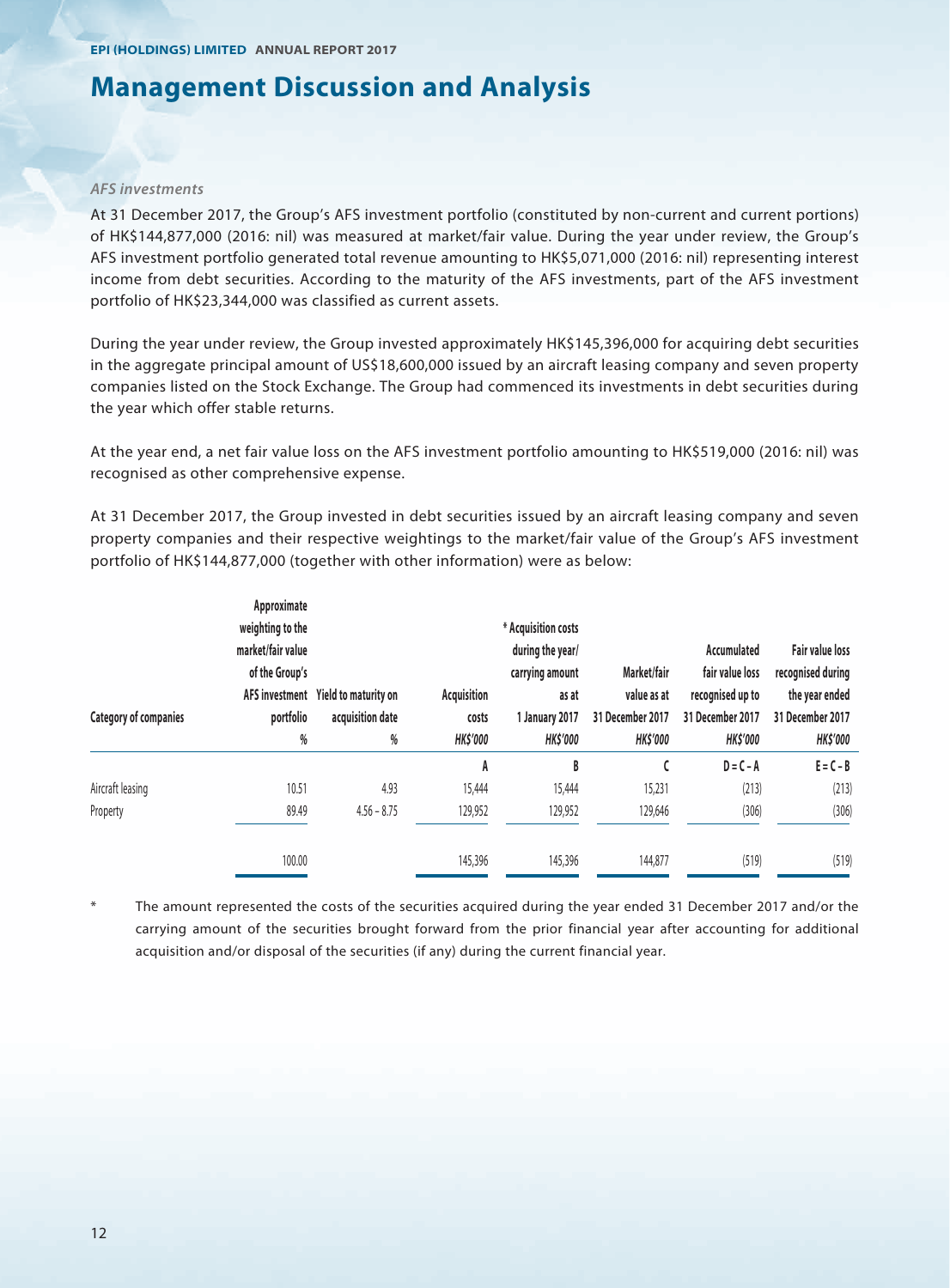# Management Discussion and Analysis

### *AFS investments*

At 31 December 2017, the Group's AFS investment portfolio (constituted by non-current and current portions) of HK$144,877,000 (2016: nil) was measured at market/fair value. During the year under review, the Group's AFS investment portfolio generated total revenue amounting to HK$5,071,000 (2016: nil) representing interest income from debt securities. According to the maturity of the AFS investments, part of the AFS investment portfolio of HK$23,344,000 was classified as current assets.

During the year under review, the Group invested approximately HK$145,396,000 for acquiring debt securities in the aggregate principal amount of US$18,600,000 issued by an aircraft leasing company and seven property companies listed on the Stock Exchange. The Group had commenced its investments in debt securities during the year which offer stable returns.

At the year end, a net fair value loss on the AFS investment portfolio amounting to HK$519,000 (2016: nil) was recognised as other comprehensive expense.

At 31 December 2017, the Group invested in debt securities issued by an aircraft leasing company and seven property companies and their respective weightings to the market/fair value of the Group's AFS investment portfolio of HK$144,877,000 (together with other information) were as below:

| Category of companies | Approximate weighting to the market/fair value of the Group's AFS investment portfolio | Yield to maturity on acquisition date | Acquisition costs | * Acquisition costs during the year/ carrying amount as at 1 January 2017 | Market/fair value as at 31 December 2017 | Accumulated fair value loss recognised up to 31 December 2017 | Fair value loss recognised during the year ended 31 December 2017 |
|---|---|---|---|---|---|---|---|
| | % | % | HK$'000 | HK$'000 | HK$'000 | HK$'000 | HK$'000 |
| | | | A | B | C | D = C – A | E = C – B |
| Aircraft leasing | 10.51 | 4.93 | 15,444 | 15,444 | 15,231 | (213) | (213) |
| Property | 89.49 | 4.56 – 8.75 | 129,952 | 129,952 | 129,646 | (306) | (306) |
| | 100.00 | | 145,396 | 145,396 | 144,877 | (519) | (519) |

\* The amount represented the costs of the securities acquired during the year ended 31 December 2017 and/or the carrying amount of the securities brought forward from the prior financial year after accounting for additional acquisition and/or disposal of the securities (if any) during the current financial year.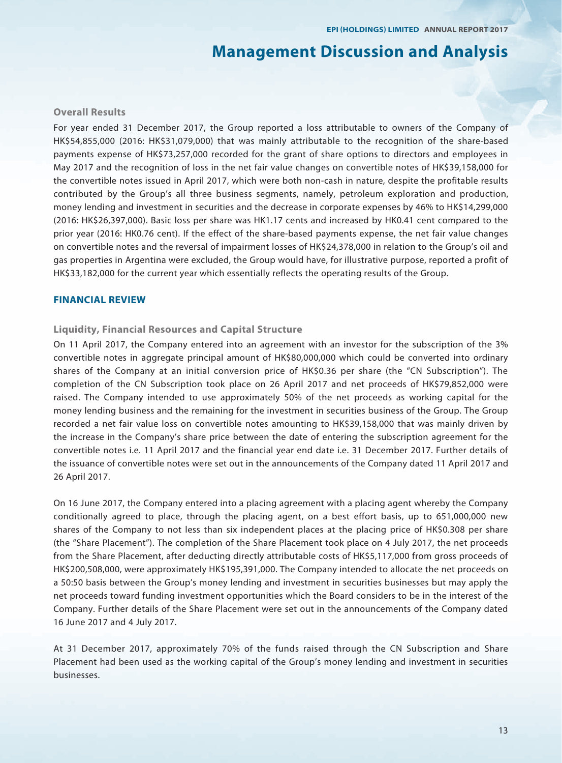# Management Discussion and Analysis

### Overall Results

For year ended 31 December 2017, the Group reported a loss attributable to owners of the Company of HK$54,855,000 (2016: HK$31,079,000) that was mainly attributable to the recognition of the share-based payments expense of HK$73,257,000 recorded for the grant of share options to directors and employees in May 2017 and the recognition of loss in the net fair value changes on convertible notes of HK$39,158,000 for the convertible notes issued in April 2017, which were both non-cash in nature, despite the profitable results contributed by the Group's all three business segments, namely, petroleum exploration and production, money lending and investment in securities and the decrease in corporate expenses by 46% to HK$14,299,000 (2016: HK$26,397,000). Basic loss per share was HK1.17 cents and increased by HK0.41 cent compared to the prior year (2016: HK0.76 cent). If the effect of the share-based payments expense, the net fair value changes on convertible notes and the reversal of impairment losses of HK$24,378,000 in relation to the Group's oil and gas properties in Argentina were excluded, the Group would have, for illustrative purpose, reported a profit of HK$33,182,000 for the current year which essentially reflects the operating results of the Group.

## FINANCIAL REVIEW

### Liquidity, Financial Resources and Capital Structure

On 11 April 2017, the Company entered into an agreement with an investor for the subscription of the 3% convertible notes in aggregate principal amount of HK$80,000,000 which could be converted into ordinary shares of the Company at an initial conversion price of HK$0.36 per share (the "CN Subscription"). The completion of the CN Subscription took place on 26 April 2017 and net proceeds of HK$79,852,000 were raised. The Company intended to use approximately 50% of the net proceeds as working capital for the money lending business and the remaining for the investment in securities business of the Group. The Group recorded a net fair value loss on convertible notes amounting to HK$39,158,000 that was mainly driven by the increase in the Company's share price between the date of entering the subscription agreement for the convertible notes i.e. 11 April 2017 and the financial year end date i.e. 31 December 2017. Further details of the issuance of convertible notes were set out in the announcements of the Company dated 11 April 2017 and 26 April 2017.

On 16 June 2017, the Company entered into a placing agreement with a placing agent whereby the Company conditionally agreed to place, through the placing agent, on a best effort basis, up to 651,000,000 new shares of the Company to not less than six independent places at the placing price of HK$0.308 per share (the "Share Placement"). The completion of the Share Placement took place on 4 July 2017, the net proceeds from the Share Placement, after deducting directly attributable costs of HK$5,117,000 from gross proceeds of HK$200,508,000, were approximately HK$195,391,000. The Company intended to allocate the net proceeds on a 50:50 basis between the Group's money lending and investment in securities businesses but may apply the net proceeds toward funding investment opportunities which the Board considers to be in the interest of the Company. Further details of the Share Placement were set out in the announcements of the Company dated 16 June 2017 and 4 July 2017.

At 31 December 2017, approximately 70% of the funds raised through the CN Subscription and Share Placement had been used as the working capital of the Group's money lending and investment in securities businesses.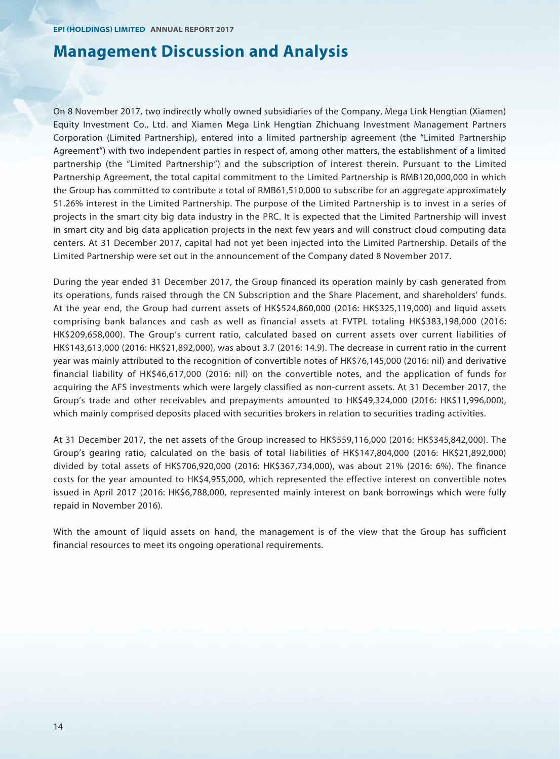# Management Discussion and Analysis

On 8 November 2017, two indirectly wholly owned subsidiaries of the Company, Mega Link Hengtian (Xiamen) Equity Investment Co., Ltd. and Xiamen Mega Link Hengtian Zhichuang Investment Management Partners Corporation (Limited Partnership), entered into a limited partnership agreement (the "Limited Partnership Agreement") with two independent parties in respect of, among other matters, the establishment of a limited partnership (the "Limited Partnership") and the subscription of interest therein. Pursuant to the Limited Partnership Agreement, the total capital commitment to the Limited Partnership is RMB120,000,000 in which the Group has committed to contribute a total of RMB61,510,000 to subscribe for an aggregate approximately 51.26% interest in the Limited Partnership. The purpose of the Limited Partnership is to invest in a series of projects in the smart city big data industry in the PRC. It is expected that the Limited Partnership will invest in smart city and big data application projects in the next few years and will construct cloud computing data centers. At 31 December 2017, capital had not yet been injected into the Limited Partnership. Details of the Limited Partnership were set out in the announcement of the Company dated 8 November 2017.

During the year ended 31 December 2017, the Group financed its operation mainly by cash generated from its operations, funds raised through the CN Subscription and the Share Placement, and shareholders' funds. At the year end, the Group had current assets of HK$524,860,000 (2016: HK$325,119,000) and liquid assets comprising bank balances and cash as well as financial assets at FVTPL totaling HK$383,198,000 (2016: HK$209,658,000). The Group's current ratio, calculated based on current assets over current liabilities of HK$143,613,000 (2016: HK$21,892,000), was about 3.7 (2016: 14.9). The decrease in current ratio in the current year was mainly attributed to the recognition of convertible notes of HK$76,145,000 (2016: nil) and derivative financial liability of HK$46,617,000 (2016: nil) on the convertible notes, and the application of funds for acquiring the AFS investments which were largely classified as non-current assets. At 31 December 2017, the Group's trade and other receivables and prepayments amounted to HK$49,324,000 (2016: HK$11,996,000), which mainly comprised deposits placed with securities brokers in relation to securities trading activities.

At 31 December 2017, the net assets of the Group increased to HK$559,116,000 (2016: HK$345,842,000). The Group's gearing ratio, calculated on the basis of total liabilities of HK$147,804,000 (2016: HK$21,892,000) divided by total assets of HK$706,920,000 (2016: HK$367,734,000), was about 21% (2016: 6%). The finance costs for the year amounted to HK$4,955,000, which represented the effective interest on convertible notes issued in April 2017 (2016: HK$6,788,000, represented mainly interest on bank borrowings which were fully repaid in November 2016).

With the amount of liquid assets on hand, the management is of the view that the Group has sufficient financial resources to meet its ongoing operational requirements.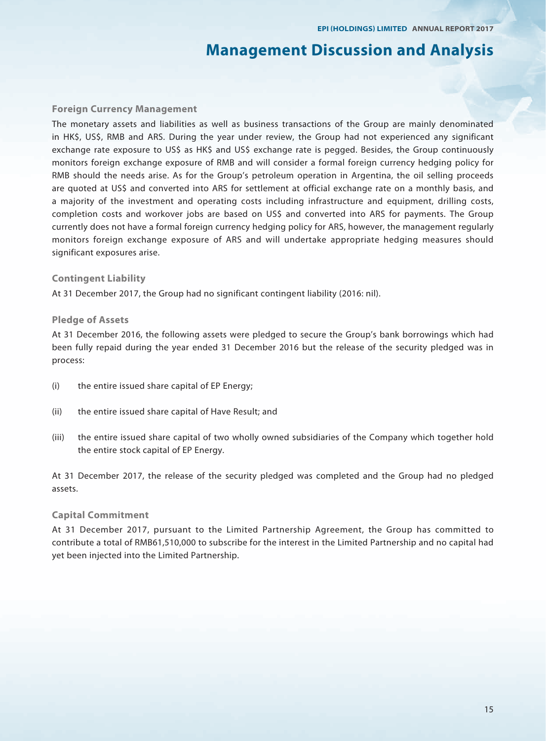# Management Discussion and Analysis

### Foreign Currency Management

The monetary assets and liabilities as well as business transactions of the Group are mainly denominated in HK$, US$, RMB and ARS. During the year under review, the Group had not experienced any significant exchange rate exposure to US$ as HK$ and US$ exchange rate is pegged. Besides, the Group continuously monitors foreign exchange exposure of RMB and will consider a formal foreign currency hedging policy for RMB should the needs arise. As for the Group's petroleum operation in Argentina, the oil selling proceeds are quoted at US$ and converted into ARS for settlement at official exchange rate on a monthly basis, and a majority of the investment and operating costs including infrastructure and equipment, drilling costs, completion costs and workover jobs are based on US$ and converted into ARS for payments. The Group currently does not have a formal foreign currency hedging policy for ARS, however, the management regularly monitors foreign exchange exposure of ARS and will undertake appropriate hedging measures should significant exposures arise.

### Contingent Liability

At 31 December 2017, the Group had no significant contingent liability (2016: nil).

### Pledge of Assets

At 31 December 2016, the following assets were pledged to secure the Group's bank borrowings which had been fully repaid during the year ended 31 December 2016 but the release of the security pledged was in process:

(i) the entire issued share capital of EP Energy;

(ii) the entire issued share capital of Have Result; and

(iii) the entire issued share capital of two wholly owned subsidiaries of the Company which together hold the entire stock capital of EP Energy.

At 31 December 2017, the release of the security pledged was completed and the Group had no pledged assets.

### Capital Commitment

At 31 December 2017, pursuant to the Limited Partnership Agreement, the Group has committed to contribute a total of RMB61,510,000 to subscribe for the interest in the Limited Partnership and no capital had yet been injected into the Limited Partnership.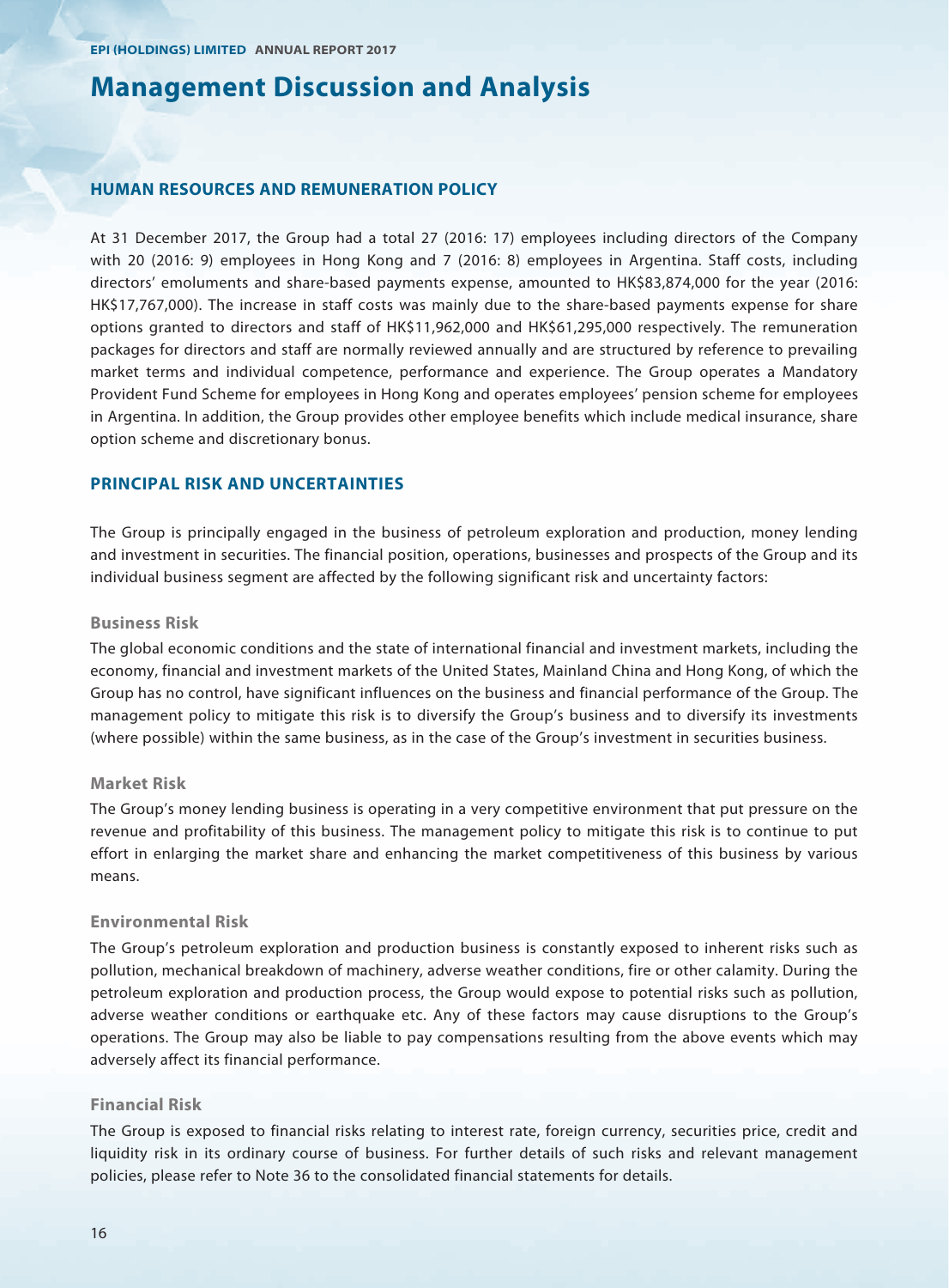# Management Discussion and Analysis

## HUMAN RESOURCES AND REMUNERATION POLICY

At 31 December 2017, the Group had a total 27 (2016: 17) employees including directors of the Company with 20 (2016: 9) employees in Hong Kong and 7 (2016: 8) employees in Argentina. Staff costs, including directors' emoluments and share-based payments expense, amounted to HK$83,874,000 for the year (2016: HK$17,767,000). The increase in staff costs was mainly due to the share-based payments expense for share options granted to directors and staff of HK$11,962,000 and HK$61,295,000 respectively. The remuneration packages for directors and staff are normally reviewed annually and are structured by reference to prevailing market terms and individual competence, performance and experience. The Group operates a Mandatory Provident Fund Scheme for employees in Hong Kong and operates employees' pension scheme for employees in Argentina. In addition, the Group provides other employee benefits which include medical insurance, share option scheme and discretionary bonus.

## PRINCIPAL RISK AND UNCERTAINTIES

The Group is principally engaged in the business of petroleum exploration and production, money lending and investment in securities. The financial position, operations, businesses and prospects of the Group and its individual business segment are affected by the following significant risk and uncertainty factors:

### Business Risk

The global economic conditions and the state of international financial and investment markets, including the economy, financial and investment markets of the United States, Mainland China and Hong Kong, of which the Group has no control, have significant influences on the business and financial performance of the Group. The management policy to mitigate this risk is to diversify the Group's business and to diversify its investments (where possible) within the same business, as in the case of the Group's investment in securities business.

### Market Risk

The Group's money lending business is operating in a very competitive environment that put pressure on the revenue and profitability of this business. The management policy to mitigate this risk is to continue to put effort in enlarging the market share and enhancing the market competitiveness of this business by various means.

### Environmental Risk

The Group's petroleum exploration and production business is constantly exposed to inherent risks such as pollution, mechanical breakdown of machinery, adverse weather conditions, fire or other calamity. During the petroleum exploration and production process, the Group would expose to potential risks such as pollution, adverse weather conditions or earthquake etc. Any of these factors may cause disruptions to the Group's operations. The Group may also be liable to pay compensations resulting from the above events which may adversely affect its financial performance.

### Financial Risk

The Group is exposed to financial risks relating to interest rate, foreign currency, securities price, credit and liquidity risk in its ordinary course of business. For further details of such risks and relevant management policies, please refer to Note 36 to the consolidated financial statements for details.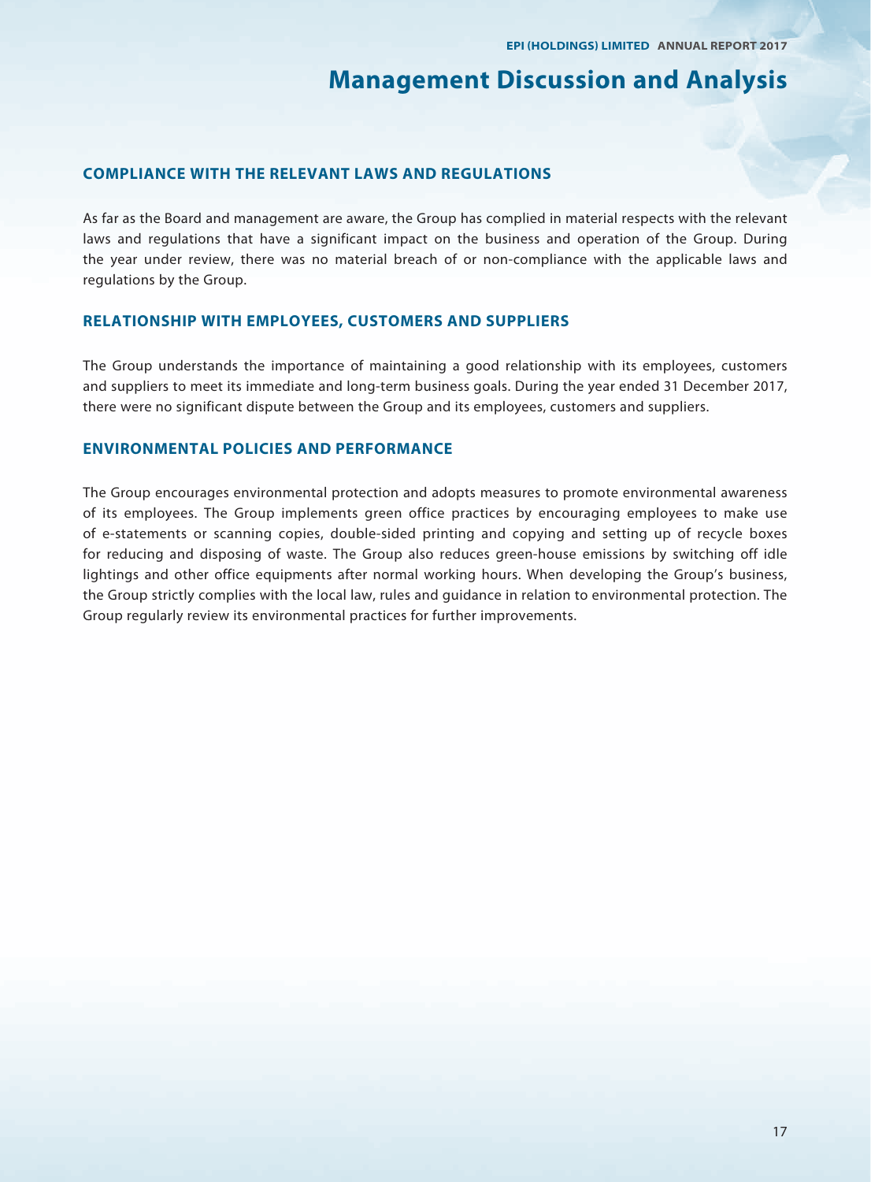## COMPLIANCE WITH THE RELEVANT LAWS AND REGULATIONS

As far as the Board and management are aware, the Group has complied in material respects with the relevant laws and regulations that have a significant impact on the business and operation of the Group. During the year under review, there was no material breach of or non-compliance with the applicable laws and regulations by the Group.

## RELATIONSHIP WITH EMPLOYEES, CUSTOMERS AND SUPPLIERS

The Group understands the importance of maintaining a good relationship with its employees, customers and suppliers to meet its immediate and long-term business goals. During the year ended 31 December 2017, there were no significant dispute between the Group and its employees, customers and suppliers.

## ENVIRONMENTAL POLICIES AND PERFORMANCE

The Group encourages environmental protection and adopts measures to promote environmental awareness of its employees. The Group implements green office practices by encouraging employees to make use of e-statements or scanning copies, double-sided printing and copying and setting up of recycle boxes for reducing and disposing of waste. The Group also reduces green-house emissions by switching off idle lightings and other office equipments after normal working hours. When developing the Group's business, the Group strictly complies with the local law, rules and guidance in relation to environmental protection. The Group regularly review its environmental practices for further improvements.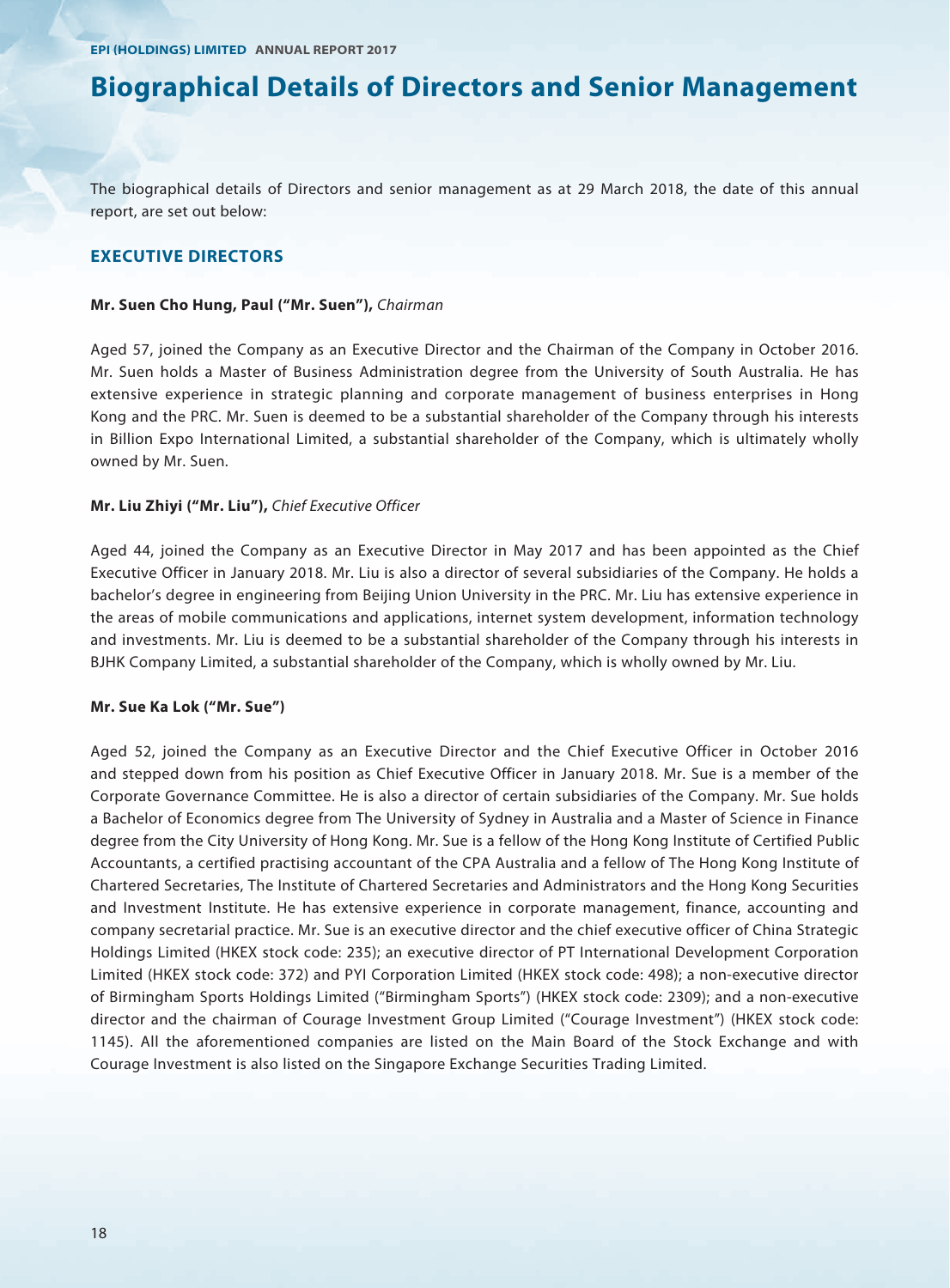# Biographical Details of Directors and Senior Management

The biographical details of Directors and senior management as at 29 March 2018, the date of this annual report, are set out below:

## EXECUTIVE DIRECTORS

**Mr. Suen Cho Hung, Paul ("Mr. Suen"),** *Chairman*

Aged 57, joined the Company as an Executive Director and the Chairman of the Company in October 2016. Mr. Suen holds a Master of Business Administration degree from the University of South Australia. He has extensive experience in strategic planning and corporate management of business enterprises in Hong Kong and the PRC. Mr. Suen is deemed to be a substantial shareholder of the Company through his interests in Billion Expo International Limited, a substantial shareholder of the Company, which is ultimately wholly owned by Mr. Suen.

**Mr. Liu Zhiyi ("Mr. Liu"),** *Chief Executive Officer*

Aged 44, joined the Company as an Executive Director in May 2017 and has been appointed as the Chief Executive Officer in January 2018. Mr. Liu is also a director of several subsidiaries of the Company. He holds a bachelor's degree in engineering from Beijing Union University in the PRC. Mr. Liu has extensive experience in the areas of mobile communications and applications, internet system development, information technology and investments. Mr. Liu is deemed to be a substantial shareholder of the Company through his interests in BJHK Company Limited, a substantial shareholder of the Company, which is wholly owned by Mr. Liu.

**Mr. Sue Ka Lok ("Mr. Sue")**

Aged 52, joined the Company as an Executive Director and the Chief Executive Officer in October 2016 and stepped down from his position as Chief Executive Officer in January 2018. Mr. Sue is a member of the Corporate Governance Committee. He is also a director of certain subsidiaries of the Company. Mr. Sue holds a Bachelor of Economics degree from The University of Sydney in Australia and a Master of Science in Finance degree from the City University of Hong Kong. Mr. Sue is a fellow of the Hong Kong Institute of Certified Public Accountants, a certified practising accountant of the CPA Australia and a fellow of The Hong Kong Institute of Chartered Secretaries, The Institute of Chartered Secretaries and Administrators and the Hong Kong Securities and Investment Institute. He has extensive experience in corporate management, finance, accounting and company secretarial practice. Mr. Sue is an executive director and the chief executive officer of China Strategic Holdings Limited (HKEX stock code: 235); an executive director of PT International Development Corporation Limited (HKEX stock code: 372) and PYI Corporation Limited (HKEX stock code: 498); a non-executive director of Birmingham Sports Holdings Limited ("Birmingham Sports") (HKEX stock code: 2309); and a non-executive director and the chairman of Courage Investment Group Limited ("Courage Investment") (HKEX stock code: 1145). All the aforementioned companies are listed on the Main Board of the Stock Exchange and with Courage Investment is also listed on the Singapore Exchange Securities Trading Limited.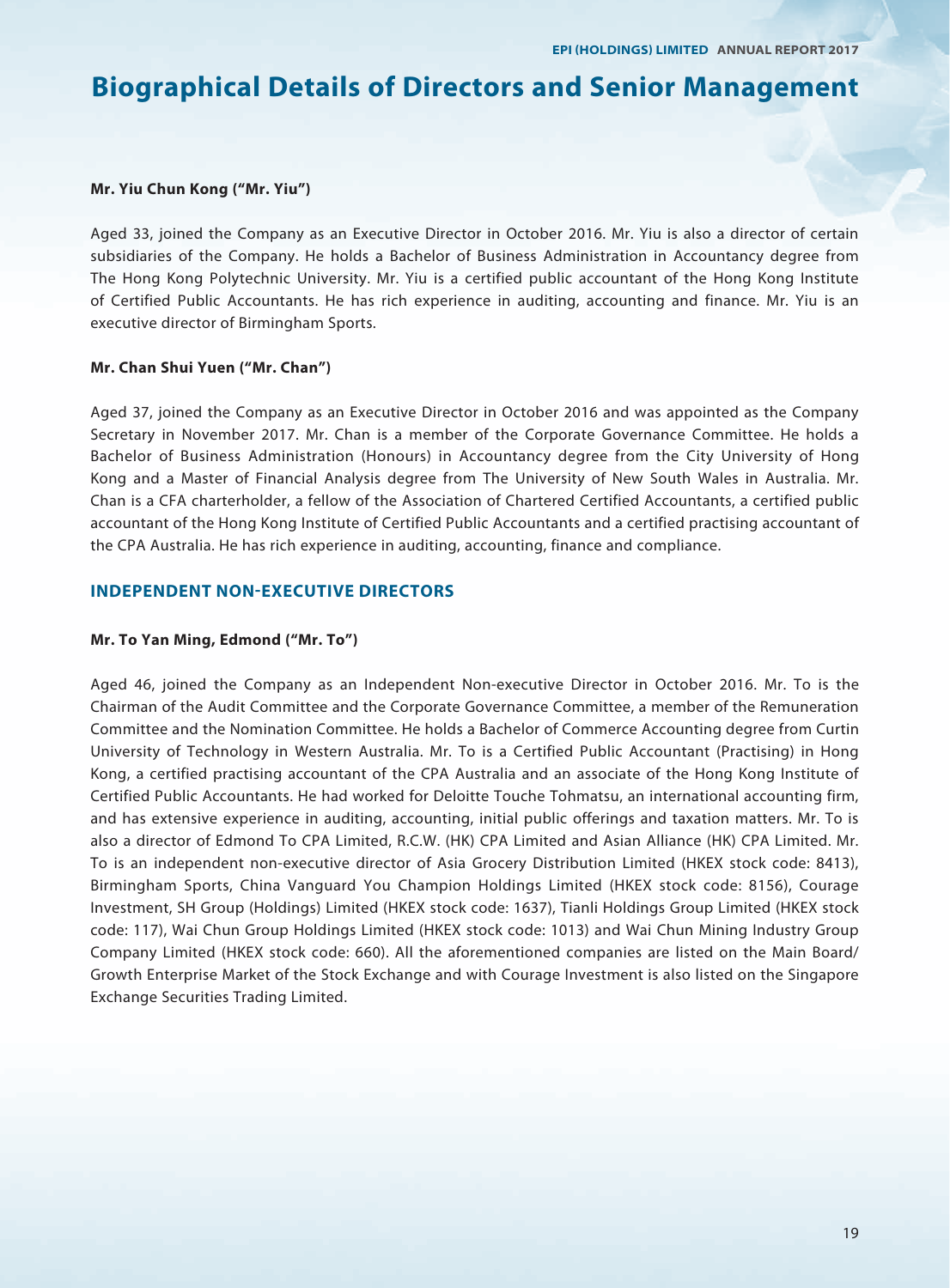# Biographical Details of Directors and Senior Management

**Mr. Yiu Chun Kong ("Mr. Yiu")**

Aged 33, joined the Company as an Executive Director in October 2016. Mr. Yiu is also a director of certain subsidiaries of the Company. He holds a Bachelor of Business Administration in Accountancy degree from The Hong Kong Polytechnic University. Mr. Yiu is a certified public accountant of the Hong Kong Institute of Certified Public Accountants. He has rich experience in auditing, accounting and finance. Mr. Yiu is an executive director of Birmingham Sports.

**Mr. Chan Shui Yuen ("Mr. Chan")**

Aged 37, joined the Company as an Executive Director in October 2016 and was appointed as the Company Secretary in November 2017. Mr. Chan is a member of the Corporate Governance Committee. He holds a Bachelor of Business Administration (Honours) in Accountancy degree from the City University of Hong Kong and a Master of Financial Analysis degree from The University of New South Wales in Australia. Mr. Chan is a CFA charterholder, a fellow of the Association of Chartered Certified Accountants, a certified public accountant of the Hong Kong Institute of Certified Public Accountants and a certified practising accountant of the CPA Australia. He has rich experience in auditing, accounting, finance and compliance.

## INDEPENDENT NON-EXECUTIVE DIRECTORS

**Mr. To Yan Ming, Edmond ("Mr. To")**

Aged 46, joined the Company as an Independent Non-executive Director in October 2016. Mr. To is the Chairman of the Audit Committee and the Corporate Governance Committee, a member of the Remuneration Committee and the Nomination Committee. He holds a Bachelor of Commerce Accounting degree from Curtin University of Technology in Western Australia. Mr. To is a Certified Public Accountant (Practising) in Hong Kong, a certified practising accountant of the CPA Australia and an associate of the Hong Kong Institute of Certified Public Accountants. He had worked for Deloitte Touche Tohmatsu, an international accounting firm, and has extensive experience in auditing, accounting, initial public offerings and taxation matters. Mr. To is also a director of Edmond To CPA Limited, R.C.W. (HK) CPA Limited and Asian Alliance (HK) CPA Limited. Mr. To is an independent non-executive director of Asia Grocery Distribution Limited (HKEX stock code: 8413), Birmingham Sports, China Vanguard You Champion Holdings Limited (HKEX stock code: 8156), Courage Investment, SH Group (Holdings) Limited (HKEX stock code: 1637), Tianli Holdings Group Limited (HKEX stock code: 117), Wai Chun Group Holdings Limited (HKEX stock code: 1013) and Wai Chun Mining Industry Group Company Limited (HKEX stock code: 660). All the aforementioned companies are listed on the Main Board/ Growth Enterprise Market of the Stock Exchange and with Courage Investment is also listed on the Singapore Exchange Securities Trading Limited.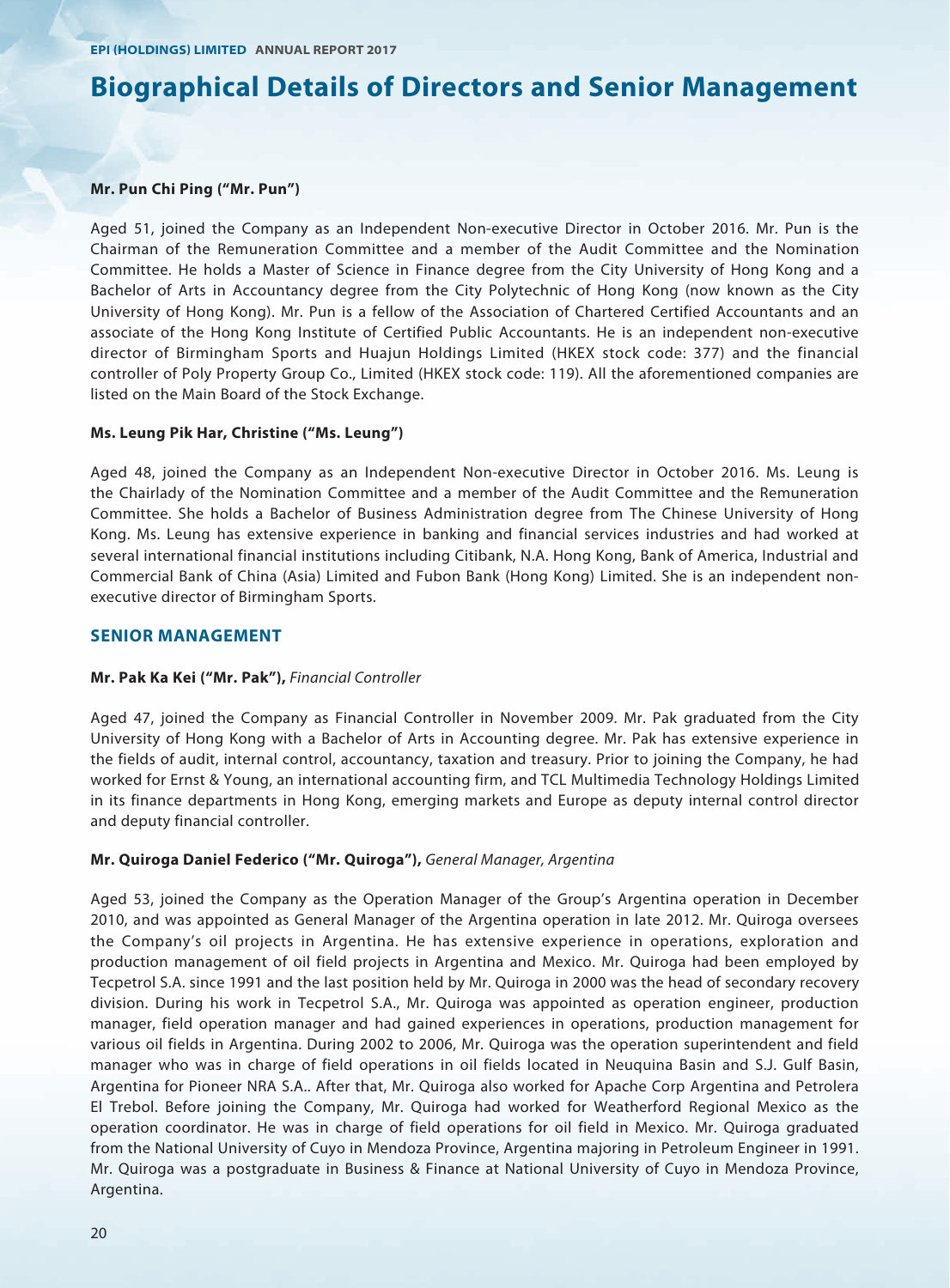# Biographical Details of Directors and Senior Management

**Mr. Pun Chi Ping ("Mr. Pun")**

Aged 51, joined the Company as an Independent Non-executive Director in October 2016. Mr. Pun is the Chairman of the Remuneration Committee and a member of the Audit Committee and the Nomination Committee. He holds a Master of Science in Finance degree from the City University of Hong Kong and a Bachelor of Arts in Accountancy degree from the City Polytechnic of Hong Kong (now known as the City University of Hong Kong). Mr. Pun is a fellow of the Association of Chartered Certified Accountants and an associate of the Hong Kong Institute of Certified Public Accountants. He is an independent non-executive director of Birmingham Sports and Huajun Holdings Limited (HKEX stock code: 377) and the financial controller of Poly Property Group Co., Limited (HKEX stock code: 119). All the aforementioned companies are listed on the Main Board of the Stock Exchange.

**Ms. Leung Pik Har, Christine ("Ms. Leung")**

Aged 48, joined the Company as an Independent Non-executive Director in October 2016. Ms. Leung is the Chairlady of the Nomination Committee and a member of the Audit Committee and the Remuneration Committee. She holds a Bachelor of Business Administration degree from The Chinese University of Hong Kong. Ms. Leung has extensive experience in banking and financial services industries and had worked at several international financial institutions including Citibank, N.A. Hong Kong, Bank of America, Industrial and Commercial Bank of China (Asia) Limited and Fubon Bank (Hong Kong) Limited. She is an independent non-executive director of Birmingham Sports.

## SENIOR MANAGEMENT

**Mr. Pak Ka Kei ("Mr. Pak"),** *Financial Controller*

Aged 47, joined the Company as Financial Controller in November 2009. Mr. Pak graduated from the City University of Hong Kong with a Bachelor of Arts in Accounting degree. Mr. Pak has extensive experience in the fields of audit, internal control, accountancy, taxation and treasury. Prior to joining the Company, he had worked for Ernst & Young, an international accounting firm, and TCL Multimedia Technology Holdings Limited in its finance departments in Hong Kong, emerging markets and Europe as deputy internal control director and deputy financial controller.

**Mr. Quiroga Daniel Federico ("Mr. Quiroga"),** *General Manager, Argentina*

Aged 53, joined the Company as the Operation Manager of the Group's Argentina operation in December 2010, and was appointed as General Manager of the Argentina operation in late 2012. Mr. Quiroga oversees the Company's oil projects in Argentina. He has extensive experience in operations, exploration and production management of oil field projects in Argentina and Mexico. Mr. Quiroga had been employed by Tecpetrol S.A. since 1991 and the last position held by Mr. Quiroga in 2000 was the head of secondary recovery division. During his work in Tecpetrol S.A., Mr. Quiroga was appointed as operation engineer, production manager, field operation manager and had gained experiences in operations, production management for various oil fields in Argentina. During 2002 to 2006, Mr. Quiroga was the operation superintendent and field manager who was in charge of field operations in oil fields located in Neuquina Basin and S.J. Gulf Basin, Argentina for Pioneer NRA S.A.. After that, Mr. Quiroga also worked for Apache Corp Argentina and Petrolera El Trebol. Before joining the Company, Mr. Quiroga had worked for Weatherford Regional Mexico as the operation coordinator. He was in charge of field operations for oil field in Mexico. Mr. Quiroga graduated from the National University of Cuyo in Mendoza Province, Argentina majoring in Petroleum Engineer in 1991. Mr. Quiroga was a postgraduate in Business & Finance at National University of Cuyo in Mendoza Province, Argentina.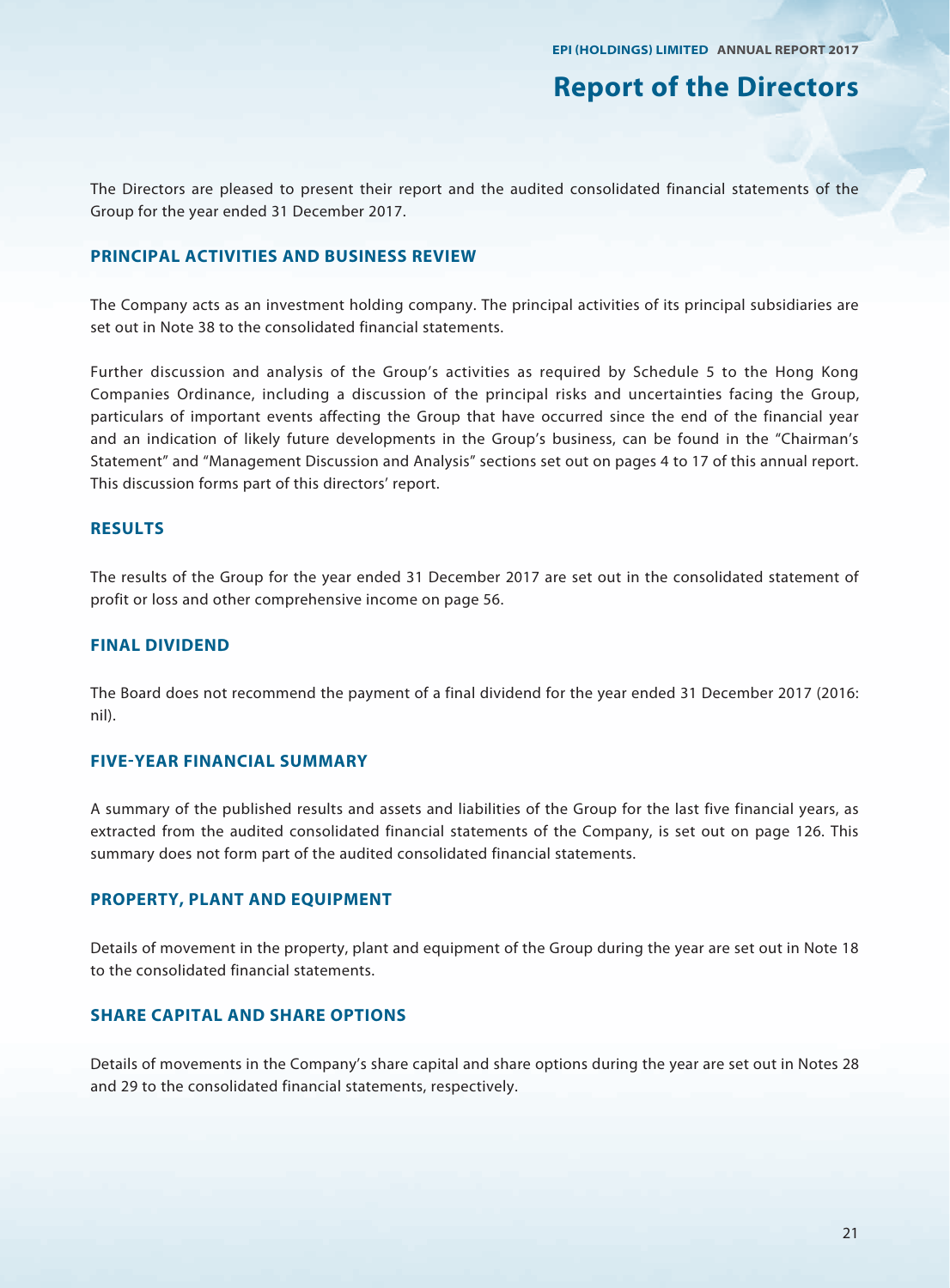# Report of the Directors

The Directors are pleased to present their report and the audited consolidated financial statements of the Group for the year ended 31 December 2017.

## PRINCIPAL ACTIVITIES AND BUSINESS REVIEW

The Company acts as an investment holding company. The principal activities of its principal subsidiaries are set out in Note 38 to the consolidated financial statements.

Further discussion and analysis of the Group's activities as required by Schedule 5 to the Hong Kong Companies Ordinance, including a discussion of the principal risks and uncertainties facing the Group, particulars of important events affecting the Group that have occurred since the end of the financial year and an indication of likely future developments in the Group's business, can be found in the "Chairman's Statement" and "Management Discussion and Analysis" sections set out on pages 4 to 17 of this annual report. This discussion forms part of this directors' report.

## RESULTS

The results of the Group for the year ended 31 December 2017 are set out in the consolidated statement of profit or loss and other comprehensive income on page 56.

## FINAL DIVIDEND

The Board does not recommend the payment of a final dividend for the year ended 31 December 2017 (2016: nil).

## FIVE-YEAR FINANCIAL SUMMARY

A summary of the published results and assets and liabilities of the Group for the last five financial years, as extracted from the audited consolidated financial statements of the Company, is set out on page 126. This summary does not form part of the audited consolidated financial statements.

## PROPERTY, PLANT AND EQUIPMENT

Details of movement in the property, plant and equipment of the Group during the year are set out in Note 18 to the consolidated financial statements.

## SHARE CAPITAL AND SHARE OPTIONS

Details of movements in the Company's share capital and share options during the year are set out in Notes 28 and 29 to the consolidated financial statements, respectively.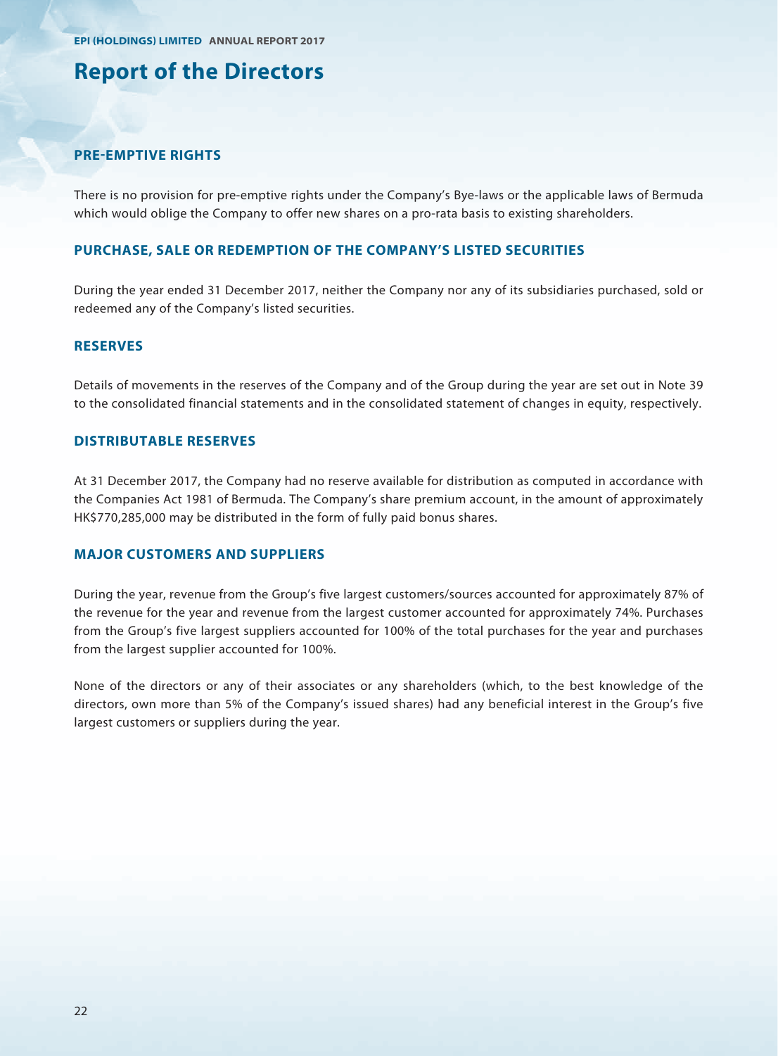# Report of the Directors

## PRE-EMPTIVE RIGHTS

There is no provision for pre-emptive rights under the Company's Bye-laws or the applicable laws of Bermuda which would oblige the Company to offer new shares on a pro-rata basis to existing shareholders.

## PURCHASE, SALE OR REDEMPTION OF THE COMPANY'S LISTED SECURITIES

During the year ended 31 December 2017, neither the Company nor any of its subsidiaries purchased, sold or redeemed any of the Company's listed securities.

## RESERVES

Details of movements in the reserves of the Company and of the Group during the year are set out in Note 39 to the consolidated financial statements and in the consolidated statement of changes in equity, respectively.

## DISTRIBUTABLE RESERVES

At 31 December 2017, the Company had no reserve available for distribution as computed in accordance with the Companies Act 1981 of Bermuda. The Company's share premium account, in the amount of approximately HK$770,285,000 may be distributed in the form of fully paid bonus shares.

## MAJOR CUSTOMERS AND SUPPLIERS

During the year, revenue from the Group's five largest customers/sources accounted for approximately 87% of the revenue for the year and revenue from the largest customer accounted for approximately 74%. Purchases from the Group's five largest suppliers accounted for 100% of the total purchases for the year and purchases from the largest supplier accounted for 100%.

None of the directors or any of their associates or any shareholders (which, to the best knowledge of the directors, own more than 5% of the Company's issued shares) had any beneficial interest in the Group's five largest customers or suppliers during the year.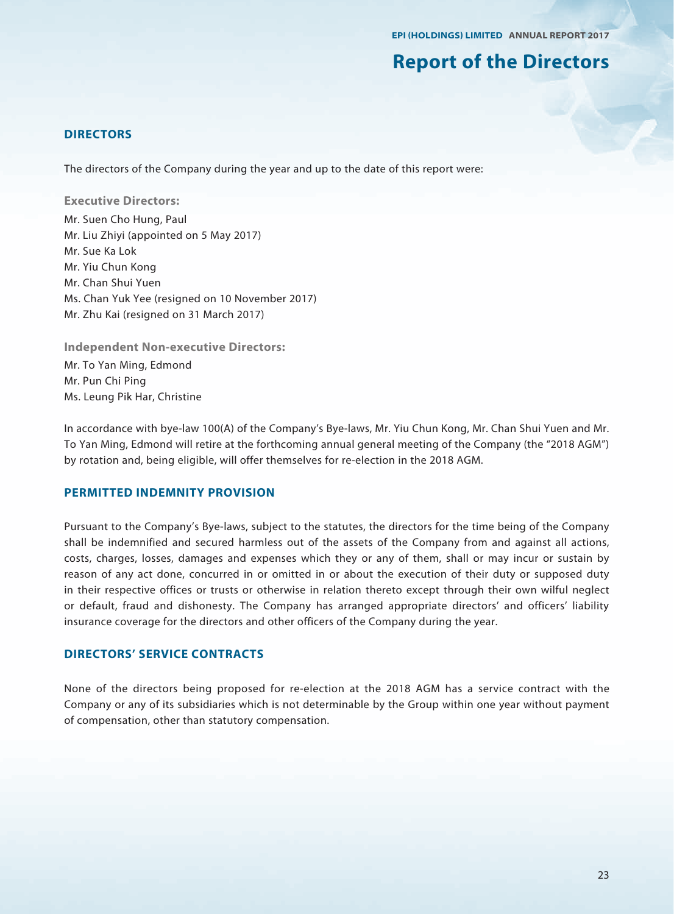# Report of the Directors

## DIRECTORS

The directors of the Company during the year and up to the date of this report were:

### Executive Directors:

Mr. Suen Cho Hung, Paul
Mr. Liu Zhiyi (appointed on 5 May 2017)
Mr. Sue Ka Lok
Mr. Yiu Chun Kong
Mr. Chan Shui Yuen
Ms. Chan Yuk Yee (resigned on 10 November 2017)
Mr. Zhu Kai (resigned on 31 March 2017)

### Independent Non-executive Directors:

Mr. To Yan Ming, Edmond
Mr. Pun Chi Ping
Ms. Leung Pik Har, Christine

In accordance with bye-law 100(A) of the Company's Bye-laws, Mr. Yiu Chun Kong, Mr. Chan Shui Yuen and Mr. To Yan Ming, Edmond will retire at the forthcoming annual general meeting of the Company (the "2018 AGM") by rotation and, being eligible, will offer themselves for re-election in the 2018 AGM.

## PERMITTED INDEMNITY PROVISION

Pursuant to the Company's Bye-laws, subject to the statutes, the directors for the time being of the Company shall be indemnified and secured harmless out of the assets of the Company from and against all actions, costs, charges, losses, damages and expenses which they or any of them, shall or may incur or sustain by reason of any act done, concurred in or omitted in or about the execution of their duty or supposed duty in their respective offices or trusts or otherwise in relation thereto except through their own wilful neglect or default, fraud and dishonesty. The Company has arranged appropriate directors' and officers' liability insurance coverage for the directors and other officers of the Company during the year.

## DIRECTORS' SERVICE CONTRACTS

None of the directors being proposed for re-election at the 2018 AGM has a service contract with the Company or any of its subsidiaries which is not determinable by the Group within one year without payment of compensation, other than statutory compensation.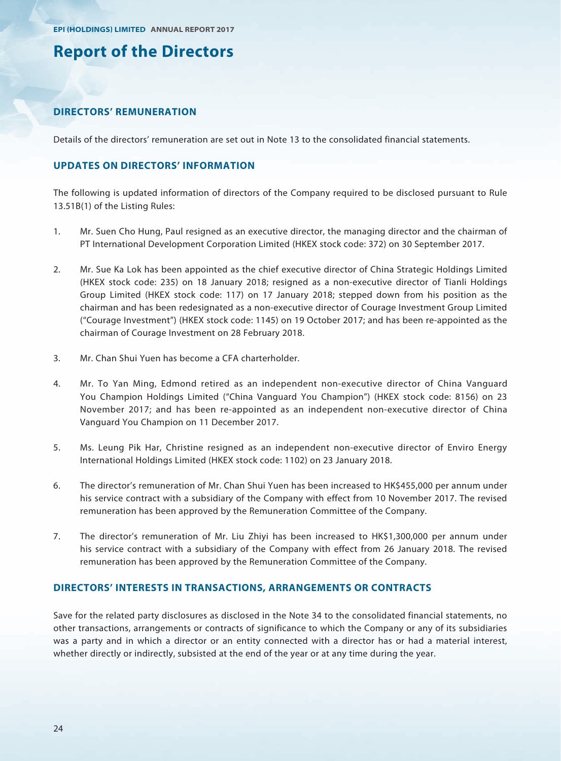# Report of the Directors

## DIRECTORS' REMUNERATION

Details of the directors' remuneration are set out in Note 13 to the consolidated financial statements.

## UPDATES ON DIRECTORS' INFORMATION

The following is updated information of directors of the Company required to be disclosed pursuant to Rule 13.51B(1) of the Listing Rules:

1. Mr. Suen Cho Hung, Paul resigned as an executive director, the managing director and the chairman of PT International Development Corporation Limited (HKEX stock code: 372) on 30 September 2017.

2. Mr. Sue Ka Lok has been appointed as the chief executive director of China Strategic Holdings Limited (HKEX stock code: 235) on 18 January 2018; resigned as a non-executive director of Tianli Holdings Group Limited (HKEX stock code: 117) on 17 January 2018; stepped down from his position as the chairman and has been redesignated as a non-executive director of Courage Investment Group Limited ("Courage Investment") (HKEX stock code: 1145) on 19 October 2017; and has been re-appointed as the chairman of Courage Investment on 28 February 2018.

3. Mr. Chan Shui Yuen has become a CFA charterholder.

4. Mr. To Yan Ming, Edmond retired as an independent non-executive director of China Vanguard You Champion Holdings Limited ("China Vanguard You Champion") (HKEX stock code: 8156) on 23 November 2017; and has been re-appointed as an independent non-executive director of China Vanguard You Champion on 11 December 2017.

5. Ms. Leung Pik Har, Christine resigned as an independent non-executive director of Enviro Energy International Holdings Limited (HKEX stock code: 1102) on 23 January 2018.

6. The director's remuneration of Mr. Chan Shui Yuen has been increased to HK$455,000 per annum under his service contract with a subsidiary of the Company with effect from 10 November 2017. The revised remuneration has been approved by the Remuneration Committee of the Company.

7. The director's remuneration of Mr. Liu Zhiyi has been increased to HK$1,300,000 per annum under his service contract with a subsidiary of the Company with effect from 26 January 2018. The revised remuneration has been approved by the Remuneration Committee of the Company.

## DIRECTORS' INTERESTS IN TRANSACTIONS, ARRANGEMENTS OR CONTRACTS

Save for the related party disclosures as disclosed in the Note 34 to the consolidated financial statements, no other transactions, arrangements or contracts of significance to which the Company or any of its subsidiaries was a party and in which a director or an entity connected with a director has or had a material interest, whether directly or indirectly, subsisted at the end of the year or at any time during the year.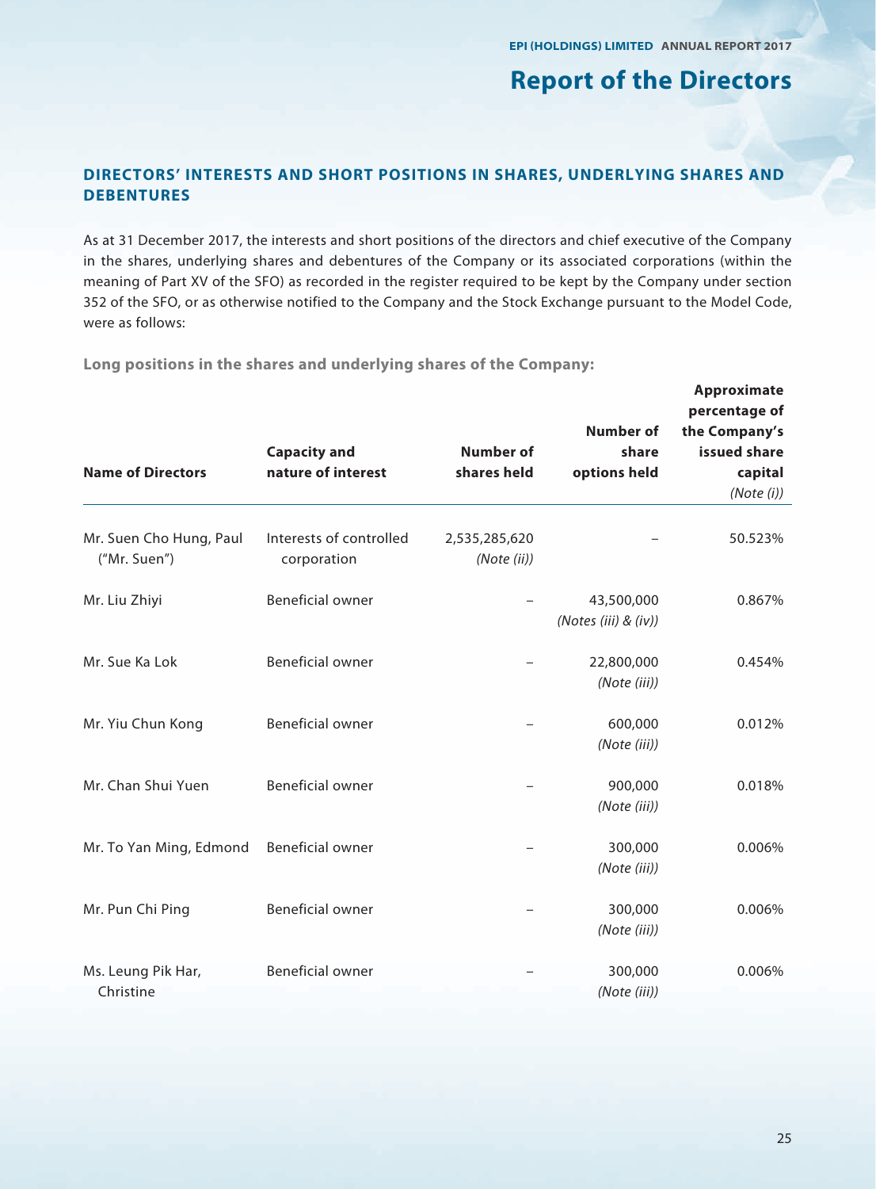## DIRECTORS' INTERESTS AND SHORT POSITIONS IN SHARES, UNDERLYING SHARES AND DEBENTURES

As at 31 December 2017, the interests and short positions of the directors and chief executive of the Company in the shares, underlying shares and debentures of the Company or its associated corporations (within the meaning of Part XV of the SFO) as recorded in the register required to be kept by the Company under section 352 of the SFO, or as otherwise notified to the Company and the Stock Exchange pursuant to the Model Code, were as follows:

### Long positions in the shares and underlying shares of the Company:

| Name of Directors | Capacity and nature of interest | Number of shares held | Number of share options held | Approximate percentage of the Company's issued share capital *(Note (i))* |
|---|---|---|---|---|
| Mr. Suen Cho Hung, Paul ("Mr. Suen") | Interests of controlled corporation | 2,535,285,620 *(Note (ii))* | – | 50.523% |
| Mr. Liu Zhiyi | Beneficial owner | – | 43,500,000 *(Notes (iii) & (iv))* | 0.867% |
| Mr. Sue Ka Lok | Beneficial owner | – | 22,800,000 *(Note (iii))* | 0.454% |
| Mr. Yiu Chun Kong | Beneficial owner | – | 600,000 *(Note (iii))* | 0.012% |
| Mr. Chan Shui Yuen | Beneficial owner | – | 900,000 *(Note (iii))* | 0.018% |
| Mr. To Yan Ming, Edmond | Beneficial owner | – | 300,000 *(Note (iii))* | 0.006% |
| Mr. Pun Chi Ping | Beneficial owner | – | 300,000 *(Note (iii))* | 0.006% |
| Ms. Leung Pik Har, Christine | Beneficial owner | – | 300,000 *(Note (iii))* | 0.006% |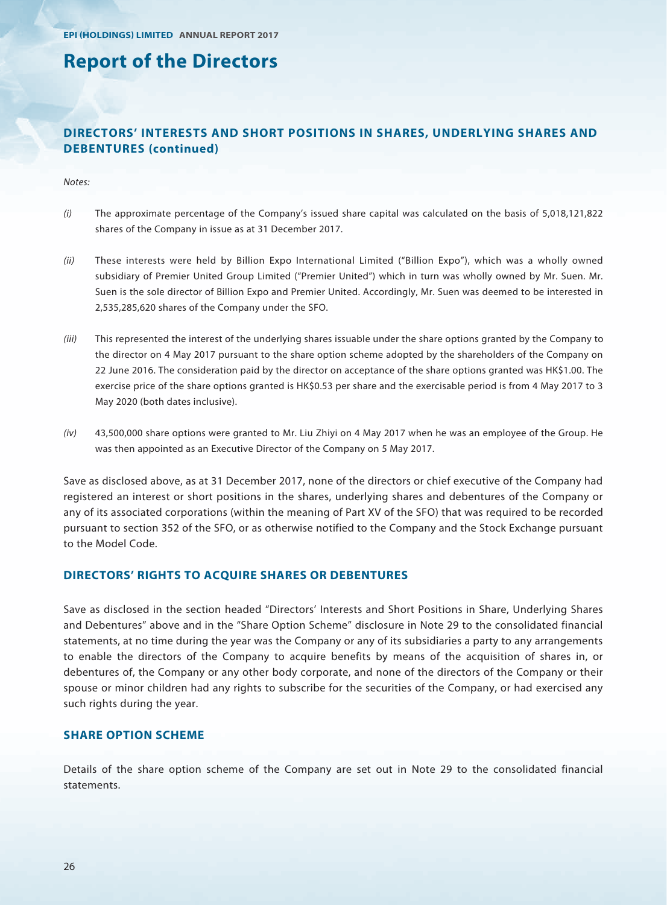# Report of the Directors

## DIRECTORS' INTERESTS AND SHORT POSITIONS IN SHARES, UNDERLYING SHARES AND DEBENTURES (continued)

*Notes:*

*(i)* The approximate percentage of the Company's issued share capital was calculated on the basis of 5,018,121,822 shares of the Company in issue as at 31 December 2017.

*(ii)* These interests were held by Billion Expo International Limited ("Billion Expo"), which was a wholly owned subsidiary of Premier United Group Limited ("Premier United") which in turn was wholly owned by Mr. Suen. Mr. Suen is the sole director of Billion Expo and Premier United. Accordingly, Mr. Suen was deemed to be interested in 2,535,285,620 shares of the Company under the SFO.

*(iii)* This represented the interest of the underlying shares issuable under the share options granted by the Company to the director on 4 May 2017 pursuant to the share option scheme adopted by the shareholders of the Company on 22 June 2016. The consideration paid by the director on acceptance of the share options granted was HK$1.00. The exercise price of the share options granted is HK$0.53 per share and the exercisable period is from 4 May 2017 to 3 May 2020 (both dates inclusive).

*(iv)* 43,500,000 share options were granted to Mr. Liu Zhiyi on 4 May 2017 when he was an employee of the Group. He was then appointed as an Executive Director of the Company on 5 May 2017.

Save as disclosed above, as at 31 December 2017, none of the directors or chief executive of the Company had registered an interest or short positions in the shares, underlying shares and debentures of the Company or any of its associated corporations (within the meaning of Part XV of the SFO) that was required to be recorded pursuant to section 352 of the SFO, or as otherwise notified to the Company and the Stock Exchange pursuant to the Model Code.

## DIRECTORS' RIGHTS TO ACQUIRE SHARES OR DEBENTURES

Save as disclosed in the section headed "Directors' Interests and Short Positions in Share, Underlying Shares and Debentures" above and in the "Share Option Scheme" disclosure in Note 29 to the consolidated financial statements, at no time during the year was the Company or any of its subsidiaries a party to any arrangements to enable the directors of the Company to acquire benefits by means of the acquisition of shares in, or debentures of, the Company or any other body corporate, and none of the directors of the Company or their spouse or minor children had any rights to subscribe for the securities of the Company, or had exercised any such rights during the year.

## SHARE OPTION SCHEME

Details of the share option scheme of the Company are set out in Note 29 to the consolidated financial statements.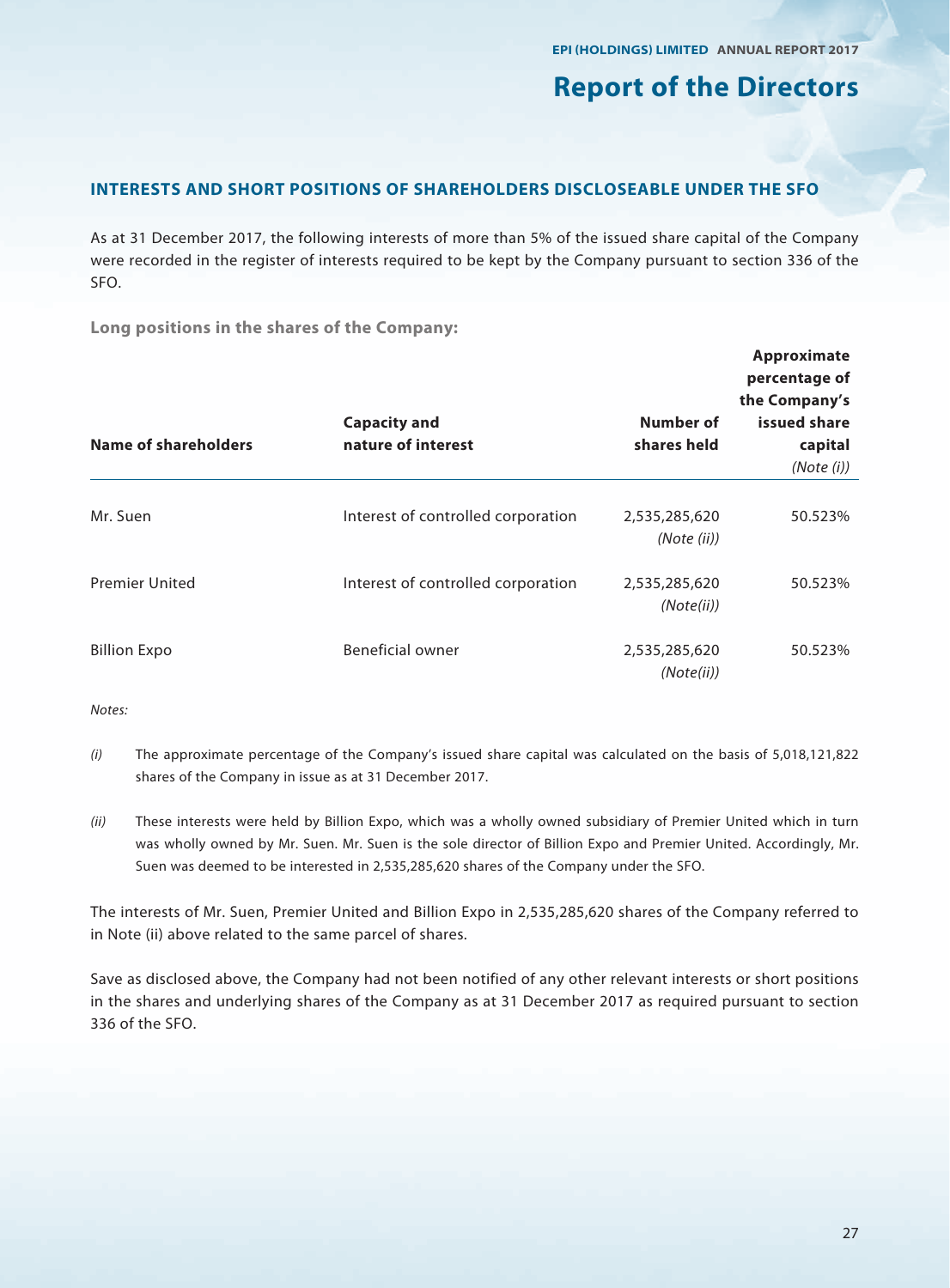## INTERESTS AND SHORT POSITIONS OF SHAREHOLDERS DISCLOSEABLE UNDER THE SFO

As at 31 December 2017, the following interests of more than 5% of the issued share capital of the Company were recorded in the register of interests required to be kept by the Company pursuant to section 336 of the SFO.

**Long positions in the shares of the Company:**

| Name of shareholders | Capacity and nature of interest | Number of shares held | Approximate percentage of the Company's issued share capital *(Note (i))* |
|---|---|---|---|
| Mr. Suen | Interest of controlled corporation | 2,535,285,620 *(Note (ii))* | 50.523% |
| Premier United | Interest of controlled corporation | 2,535,285,620 *(Note(ii))* | 50.523% |
| Billion Expo | Beneficial owner | 2,535,285,620 *(Note(ii))* | 50.523% |

*Notes:*

*(i)* The approximate percentage of the Company's issued share capital was calculated on the basis of 5,018,121,822 shares of the Company in issue as at 31 December 2017.

*(ii)* These interests were held by Billion Expo, which was a wholly owned subsidiary of Premier United which in turn was wholly owned by Mr. Suen. Mr. Suen is the sole director of Billion Expo and Premier United. Accordingly, Mr. Suen was deemed to be interested in 2,535,285,620 shares of the Company under the SFO.

The interests of Mr. Suen, Premier United and Billion Expo in 2,535,285,620 shares of the Company referred to in Note (ii) above related to the same parcel of shares.

Save as disclosed above, the Company had not been notified of any other relevant interests or short positions in the shares and underlying shares of the Company as at 31 December 2017 as required pursuant to section 336 of the SFO.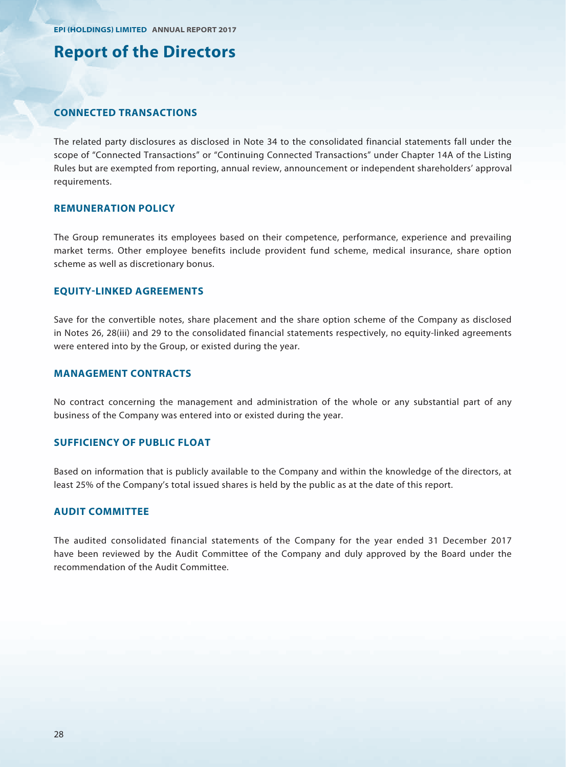# Report of the Directors

## CONNECTED TRANSACTIONS

The related party disclosures as disclosed in Note 34 to the consolidated financial statements fall under the scope of "Connected Transactions" or "Continuing Connected Transactions" under Chapter 14A of the Listing Rules but are exempted from reporting, annual review, announcement or independent shareholders' approval requirements.

## REMUNERATION POLICY

The Group remunerates its employees based on their competence, performance, experience and prevailing market terms. Other employee benefits include provident fund scheme, medical insurance, share option scheme as well as discretionary bonus.

## EQUITY-LINKED AGREEMENTS

Save for the convertible notes, share placement and the share option scheme of the Company as disclosed in Notes 26, 28(iii) and 29 to the consolidated financial statements respectively, no equity-linked agreements were entered into by the Group, or existed during the year.

## MANAGEMENT CONTRACTS

No contract concerning the management and administration of the whole or any substantial part of any business of the Company was entered into or existed during the year.

## SUFFICIENCY OF PUBLIC FLOAT

Based on information that is publicly available to the Company and within the knowledge of the directors, at least 25% of the Company's total issued shares is held by the public as at the date of this report.

## AUDIT COMMITTEE

The audited consolidated financial statements of the Company for the year ended 31 December 2017 have been reviewed by the Audit Committee of the Company and duly approved by the Board under the recommendation of the Audit Committee.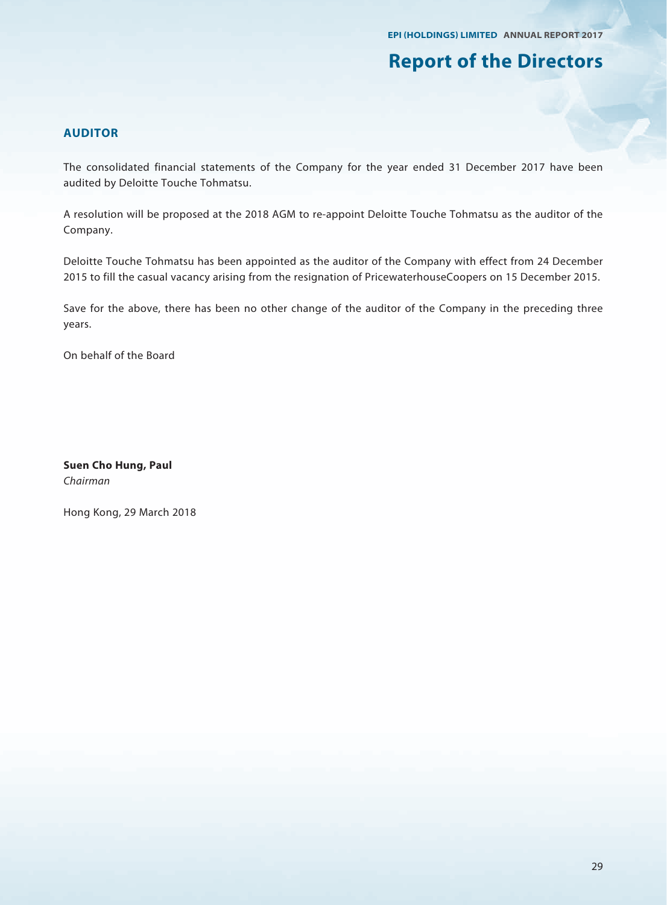## AUDITOR

The consolidated financial statements of the Company for the year ended 31 December 2017 have been audited by Deloitte Touche Tohmatsu.

A resolution will be proposed at the 2018 AGM to re-appoint Deloitte Touche Tohmatsu as the auditor of the Company.

Deloitte Touche Tohmatsu has been appointed as the auditor of the Company with effect from 24 December 2015 to fill the casual vacancy arising from the resignation of PricewaterhouseCoopers on 15 December 2015.

Save for the above, there has been no other change of the auditor of the Company in the preceding three years.

On behalf of the Board

**Suen Cho Hung, Paul**
*Chairman*

Hong Kong, 29 March 2018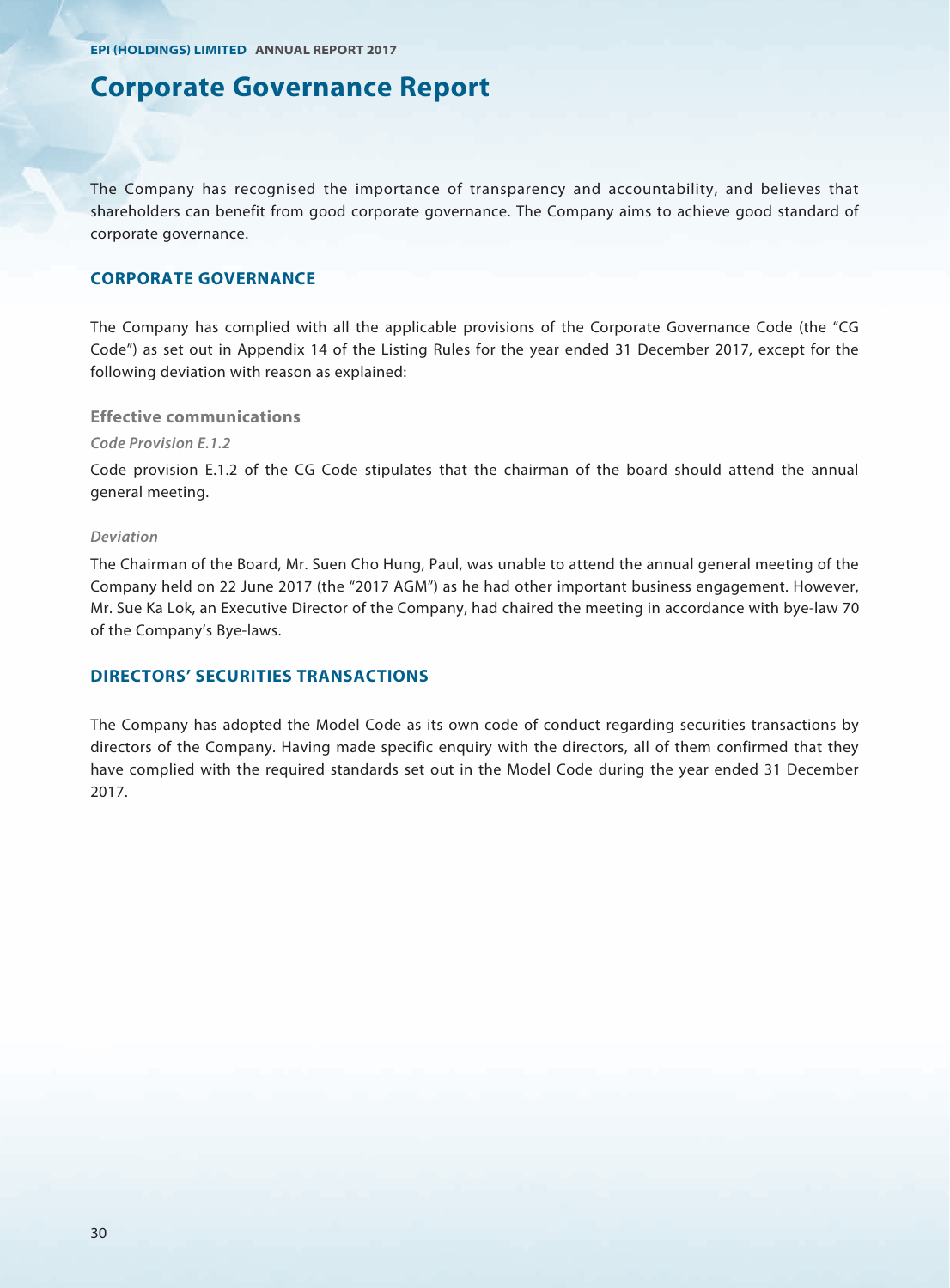# Corporate Governance Report

The Company has recognised the importance of transparency and accountability, and believes that shareholders can benefit from good corporate governance. The Company aims to achieve good standard of corporate governance.

## CORPORATE GOVERNANCE

The Company has complied with all the applicable provisions of the Corporate Governance Code (the "CG Code") as set out in Appendix 14 of the Listing Rules for the year ended 31 December 2017, except for the following deviation with reason as explained:

### Effective communications

*Code Provision E.1.2*

Code provision E.1.2 of the CG Code stipulates that the chairman of the board should attend the annual general meeting.

*Deviation*

The Chairman of the Board, Mr. Suen Cho Hung, Paul, was unable to attend the annual general meeting of the Company held on 22 June 2017 (the "2017 AGM") as he had other important business engagement. However, Mr. Sue Ka Lok, an Executive Director of the Company, had chaired the meeting in accordance with bye-law 70 of the Company's Bye-laws.

## DIRECTORS' SECURITIES TRANSACTIONS

The Company has adopted the Model Code as its own code of conduct regarding securities transactions by directors of the Company. Having made specific enquiry with the directors, all of them confirmed that they have complied with the required standards set out in the Model Code during the year ended 31 December 2017.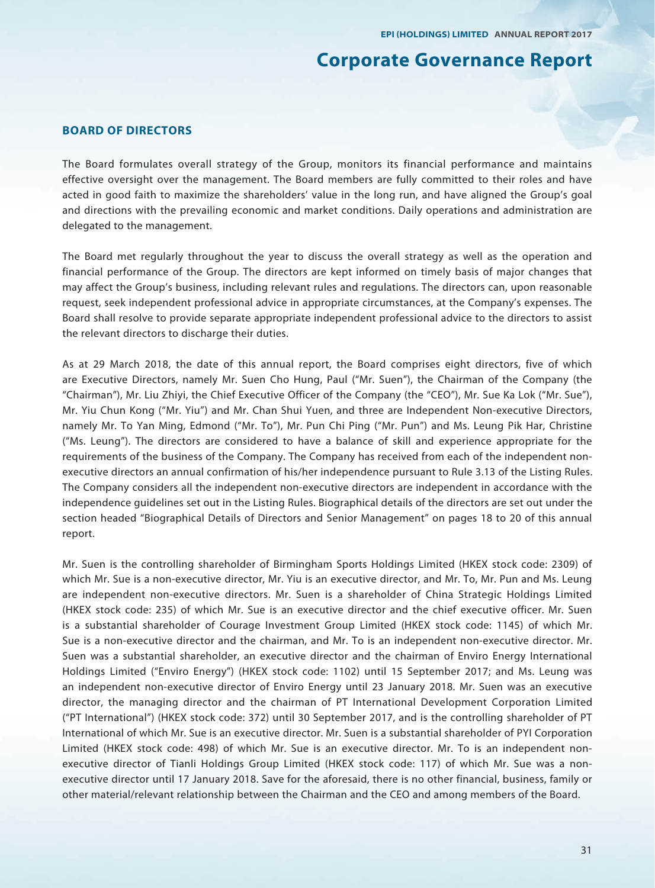# Corporate Governance Report

## BOARD OF DIRECTORS

The Board formulates overall strategy of the Group, monitors its financial performance and maintains effective oversight over the management. The Board members are fully committed to their roles and have acted in good faith to maximize the shareholders' value in the long run, and have aligned the Group's goal and directions with the prevailing economic and market conditions. Daily operations and administration are delegated to the management.

The Board met regularly throughout the year to discuss the overall strategy as well as the operation and financial performance of the Group. The directors are kept informed on timely basis of major changes that may affect the Group's business, including relevant rules and regulations. The directors can, upon reasonable request, seek independent professional advice in appropriate circumstances, at the Company's expenses. The Board shall resolve to provide separate appropriate independent professional advice to the directors to assist the relevant directors to discharge their duties.

As at 29 March 2018, the date of this annual report, the Board comprises eight directors, five of which are Executive Directors, namely Mr. Suen Cho Hung, Paul ("Mr. Suen"), the Chairman of the Company (the "Chairman"), Mr. Liu Zhiyi, the Chief Executive Officer of the Company (the "CEO"), Mr. Sue Ka Lok ("Mr. Sue"), Mr. Yiu Chun Kong ("Mr. Yiu") and Mr. Chan Shui Yuen, and three are Independent Non-executive Directors, namely Mr. To Yan Ming, Edmond ("Mr. To"), Mr. Pun Chi Ping ("Mr. Pun") and Ms. Leung Pik Har, Christine ("Ms. Leung"). The directors are considered to have a balance of skill and experience appropriate for the requirements of the business of the Company. The Company has received from each of the independent non-executive directors an annual confirmation of his/her independence pursuant to Rule 3.13 of the Listing Rules. The Company considers all the independent non-executive directors are independent in accordance with the independence guidelines set out in the Listing Rules. Biographical details of the directors are set out under the section headed "Biographical Details of Directors and Senior Management" on pages 18 to 20 of this annual report.

Mr. Suen is the controlling shareholder of Birmingham Sports Holdings Limited (HKEX stock code: 2309) of which Mr. Sue is a non-executive director, Mr. Yiu is an executive director, and Mr. To, Mr. Pun and Ms. Leung are independent non-executive directors. Mr. Suen is a shareholder of China Strategic Holdings Limited (HKEX stock code: 235) of which Mr. Sue is an executive director and the chief executive officer. Mr. Suen is a substantial shareholder of Courage Investment Group Limited (HKEX stock code: 1145) of which Mr. Sue is a non-executive director and the chairman, and Mr. To is an independent non-executive director. Mr. Suen was a substantial shareholder, an executive director and the chairman of Enviro Energy International Holdings Limited ("Enviro Energy") (HKEX stock code: 1102) until 15 September 2017; and Ms. Leung was an independent non-executive director of Enviro Energy until 23 January 2018. Mr. Suen was an executive director, the managing director and the chairman of PT International Development Corporation Limited ("PT International") (HKEX stock code: 372) until 30 September 2017, and is the controlling shareholder of PT International of which Mr. Sue is an executive director. Mr. Suen is a substantial shareholder of PYI Corporation Limited (HKEX stock code: 498) of which Mr. Sue is an executive director. Mr. To is an independent non-executive director of Tianli Holdings Group Limited (HKEX stock code: 117) of which Mr. Sue was a non-executive director until 17 January 2018. Save for the aforesaid, there is no other financial, business, family or other material/relevant relationship between the Chairman and the CEO and among members of the Board.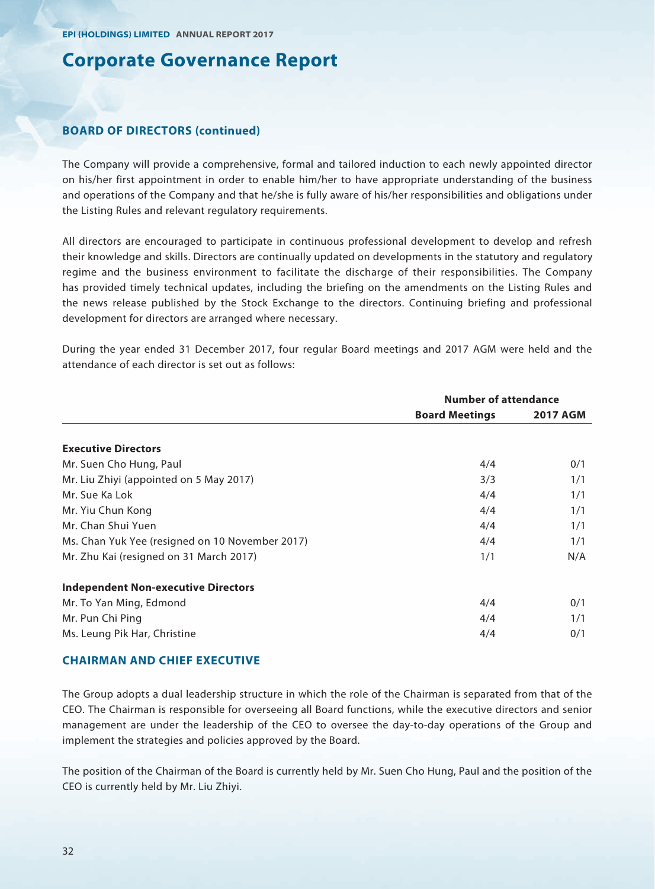# Corporate Governance Report

## BOARD OF DIRECTORS (continued)

The Company will provide a comprehensive, formal and tailored induction to each newly appointed director on his/her first appointment in order to enable him/her to have appropriate understanding of the business and operations of the Company and that he/she is fully aware of his/her responsibilities and obligations under the Listing Rules and relevant regulatory requirements.

All directors are encouraged to participate in continuous professional development to develop and refresh their knowledge and skills. Directors are continually updated on developments in the statutory and regulatory regime and the business environment to facilitate the discharge of their responsibilities. The Company has provided timely technical updates, including the briefing on the amendments on the Listing Rules and the news release published by the Stock Exchange to the directors. Continuing briefing and professional development for directors are arranged where necessary.

During the year ended 31 December 2017, four regular Board meetings and 2017 AGM were held and the attendance of each director is set out as follows:

| | Number of attendance | |
|---|---|---|
| | **Board Meetings** | **2017 AGM** |
| **Executive Directors** | | |
| Mr. Suen Cho Hung, Paul | 4/4 | 0/1 |
| Mr. Liu Zhiyi (appointed on 5 May 2017) | 3/3 | 1/1 |
| Mr. Sue Ka Lok | 4/4 | 1/1 |
| Mr. Yiu Chun Kong | 4/4 | 1/1 |
| Mr. Chan Shui Yuen | 4/4 | 1/1 |
| Ms. Chan Yuk Yee (resigned on 10 November 2017) | 4/4 | 1/1 |
| Mr. Zhu Kai (resigned on 31 March 2017) | 1/1 | N/A |
| **Independent Non-executive Directors** | | |
| Mr. To Yan Ming, Edmond | 4/4 | 0/1 |
| Mr. Pun Chi Ping | 4/4 | 1/1 |
| Ms. Leung Pik Har, Christine | 4/4 | 0/1 |

## CHAIRMAN AND CHIEF EXECUTIVE

The Group adopts a dual leadership structure in which the role of the Chairman is separated from that of the CEO. The Chairman is responsible for overseeing all Board functions, while the executive directors and senior management are under the leadership of the CEO to oversee the day-to-day operations of the Group and implement the strategies and policies approved by the Board.

The position of the Chairman of the Board is currently held by Mr. Suen Cho Hung, Paul and the position of the CEO is currently held by Mr. Liu Zhiyi.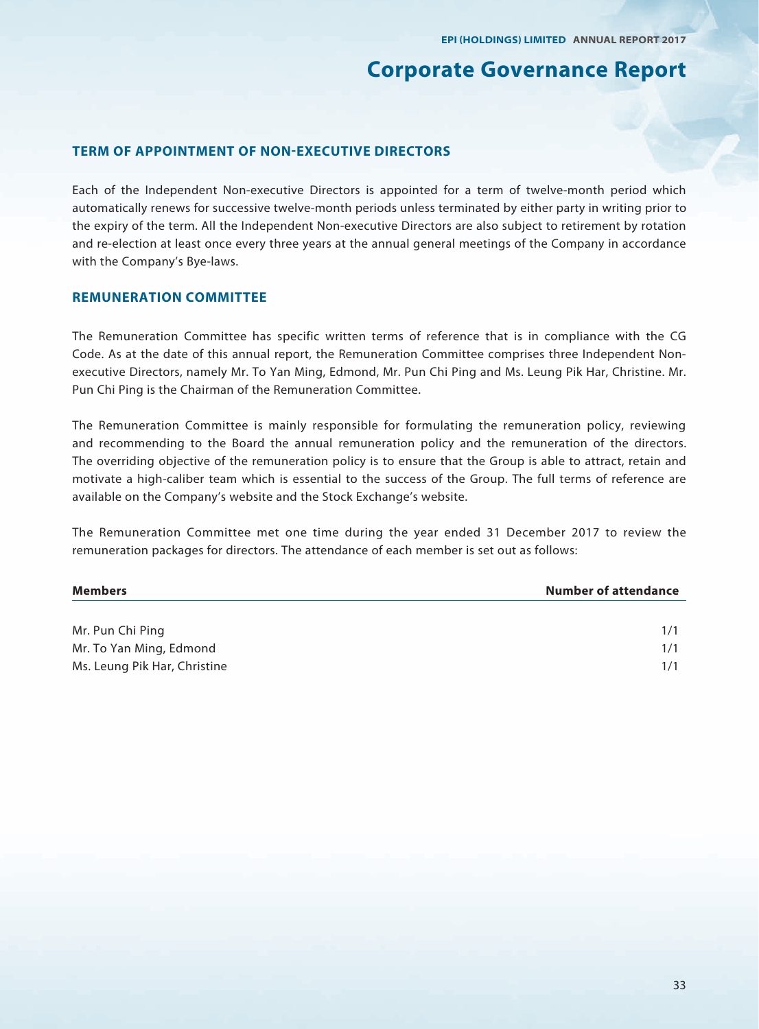# Corporate Governance Report

## TERM OF APPOINTMENT OF NON-EXECUTIVE DIRECTORS

Each of the Independent Non-executive Directors is appointed for a term of twelve-month period which automatically renews for successive twelve-month periods unless terminated by either party in writing prior to the expiry of the term. All the Independent Non-executive Directors are also subject to retirement by rotation and re-election at least once every three years at the annual general meetings of the Company in accordance with the Company's Bye-laws.

## REMUNERATION COMMITTEE

The Remuneration Committee has specific written terms of reference that is in compliance with the CG Code. As at the date of this annual report, the Remuneration Committee comprises three Independent Non-executive Directors, namely Mr. To Yan Ming, Edmond, Mr. Pun Chi Ping and Ms. Leung Pik Har, Christine. Mr. Pun Chi Ping is the Chairman of the Remuneration Committee.

The Remuneration Committee is mainly responsible for formulating the remuneration policy, reviewing and recommending to the Board the annual remuneration policy and the remuneration of the directors. The overriding objective of the remuneration policy is to ensure that the Group is able to attract, retain and motivate a high-caliber team which is essential to the success of the Group. The full terms of reference are available on the Company's website and the Stock Exchange's website.

The Remuneration Committee met one time during the year ended 31 December 2017 to review the remuneration packages for directors. The attendance of each member is set out as follows:

| Members | Number of attendance |
|---|---|
| Mr. Pun Chi Ping | 1/1 |
| Mr. To Yan Ming, Edmond | 1/1 |
| Ms. Leung Pik Har, Christine | 1/1 |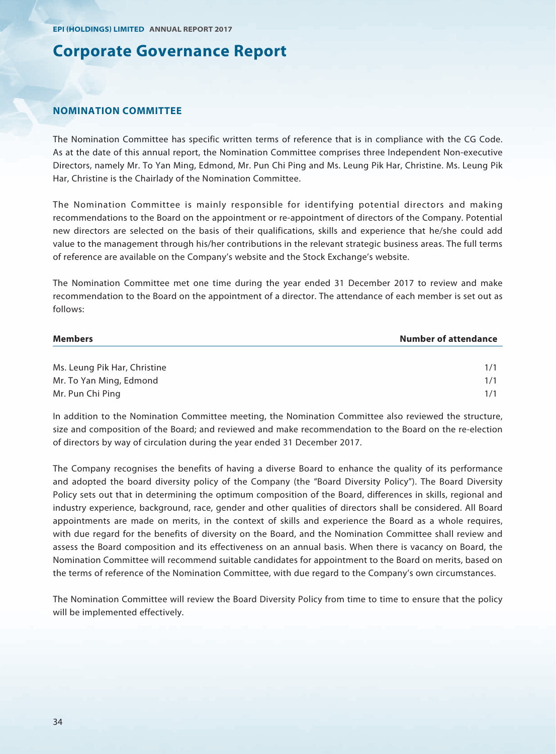# Corporate Governance Report

## NOMINATION COMMITTEE

The Nomination Committee has specific written terms of reference that is in compliance with the CG Code. As at the date of this annual report, the Nomination Committee comprises three Independent Non-executive Directors, namely Mr. To Yan Ming, Edmond, Mr. Pun Chi Ping and Ms. Leung Pik Har, Christine. Ms. Leung Pik Har, Christine is the Chairlady of the Nomination Committee.

The Nomination Committee is mainly responsible for identifying potential directors and making recommendations to the Board on the appointment or re-appointment of directors of the Company. Potential new directors are selected on the basis of their qualifications, skills and experience that he/she could add value to the management through his/her contributions in the relevant strategic business areas. The full terms of reference are available on the Company's website and the Stock Exchange's website.

The Nomination Committee met one time during the year ended 31 December 2017 to review and make recommendation to the Board on the appointment of a director. The attendance of each member is set out as follows:

| Members | Number of attendance |
|---|---|
| Ms. Leung Pik Har, Christine | 1/1 |
| Mr. To Yan Ming, Edmond | 1/1 |
| Mr. Pun Chi Ping | 1/1 |

In addition to the Nomination Committee meeting, the Nomination Committee also reviewed the structure, size and composition of the Board; and reviewed and make recommendation to the Board on the re-election of directors by way of circulation during the year ended 31 December 2017.

The Company recognises the benefits of having a diverse Board to enhance the quality of its performance and adopted the board diversity policy of the Company (the "Board Diversity Policy"). The Board Diversity Policy sets out that in determining the optimum composition of the Board, differences in skills, regional and industry experience, background, race, gender and other qualities of directors shall be considered. All Board appointments are made on merits, in the context of skills and experience the Board as a whole requires, with due regard for the benefits of diversity on the Board, and the Nomination Committee shall review and assess the Board composition and its effectiveness on an annual basis. When there is vacancy on Board, the Nomination Committee will recommend suitable candidates for appointment to the Board on merits, based on the terms of reference of the Nomination Committee, with due regard to the Company's own circumstances.

The Nomination Committee will review the Board Diversity Policy from time to time to ensure that the policy will be implemented effectively.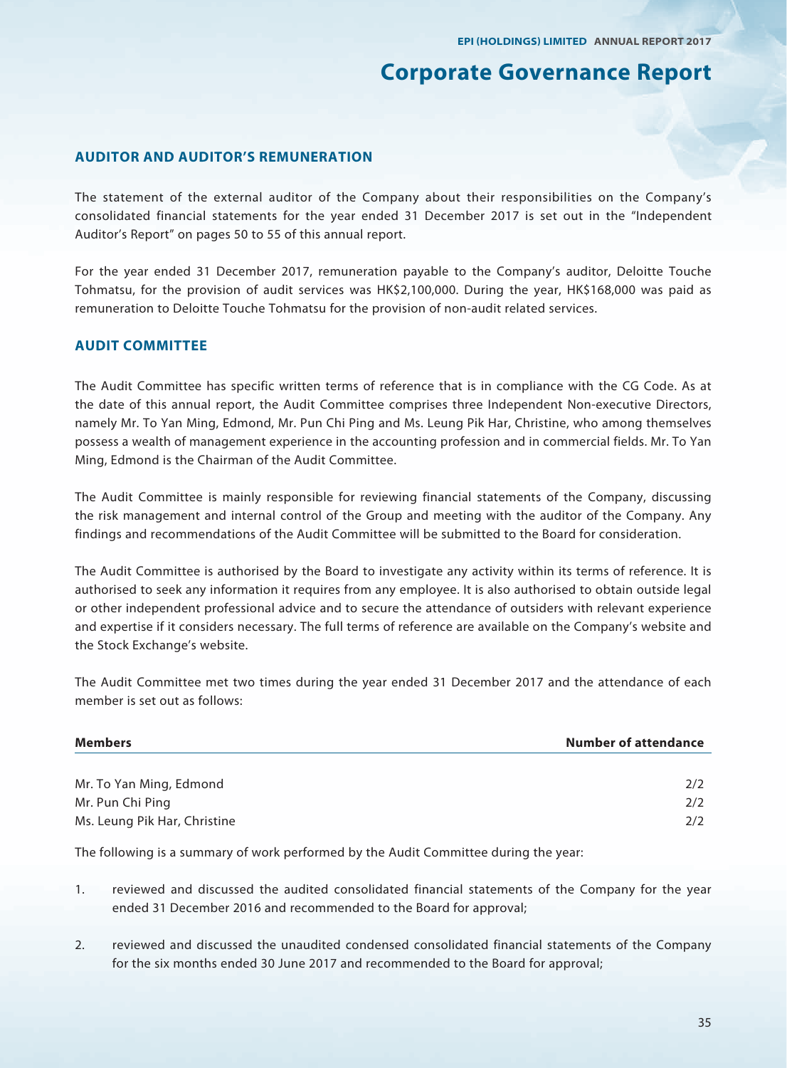# Corporate Governance Report

## AUDITOR AND AUDITOR'S REMUNERATION

The statement of the external auditor of the Company about their responsibilities on the Company's consolidated financial statements for the year ended 31 December 2017 is set out in the "Independent Auditor's Report" on pages 50 to 55 of this annual report.

For the year ended 31 December 2017, remuneration payable to the Company's auditor, Deloitte Touche Tohmatsu, for the provision of audit services was HK$2,100,000. During the year, HK$168,000 was paid as remuneration to Deloitte Touche Tohmatsu for the provision of non-audit related services.

## AUDIT COMMITTEE

The Audit Committee has specific written terms of reference that is in compliance with the CG Code. As at the date of this annual report, the Audit Committee comprises three Independent Non-executive Directors, namely Mr. To Yan Ming, Edmond, Mr. Pun Chi Ping and Ms. Leung Pik Har, Christine, who among themselves possess a wealth of management experience in the accounting profession and in commercial fields. Mr. To Yan Ming, Edmond is the Chairman of the Audit Committee.

The Audit Committee is mainly responsible for reviewing financial statements of the Company, discussing the risk management and internal control of the Group and meeting with the auditor of the Company. Any findings and recommendations of the Audit Committee will be submitted to the Board for consideration.

The Audit Committee is authorised by the Board to investigate any activity within its terms of reference. It is authorised to seek any information it requires from any employee. It is also authorised to obtain outside legal or other independent professional advice and to secure the attendance of outsiders with relevant experience and expertise if it considers necessary. The full terms of reference are available on the Company's website and the Stock Exchange's website.

The Audit Committee met two times during the year ended 31 December 2017 and the attendance of each member is set out as follows:

| Members | Number of attendance |
|---|---|
| Mr. To Yan Ming, Edmond | 2/2 |
| Mr. Pun Chi Ping | 2/2 |
| Ms. Leung Pik Har, Christine | 2/2 |

The following is a summary of work performed by the Audit Committee during the year:

1. reviewed and discussed the audited consolidated financial statements of the Company for the year ended 31 December 2016 and recommended to the Board for approval;
2. reviewed and discussed the unaudited condensed consolidated financial statements of the Company for the six months ended 30 June 2017 and recommended to the Board for approval;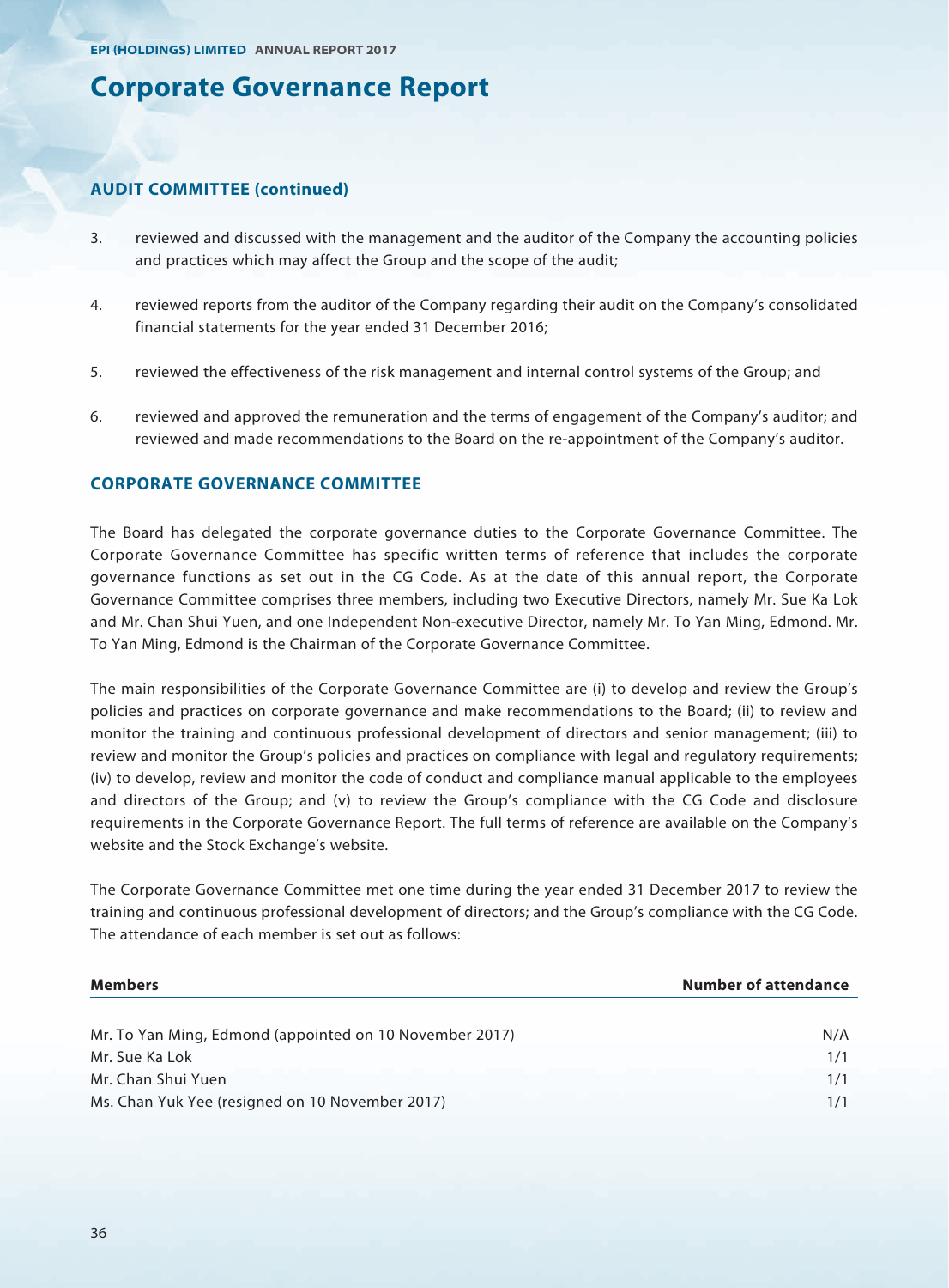# Corporate Governance Report

## AUDIT COMMITTEE (continued)

3. reviewed and discussed with the management and the auditor of the Company the accounting policies and practices which may affect the Group and the scope of the audit;

4. reviewed reports from the auditor of the Company regarding their audit on the Company's consolidated financial statements for the year ended 31 December 2016;

5. reviewed the effectiveness of the risk management and internal control systems of the Group; and

6. reviewed and approved the remuneration and the terms of engagement of the Company's auditor; and reviewed and made recommendations to the Board on the re-appointment of the Company's auditor.

## CORPORATE GOVERNANCE COMMITTEE

The Board has delegated the corporate governance duties to the Corporate Governance Committee. The Corporate Governance Committee has specific written terms of reference that includes the corporate governance functions as set out in the CG Code. As at the date of this annual report, the Corporate Governance Committee comprises three members, including two Executive Directors, namely Mr. Sue Ka Lok and Mr. Chan Shui Yuen, and one Independent Non-executive Director, namely Mr. To Yan Ming, Edmond. Mr. To Yan Ming, Edmond is the Chairman of the Corporate Governance Committee.

The main responsibilities of the Corporate Governance Committee are (i) to develop and review the Group's policies and practices on corporate governance and make recommendations to the Board; (ii) to review and monitor the training and continuous professional development of directors and senior management; (iii) to review and monitor the Group's policies and practices on compliance with legal and regulatory requirements; (iv) to develop, review and monitor the code of conduct and compliance manual applicable to the employees and directors of the Group; and (v) to review the Group's compliance with the CG Code and disclosure requirements in the Corporate Governance Report. The full terms of reference are available on the Company's website and the Stock Exchange's website.

The Corporate Governance Committee met one time during the year ended 31 December 2017 to review the training and continuous professional development of directors; and the Group's compliance with the CG Code. The attendance of each member is set out as follows:

| Members | Number of attendance |
|---|---|
| Mr. To Yan Ming, Edmond (appointed on 10 November 2017) | N/A |
| Mr. Sue Ka Lok | 1/1 |
| Mr. Chan Shui Yuen | 1/1 |
| Ms. Chan Yuk Yee (resigned on 10 November 2017) | 1/1 |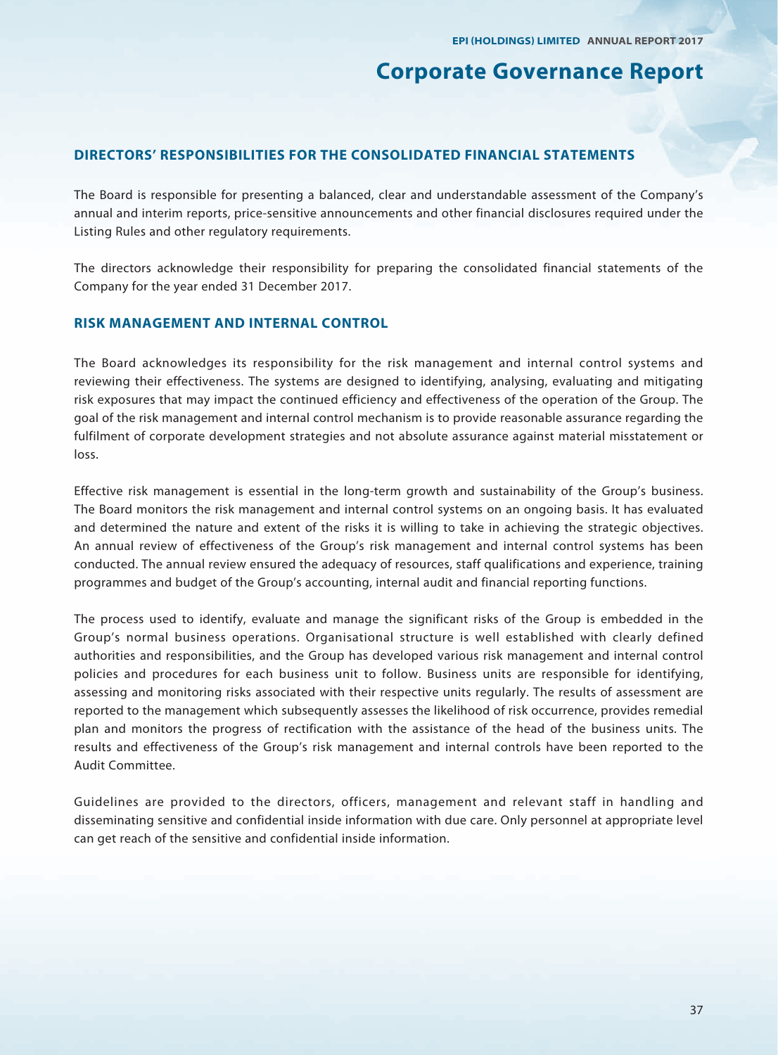## DIRECTORS' RESPONSIBILITIES FOR THE CONSOLIDATED FINANCIAL STATEMENTS

The Board is responsible for presenting a balanced, clear and understandable assessment of the Company's annual and interim reports, price-sensitive announcements and other financial disclosures required under the Listing Rules and other regulatory requirements.

The directors acknowledge their responsibility for preparing the consolidated financial statements of the Company for the year ended 31 December 2017.

## RISK MANAGEMENT AND INTERNAL CONTROL

The Board acknowledges its responsibility for the risk management and internal control systems and reviewing their effectiveness. The systems are designed to identifying, analysing, evaluating and mitigating risk exposures that may impact the continued efficiency and effectiveness of the operation of the Group. The goal of the risk management and internal control mechanism is to provide reasonable assurance regarding the fulfilment of corporate development strategies and not absolute assurance against material misstatement or loss.

Effective risk management is essential in the long-term growth and sustainability of the Group's business. The Board monitors the risk management and internal control systems on an ongoing basis. It has evaluated and determined the nature and extent of the risks it is willing to take in achieving the strategic objectives. An annual review of effectiveness of the Group's risk management and internal control systems has been conducted. The annual review ensured the adequacy of resources, staff qualifications and experience, training programmes and budget of the Group's accounting, internal audit and financial reporting functions.

The process used to identify, evaluate and manage the significant risks of the Group is embedded in the Group's normal business operations. Organisational structure is well established with clearly defined authorities and responsibilities, and the Group has developed various risk management and internal control policies and procedures for each business unit to follow. Business units are responsible for identifying, assessing and monitoring risks associated with their respective units regularly. The results of assessment are reported to the management which subsequently assesses the likelihood of risk occurrence, provides remedial plan and monitors the progress of rectification with the assistance of the head of the business units. The results and effectiveness of the Group's risk management and internal controls have been reported to the Audit Committee.

Guidelines are provided to the directors, officers, management and relevant staff in handling and disseminating sensitive and confidential inside information with due care. Only personnel at appropriate level can get reach of the sensitive and confidential inside information.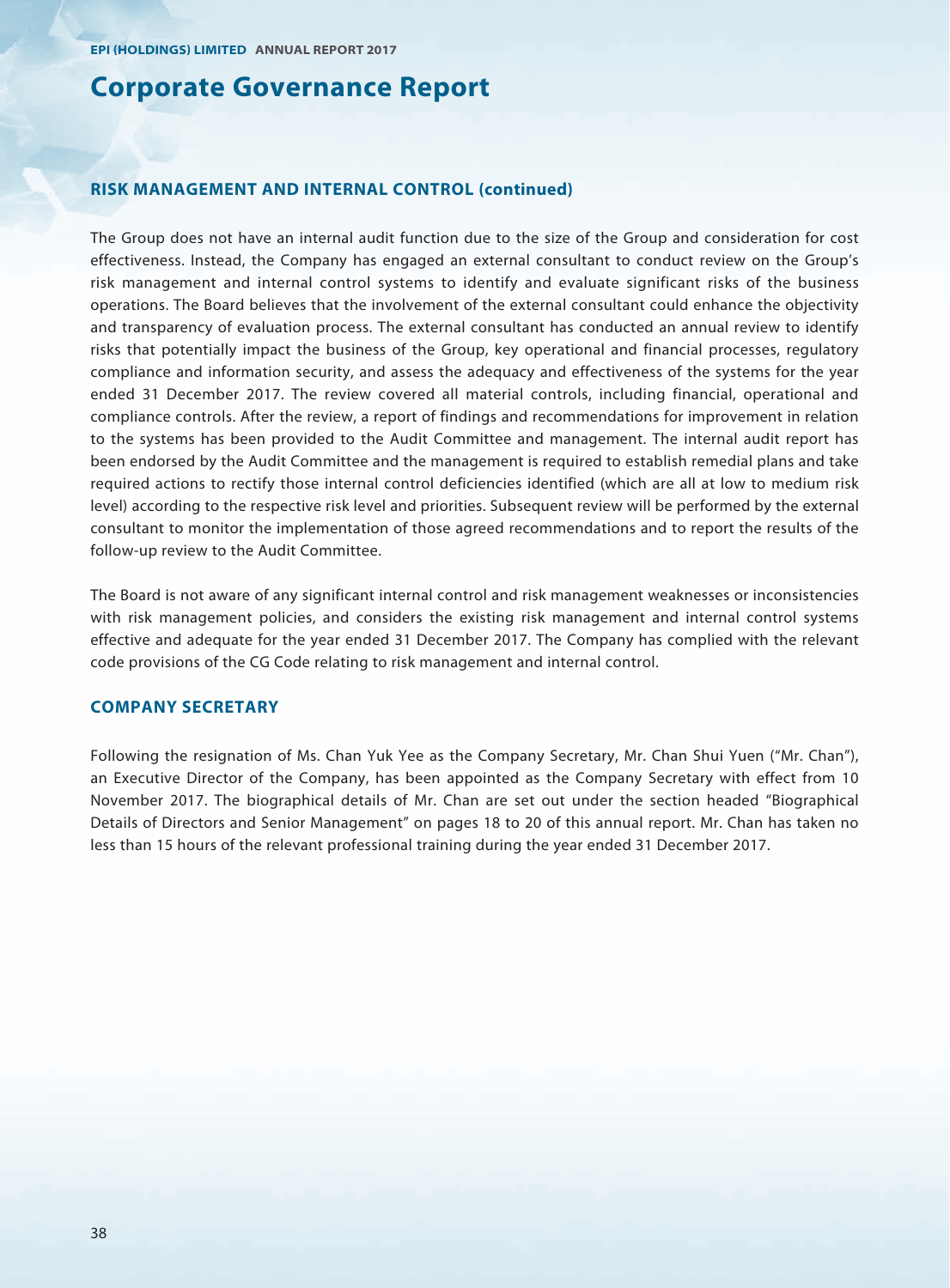# Corporate Governance Report

## RISK MANAGEMENT AND INTERNAL CONTROL (continued)

The Group does not have an internal audit function due to the size of the Group and consideration for cost effectiveness. Instead, the Company has engaged an external consultant to conduct review on the Group's risk management and internal control systems to identify and evaluate significant risks of the business operations. The Board believes that the involvement of the external consultant could enhance the objectivity and transparency of evaluation process. The external consultant has conducted an annual review to identify risks that potentially impact the business of the Group, key operational and financial processes, regulatory compliance and information security, and assess the adequacy and effectiveness of the systems for the year ended 31 December 2017. The review covered all material controls, including financial, operational and compliance controls. After the review, a report of findings and recommendations for improvement in relation to the systems has been provided to the Audit Committee and management. The internal audit report has been endorsed by the Audit Committee and the management is required to establish remedial plans and take required actions to rectify those internal control deficiencies identified (which are all at low to medium risk level) according to the respective risk level and priorities. Subsequent review will be performed by the external consultant to monitor the implementation of those agreed recommendations and to report the results of the follow-up review to the Audit Committee.

The Board is not aware of any significant internal control and risk management weaknesses or inconsistencies with risk management policies, and considers the existing risk management and internal control systems effective and adequate for the year ended 31 December 2017. The Company has complied with the relevant code provisions of the CG Code relating to risk management and internal control.

## COMPANY SECRETARY

Following the resignation of Ms. Chan Yuk Yee as the Company Secretary, Mr. Chan Shui Yuen ("Mr. Chan"), an Executive Director of the Company, has been appointed as the Company Secretary with effect from 10 November 2017. The biographical details of Mr. Chan are set out under the section headed "Biographical Details of Directors and Senior Management" on pages 18 to 20 of this annual report. Mr. Chan has taken no less than 15 hours of the relevant professional training during the year ended 31 December 2017.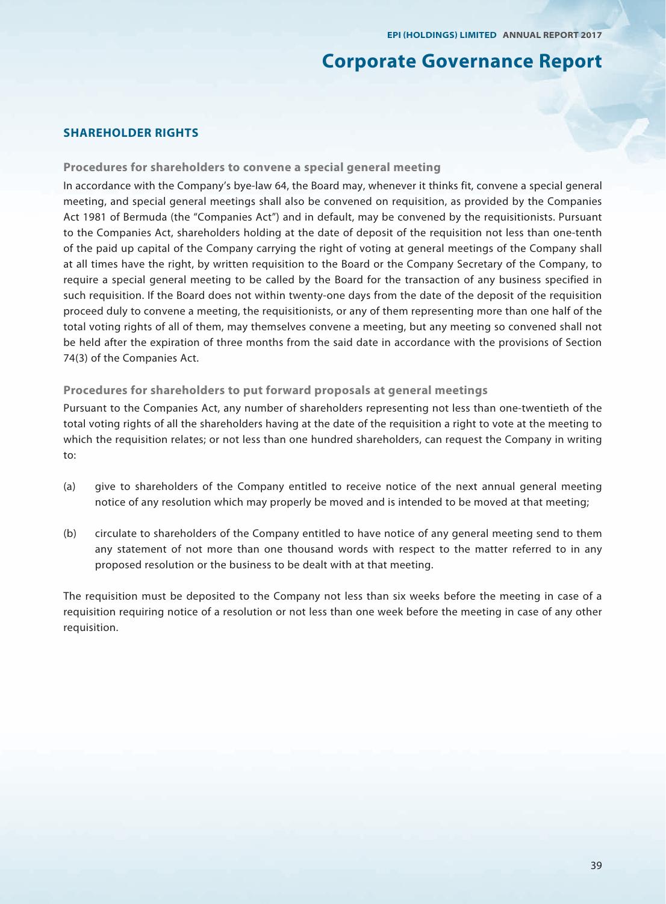# Corporate Governance Report

## SHAREHOLDER RIGHTS

### Procedures for shareholders to convene a special general meeting

In accordance with the Company's bye-law 64, the Board may, whenever it thinks fit, convene a special general meeting, and special general meetings shall also be convened on requisition, as provided by the Companies Act 1981 of Bermuda (the "Companies Act") and in default, may be convened by the requisitionists. Pursuant to the Companies Act, shareholders holding at the date of deposit of the requisition not less than one-tenth of the paid up capital of the Company carrying the right of voting at general meetings of the Company shall at all times have the right, by written requisition to the Board or the Company Secretary of the Company, to require a special general meeting to be called by the Board for the transaction of any business specified in such requisition. If the Board does not within twenty-one days from the date of the deposit of the requisition proceed duly to convene a meeting, the requisitionists, or any of them representing more than one half of the total voting rights of all of them, may themselves convene a meeting, but any meeting so convened shall not be held after the expiration of three months from the said date in accordance with the provisions of Section 74(3) of the Companies Act.

### Procedures for shareholders to put forward proposals at general meetings

Pursuant to the Companies Act, any number of shareholders representing not less than one-twentieth of the total voting rights of all the shareholders having at the date of the requisition a right to vote at the meeting to which the requisition relates; or not less than one hundred shareholders, can request the Company in writing to:

(a) give to shareholders of the Company entitled to receive notice of the next annual general meeting notice of any resolution which may properly be moved and is intended to be moved at that meeting;

(b) circulate to shareholders of the Company entitled to have notice of any general meeting send to them any statement of not more than one thousand words with respect to the matter referred to in any proposed resolution or the business to be dealt with at that meeting.

The requisition must be deposited to the Company not less than six weeks before the meeting in case of a requisition requiring notice of a resolution or not less than one week before the meeting in case of any other requisition.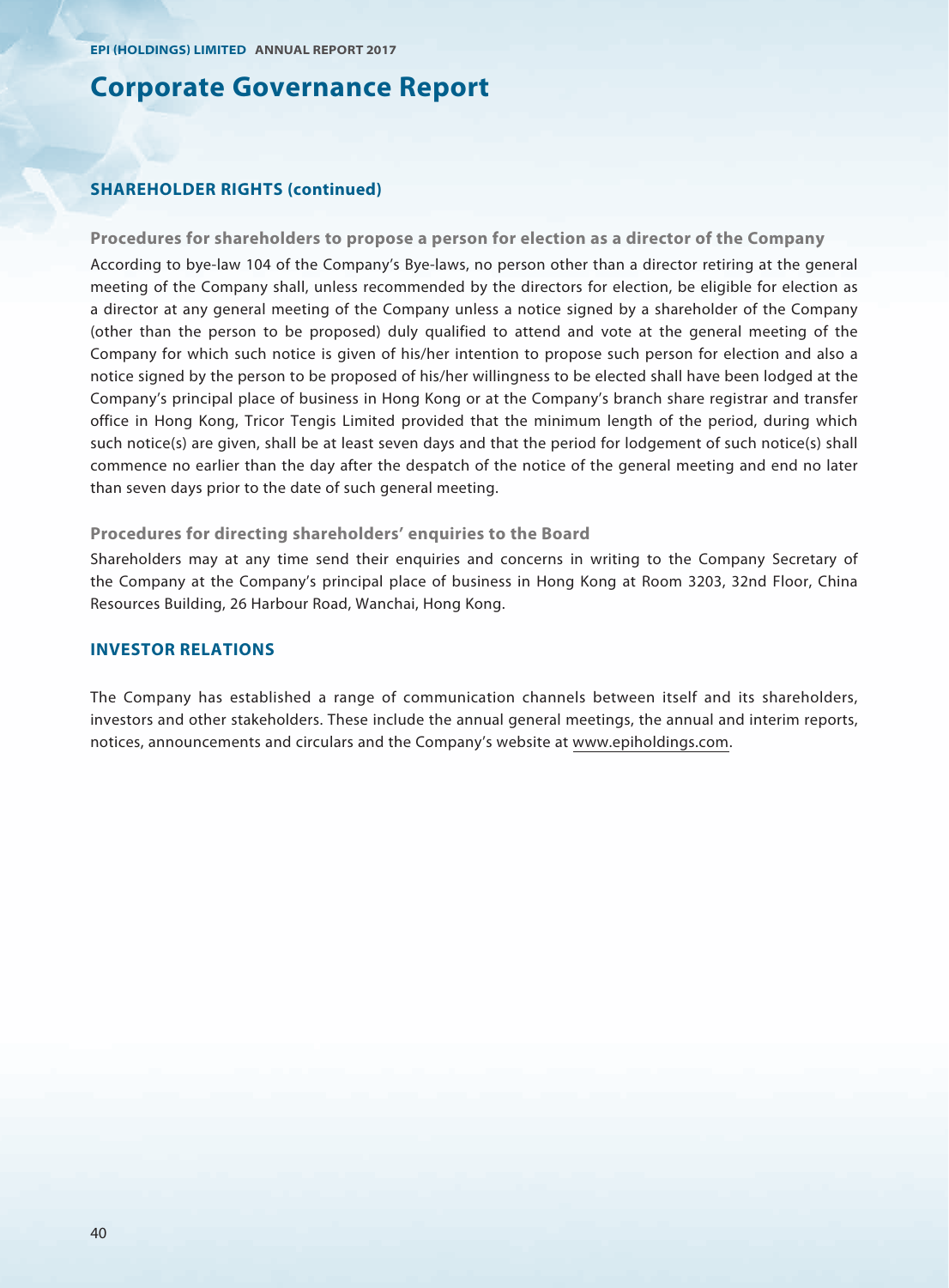# Corporate Governance Report

## SHAREHOLDER RIGHTS (continued)

### Procedures for shareholders to propose a person for election as a director of the Company

According to bye-law 104 of the Company's Bye-laws, no person other than a director retiring at the general meeting of the Company shall, unless recommended by the directors for election, be eligible for election as a director at any general meeting of the Company unless a notice signed by a shareholder of the Company (other than the person to be proposed) duly qualified to attend and vote at the general meeting of the Company for which such notice is given of his/her intention to propose such person for election and also a notice signed by the person to be proposed of his/her willingness to be elected shall have been lodged at the Company's principal place of business in Hong Kong or at the Company's branch share registrar and transfer office in Hong Kong, Tricor Tengis Limited provided that the minimum length of the period, during which such notice(s) are given, shall be at least seven days and that the period for lodgement of such notice(s) shall commence no earlier than the day after the despatch of the notice of the general meeting and end no later than seven days prior to the date of such general meeting.

### Procedures for directing shareholders' enquiries to the Board

Shareholders may at any time send their enquiries and concerns in writing to the Company Secretary of the Company at the Company's principal place of business in Hong Kong at Room 3203, 32nd Floor, China Resources Building, 26 Harbour Road, Wanchai, Hong Kong.

## INVESTOR RELATIONS

The Company has established a range of communication channels between itself and its shareholders, investors and other stakeholders. These include the annual general meetings, the annual and interim reports, notices, announcements and circulars and the Company's website at www.epiholdings.com.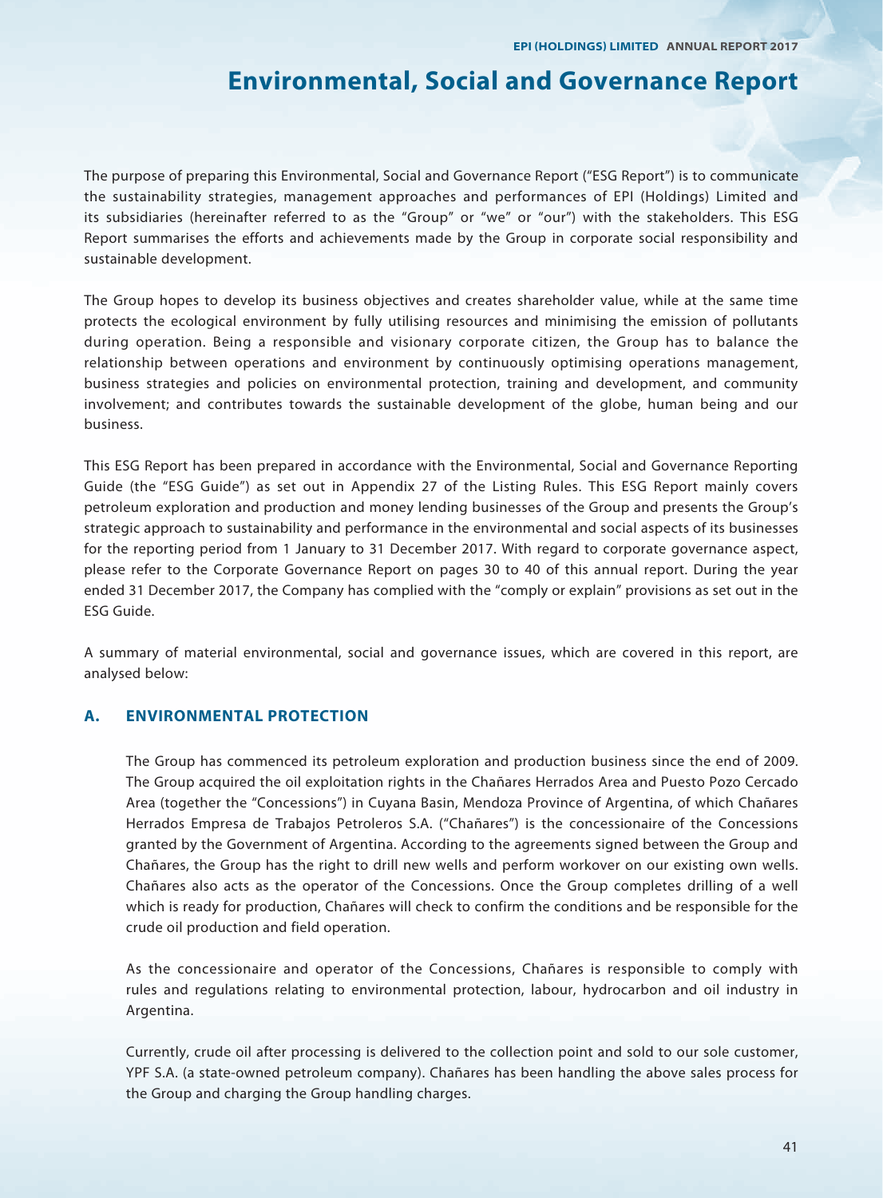# Environmental, Social and Governance Report

The purpose of preparing this Environmental, Social and Governance Report ("ESG Report") is to communicate the sustainability strategies, management approaches and performances of EPI (Holdings) Limited and its subsidiaries (hereinafter referred to as the "Group" or "we" or "our") with the stakeholders. This ESG Report summarises the efforts and achievements made by the Group in corporate social responsibility and sustainable development.

The Group hopes to develop its business objectives and creates shareholder value, while at the same time protects the ecological environment by fully utilising resources and minimising the emission of pollutants during operation. Being a responsible and visionary corporate citizen, the Group has to balance the relationship between operations and environment by continuously optimising operations management, business strategies and policies on environmental protection, training and development, and community involvement; and contributes towards the sustainable development of the globe, human being and our business.

This ESG Report has been prepared in accordance with the Environmental, Social and Governance Reporting Guide (the "ESG Guide") as set out in Appendix 27 of the Listing Rules. This ESG Report mainly covers petroleum exploration and production and money lending businesses of the Group and presents the Group's strategic approach to sustainability and performance in the environmental and social aspects of its businesses for the reporting period from 1 January to 31 December 2017. With regard to corporate governance aspect, please refer to the Corporate Governance Report on pages 30 to 40 of this annual report. During the year ended 31 December 2017, the Company has complied with the "comply or explain" provisions as set out in the ESG Guide.

A summary of material environmental, social and governance issues, which are covered in this report, are analysed below:

## A. ENVIRONMENTAL PROTECTION

The Group has commenced its petroleum exploration and production business since the end of 2009. The Group acquired the oil exploitation rights in the Chañares Herrados Area and Puesto Pozo Cercado Area (together the "Concessions") in Cuyana Basin, Mendoza Province of Argentina, of which Chañares Herrados Empresa de Trabajos Petroleros S.A. ("Chañares") is the concessionaire of the Concessions granted by the Government of Argentina. According to the agreements signed between the Group and Chañares, the Group has the right to drill new wells and perform workover on our existing own wells. Chañares also acts as the operator of the Concessions. Once the Group completes drilling of a well which is ready for production, Chañares will check to confirm the conditions and be responsible for the crude oil production and field operation.

As the concessionaire and operator of the Concessions, Chañares is responsible to comply with rules and regulations relating to environmental protection, labour, hydrocarbon and oil industry in Argentina.

Currently, crude oil after processing is delivered to the collection point and sold to our sole customer, YPF S.A. (a state-owned petroleum company). Chañares has been handling the above sales process for the Group and charging the Group handling charges.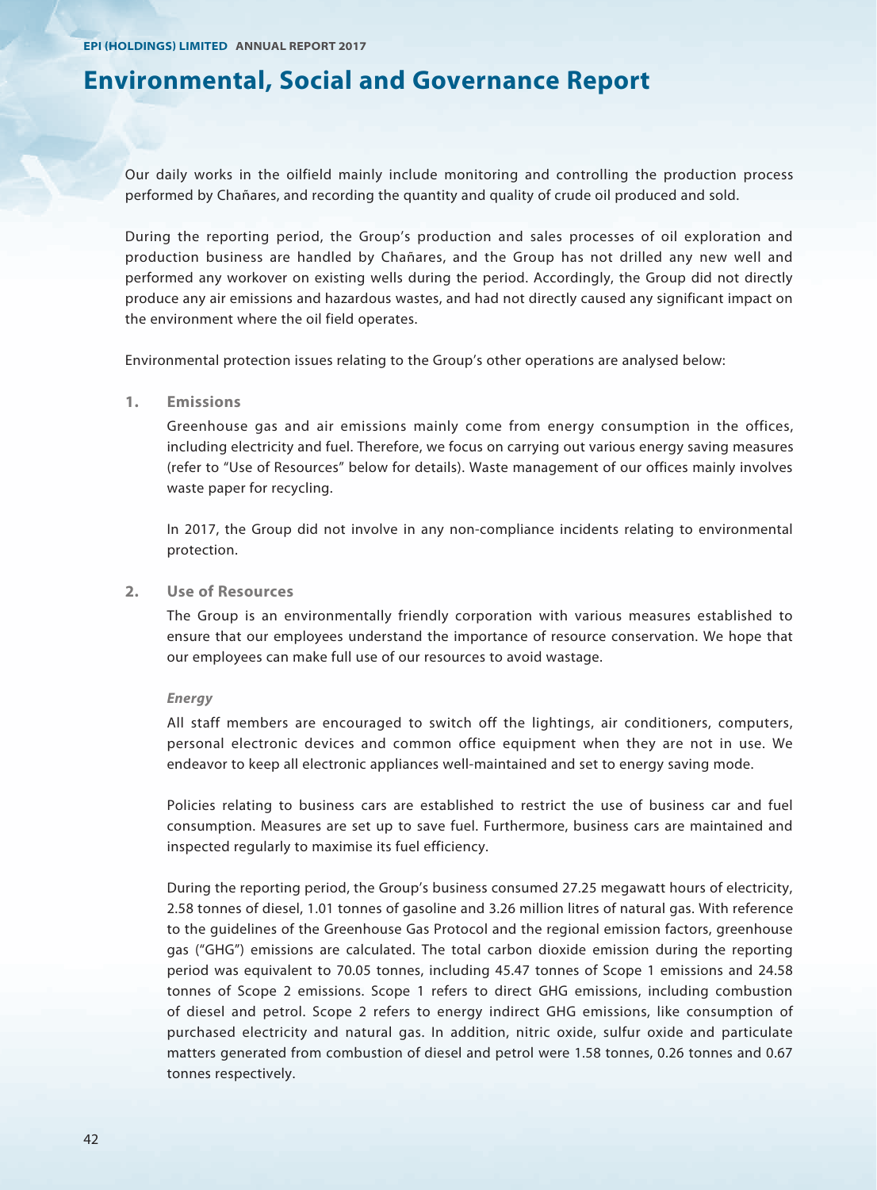Our daily works in the oilfield mainly include monitoring and controlling the production process performed by Chañares, and recording the quantity and quality of crude oil produced and sold.

During the reporting period, the Group's production and sales processes of oil exploration and production business are handled by Chañares, and the Group has not drilled any new well and performed any workover on existing wells during the period. Accordingly, the Group did not directly produce any air emissions and hazardous wastes, and had not directly caused any significant impact on the environment where the oil field operates.

Environmental protection issues relating to the Group's other operations are analysed below:

## 1. Emissions

Greenhouse gas and air emissions mainly come from energy consumption in the offices, including electricity and fuel. Therefore, we focus on carrying out various energy saving measures (refer to "Use of Resources" below for details). Waste management of our offices mainly involves waste paper for recycling.

In 2017, the Group did not involve in any non-compliance incidents relating to environmental protection.

## 2. Use of Resources

The Group is an environmentally friendly corporation with various measures established to ensure that our employees understand the importance of resource conservation. We hope that our employees can make full use of our resources to avoid wastage.

***Energy***

All staff members are encouraged to switch off the lightings, air conditioners, computers, personal electronic devices and common office equipment when they are not in use. We endeavor to keep all electronic appliances well-maintained and set to energy saving mode.

Policies relating to business cars are established to restrict the use of business car and fuel consumption. Measures are set up to save fuel. Furthermore, business cars are maintained and inspected regularly to maximise its fuel efficiency.

During the reporting period, the Group's business consumed 27.25 megawatt hours of electricity, 2.58 tonnes of diesel, 1.01 tonnes of gasoline and 3.26 million litres of natural gas. With reference to the guidelines of the Greenhouse Gas Protocol and the regional emission factors, greenhouse gas ("GHG") emissions are calculated. The total carbon dioxide emission during the reporting period was equivalent to 70.05 tonnes, including 45.47 tonnes of Scope 1 emissions and 24.58 tonnes of Scope 2 emissions. Scope 1 refers to direct GHG emissions, including combustion of diesel and petrol. Scope 2 refers to energy indirect GHG emissions, like consumption of purchased electricity and natural gas. In addition, nitric oxide, sulfur oxide and particulate matters generated from combustion of diesel and petrol were 1.58 tonnes, 0.26 tonnes and 0.67 tonnes respectively.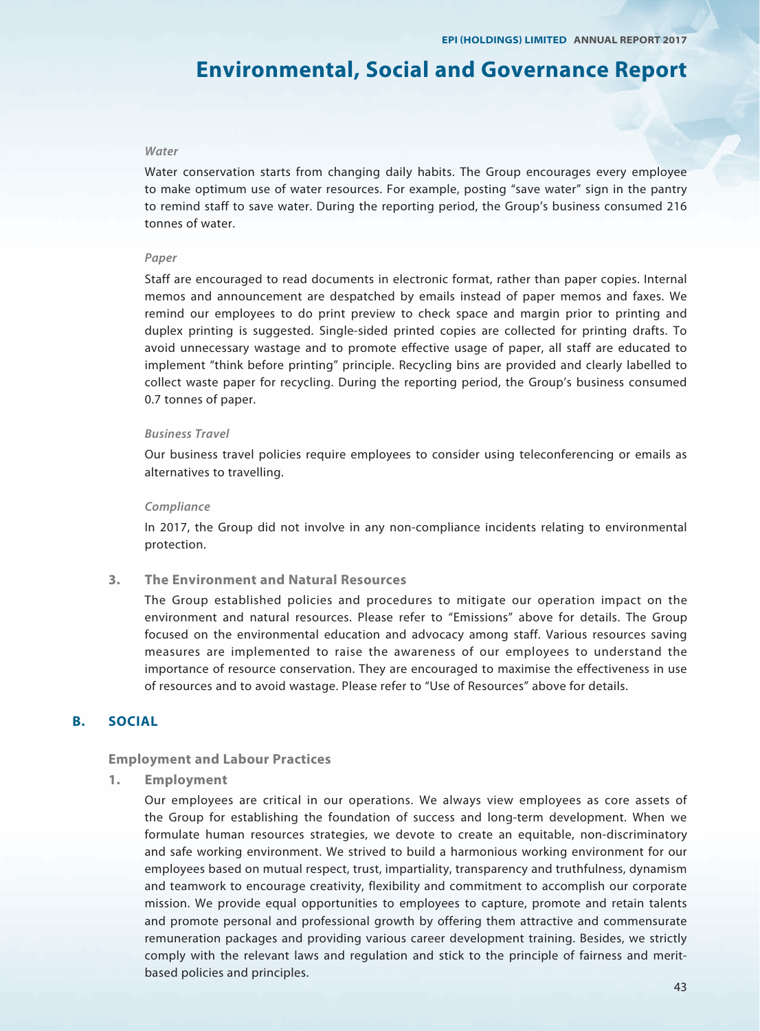*Water*

Water conservation starts from changing daily habits. The Group encourages every employee to make optimum use of water resources. For example, posting "save water" sign in the pantry to remind staff to save water. During the reporting period, the Group's business consumed 216 tonnes of water.

*Paper*

Staff are encouraged to read documents in electronic format, rather than paper copies. Internal memos and announcement are despatched by emails instead of paper memos and faxes. We remind our employees to do print preview to check space and margin prior to printing and duplex printing is suggested. Single-sided printed copies are collected for printing drafts. To avoid unnecessary wastage and to promote effective usage of paper, all staff are educated to implement "think before printing" principle. Recycling bins are provided and clearly labelled to collect waste paper for recycling. During the reporting period, the Group's business consumed 0.7 tonnes of paper.

*Business Travel*

Our business travel policies require employees to consider using teleconferencing or emails as alternatives to travelling.

*Compliance*

In 2017, the Group did not involve in any non-compliance incidents relating to environmental protection.

### 3. The Environment and Natural Resources

The Group established policies and procedures to mitigate our operation impact on the environment and natural resources. Please refer to "Emissions" above for details. The Group focused on the environmental education and advocacy among staff. Various resources saving measures are implemented to raise the awareness of our employees to understand the importance of resource conservation. They are encouraged to maximise the effectiveness in use of resources and to avoid wastage. Please refer to "Use of Resources" above for details.

## B. SOCIAL

### Employment and Labour Practices

### 1. Employment

Our employees are critical in our operations. We always view employees as core assets of the Group for establishing the foundation of success and long-term development. When we formulate human resources strategies, we devote to create an equitable, non-discriminatory and safe working environment. We strived to build a harmonious working environment for our employees based on mutual respect, trust, impartiality, transparency and truthfulness, dynamism and teamwork to encourage creativity, flexibility and commitment to accomplish our corporate mission. We provide equal opportunities to employees to capture, promote and retain talents and promote personal and professional growth by offering them attractive and commensurate remuneration packages and providing various career development training. Besides, we strictly comply with the relevant laws and regulation and stick to the principle of fairness and merit-based policies and principles.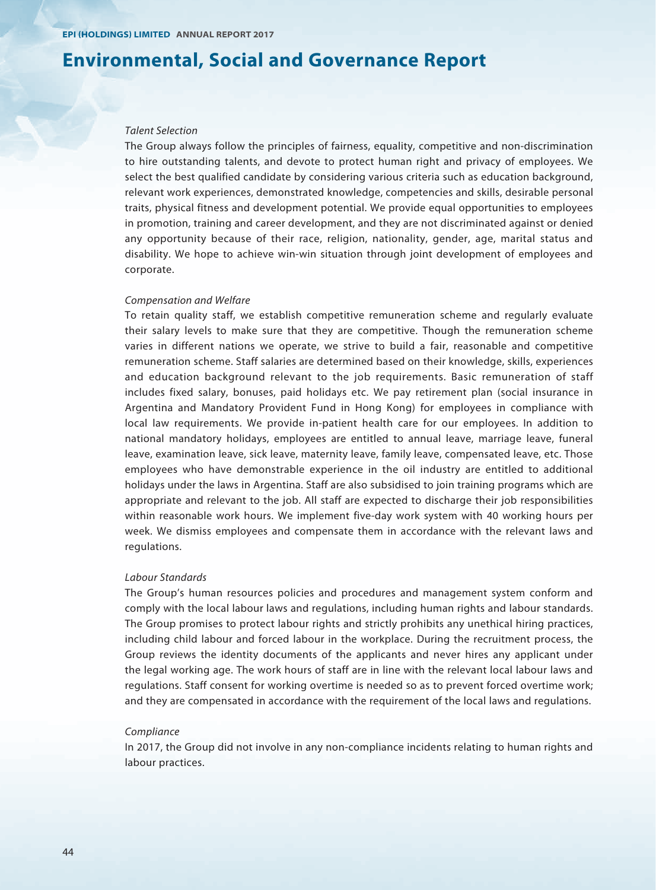*Talent Selection*

The Group always follow the principles of fairness, equality, competitive and non-discrimination to hire outstanding talents, and devote to protect human right and privacy of employees. We select the best qualified candidate by considering various criteria such as education background, relevant work experiences, demonstrated knowledge, competencies and skills, desirable personal traits, physical fitness and development potential. We provide equal opportunities to employees in promotion, training and career development, and they are not discriminated against or denied any opportunity because of their race, religion, nationality, gender, age, marital status and disability. We hope to achieve win-win situation through joint development of employees and corporate.

*Compensation and Welfare*

To retain quality staff, we establish competitive remuneration scheme and regularly evaluate their salary levels to make sure that they are competitive. Though the remuneration scheme varies in different nations we operate, we strive to build a fair, reasonable and competitive remuneration scheme. Staff salaries are determined based on their knowledge, skills, experiences and education background relevant to the job requirements. Basic remuneration of staff includes fixed salary, bonuses, paid holidays etc. We pay retirement plan (social insurance in Argentina and Mandatory Provident Fund in Hong Kong) for employees in compliance with local law requirements. We provide in-patient health care for our employees. In addition to national mandatory holidays, employees are entitled to annual leave, marriage leave, funeral leave, examination leave, sick leave, maternity leave, family leave, compensated leave, etc. Those employees who have demonstrable experience in the oil industry are entitled to additional holidays under the laws in Argentina. Staff are also subsidised to join training programs which are appropriate and relevant to the job. All staff are expected to discharge their job responsibilities within reasonable work hours. We implement five-day work system with 40 working hours per week. We dismiss employees and compensate them in accordance with the relevant laws and regulations.

*Labour Standards*

The Group's human resources policies and procedures and management system conform and comply with the local labour laws and regulations, including human rights and labour standards. The Group promises to protect labour rights and strictly prohibits any unethical hiring practices, including child labour and forced labour in the workplace. During the recruitment process, the Group reviews the identity documents of the applicants and never hires any applicant under the legal working age. The work hours of staff are in line with the relevant local labour laws and regulations. Staff consent for working overtime is needed so as to prevent forced overtime work; and they are compensated in accordance with the requirement of the local laws and regulations.

*Compliance*

In 2017, the Group did not involve in any non-compliance incidents relating to human rights and labour practices.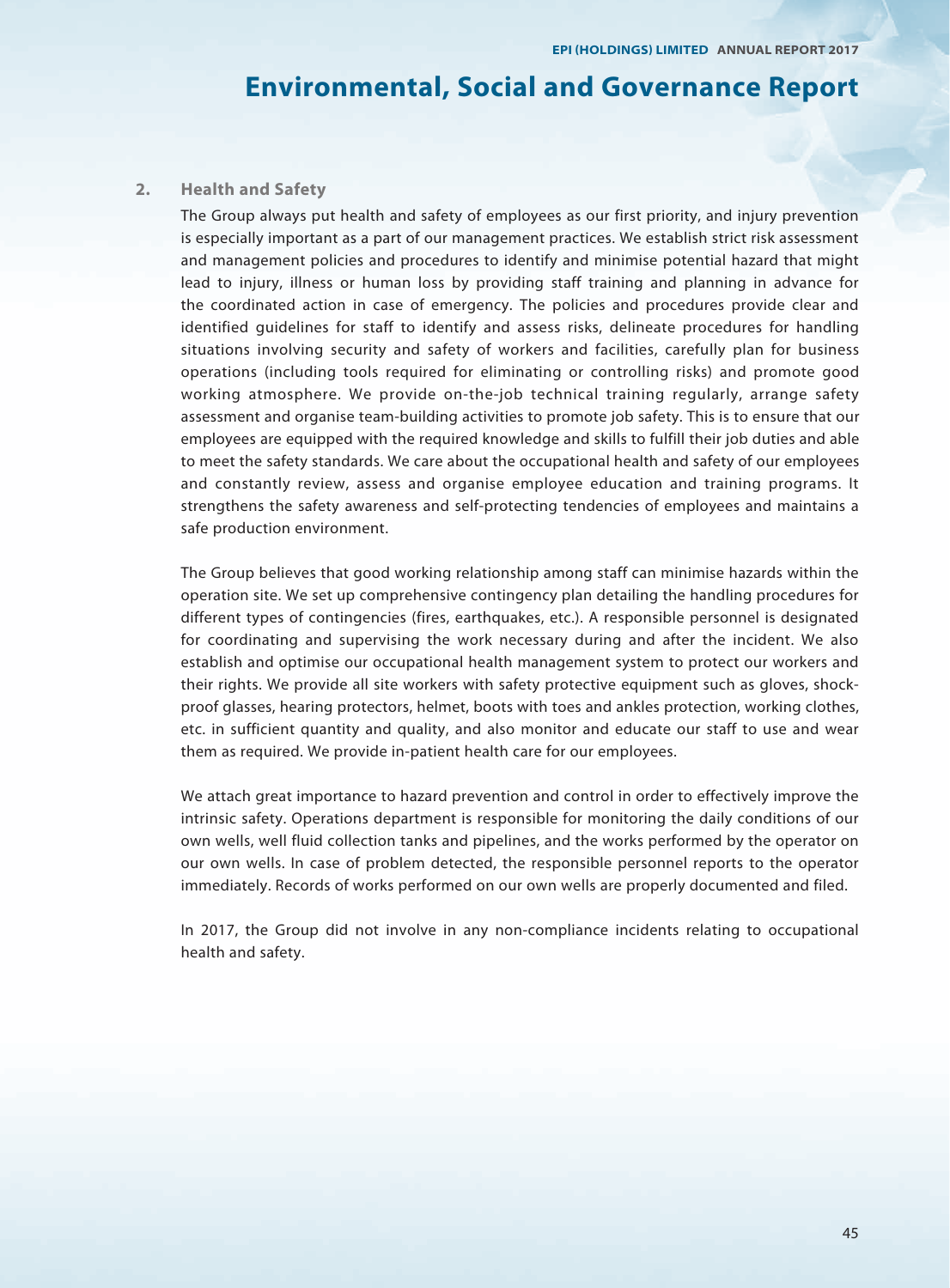## 2. Health and Safety

The Group always put health and safety of employees as our first priority, and injury prevention is especially important as a part of our management practices. We establish strict risk assessment and management policies and procedures to identify and minimise potential hazard that might lead to injury, illness or human loss by providing staff training and planning in advance for the coordinated action in case of emergency. The policies and procedures provide clear and identified guidelines for staff to identify and assess risks, delineate procedures for handling situations involving security and safety of workers and facilities, carefully plan for business operations (including tools required for eliminating or controlling risks) and promote good working atmosphere. We provide on-the-job technical training regularly, arrange safety assessment and organise team-building activities to promote job safety. This is to ensure that our employees are equipped with the required knowledge and skills to fulfill their job duties and able to meet the safety standards. We care about the occupational health and safety of our employees and constantly review, assess and organise employee education and training programs. It strengthens the safety awareness and self-protecting tendencies of employees and maintains a safe production environment.

The Group believes that good working relationship among staff can minimise hazards within the operation site. We set up comprehensive contingency plan detailing the handling procedures for different types of contingencies (fires, earthquakes, etc.). A responsible personnel is designated for coordinating and supervising the work necessary during and after the incident. We also establish and optimise our occupational health management system to protect our workers and their rights. We provide all site workers with safety protective equipment such as gloves, shock-proof glasses, hearing protectors, helmet, boots with toes and ankles protection, working clothes, etc. in sufficient quantity and quality, and also monitor and educate our staff to use and wear them as required. We provide in-patient health care for our employees.

We attach great importance to hazard prevention and control in order to effectively improve the intrinsic safety. Operations department is responsible for monitoring the daily conditions of our own wells, well fluid collection tanks and pipelines, and the works performed by the operator on our own wells. In case of problem detected, the responsible personnel reports to the operator immediately. Records of works performed on our own wells are properly documented and filed.

In 2017, the Group did not involve in any non-compliance incidents relating to occupational health and safety.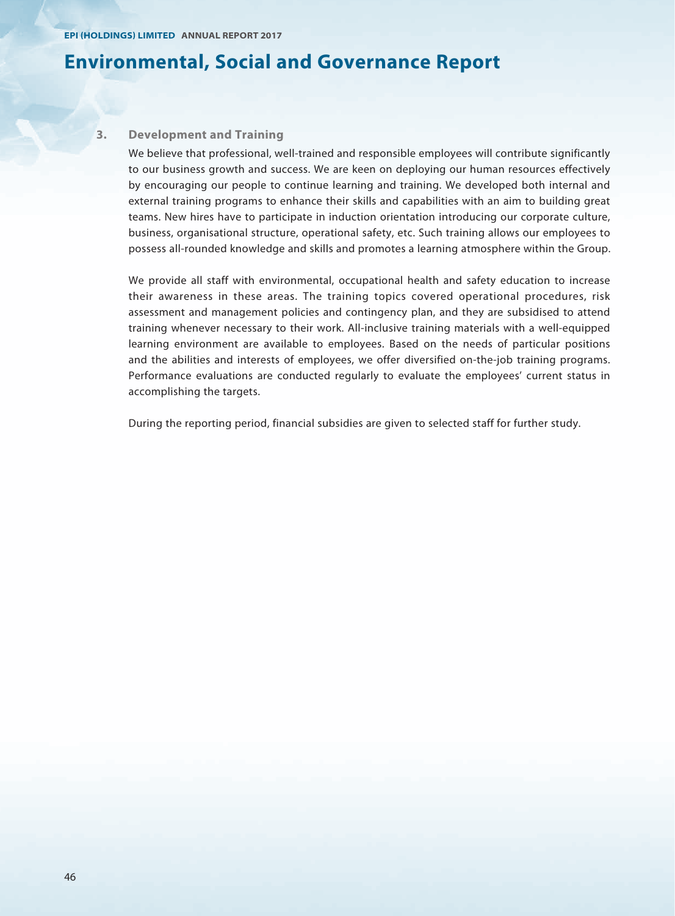# Environmental, Social and Governance Report

### 3. Development and Training

We believe that professional, well-trained and responsible employees will contribute significantly to our business growth and success. We are keen on deploying our human resources effectively by encouraging our people to continue learning and training. We developed both internal and external training programs to enhance their skills and capabilities with an aim to building great teams. New hires have to participate in induction orientation introducing our corporate culture, business, organisational structure, operational safety, etc. Such training allows our employees to possess all-rounded knowledge and skills and promotes a learning atmosphere within the Group.

We provide all staff with environmental, occupational health and safety education to increase their awareness in these areas. The training topics covered operational procedures, risk assessment and management policies and contingency plan, and they are subsidised to attend training whenever necessary to their work. All-inclusive training materials with a well-equipped learning environment are available to employees. Based on the needs of particular positions and the abilities and interests of employees, we offer diversified on-the-job training programs. Performance evaluations are conducted regularly to evaluate the employees' current status in accomplishing the targets.

During the reporting period, financial subsidies are given to selected staff for further study.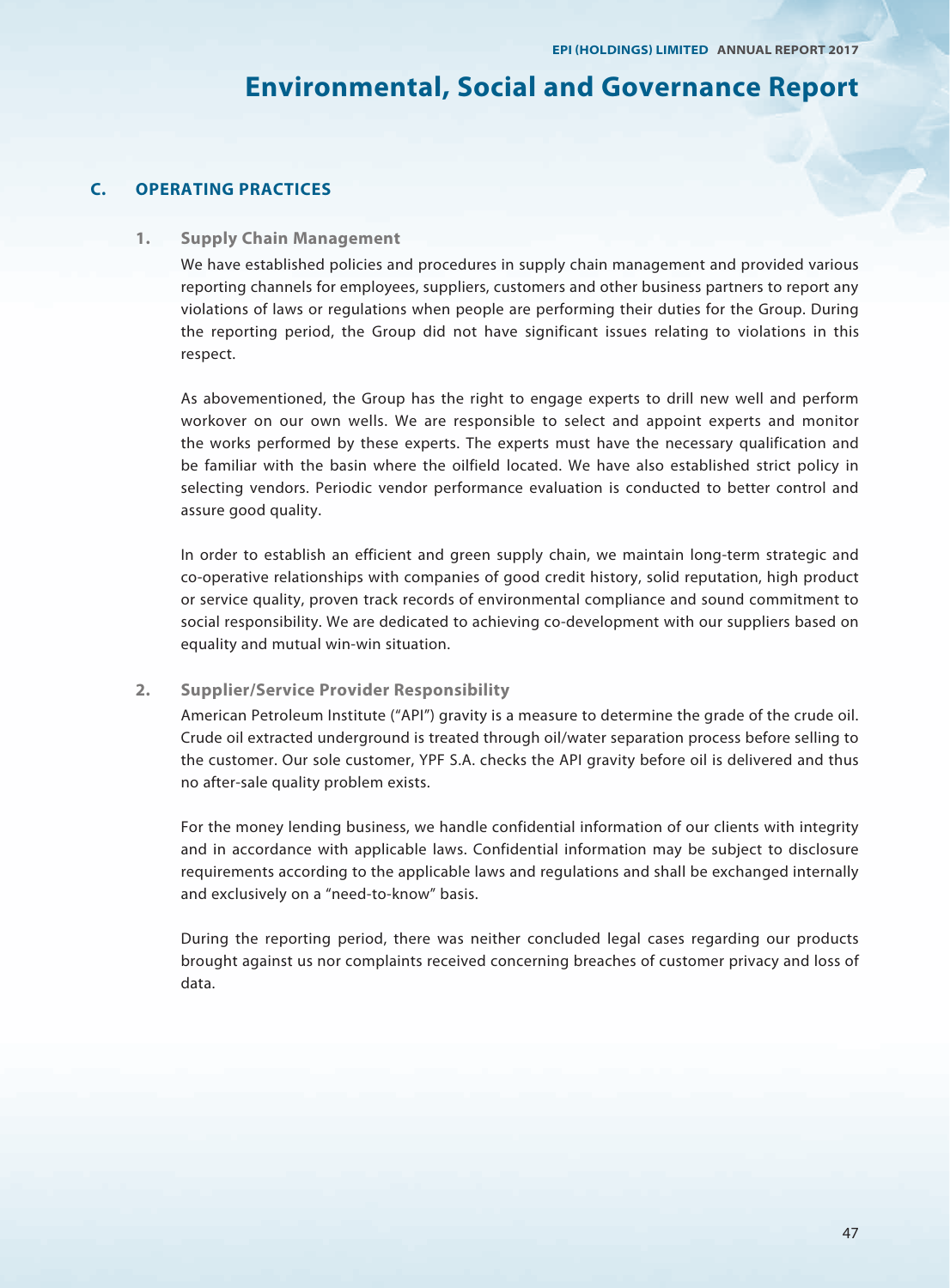# Environmental, Social and Governance Report

## C. OPERATING PRACTICES

### 1. Supply Chain Management

We have established policies and procedures in supply chain management and provided various reporting channels for employees, suppliers, customers and other business partners to report any violations of laws or regulations when people are performing their duties for the Group. During the reporting period, the Group did not have significant issues relating to violations in this respect.

As abovementioned, the Group has the right to engage experts to drill new well and perform workover on our own wells. We are responsible to select and appoint experts and monitor the works performed by these experts. The experts must have the necessary qualification and be familiar with the basin where the oilfield located. We have also established strict policy in selecting vendors. Periodic vendor performance evaluation is conducted to better control and assure good quality.

In order to establish an efficient and green supply chain, we maintain long-term strategic and co-operative relationships with companies of good credit history, solid reputation, high product or service quality, proven track records of environmental compliance and sound commitment to social responsibility. We are dedicated to achieving co-development with our suppliers based on equality and mutual win-win situation.

### 2. Supplier/Service Provider Responsibility

American Petroleum Institute ("API") gravity is a measure to determine the grade of the crude oil. Crude oil extracted underground is treated through oil/water separation process before selling to the customer. Our sole customer, YPF S.A. checks the API gravity before oil is delivered and thus no after-sale quality problem exists.

For the money lending business, we handle confidential information of our clients with integrity and in accordance with applicable laws. Confidential information may be subject to disclosure requirements according to the applicable laws and regulations and shall be exchanged internally and exclusively on a "need-to-know" basis.

During the reporting period, there was neither concluded legal cases regarding our products brought against us nor complaints received concerning breaches of customer privacy and loss of data.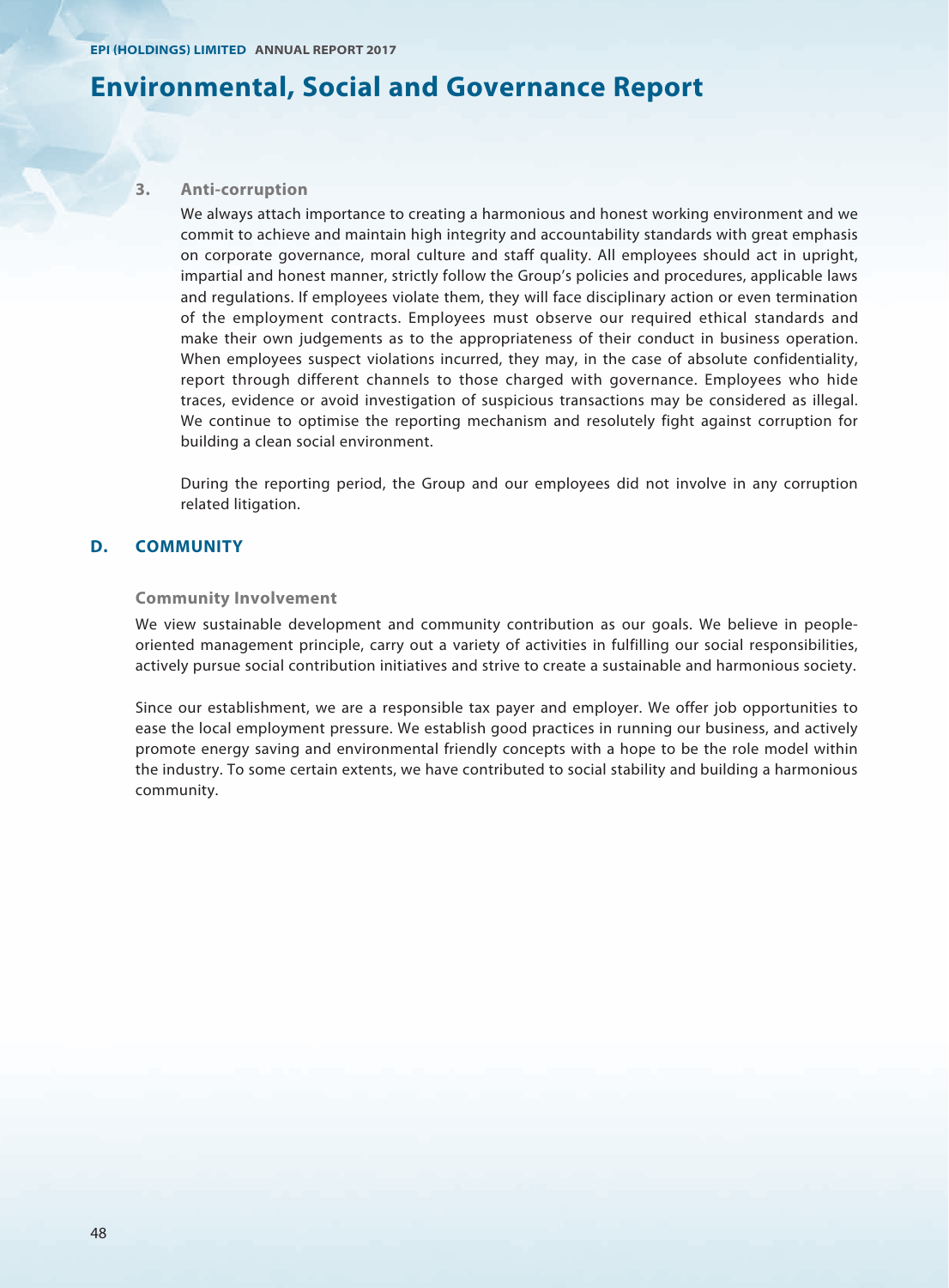# Environmental, Social and Governance Report

### 3. Anti-corruption

We always attach importance to creating a harmonious and honest working environment and we commit to achieve and maintain high integrity and accountability standards with great emphasis on corporate governance, moral culture and staff quality. All employees should act in upright, impartial and honest manner, strictly follow the Group's policies and procedures, applicable laws and regulations. If employees violate them, they will face disciplinary action or even termination of the employment contracts. Employees must observe our required ethical standards and make their own judgements as to the appropriateness of their conduct in business operation. When employees suspect violations incurred, they may, in the case of absolute confidentiality, report through different channels to those charged with governance. Employees who hide traces, evidence or avoid investigation of suspicious transactions may be considered as illegal. We continue to optimise the reporting mechanism and resolutely fight against corruption for building a clean social environment.

During the reporting period, the Group and our employees did not involve in any corruption related litigation.

## D. COMMUNITY

### Community Involvement

We view sustainable development and community contribution as our goals. We believe in people-oriented management principle, carry out a variety of activities in fulfilling our social responsibilities, actively pursue social contribution initiatives and strive to create a sustainable and harmonious society.

Since our establishment, we are a responsible tax payer and employer. We offer job opportunities to ease the local employment pressure. We establish good practices in running our business, and actively promote energy saving and environmental friendly concepts with a hope to be the role model within the industry. To some certain extents, we have contributed to social stability and building a harmonious community.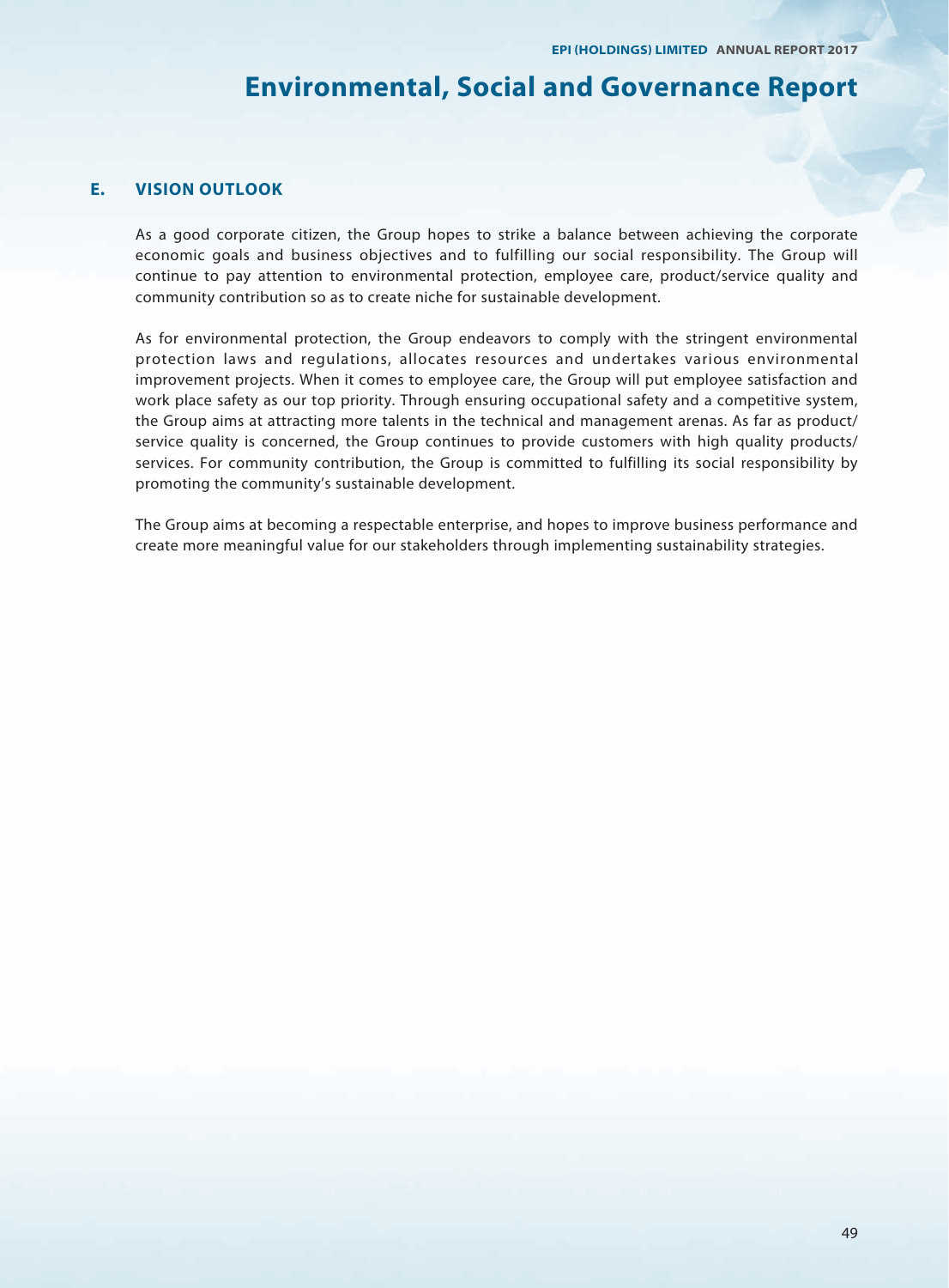## E. VISION OUTLOOK

As a good corporate citizen, the Group hopes to strike a balance between achieving the corporate economic goals and business objectives and to fulfilling our social responsibility. The Group will continue to pay attention to environmental protection, employee care, product/service quality and community contribution so as to create niche for sustainable development.

As for environmental protection, the Group endeavors to comply with the stringent environmental protection laws and regulations, allocates resources and undertakes various environmental improvement projects. When it comes to employee care, the Group will put employee satisfaction and work place safety as our top priority. Through ensuring occupational safety and a competitive system, the Group aims at attracting more talents in the technical and management arenas. As far as product/service quality is concerned, the Group continues to provide customers with high quality products/services. For community contribution, the Group is committed to fulfilling its social responsibility by promoting the community's sustainable development.

The Group aims at becoming a respectable enterprise, and hopes to improve business performance and create more meaningful value for our stakeholders through implementing sustainability strategies.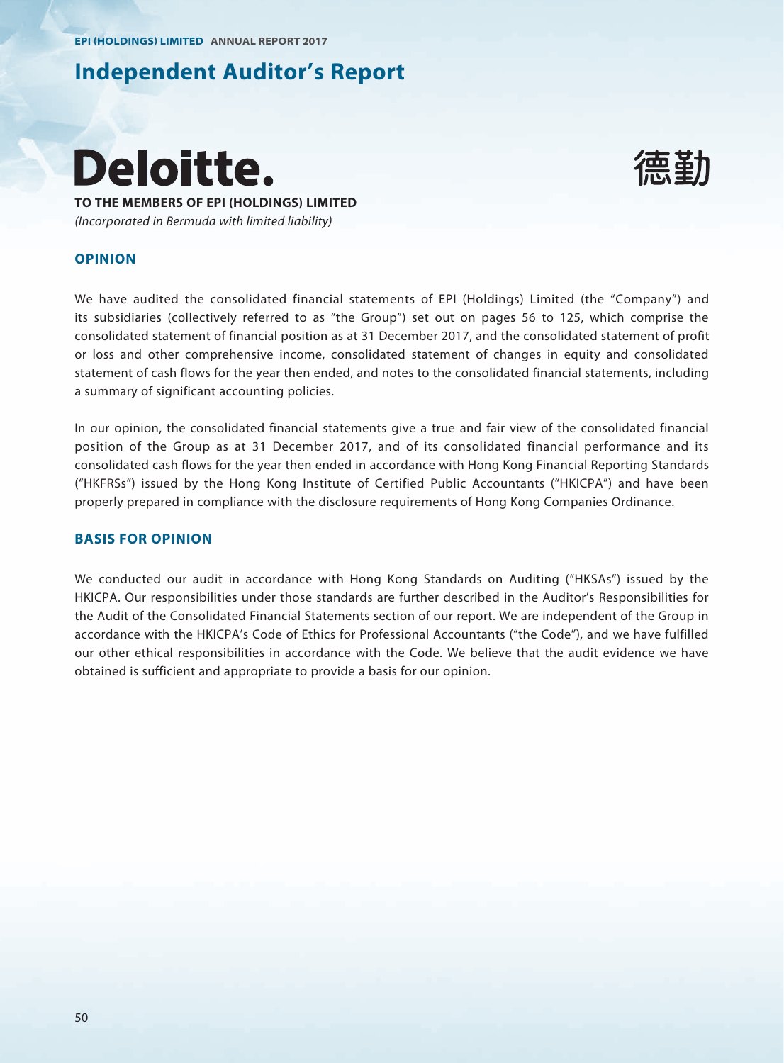# Independent Auditor's Report

**Deloitte.** 德勤

**TO THE MEMBERS OF EPI (HOLDINGS) LIMITED**

*(Incorporated in Bermuda with limited liability)*

## OPINION

We have audited the consolidated financial statements of EPI (Holdings) Limited (the "Company") and its subsidiaries (collectively referred to as "the Group") set out on pages 56 to 125, which comprise the consolidated statement of financial position as at 31 December 2017, and the consolidated statement of profit or loss and other comprehensive income, consolidated statement of changes in equity and consolidated statement of cash flows for the year then ended, and notes to the consolidated financial statements, including a summary of significant accounting policies.

In our opinion, the consolidated financial statements give a true and fair view of the consolidated financial position of the Group as at 31 December 2017, and of its consolidated financial performance and its consolidated cash flows for the year then ended in accordance with Hong Kong Financial Reporting Standards ("HKFRSs") issued by the Hong Kong Institute of Certified Public Accountants ("HKICPA") and have been properly prepared in compliance with the disclosure requirements of Hong Kong Companies Ordinance.

## BASIS FOR OPINION

We conducted our audit in accordance with Hong Kong Standards on Auditing ("HKSAs") issued by the HKICPA. Our responsibilities under those standards are further described in the Auditor's Responsibilities for the Audit of the Consolidated Financial Statements section of our report. We are independent of the Group in accordance with the HKICPA's Code of Ethics for Professional Accountants ("the Code"), and we have fulfilled our other ethical responsibilities in accordance with the Code. We believe that the audit evidence we have obtained is sufficient and appropriate to provide a basis for our opinion.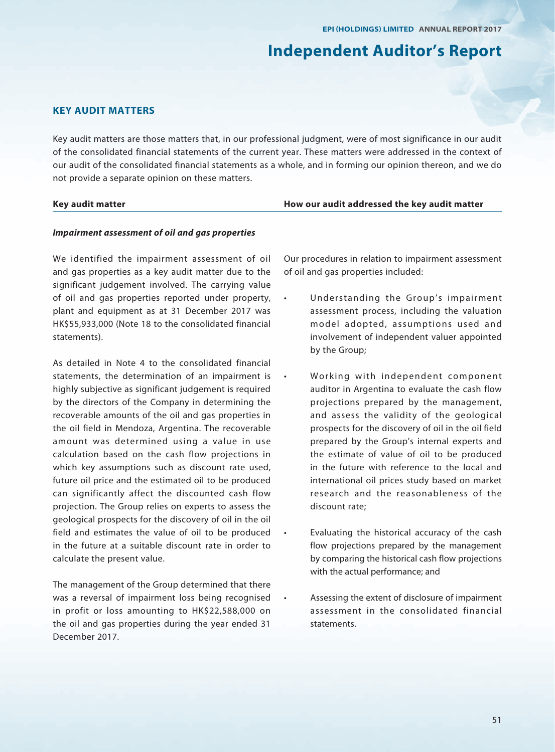# Independent Auditor's Report

## KEY AUDIT MATTERS

Key audit matters are those matters that, in our professional judgment, were of most significance in our audit of the consolidated financial statements of the current year. These matters were addressed in the context of our audit of the consolidated financial statements as a whole, and in forming our opinion thereon, and we do not provide a separate opinion on these matters.

| Key audit matter | How our audit addressed the key audit matter |
|---|---|
| ***Impairment assessment of oil and gas properties*** | |
| We identified the impairment assessment of oil and gas properties as a key audit matter due to the significant judgement involved. The carrying value of oil and gas properties reported under property, plant and equipment as at 31 December 2017 was HK$55,933,000 (Note 18 to the consolidated financial statements).<br><br>As detailed in Note 4 to the consolidated financial statements, the determination of an impairment is highly subjective as significant judgement is required by the directors of the Company in determining the recoverable amounts of the oil and gas properties in the oil field in Mendoza, Argentina. The recoverable amount was determined using a value in use calculation based on the cash flow projections in which key assumptions such as discount rate used, future oil price and the estimated oil to be produced can significantly affect the discounted cash flow projection. The Group relies on experts to assess the geological prospects for the discovery of oil in the oil field and estimates the value of oil to be produced in the future at a suitable discount rate in order to calculate the present value.<br><br>The management of the Group determined that there was a reversal of impairment loss being recognised in profit or loss amounting to HK$22,588,000 on the oil and gas properties during the year ended 31 December 2017. | Our procedures in relation to impairment assessment of oil and gas properties included:<br><br>• Understanding the Group's impairment assessment process, including the valuation model adopted, assumptions used and involvement of independent valuer appointed by the Group;<br><br>• Working with independent component auditor in Argentina to evaluate the cash flow projections prepared by the management, and assess the validity of the geological prospects for the discovery of oil in the oil field prepared by the Group's internal experts and the estimate of value of oil to be produced in the future with reference to the local and international oil prices study based on market research and the reasonableness of the discount rate;<br><br>• Evaluating the historical accuracy of the cash flow projections prepared by the management by comparing the historical cash flow projections with the actual performance; and<br><br>• Assessing the extent of disclosure of impairment assessment in the consolidated financial statements. |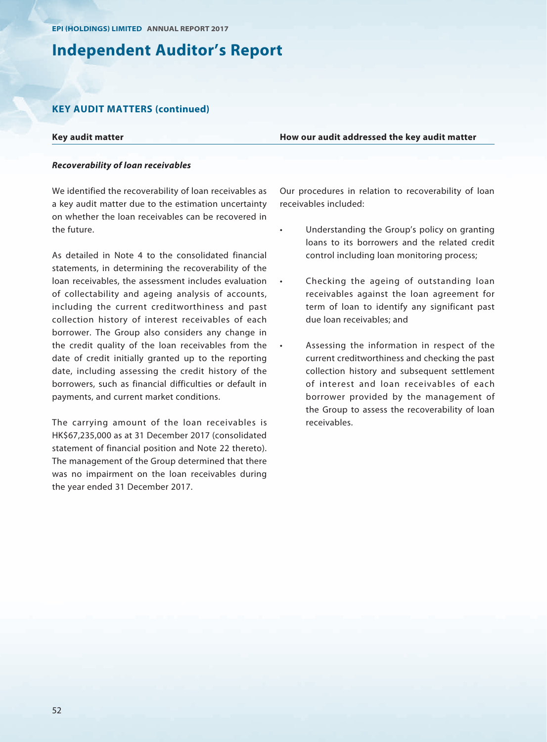# Independent Auditor's Report

## KEY AUDIT MATTERS (continued)

| Key audit matter | How our audit addressed the key audit matter |
|---|---|
| ***Recoverability of loan receivables*** | |
| We identified the recoverability of loan receivables as a key audit matter due to the estimation uncertainty on whether the loan receivables can be recovered in the future.<br><br>As detailed in Note 4 to the consolidated financial statements, in determining the recoverability of the loan receivables, the assessment includes evaluation of collectability and ageing analysis of accounts, including the current creditworthiness and past collection history of interest receivables of each borrower. The Group also considers any change in the credit quality of the loan receivables from the date of credit initially granted up to the reporting date, including assessing the credit history of the borrowers, such as financial difficulties or default in payments, and current market conditions.<br><br>The carrying amount of the loan receivables is HK$67,235,000 as at 31 December 2017 (consolidated statement of financial position and Note 22 thereto). The management of the Group determined that there was no impairment on the loan receivables during the year ended 31 December 2017. | Our procedures in relation to recoverability of loan receivables included:<br><br>• Understanding the Group's policy on granting loans to its borrowers and the related credit control including loan monitoring process;<br><br>• Checking the ageing of outstanding loan receivables against the loan agreement for term of loan to identify any significant past due loan receivables; and<br><br>• Assessing the information in respect of the current creditworthiness and checking the past collection history and subsequent settlement of interest and loan receivables of each borrower provided by the management of the Group to assess the recoverability of loan receivables. |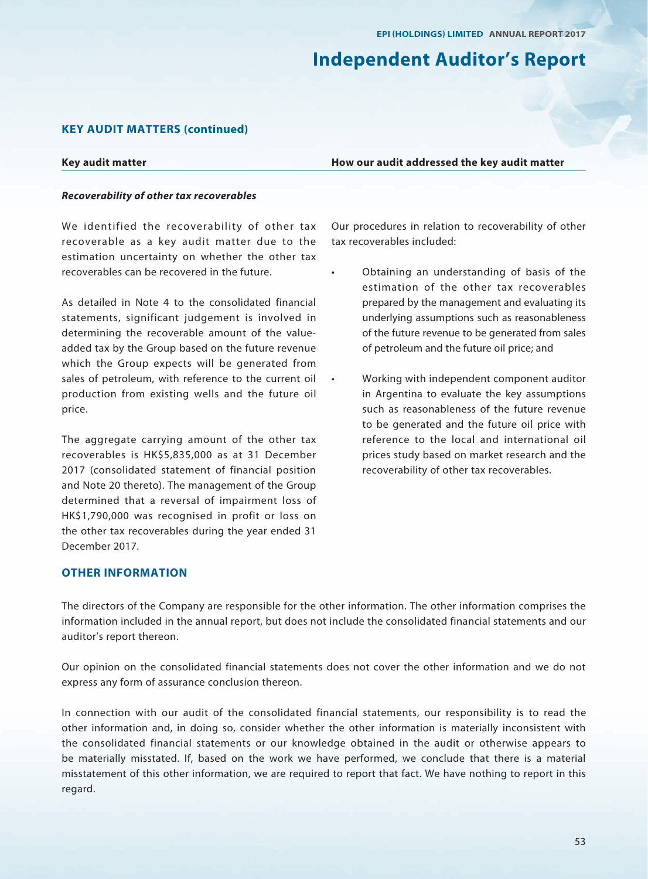## KEY AUDIT MATTERS (continued)

| Key audit matter | How our audit addressed the key audit matter |
|---|---|
| ***Recoverability of other tax recoverables*** | |
| We identified the recoverability of other tax recoverable as a key audit matter due to the estimation uncertainty on whether the other tax recoverables can be recovered in the future.<br><br>As detailed in Note 4 to the consolidated financial statements, significant judgement is involved in determining the recoverable amount of the value-added tax by the Group based on the future revenue which the Group expects will be generated from sales of petroleum, with reference to the current oil production from existing wells and the future oil price.<br><br>The aggregate carrying amount of the other tax recoverables is HK$5,835,000 as at 31 December 2017 (consolidated statement of financial position and Note 20 thereto). The management of the Group determined that a reversal of impairment loss of HK$1,790,000 was recognised in profit or loss on the other tax recoverables during the year ended 31 December 2017. | Our procedures in relation to recoverability of other tax recoverables included:<br><br>• Obtaining an understanding of basis of the estimation of the other tax recoverables prepared by the management and evaluating its underlying assumptions such as reasonableness of the future revenue to be generated from sales of petroleum and the future oil price; and<br><br>• Working with independent component auditor in Argentina to evaluate the key assumptions such as reasonableness of the future revenue to be generated and the future oil price with reference to the local and international oil prices study based on market research and the recoverability of other tax recoverables. |

## OTHER INFORMATION

The directors of the Company are responsible for the other information. The other information comprises the information included in the annual report, but does not include the consolidated financial statements and our auditor's report thereon.

Our opinion on the consolidated financial statements does not cover the other information and we do not express any form of assurance conclusion thereon.

In connection with our audit of the consolidated financial statements, our responsibility is to read the other information and, in doing so, consider whether the other information is materially inconsistent with the consolidated financial statements or our knowledge obtained in the audit or otherwise appears to be materially misstated. If, based on the work we have performed, we conclude that there is a material misstatement of this other information, we are required to report that fact. We have nothing to report in this regard.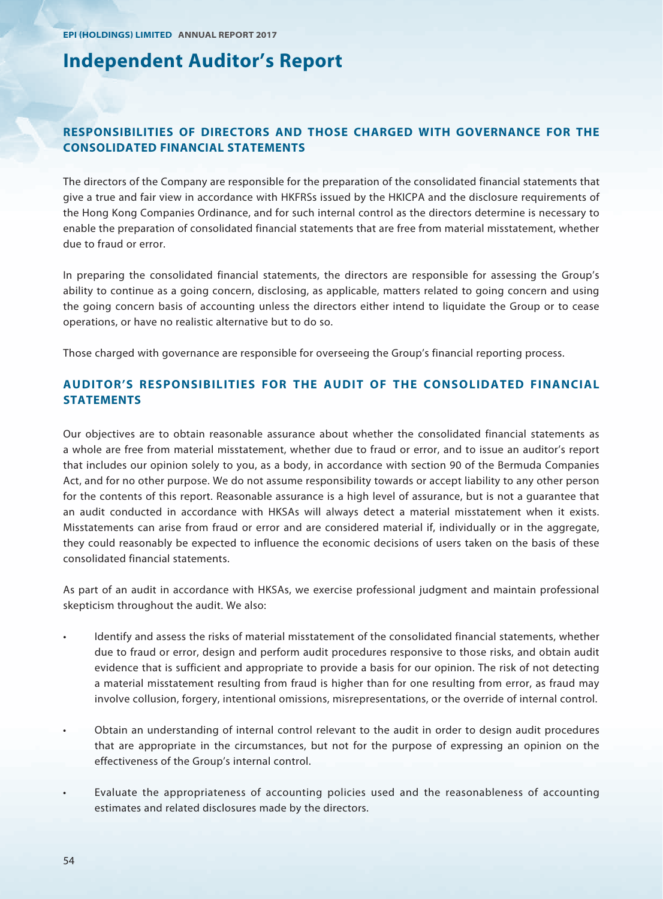# Independent Auditor's Report

## RESPONSIBILITIES OF DIRECTORS AND THOSE CHARGED WITH GOVERNANCE FOR THE CONSOLIDATED FINANCIAL STATEMENTS

The directors of the Company are responsible for the preparation of the consolidated financial statements that give a true and fair view in accordance with HKFRSs issued by the HKICPA and the disclosure requirements of the Hong Kong Companies Ordinance, and for such internal control as the directors determine is necessary to enable the preparation of consolidated financial statements that are free from material misstatement, whether due to fraud or error.

In preparing the consolidated financial statements, the directors are responsible for assessing the Group's ability to continue as a going concern, disclosing, as applicable, matters related to going concern and using the going concern basis of accounting unless the directors either intend to liquidate the Group or to cease operations, or have no realistic alternative but to do so.

Those charged with governance are responsible for overseeing the Group's financial reporting process.

## AUDITOR'S RESPONSIBILITIES FOR THE AUDIT OF THE CONSOLIDATED FINANCIAL STATEMENTS

Our objectives are to obtain reasonable assurance about whether the consolidated financial statements as a whole are free from material misstatement, whether due to fraud or error, and to issue an auditor's report that includes our opinion solely to you, as a body, in accordance with section 90 of the Bermuda Companies Act, and for no other purpose. We do not assume responsibility towards or accept liability to any other person for the contents of this report. Reasonable assurance is a high level of assurance, but is not a guarantee that an audit conducted in accordance with HKSAs will always detect a material misstatement when it exists. Misstatements can arise from fraud or error and are considered material if, individually or in the aggregate, they could reasonably be expected to influence the economic decisions of users taken on the basis of these consolidated financial statements.

As part of an audit in accordance with HKSAs, we exercise professional judgment and maintain professional skepticism throughout the audit. We also:

- Identify and assess the risks of material misstatement of the consolidated financial statements, whether due to fraud or error, design and perform audit procedures responsive to those risks, and obtain audit evidence that is sufficient and appropriate to provide a basis for our opinion. The risk of not detecting a material misstatement resulting from fraud is higher than for one resulting from error, as fraud may involve collusion, forgery, intentional omissions, misrepresentations, or the override of internal control.

- Obtain an understanding of internal control relevant to the audit in order to design audit procedures that are appropriate in the circumstances, but not for the purpose of expressing an opinion on the effectiveness of the Group's internal control.

- Evaluate the appropriateness of accounting policies used and the reasonableness of accounting estimates and related disclosures made by the directors.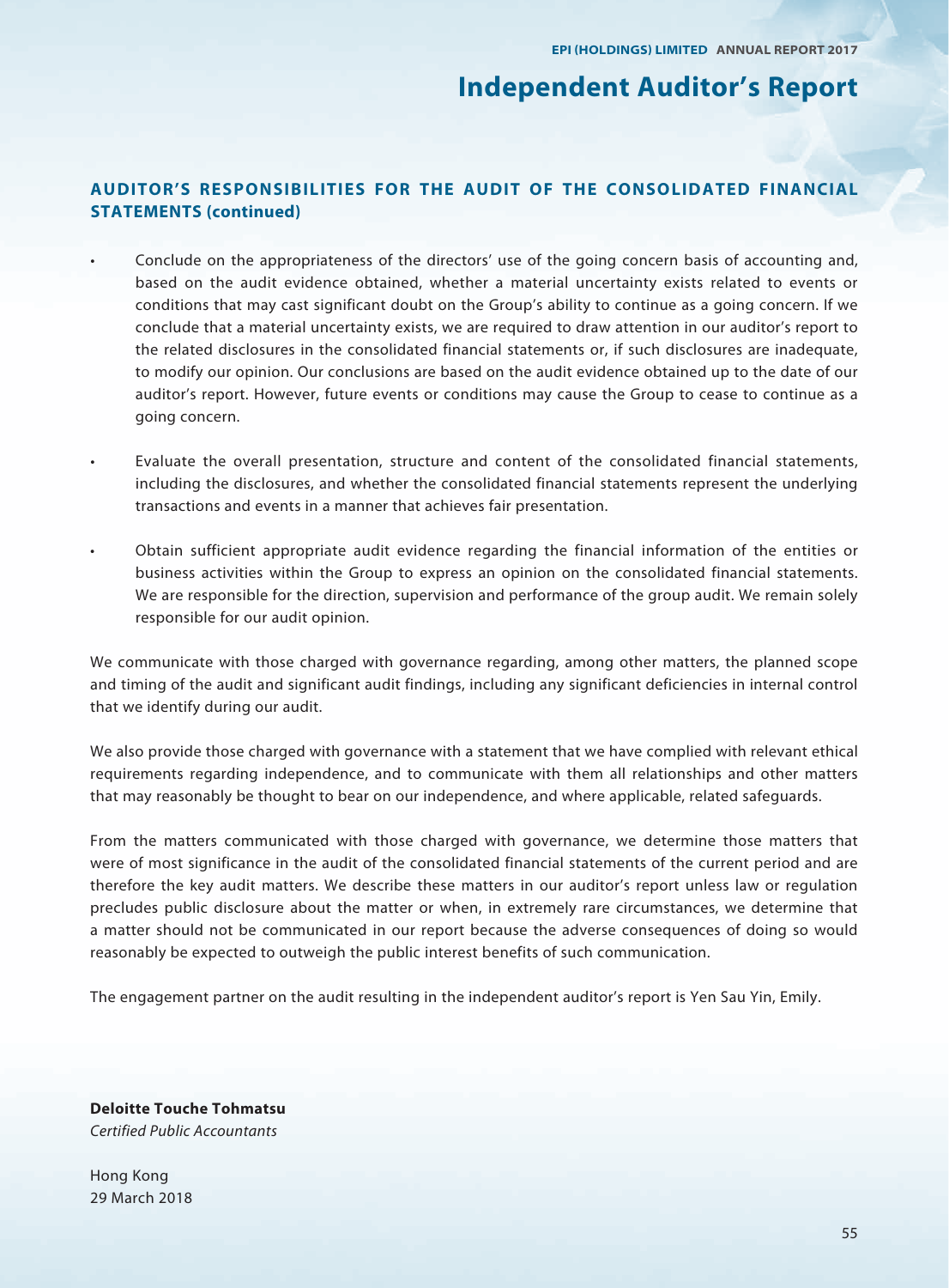## AUDITOR'S RESPONSIBILITIES FOR THE AUDIT OF THE CONSOLIDATED FINANCIAL STATEMENTS (continued)

- Conclude on the appropriateness of the directors' use of the going concern basis of accounting and, based on the audit evidence obtained, whether a material uncertainty exists related to events or conditions that may cast significant doubt on the Group's ability to continue as a going concern. If we conclude that a material uncertainty exists, we are required to draw attention in our auditor's report to the related disclosures in the consolidated financial statements or, if such disclosures are inadequate, to modify our opinion. Our conclusions are based on the audit evidence obtained up to the date of our auditor's report. However, future events or conditions may cause the Group to cease to continue as a going concern.

- Evaluate the overall presentation, structure and content of the consolidated financial statements, including the disclosures, and whether the consolidated financial statements represent the underlying transactions and events in a manner that achieves fair presentation.

- Obtain sufficient appropriate audit evidence regarding the financial information of the entities or business activities within the Group to express an opinion on the consolidated financial statements. We are responsible for the direction, supervision and performance of the group audit. We remain solely responsible for our audit opinion.

We communicate with those charged with governance regarding, among other matters, the planned scope and timing of the audit and significant audit findings, including any significant deficiencies in internal control that we identify during our audit.

We also provide those charged with governance with a statement that we have complied with relevant ethical requirements regarding independence, and to communicate with them all relationships and other matters that may reasonably be thought to bear on our independence, and where applicable, related safeguards.

From the matters communicated with those charged with governance, we determine those matters that were of most significance in the audit of the consolidated financial statements of the current period and are therefore the key audit matters. We describe these matters in our auditor's report unless law or regulation precludes public disclosure about the matter or when, in extremely rare circumstances, we determine that a matter should not be communicated in our report because the adverse consequences of doing so would reasonably be expected to outweigh the public interest benefits of such communication.

The engagement partner on the audit resulting in the independent auditor's report is Yen Sau Yin, Emily.

**Deloitte Touche Tohmatsu**
*Certified Public Accountants*

Hong Kong
29 March 2018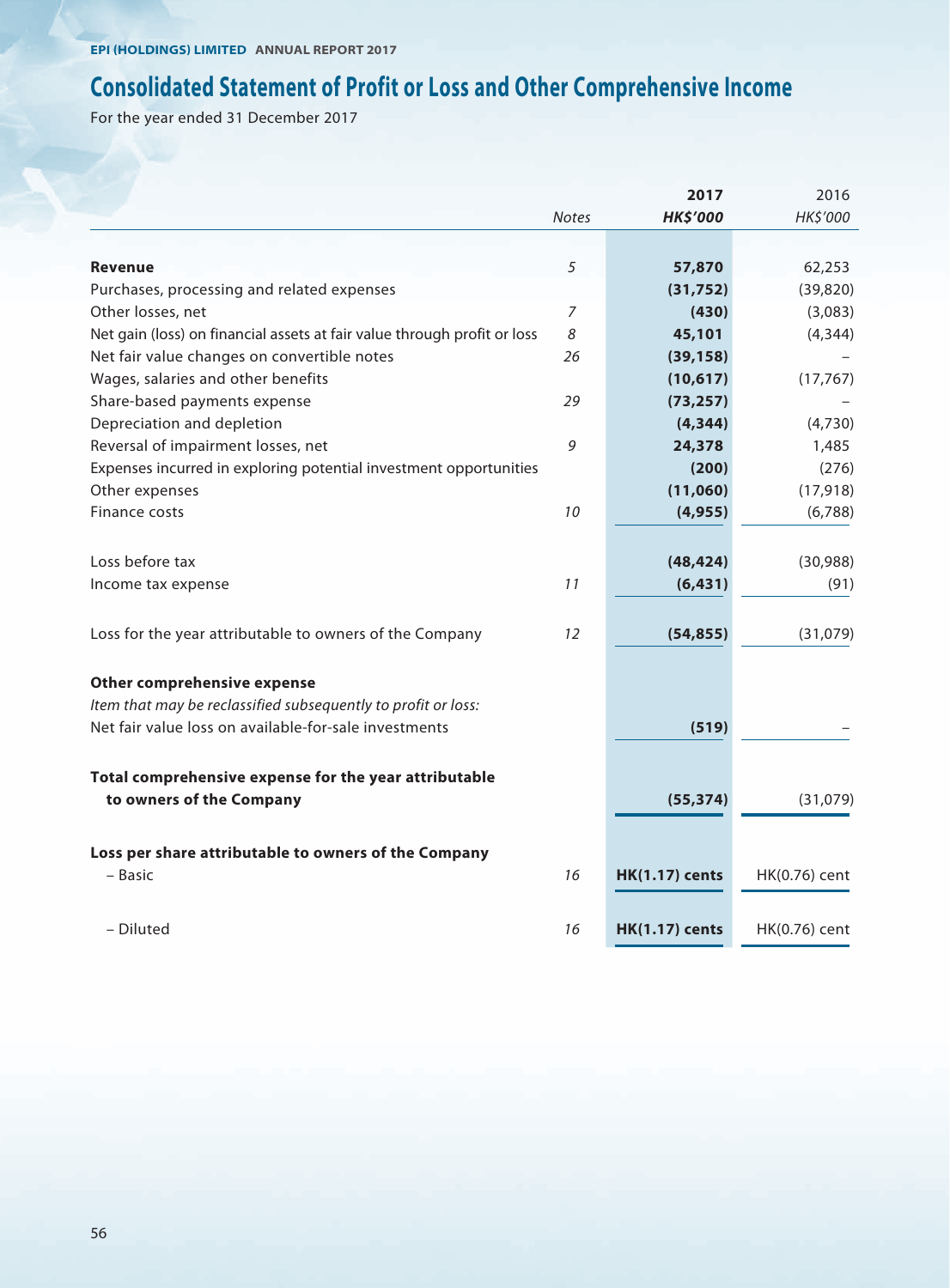# Consolidated Statement of Profit or Loss and Other Comprehensive Income

For the year ended 31 December 2017

| | *Notes* | **2017** **HK$'000** | 2016 *HK$'000* |
|---|---|---|---|
| **Revenue** | 5 | **57,870** | 62,253 |
| Purchases, processing and related expenses | | **(31,752)** | (39,820) |
| Other losses, net | 7 | **(430)** | (3,083) |
| Net gain (loss) on financial assets at fair value through profit or loss | 8 | **45,101** | (4,344) |
| Net fair value changes on convertible notes | 26 | **(39,158)** | – |
| Wages, salaries and other benefits | | **(10,617)** | (17,767) |
| Share-based payments expense | 29 | **(73,257)** | – |
| Depreciation and depletion | | **(4,344)** | (4,730) |
| Reversal of impairment losses, net | 9 | **24,378** | 1,485 |
| Expenses incurred in exploring potential investment opportunities | | **(200)** | (276) |
| Other expenses | | **(11,060)** | (17,918) |
| Finance costs | 10 | **(4,955)** | (6,788) |
| Loss before tax | | **(48,424)** | (30,988) |
| Income tax expense | 11 | **(6,431)** | (91) |
| Loss for the year attributable to owners of the Company | 12 | **(54,855)** | (31,079) |
| **Other comprehensive expense** | | | |
| *Item that may be reclassified subsequently to profit or loss:* | | | |
| Net fair value loss on available-for-sale investments | | **(519)** | – |
| **Total comprehensive expense for the year attributable to owners of the Company** | | **(55,374)** | (31,079) |
| **Loss per share attributable to owners of the Company** | | | |
| – Basic | 16 | **HK(1.17) cents** | HK(0.76) cent |
| – Diluted | 16 | **HK(1.17) cents** | HK(0.76) cent |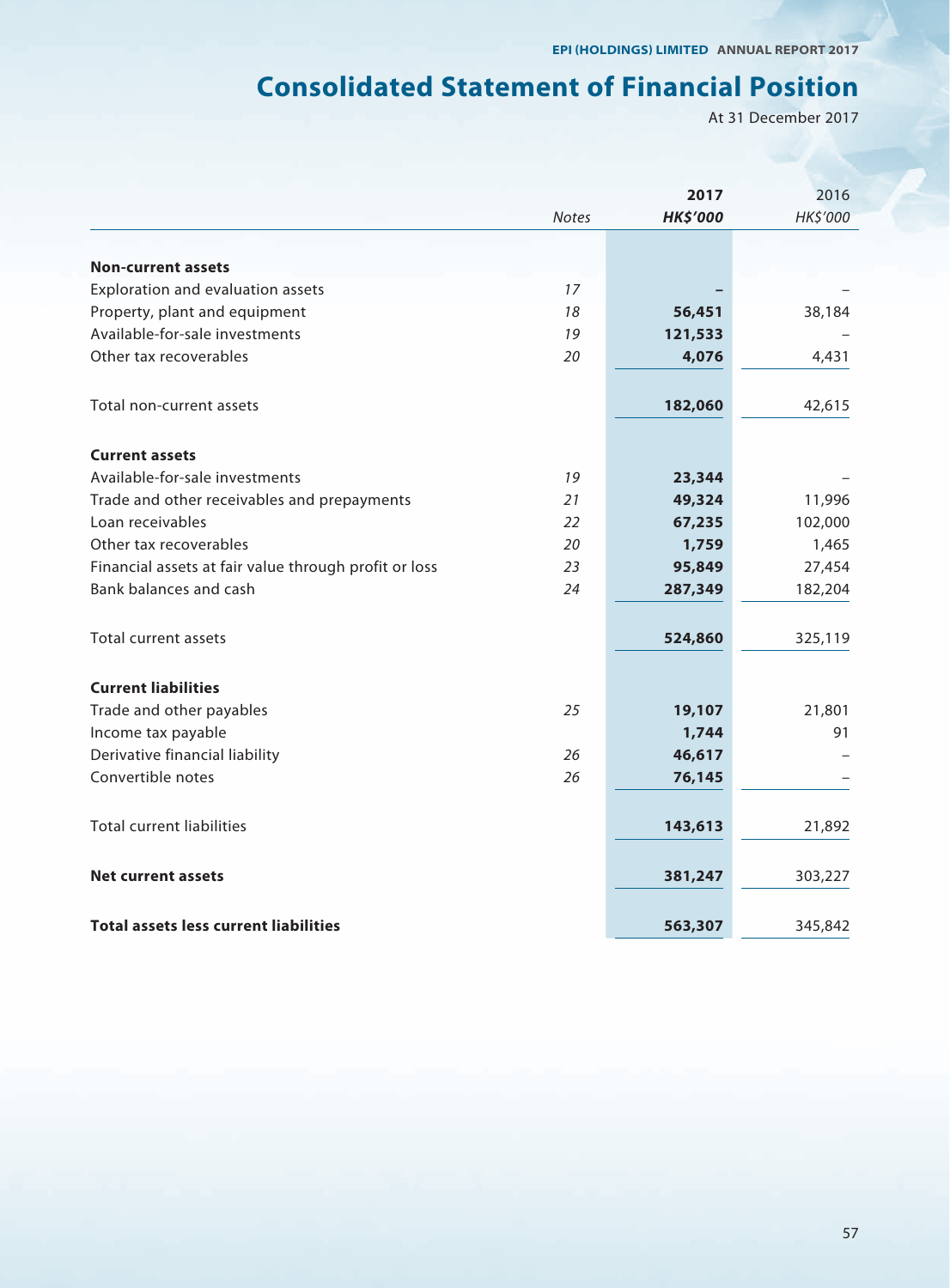# Consolidated Statement of Financial Position

At 31 December 2017

| | Notes | 2017 HK$'000 | 2016 HK$'000 |
|---|---|---|---|
| **Non-current assets** | | | |
| Exploration and evaluation assets | 17 | – | – |
| Property, plant and equipment | 18 | 56,451 | 38,184 |
| Available-for-sale investments | 19 | 121,533 | – |
| Other tax recoverables | 20 | 4,076 | 4,431 |
| Total non-current assets | | 182,060 | 42,615 |
| **Current assets** | | | |
| Available-for-sale investments | 19 | 23,344 | – |
| Trade and other receivables and prepayments | 21 | 49,324 | 11,996 |
| Loan receivables | 22 | 67,235 | 102,000 |
| Other tax recoverables | 20 | 1,759 | 1,465 |
| Financial assets at fair value through profit or loss | 23 | 95,849 | 27,454 |
| Bank balances and cash | 24 | 287,349 | 182,204 |
| Total current assets | | 524,860 | 325,119 |
| **Current liabilities** | | | |
| Trade and other payables | 25 | 19,107 | 21,801 |
| Income tax payable | | 1,744 | 91 |
| Derivative financial liability | 26 | 46,617 | – |
| Convertible notes | 26 | 76,145 | – |
| Total current liabilities | | 143,613 | 21,892 |
| **Net current assets** | | 381,247 | 303,227 |
| **Total assets less current liabilities** | | 563,307 | 345,842 |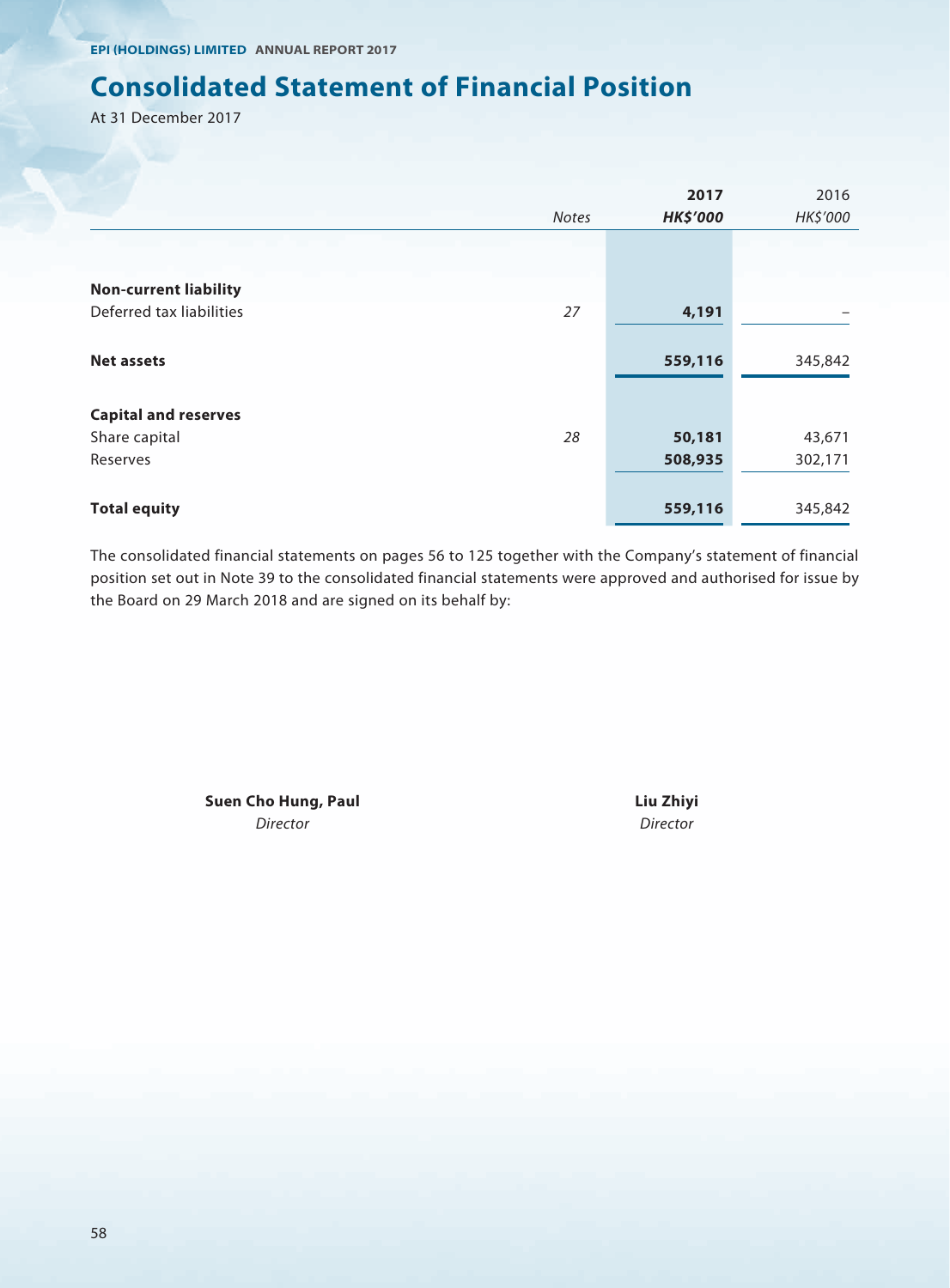# Consolidated Statement of Financial Position

At 31 December 2017

| | Notes | 2017 HK$'000 | 2016 HK$'000 |
|---|---|---|---|
| **Non-current liability** | | | |
| Deferred tax liabilities | 27 | **4,191** | – |
| **Net assets** | | **559,116** | 345,842 |
| **Capital and reserves** | | | |
| Share capital | 28 | **50,181** | 43,671 |
| Reserves | | **508,935** | 302,171 |
| **Total equity** | | **559,116** | 345,842 |

The consolidated financial statements on pages 56 to 125 together with the Company's statement of financial position set out in Note 39 to the consolidated financial statements were approved and authorised for issue by the Board on 29 March 2018 and are signed on its behalf by:

**Suen Cho Hung, Paul**
*Director*

**Liu Zhiyi**
*Director*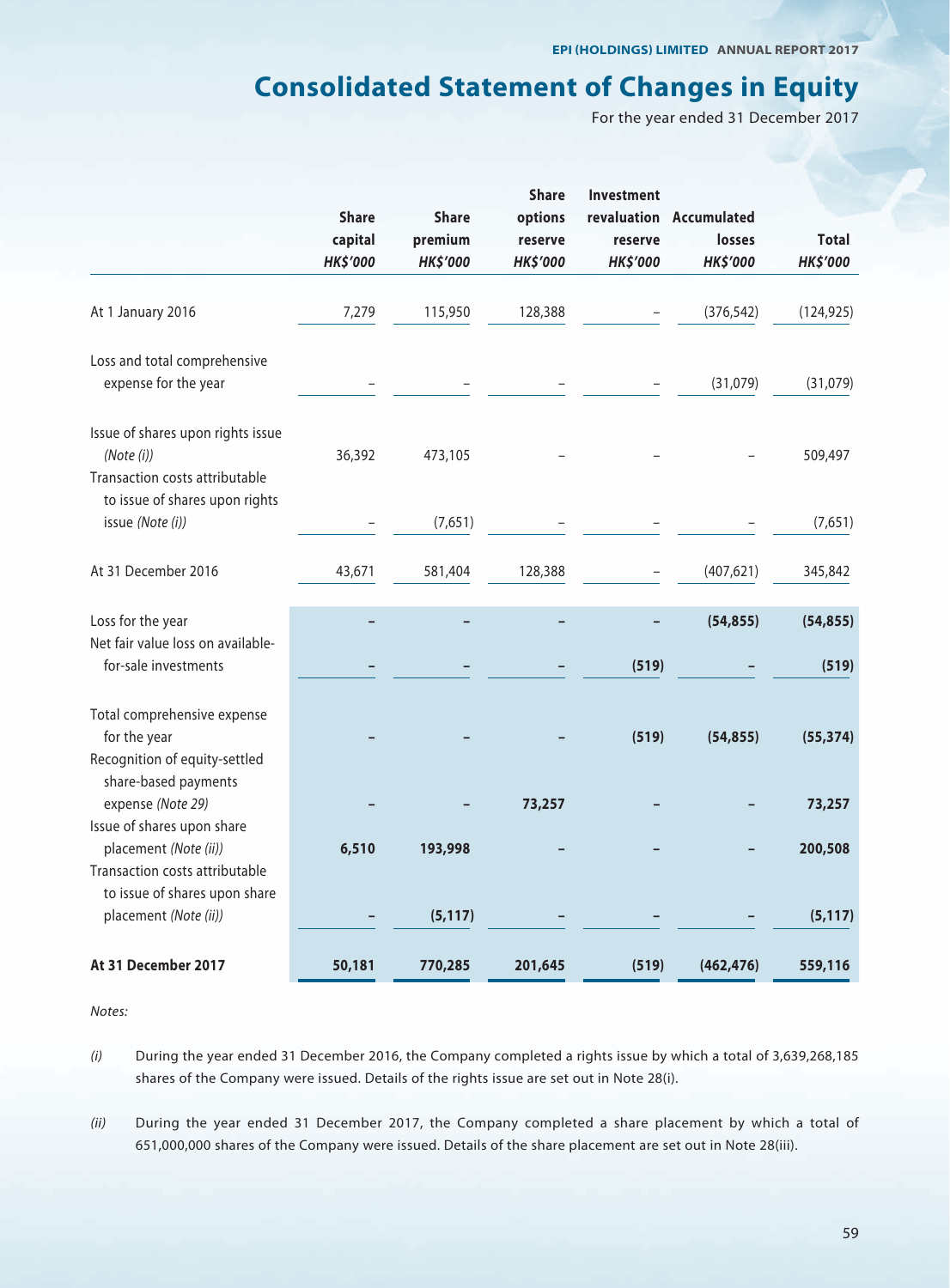# Consolidated Statement of Changes in Equity

For the year ended 31 December 2017

| | Share capital *HK$'000* | Share premium *HK$'000* | Share options reserve *HK$'000* | Investment revaluation reserve *HK$'000* | Accumulated losses *HK$'000* | Total *HK$'000* |
|---|---|---|---|---|---|---|
| At 1 January 2016 | 7,279 | 115,950 | 128,388 | – | (376,542) | (124,925) |
| Loss and total comprehensive expense for the year | – | – | – | – | (31,079) | (31,079) |
| Issue of shares upon rights issue *(Note (i))* | 36,392 | 473,105 | – | – | – | 509,497 |
| Transaction costs attributable to issue of shares upon rights issue *(Note (i))* | – | (7,651) | – | – | – | (7,651) |
| At 31 December 2016 | 43,671 | 581,404 | 128,388 | – | (407,621) | 345,842 |
| Loss for the year | – | – | – | – | (54,855) | (54,855) |
| Net fair value loss on available-for-sale investments | – | – | – | (519) | – | (519) |
| Total comprehensive expense for the year | – | – | – | (519) | (54,855) | (55,374) |
| Recognition of equity-settled share-based payments expense *(Note 29)* | – | – | 73,257 | – | – | 73,257 |
| Issue of shares upon share placement *(Note (ii))* | 6,510 | 193,998 | – | – | – | 200,508 |
| Transaction costs attributable to issue of shares upon share placement *(Note (ii))* | – | (5,117) | – | – | – | (5,117) |
| **At 31 December 2017** | **50,181** | **770,285** | **201,645** | **(519)** | **(462,476)** | **559,116** |

*Notes:*

*(i)* During the year ended 31 December 2016, the Company completed a rights issue by which a total of 3,639,268,185 shares of the Company were issued. Details of the rights issue are set out in Note 28(i).

*(ii)* During the year ended 31 December 2017, the Company completed a share placement by which a total of 651,000,000 shares of the Company were issued. Details of the share placement are set out in Note 28(iii).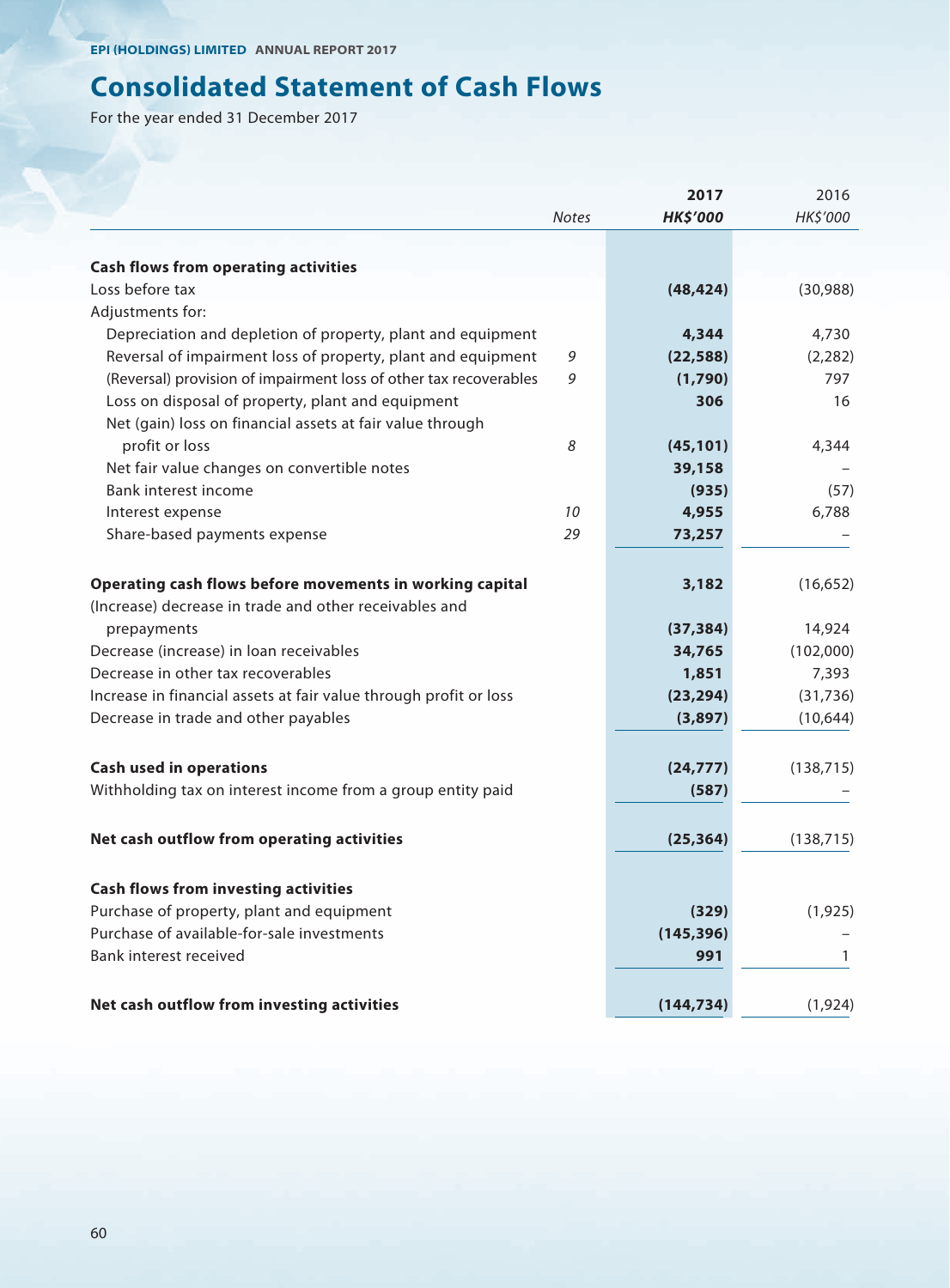# Consolidated Statement of Cash Flows

For the year ended 31 December 2017

| | Notes | 2017 HK$'000 | 2016 HK$'000 |
|---|---|---|---|
| **Cash flows from operating activities** | | | |
| Loss before tax | | (48,424) | (30,988) |
| Adjustments for: | | | |
| Depreciation and depletion of property, plant and equipment | | 4,344 | 4,730 |
| Reversal of impairment loss of property, plant and equipment | 9 | (22,588) | (2,282) |
| (Reversal) provision of impairment loss of other tax recoverables | 9 | (1,790) | 797 |
| Loss on disposal of property, plant and equipment | | 306 | 16 |
| Net (gain) loss on financial assets at fair value through profit or loss | 8 | (45,101) | 4,344 |
| Net fair value changes on convertible notes | | 39,158 | – |
| Bank interest income | | (935) | (57) |
| Interest expense | 10 | 4,955 | 6,788 |
| Share-based payments expense | 29 | 73,257 | – |
| **Operating cash flows before movements in working capital** | | 3,182 | (16,652) |
| (Increase) decrease in trade and other receivables and prepayments | | (37,384) | 14,924 |
| Decrease (increase) in loan receivables | | 34,765 | (102,000) |
| Decrease in other tax recoverables | | 1,851 | 7,393 |
| Increase in financial assets at fair value through profit or loss | | (23,294) | (31,736) |
| Decrease in trade and other payables | | (3,897) | (10,644) |
| **Cash used in operations** | | (24,777) | (138,715) |
| Withholding tax on interest income from a group entity paid | | (587) | – |
| **Net cash outflow from operating activities** | | (25,364) | (138,715) |
| **Cash flows from investing activities** | | | |
| Purchase of property, plant and equipment | | (329) | (1,925) |
| Purchase of available-for-sale investments | | (145,396) | – |
| Bank interest received | | 991 | 1 |
| **Net cash outflow from investing activities** | | (144,734) | (1,924) |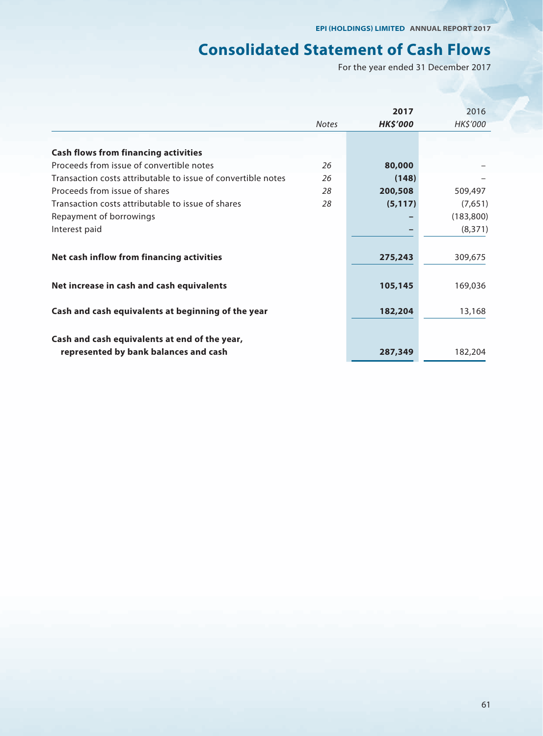# Consolidated Statement of Cash Flows

For the year ended 31 December 2017

| | Notes | 2017 HK$'000 | 2016 HK$'000 |
|---|---|---|---|
| **Cash flows from financing activities** | | | |
| Proceeds from issue of convertible notes | 26 | **80,000** | – |
| Transaction costs attributable to issue of convertible notes | 26 | **(148)** | – |
| Proceeds from issue of shares | 28 | **200,508** | 509,497 |
| Transaction costs attributable to issue of shares | 28 | **(5,117)** | (7,651) |
| Repayment of borrowings | | **–** | (183,800) |
| Interest paid | | **–** | (8,371) |
| **Net cash inflow from financing activities** | | **275,243** | 309,675 |
| **Net increase in cash and cash equivalents** | | **105,145** | 169,036 |
| **Cash and cash equivalents at beginning of the year** | | **182,204** | 13,168 |
| **Cash and cash equivalents at end of the year, represented by bank balances and cash** | | **287,349** | 182,204 |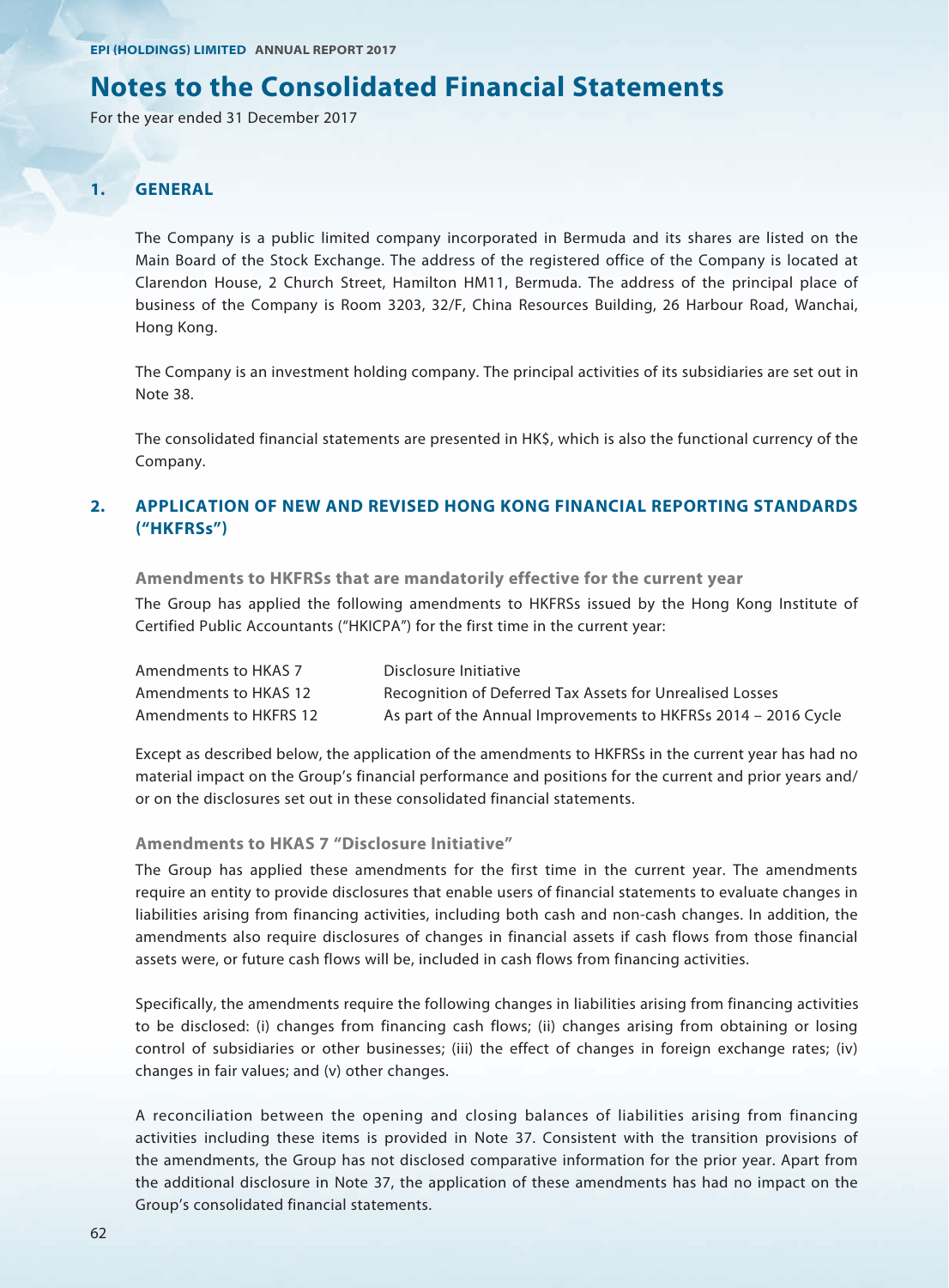# Notes to the Consolidated Financial Statements

For the year ended 31 December 2017

## 1. GENERAL

The Company is a public limited company incorporated in Bermuda and its shares are listed on the Main Board of the Stock Exchange. The address of the registered office of the Company is located at Clarendon House, 2 Church Street, Hamilton HM11, Bermuda. The address of the principal place of business of the Company is Room 3203, 32/F, China Resources Building, 26 Harbour Road, Wanchai, Hong Kong.

The Company is an investment holding company. The principal activities of its subsidiaries are set out in Note 38.

The consolidated financial statements are presented in HK$, which is also the functional currency of the Company.

## 2. APPLICATION OF NEW AND REVISED HONG KONG FINANCIAL REPORTING STANDARDS ("HKFRSs")

### Amendments to HKFRSs that are mandatorily effective for the current year

The Group has applied the following amendments to HKFRSs issued by the Hong Kong Institute of Certified Public Accountants ("HKICPA") for the first time in the current year:

| | |
|---|---|
| Amendments to HKAS 7 | Disclosure Initiative |
| Amendments to HKAS 12 | Recognition of Deferred Tax Assets for Unrealised Losses |
| Amendments to HKFRS 12 | As part of the Annual Improvements to HKFRSs 2014 – 2016 Cycle |

Except as described below, the application of the amendments to HKFRSs in the current year has had no material impact on the Group's financial performance and positions for the current and prior years and/or on the disclosures set out in these consolidated financial statements.

### Amendments to HKAS 7 "Disclosure Initiative"

The Group has applied these amendments for the first time in the current year. The amendments require an entity to provide disclosures that enable users of financial statements to evaluate changes in liabilities arising from financing activities, including both cash and non-cash changes. In addition, the amendments also require disclosures of changes in financial assets if cash flows from those financial assets were, or future cash flows will be, included in cash flows from financing activities.

Specifically, the amendments require the following changes in liabilities arising from financing activities to be disclosed: (i) changes from financing cash flows; (ii) changes arising from obtaining or losing control of subsidiaries or other businesses; (iii) the effect of changes in foreign exchange rates; (iv) changes in fair values; and (v) other changes.

A reconciliation between the opening and closing balances of liabilities arising from financing activities including these items is provided in Note 37. Consistent with the transition provisions of the amendments, the Group has not disclosed comparative information for the prior year. Apart from the additional disclosure in Note 37, the application of these amendments has had no impact on the Group's consolidated financial statements.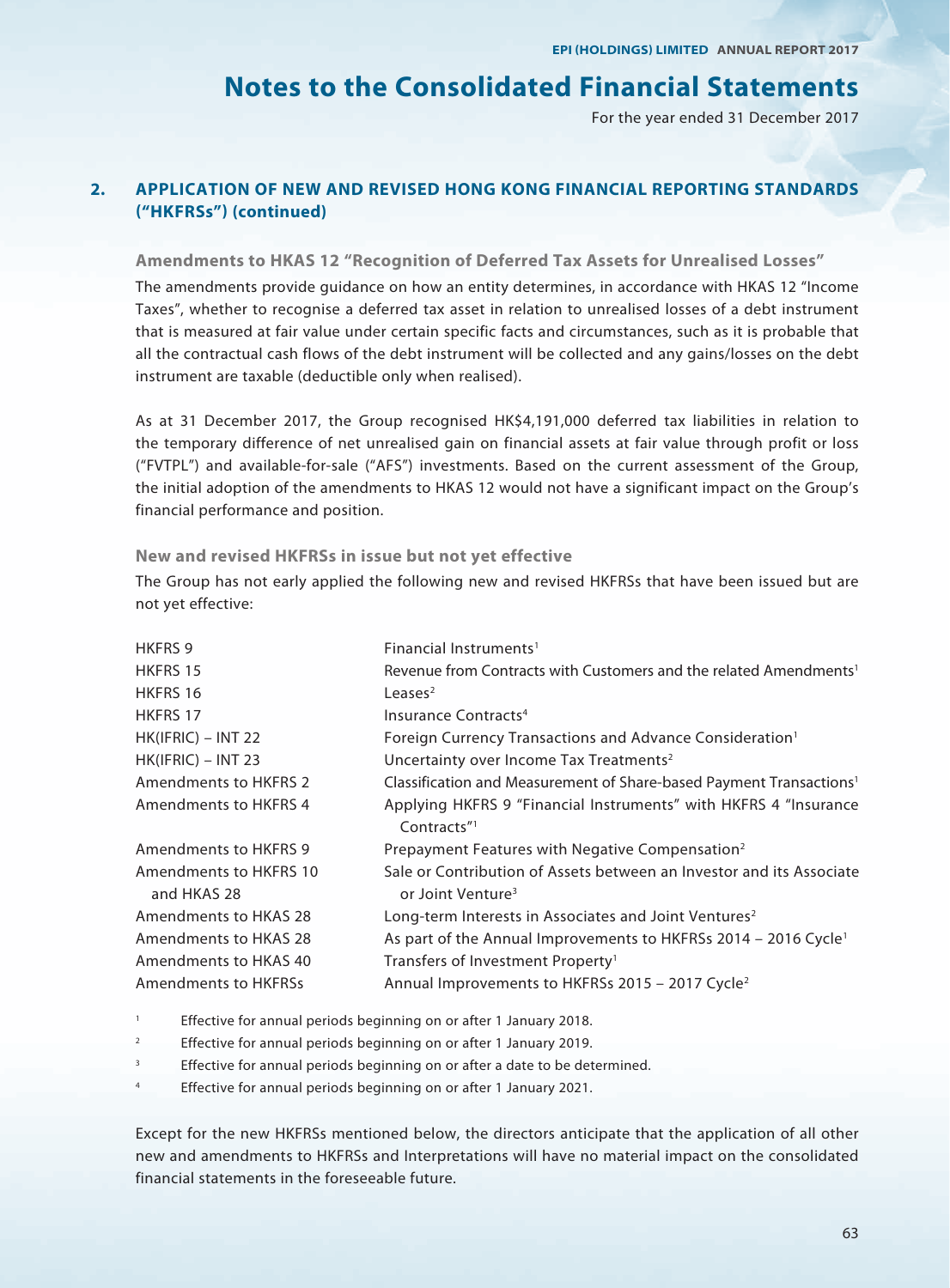## 2. APPLICATION OF NEW AND REVISED HONG KONG FINANCIAL REPORTING STANDARDS ("HKFRSs") (continued)

### Amendments to HKAS 12 "Recognition of Deferred Tax Assets for Unrealised Losses"

The amendments provide guidance on how an entity determines, in accordance with HKAS 12 "Income Taxes", whether to recognise a deferred tax asset in relation to unrealised losses of a debt instrument that is measured at fair value under certain specific facts and circumstances, such as it is probable that all the contractual cash flows of the debt instrument will be collected and any gains/losses on the debt instrument are taxable (deductible only when realised).

As at 31 December 2017, the Group recognised HK$4,191,000 deferred tax liabilities in relation to the temporary difference of net unrealised gain on financial assets at fair value through profit or loss ("FVTPL") and available-for-sale ("AFS") investments. Based on the current assessment of the Group, the initial adoption of the amendments to HKAS 12 would not have a significant impact on the Group's financial performance and position.

### New and revised HKFRSs in issue but not yet effective

The Group has not early applied the following new and revised HKFRSs that have been issued but are not yet effective:

| | |
|---|---|
| HKFRS 9 | Financial Instruments[1] |
| HKFRS 15 | Revenue from Contracts with Customers and the related Amendments[1] |
| HKFRS 16 | Leases[2] |
| HKFRS 17 | Insurance Contracts[4] |
| HK(IFRIC) – INT 22 | Foreign Currency Transactions and Advance Consideration[1] |
| HK(IFRIC) – INT 23 | Uncertainty over Income Tax Treatments[2] |
| Amendments to HKFRS 2 | Classification and Measurement of Share-based Payment Transactions[1] |
| Amendments to HKFRS 4 | Applying HKFRS 9 "Financial Instruments" with HKFRS 4 "Insurance Contracts"[1] |
| Amendments to HKFRS 9 | Prepayment Features with Negative Compensation[2] |
| Amendments to HKFRS 10 and HKAS 28 | Sale or Contribution of Assets between an Investor and its Associate or Joint Venture[3] |
| Amendments to HKAS 28 | Long-term Interests in Associates and Joint Ventures[2] |
| Amendments to HKAS 28 | As part of the Annual Improvements to HKFRSs 2014 – 2016 Cycle[1] |
| Amendments to HKAS 40 | Transfers of Investment Property[1] |
| Amendments to HKFRSs | Annual Improvements to HKFRSs 2015 – 2017 Cycle[2] |

[1] Effective for annual periods beginning on or after 1 January 2018.

[2] Effective for annual periods beginning on or after 1 January 2019.

[3] Effective for annual periods beginning on or after a date to be determined.

[4] Effective for annual periods beginning on or after 1 January 2021.

Except for the new HKFRSs mentioned below, the directors anticipate that the application of all other new and amendments to HKFRSs and Interpretations will have no material impact on the consolidated financial statements in the foreseeable future.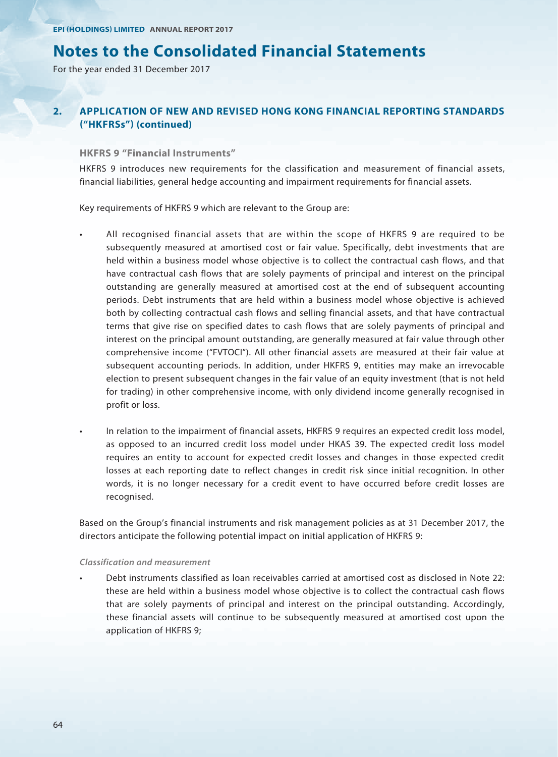## 2. APPLICATION OF NEW AND REVISED HONG KONG FINANCIAL REPORTING STANDARDS ("HKFRSs") (continued)

### HKFRS 9 "Financial Instruments"

HKFRS 9 introduces new requirements for the classification and measurement of financial assets, financial liabilities, general hedge accounting and impairment requirements for financial assets.

Key requirements of HKFRS 9 which are relevant to the Group are:

- All recognised financial assets that are within the scope of HKFRS 9 are required to be subsequently measured at amortised cost or fair value. Specifically, debt investments that are held within a business model whose objective is to collect the contractual cash flows, and that have contractual cash flows that are solely payments of principal and interest on the principal outstanding are generally measured at amortised cost at the end of subsequent accounting periods. Debt instruments that are held within a business model whose objective is achieved both by collecting contractual cash flows and selling financial assets, and that have contractual terms that give rise on specified dates to cash flows that are solely payments of principal and interest on the principal amount outstanding, are generally measured at fair value through other comprehensive income ("FVTOCI"). All other financial assets are measured at their fair value at subsequent accounting periods. In addition, under HKFRS 9, entities may make an irrevocable election to present subsequent changes in the fair value of an equity investment (that is not held for trading) in other comprehensive income, with only dividend income generally recognised in profit or loss.

- In relation to the impairment of financial assets, HKFRS 9 requires an expected credit loss model, as opposed to an incurred credit loss model under HKAS 39. The expected credit loss model requires an entity to account for expected credit losses and changes in those expected credit losses at each reporting date to reflect changes in credit risk since initial recognition. In other words, it is no longer necessary for a credit event to have occurred before credit losses are recognised.

Based on the Group's financial instruments and risk management policies as at 31 December 2017, the directors anticipate the following potential impact on initial application of HKFRS 9:

*Classification and measurement*

- Debt instruments classified as loan receivables carried at amortised cost as disclosed in Note 22: these are held within a business model whose objective is to collect the contractual cash flows that are solely payments of principal and interest on the principal outstanding. Accordingly, these financial assets will continue to be subsequently measured at amortised cost upon the application of HKFRS 9;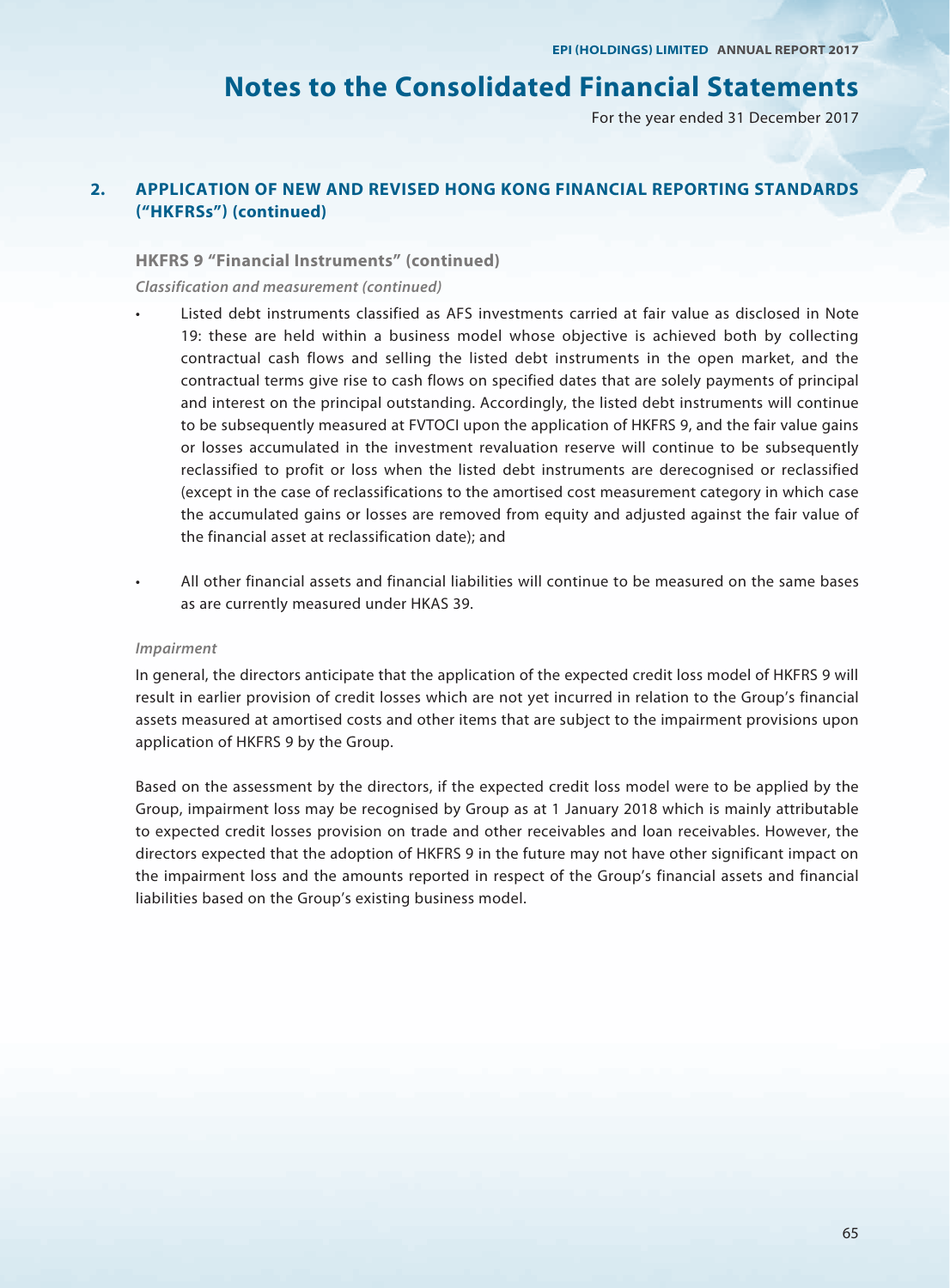## 2. APPLICATION OF NEW AND REVISED HONG KONG FINANCIAL REPORTING STANDARDS ("HKFRSs") (continued)

### HKFRS 9 "Financial Instruments" (continued)

*Classification and measurement (continued)*

- Listed debt instruments classified as AFS investments carried at fair value as disclosed in Note 19: these are held within a business model whose objective is achieved both by collecting contractual cash flows and selling the listed debt instruments in the open market, and the contractual terms give rise to cash flows on specified dates that are solely payments of principal and interest on the principal outstanding. Accordingly, the listed debt instruments will continue to be subsequently measured at FVTOCI upon the application of HKFRS 9, and the fair value gains or losses accumulated in the investment revaluation reserve will continue to be subsequently reclassified to profit or loss when the listed debt instruments are derecognised or reclassified (except in the case of reclassifications to the amortised cost measurement category in which case the accumulated gains or losses are removed from equity and adjusted against the fair value of the financial asset at reclassification date); and

- All other financial assets and financial liabilities will continue to be measured on the same bases as are currently measured under HKAS 39.

*Impairment*

In general, the directors anticipate that the application of the expected credit loss model of HKFRS 9 will result in earlier provision of credit losses which are not yet incurred in relation to the Group's financial assets measured at amortised costs and other items that are subject to the impairment provisions upon application of HKFRS 9 by the Group.

Based on the assessment by the directors, if the expected credit loss model were to be applied by the Group, impairment loss may be recognised by Group as at 1 January 2018 which is mainly attributable to expected credit losses provision on trade and other receivables and loan receivables. However, the directors expected that the adoption of HKFRS 9 in the future may not have other significant impact on the impairment loss and the amounts reported in respect of the Group's financial assets and financial liabilities based on the Group's existing business model.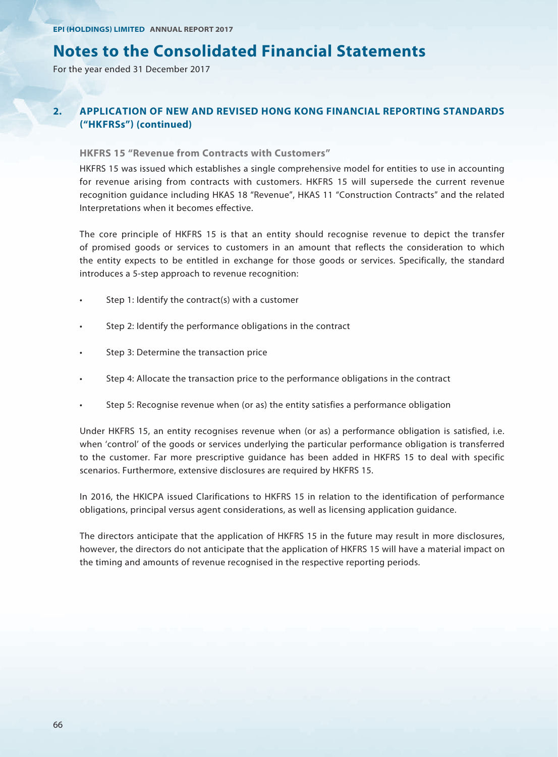# Notes to the Consolidated Financial Statements

For the year ended 31 December 2017

## 2. APPLICATION OF NEW AND REVISED HONG KONG FINANCIAL REPORTING STANDARDS ("HKFRSs") (continued)

### HKFRS 15 "Revenue from Contracts with Customers"

HKFRS 15 was issued which establishes a single comprehensive model for entities to use in accounting for revenue arising from contracts with customers. HKFRS 15 will supersede the current revenue recognition guidance including HKAS 18 "Revenue", HKAS 11 "Construction Contracts" and the related Interpretations when it becomes effective.

The core principle of HKFRS 15 is that an entity should recognise revenue to depict the transfer of promised goods or services to customers in an amount that reflects the consideration to which the entity expects to be entitled in exchange for those goods or services. Specifically, the standard introduces a 5-step approach to revenue recognition:

- Step 1: Identify the contract(s) with a customer
- Step 2: Identify the performance obligations in the contract
- Step 3: Determine the transaction price
- Step 4: Allocate the transaction price to the performance obligations in the contract
- Step 5: Recognise revenue when (or as) the entity satisfies a performance obligation

Under HKFRS 15, an entity recognises revenue when (or as) a performance obligation is satisfied, i.e. when 'control' of the goods or services underlying the particular performance obligation is transferred to the customer. Far more prescriptive guidance has been added in HKFRS 15 to deal with specific scenarios. Furthermore, extensive disclosures are required by HKFRS 15.

In 2016, the HKICPA issued Clarifications to HKFRS 15 in relation to the identification of performance obligations, principal versus agent considerations, as well as licensing application guidance.

The directors anticipate that the application of HKFRS 15 in the future may result in more disclosures, however, the directors do not anticipate that the application of HKFRS 15 will have a material impact on the timing and amounts of revenue recognised in the respective reporting periods.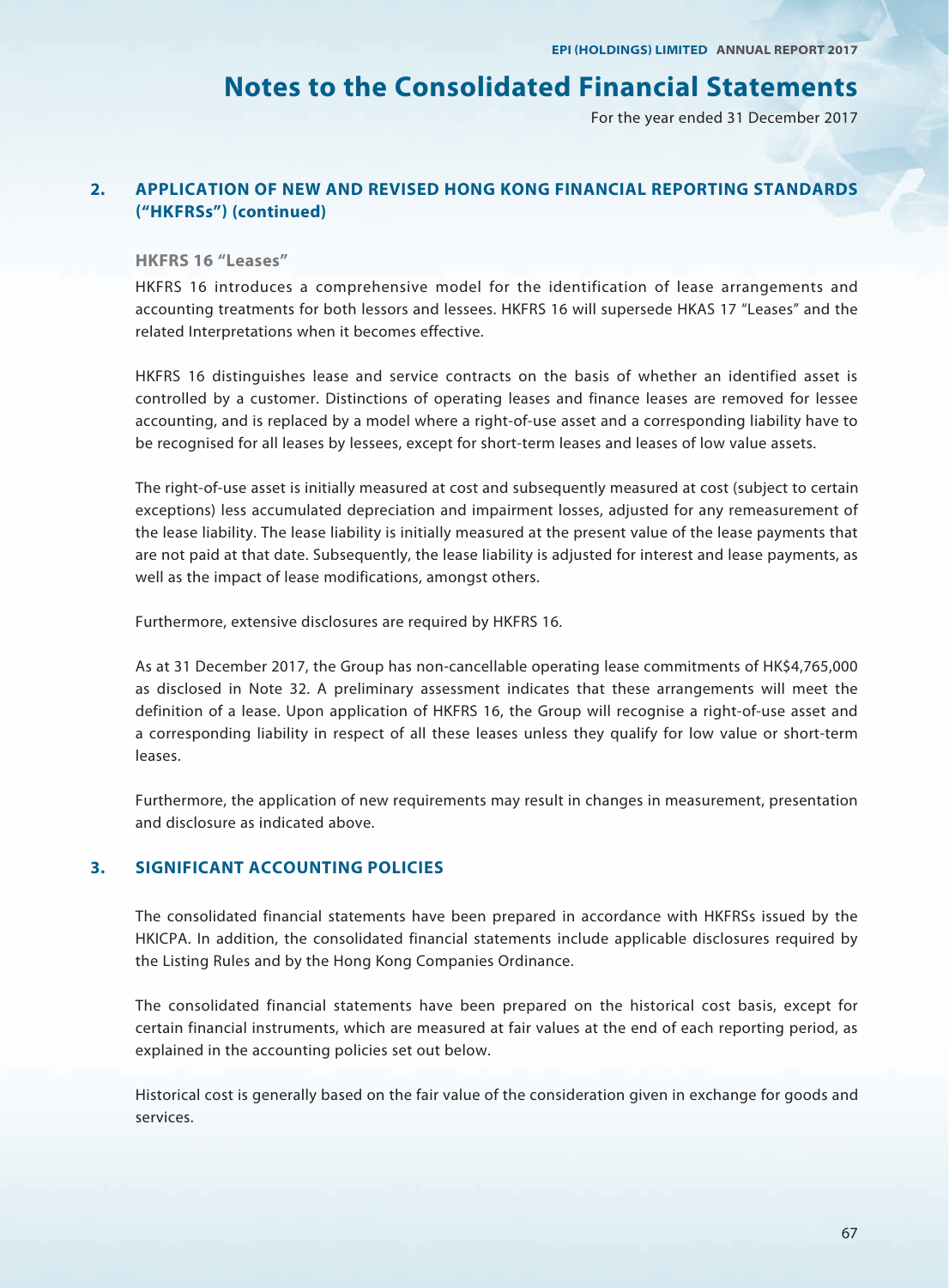# Notes to the Consolidated Financial Statements

For the year ended 31 December 2017

## 2. APPLICATION OF NEW AND REVISED HONG KONG FINANCIAL REPORTING STANDARDS ("HKFRSs") (continued)

### HKFRS 16 "Leases"

HKFRS 16 introduces a comprehensive model for the identification of lease arrangements and accounting treatments for both lessors and lessees. HKFRS 16 will supersede HKAS 17 "Leases" and the related Interpretations when it becomes effective.

HKFRS 16 distinguishes lease and service contracts on the basis of whether an identified asset is controlled by a customer. Distinctions of operating leases and finance leases are removed for lessee accounting, and is replaced by a model where a right-of-use asset and a corresponding liability have to be recognised for all leases by lessees, except for short-term leases and leases of low value assets.

The right-of-use asset is initially measured at cost and subsequently measured at cost (subject to certain exceptions) less accumulated depreciation and impairment losses, adjusted for any remeasurement of the lease liability. The lease liability is initially measured at the present value of the lease payments that are not paid at that date. Subsequently, the lease liability is adjusted for interest and lease payments, as well as the impact of lease modifications, amongst others.

Furthermore, extensive disclosures are required by HKFRS 16.

As at 31 December 2017, the Group has non-cancellable operating lease commitments of HK$4,765,000 as disclosed in Note 32. A preliminary assessment indicates that these arrangements will meet the definition of a lease. Upon application of HKFRS 16, the Group will recognise a right-of-use asset and a corresponding liability in respect of all these leases unless they qualify for low value or short-term leases.

Furthermore, the application of new requirements may result in changes in measurement, presentation and disclosure as indicated above.

## 3. SIGNIFICANT ACCOUNTING POLICIES

The consolidated financial statements have been prepared in accordance with HKFRSs issued by the HKICPA. In addition, the consolidated financial statements include applicable disclosures required by the Listing Rules and by the Hong Kong Companies Ordinance.

The consolidated financial statements have been prepared on the historical cost basis, except for certain financial instruments, which are measured at fair values at the end of each reporting period, as explained in the accounting policies set out below.

Historical cost is generally based on the fair value of the consideration given in exchange for goods and services.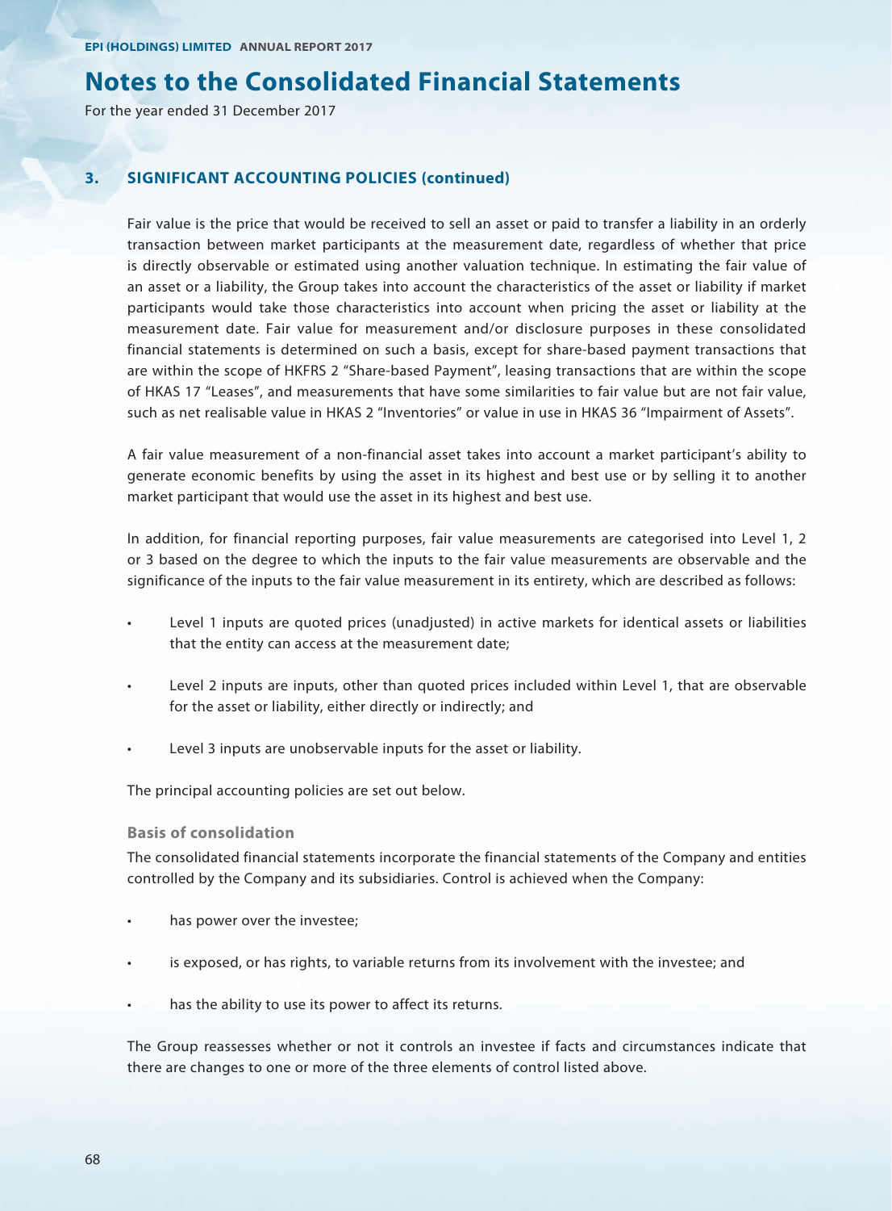## 3. SIGNIFICANT ACCOUNTING POLICIES (continued)

Fair value is the price that would be received to sell an asset or paid to transfer a liability in an orderly transaction between market participants at the measurement date, regardless of whether that price is directly observable or estimated using another valuation technique. In estimating the fair value of an asset or a liability, the Group takes into account the characteristics of the asset or liability if market participants would take those characteristics into account when pricing the asset or liability at the measurement date. Fair value for measurement and/or disclosure purposes in these consolidated financial statements is determined on such a basis, except for share-based payment transactions that are within the scope of HKFRS 2 "Share-based Payment", leasing transactions that are within the scope of HKAS 17 "Leases", and measurements that have some similarities to fair value but are not fair value, such as net realisable value in HKAS 2 "Inventories" or value in use in HKAS 36 "Impairment of Assets".

A fair value measurement of a non-financial asset takes into account a market participant's ability to generate economic benefits by using the asset in its highest and best use or by selling it to another market participant that would use the asset in its highest and best use.

In addition, for financial reporting purposes, fair value measurements are categorised into Level 1, 2 or 3 based on the degree to which the inputs to the fair value measurements are observable and the significance of the inputs to the fair value measurement in its entirety, which are described as follows:

- Level 1 inputs are quoted prices (unadjusted) in active markets for identical assets or liabilities that the entity can access at the measurement date;
- Level 2 inputs are inputs, other than quoted prices included within Level 1, that are observable for the asset or liability, either directly or indirectly; and
- Level 3 inputs are unobservable inputs for the asset or liability.

The principal accounting policies are set out below.

### Basis of consolidation

The consolidated financial statements incorporate the financial statements of the Company and entities controlled by the Company and its subsidiaries. Control is achieved when the Company:

- has power over the investee;
- is exposed, or has rights, to variable returns from its involvement with the investee; and
- has the ability to use its power to affect its returns.

The Group reassesses whether or not it controls an investee if facts and circumstances indicate that there are changes to one or more of the three elements of control listed above.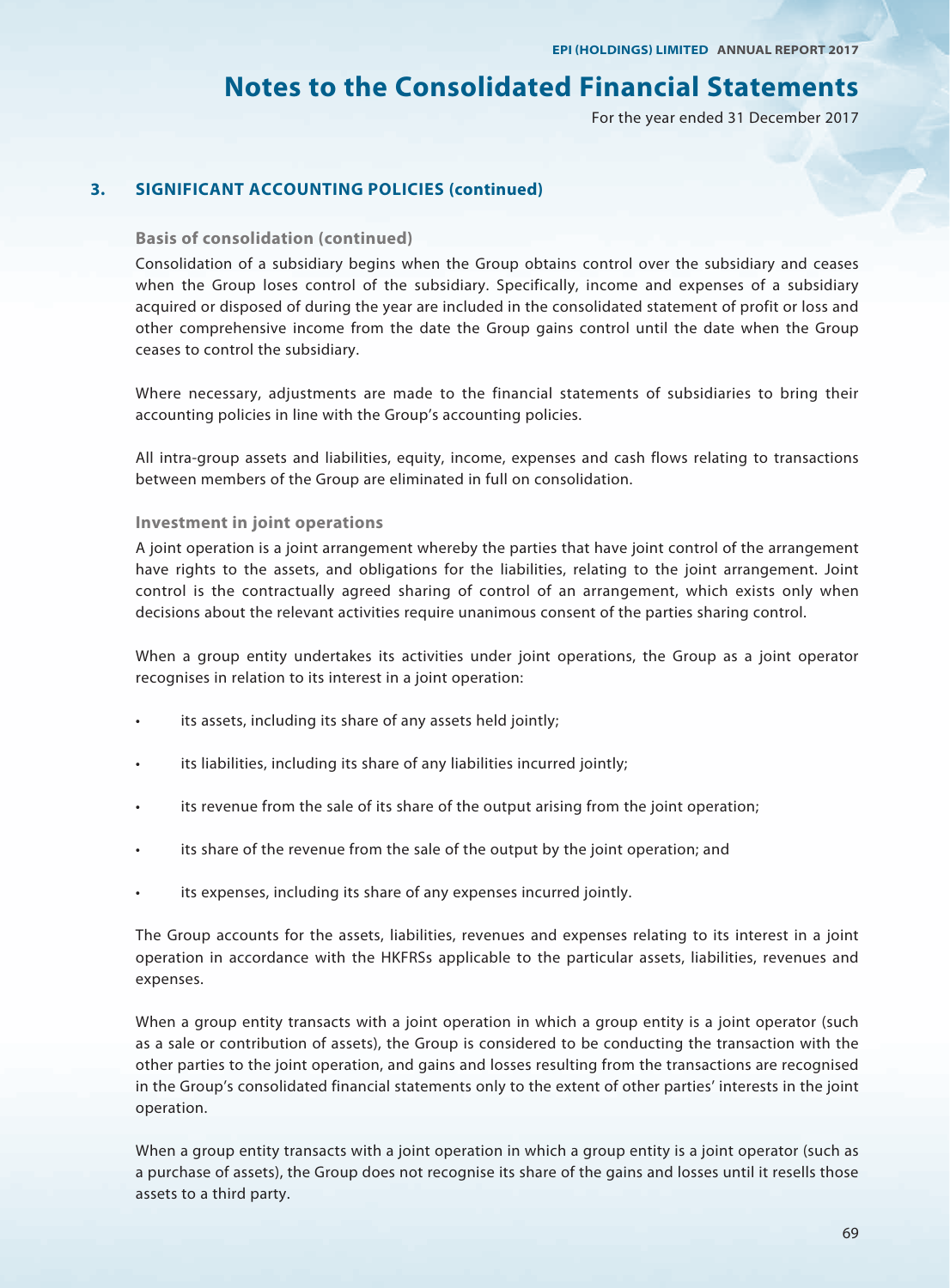# Notes to the Consolidated Financial Statements

For the year ended 31 December 2017

## 3. SIGNIFICANT ACCOUNTING POLICIES (continued)

### Basis of consolidation (continued)

Consolidation of a subsidiary begins when the Group obtains control over the subsidiary and ceases when the Group loses control of the subsidiary. Specifically, income and expenses of a subsidiary acquired or disposed of during the year are included in the consolidated statement of profit or loss and other comprehensive income from the date the Group gains control until the date when the Group ceases to control the subsidiary.

Where necessary, adjustments are made to the financial statements of subsidiaries to bring their accounting policies in line with the Group's accounting policies.

All intra-group assets and liabilities, equity, income, expenses and cash flows relating to transactions between members of the Group are eliminated in full on consolidation.

### Investment in joint operations

A joint operation is a joint arrangement whereby the parties that have joint control of the arrangement have rights to the assets, and obligations for the liabilities, relating to the joint arrangement. Joint control is the contractually agreed sharing of control of an arrangement, which exists only when decisions about the relevant activities require unanimous consent of the parties sharing control.

When a group entity undertakes its activities under joint operations, the Group as a joint operator recognises in relation to its interest in a joint operation:

- its assets, including its share of any assets held jointly;
- its liabilities, including its share of any liabilities incurred jointly;
- its revenue from the sale of its share of the output arising from the joint operation;
- its share of the revenue from the sale of the output by the joint operation; and
- its expenses, including its share of any expenses incurred jointly.

The Group accounts for the assets, liabilities, revenues and expenses relating to its interest in a joint operation in accordance with the HKFRSs applicable to the particular assets, liabilities, revenues and expenses.

When a group entity transacts with a joint operation in which a group entity is a joint operator (such as a sale or contribution of assets), the Group is considered to be conducting the transaction with the other parties to the joint operation, and gains and losses resulting from the transactions are recognised in the Group's consolidated financial statements only to the extent of other parties' interests in the joint operation.

When a group entity transacts with a joint operation in which a group entity is a joint operator (such as a purchase of assets), the Group does not recognise its share of the gains and losses until it resells those assets to a third party.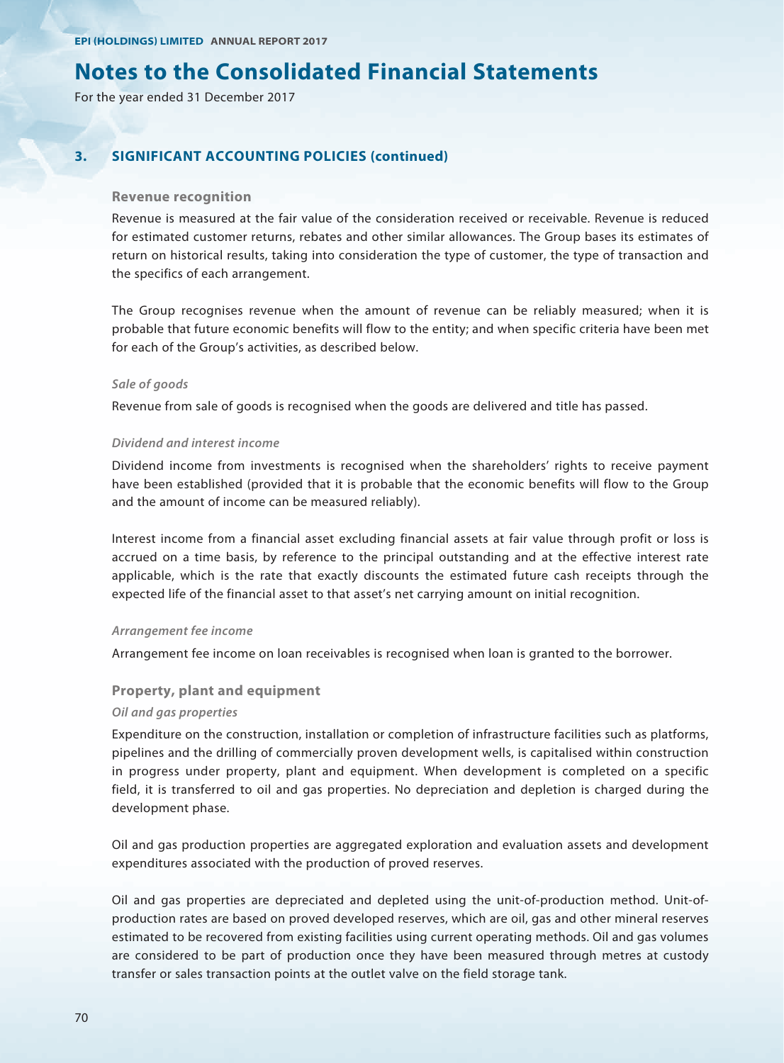# Notes to the Consolidated Financial Statements

For the year ended 31 December 2017

## 3. SIGNIFICANT ACCOUNTING POLICIES (continued)

### Revenue recognition

Revenue is measured at the fair value of the consideration received or receivable. Revenue is reduced for estimated customer returns, rebates and other similar allowances. The Group bases its estimates of return on historical results, taking into consideration the type of customer, the type of transaction and the specifics of each arrangement.

The Group recognises revenue when the amount of revenue can be reliably measured; when it is probable that future economic benefits will flow to the entity; and when specific criteria have been met for each of the Group's activities, as described below.

#### *Sale of goods*

Revenue from sale of goods is recognised when the goods are delivered and title has passed.

#### *Dividend and interest income*

Dividend income from investments is recognised when the shareholders' rights to receive payment have been established (provided that it is probable that the economic benefits will flow to the Group and the amount of income can be measured reliably).

Interest income from a financial asset excluding financial assets at fair value through profit or loss is accrued on a time basis, by reference to the principal outstanding and at the effective interest rate applicable, which is the rate that exactly discounts the estimated future cash receipts through the expected life of the financial asset to that asset's net carrying amount on initial recognition.

#### *Arrangement fee income*

Arrangement fee income on loan receivables is recognised when loan is granted to the borrower.

### Property, plant and equipment

#### *Oil and gas properties*

Expenditure on the construction, installation or completion of infrastructure facilities such as platforms, pipelines and the drilling of commercially proven development wells, is capitalised within construction in progress under property, plant and equipment. When development is completed on a specific field, it is transferred to oil and gas properties. No depreciation and depletion is charged during the development phase.

Oil and gas production properties are aggregated exploration and evaluation assets and development expenditures associated with the production of proved reserves.

Oil and gas properties are depreciated and depleted using the unit-of-production method. Unit-of-production rates are based on proved developed reserves, which are oil, gas and other mineral reserves estimated to be recovered from existing facilities using current operating methods. Oil and gas volumes are considered to be part of production once they have been measured through metres at custody transfer or sales transaction points at the outlet valve on the field storage tank.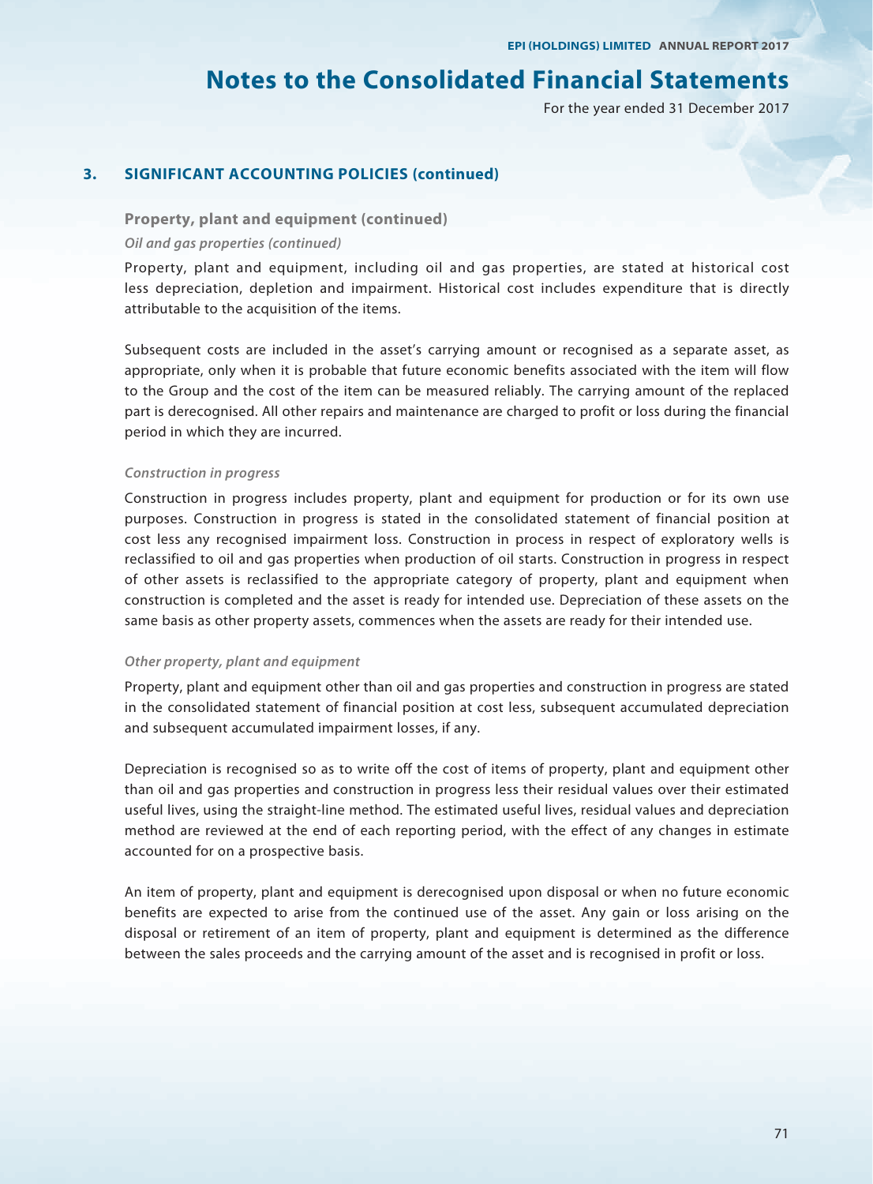## 3. SIGNIFICANT ACCOUNTING POLICIES (continued)

### Property, plant and equipment (continued)

#### *Oil and gas properties (continued)*

Property, plant and equipment, including oil and gas properties, are stated at historical cost less depreciation, depletion and impairment. Historical cost includes expenditure that is directly attributable to the acquisition of the items.

Subsequent costs are included in the asset's carrying amount or recognised as a separate asset, as appropriate, only when it is probable that future economic benefits associated with the item will flow to the Group and the cost of the item can be measured reliably. The carrying amount of the replaced part is derecognised. All other repairs and maintenance are charged to profit or loss during the financial period in which they are incurred.

#### *Construction in progress*

Construction in progress includes property, plant and equipment for production or for its own use purposes. Construction in progress is stated in the consolidated statement of financial position at cost less any recognised impairment loss. Construction in process in respect of exploratory wells is reclassified to oil and gas properties when production of oil starts. Construction in progress in respect of other assets is reclassified to the appropriate category of property, plant and equipment when construction is completed and the asset is ready for intended use. Depreciation of these assets on the same basis as other property assets, commences when the assets are ready for their intended use.

#### *Other property, plant and equipment*

Property, plant and equipment other than oil and gas properties and construction in progress are stated in the consolidated statement of financial position at cost less, subsequent accumulated depreciation and subsequent accumulated impairment losses, if any.

Depreciation is recognised so as to write off the cost of items of property, plant and equipment other than oil and gas properties and construction in progress less their residual values over their estimated useful lives, using the straight-line method. The estimated useful lives, residual values and depreciation method are reviewed at the end of each reporting period, with the effect of any changes in estimate accounted for on a prospective basis.

An item of property, plant and equipment is derecognised upon disposal or when no future economic benefits are expected to arise from the continued use of the asset. Any gain or loss arising on the disposal or retirement of an item of property, plant and equipment is determined as the difference between the sales proceeds and the carrying amount of the asset and is recognised in profit or loss.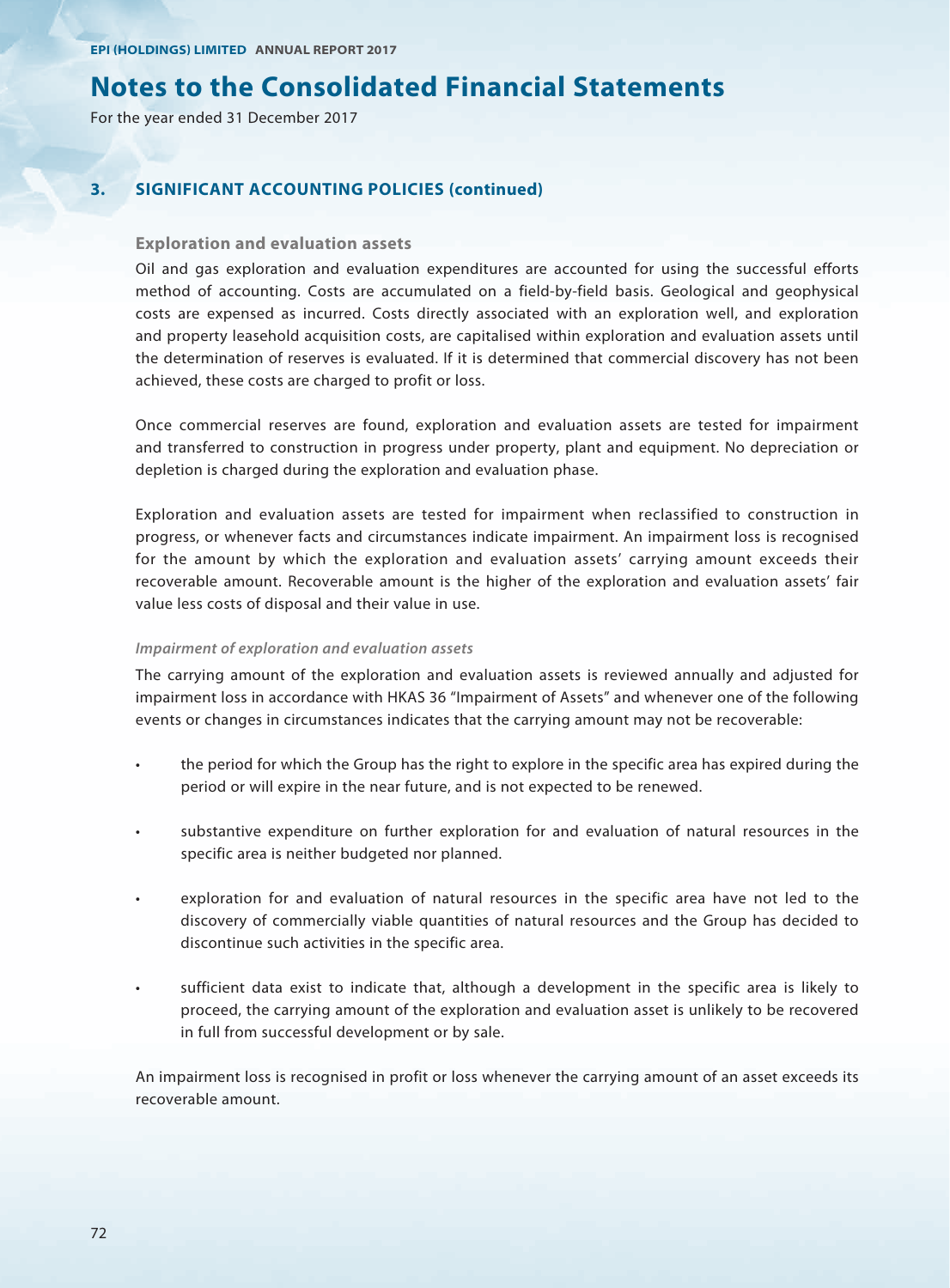# Notes to the Consolidated Financial Statements

For the year ended 31 December 2017

## 3. SIGNIFICANT ACCOUNTING POLICIES (continued)

### Exploration and evaluation assets

Oil and gas exploration and evaluation expenditures are accounted for using the successful efforts method of accounting. Costs are accumulated on a field-by-field basis. Geological and geophysical costs are expensed as incurred. Costs directly associated with an exploration well, and exploration and property leasehold acquisition costs, are capitalised within exploration and evaluation assets until the determination of reserves is evaluated. If it is determined that commercial discovery has not been achieved, these costs are charged to profit or loss.

Once commercial reserves are found, exploration and evaluation assets are tested for impairment and transferred to construction in progress under property, plant and equipment. No depreciation or depletion is charged during the exploration and evaluation phase.

Exploration and evaluation assets are tested for impairment when reclassified to construction in progress, or whenever facts and circumstances indicate impairment. An impairment loss is recognised for the amount by which the exploration and evaluation assets' carrying amount exceeds their recoverable amount. Recoverable amount is the higher of the exploration and evaluation assets' fair value less costs of disposal and their value in use.

#### *Impairment of exploration and evaluation assets*

The carrying amount of the exploration and evaluation assets is reviewed annually and adjusted for impairment loss in accordance with HKAS 36 "Impairment of Assets" and whenever one of the following events or changes in circumstances indicates that the carrying amount may not be recoverable:

- the period for which the Group has the right to explore in the specific area has expired during the period or will expire in the near future, and is not expected to be renewed.
- substantive expenditure on further exploration for and evaluation of natural resources in the specific area is neither budgeted nor planned.
- exploration for and evaluation of natural resources in the specific area have not led to the discovery of commercially viable quantities of natural resources and the Group has decided to discontinue such activities in the specific area.
- sufficient data exist to indicate that, although a development in the specific area is likely to proceed, the carrying amount of the exploration and evaluation asset is unlikely to be recovered in full from successful development or by sale.

An impairment loss is recognised in profit or loss whenever the carrying amount of an asset exceeds its recoverable amount.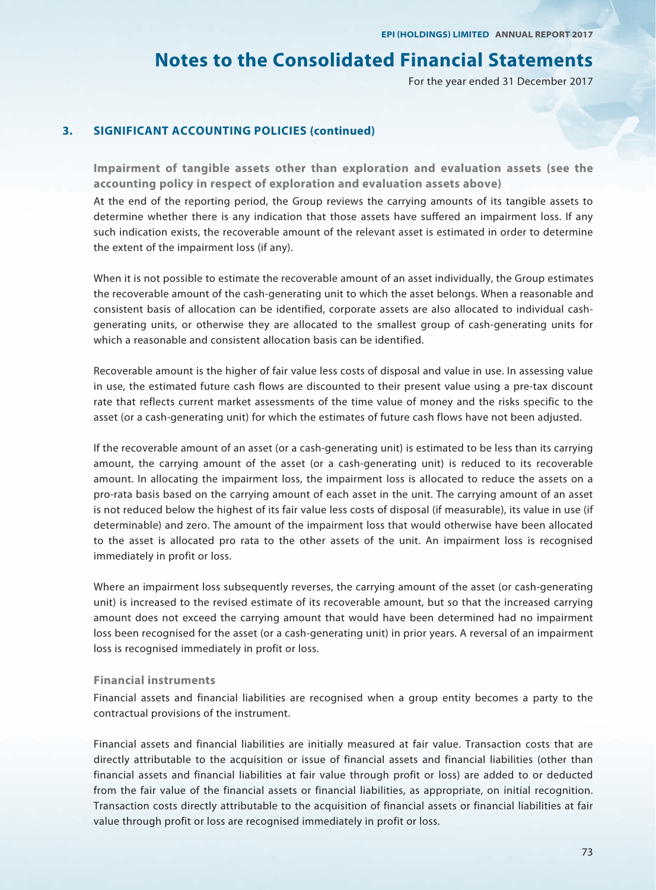## 3. SIGNIFICANT ACCOUNTING POLICIES (continued)

### Impairment of tangible assets other than exploration and evaluation assets (see the accounting policy in respect of exploration and evaluation assets above)

At the end of the reporting period, the Group reviews the carrying amounts of its tangible assets to determine whether there is any indication that those assets have suffered an impairment loss. If any such indication exists, the recoverable amount of the relevant asset is estimated in order to determine the extent of the impairment loss (if any).

When it is not possible to estimate the recoverable amount of an asset individually, the Group estimates the recoverable amount of the cash-generating unit to which the asset belongs. When a reasonable and consistent basis of allocation can be identified, corporate assets are also allocated to individual cash-generating units, or otherwise they are allocated to the smallest group of cash-generating units for which a reasonable and consistent allocation basis can be identified.

Recoverable amount is the higher of fair value less costs of disposal and value in use. In assessing value in use, the estimated future cash flows are discounted to their present value using a pre-tax discount rate that reflects current market assessments of the time value of money and the risks specific to the asset (or a cash-generating unit) for which the estimates of future cash flows have not been adjusted.

If the recoverable amount of an asset (or a cash-generating unit) is estimated to be less than its carrying amount, the carrying amount of the asset (or a cash-generating unit) is reduced to its recoverable amount. In allocating the impairment loss, the impairment loss is allocated to reduce the assets on a pro-rata basis based on the carrying amount of each asset in the unit. The carrying amount of an asset is not reduced below the highest of its fair value less costs of disposal (if measurable), its value in use (if determinable) and zero. The amount of the impairment loss that would otherwise have been allocated to the asset is allocated pro rata to the other assets of the unit. An impairment loss is recognised immediately in profit or loss.

Where an impairment loss subsequently reverses, the carrying amount of the asset (or cash-generating unit) is increased to the revised estimate of its recoverable amount, but so that the increased carrying amount does not exceed the carrying amount that would have been determined had no impairment loss been recognised for the asset (or a cash-generating unit) in prior years. A reversal of an impairment loss is recognised immediately in profit or loss.

### Financial instruments

Financial assets and financial liabilities are recognised when a group entity becomes a party to the contractual provisions of the instrument.

Financial assets and financial liabilities are initially measured at fair value. Transaction costs that are directly attributable to the acquisition or issue of financial assets and financial liabilities (other than financial assets and financial liabilities at fair value through profit or loss) are added to or deducted from the fair value of the financial assets or financial liabilities, as appropriate, on initial recognition. Transaction costs directly attributable to the acquisition of financial assets or financial liabilities at fair value through profit or loss are recognised immediately in profit or loss.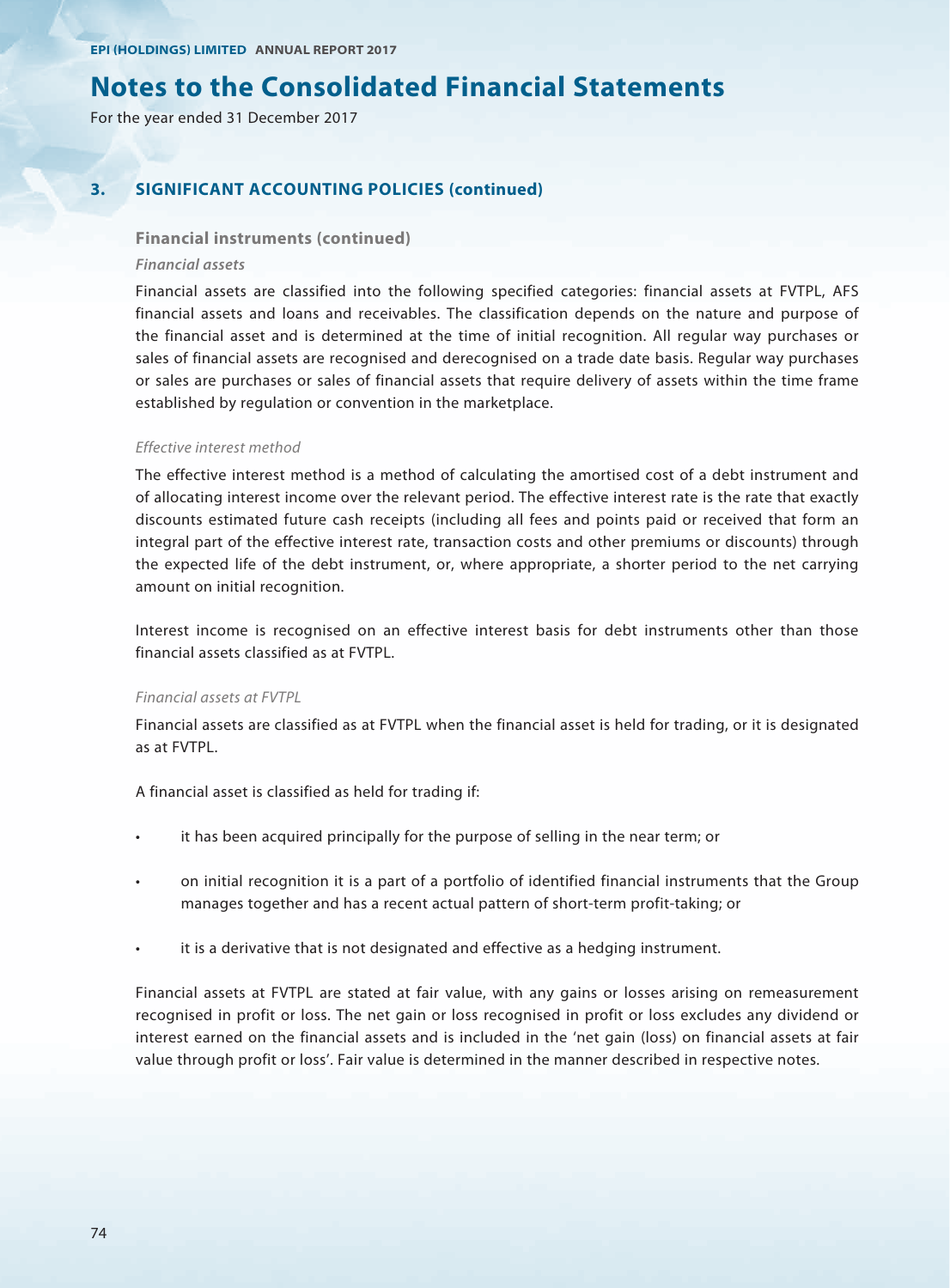# Notes to the Consolidated Financial Statements

For the year ended 31 December 2017

## 3. SIGNIFICANT ACCOUNTING POLICIES (continued)

### Financial instruments (continued)

*Financial assets*

Financial assets are classified into the following specified categories: financial assets at FVTPL, AFS financial assets and loans and receivables. The classification depends on the nature and purpose of the financial asset and is determined at the time of initial recognition. All regular way purchases or sales of financial assets are recognised and derecognised on a trade date basis. Regular way purchases or sales are purchases or sales of financial assets that require delivery of assets within the time frame established by regulation or convention in the marketplace.

*Effective interest method*

The effective interest method is a method of calculating the amortised cost of a debt instrument and of allocating interest income over the relevant period. The effective interest rate is the rate that exactly discounts estimated future cash receipts (including all fees and points paid or received that form an integral part of the effective interest rate, transaction costs and other premiums or discounts) through the expected life of the debt instrument, or, where appropriate, a shorter period to the net carrying amount on initial recognition.

Interest income is recognised on an effective interest basis for debt instruments other than those financial assets classified as at FVTPL.

*Financial assets at FVTPL*

Financial assets are classified as at FVTPL when the financial asset is held for trading, or it is designated as at FVTPL.

A financial asset is classified as held for trading if:

- it has been acquired principally for the purpose of selling in the near term; or
- on initial recognition it is a part of a portfolio of identified financial instruments that the Group manages together and has a recent actual pattern of short-term profit-taking; or
- it is a derivative that is not designated and effective as a hedging instrument.

Financial assets at FVTPL are stated at fair value, with any gains or losses arising on remeasurement recognised in profit or loss. The net gain or loss recognised in profit or loss excludes any dividend or interest earned on the financial assets and is included in the 'net gain (loss) on financial assets at fair value through profit or loss'. Fair value is determined in the manner described in respective notes.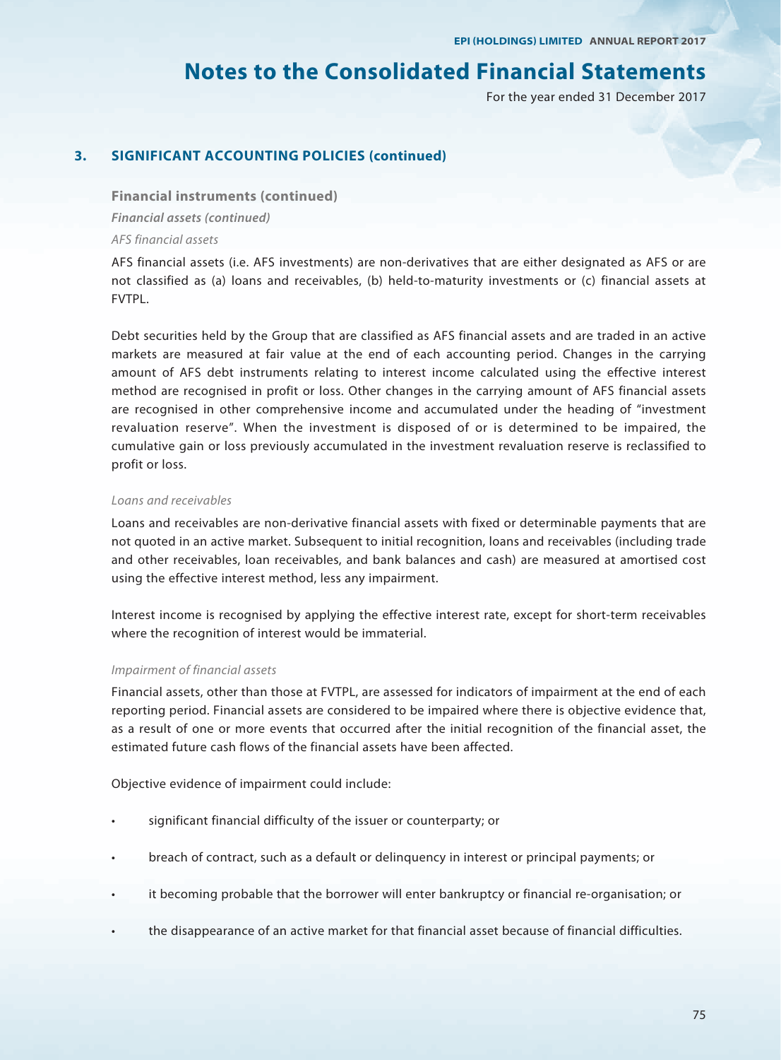# Notes to the Consolidated Financial Statements

For the year ended 31 December 2017

## 3. SIGNIFICANT ACCOUNTING POLICIES (continued)

### Financial instruments (continued)

***Financial assets (continued)***

*AFS financial assets*

AFS financial assets (i.e. AFS investments) are non-derivatives that are either designated as AFS or are not classified as (a) loans and receivables, (b) held-to-maturity investments or (c) financial assets at FVTPL.

Debt securities held by the Group that are classified as AFS financial assets and are traded in an active markets are measured at fair value at the end of each accounting period. Changes in the carrying amount of AFS debt instruments relating to interest income calculated using the effective interest method are recognised in profit or loss. Other changes in the carrying amount of AFS financial assets are recognised in other comprehensive income and accumulated under the heading of "investment revaluation reserve". When the investment is disposed of or is determined to be impaired, the cumulative gain or loss previously accumulated in the investment revaluation reserve is reclassified to profit or loss.

*Loans and receivables*

Loans and receivables are non-derivative financial assets with fixed or determinable payments that are not quoted in an active market. Subsequent to initial recognition, loans and receivables (including trade and other receivables, loan receivables, and bank balances and cash) are measured at amortised cost using the effective interest method, less any impairment.

Interest income is recognised by applying the effective interest rate, except for short-term receivables where the recognition of interest would be immaterial.

*Impairment of financial assets*

Financial assets, other than those at FVTPL, are assessed for indicators of impairment at the end of each reporting period. Financial assets are considered to be impaired where there is objective evidence that, as a result of one or more events that occurred after the initial recognition of the financial asset, the estimated future cash flows of the financial assets have been affected.

Objective evidence of impairment could include:

- significant financial difficulty of the issuer or counterparty; or
- breach of contract, such as a default or delinquency in interest or principal payments; or
- it becoming probable that the borrower will enter bankruptcy or financial re-organisation; or
- the disappearance of an active market for that financial asset because of financial difficulties.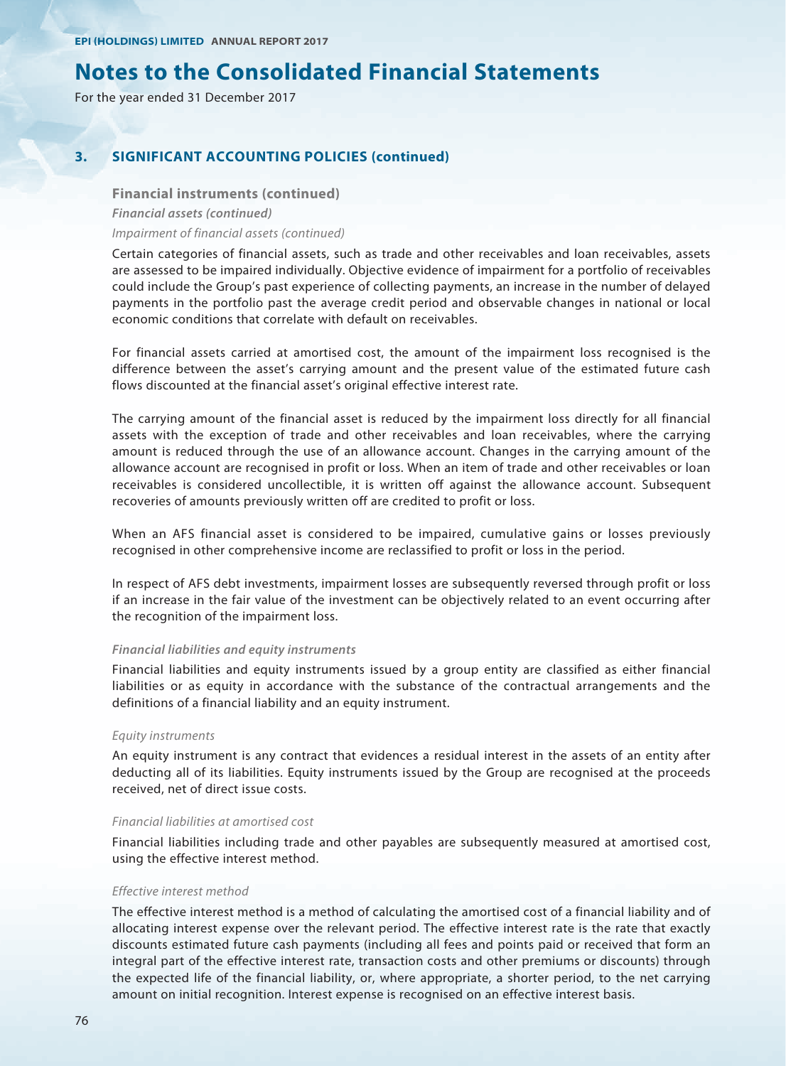# Notes to the Consolidated Financial Statements

For the year ended 31 December 2017

## 3. SIGNIFICANT ACCOUNTING POLICIES (continued)

### Financial instruments (continued)

***Financial assets (continued)***

*Impairment of financial assets (continued)*

Certain categories of financial assets, such as trade and other receivables and loan receivables, assets are assessed to be impaired individually. Objective evidence of impairment for a portfolio of receivables could include the Group's past experience of collecting payments, an increase in the number of delayed payments in the portfolio past the average credit period and observable changes in national or local economic conditions that correlate with default on receivables.

For financial assets carried at amortised cost, the amount of the impairment loss recognised is the difference between the asset's carrying amount and the present value of the estimated future cash flows discounted at the financial asset's original effective interest rate.

The carrying amount of the financial asset is reduced by the impairment loss directly for all financial assets with the exception of trade and other receivables and loan receivables, where the carrying amount is reduced through the use of an allowance account. Changes in the carrying amount of the allowance account are recognised in profit or loss. When an item of trade and other receivables or loan receivables is considered uncollectible, it is written off against the allowance account. Subsequent recoveries of amounts previously written off are credited to profit or loss.

When an AFS financial asset is considered to be impaired, cumulative gains or losses previously recognised in other comprehensive income are reclassified to profit or loss in the period.

In respect of AFS debt investments, impairment losses are subsequently reversed through profit or loss if an increase in the fair value of the investment can be objectively related to an event occurring after the recognition of the impairment loss.

***Financial liabilities and equity instruments***

Financial liabilities and equity instruments issued by a group entity are classified as either financial liabilities or as equity in accordance with the substance of the contractual arrangements and the definitions of a financial liability and an equity instrument.

*Equity instruments*

An equity instrument is any contract that evidences a residual interest in the assets of an entity after deducting all of its liabilities. Equity instruments issued by the Group are recognised at the proceeds received, net of direct issue costs.

*Financial liabilities at amortised cost*

Financial liabilities including trade and other payables are subsequently measured at amortised cost, using the effective interest method.

*Effective interest method*

The effective interest method is a method of calculating the amortised cost of a financial liability and of allocating interest expense over the relevant period. The effective interest rate is the rate that exactly discounts estimated future cash payments (including all fees and points paid or received that form an integral part of the effective interest rate, transaction costs and other premiums or discounts) through the expected life of the financial liability, or, where appropriate, a shorter period, to the net carrying amount on initial recognition. Interest expense is recognised on an effective interest basis.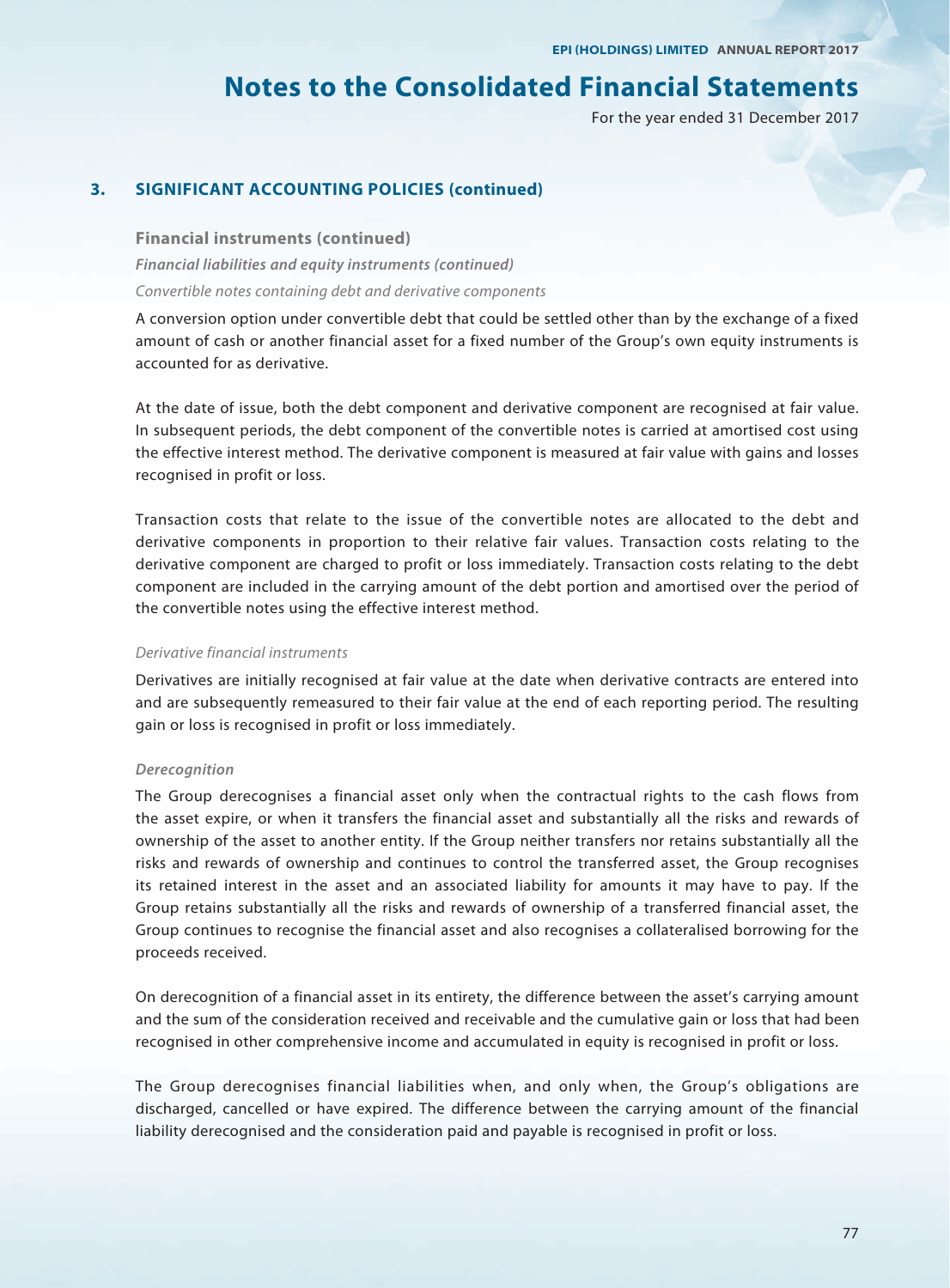## 3. SIGNIFICANT ACCOUNTING POLICIES (continued)

### Financial instruments (continued)

***Financial liabilities and equity instruments (continued)***

*Convertible notes containing debt and derivative components*

A conversion option under convertible debt that could be settled other than by the exchange of a fixed amount of cash or another financial asset for a fixed number of the Group's own equity instruments is accounted for as derivative.

At the date of issue, both the debt component and derivative component are recognised at fair value. In subsequent periods, the debt component of the convertible notes is carried at amortised cost using the effective interest method. The derivative component is measured at fair value with gains and losses recognised in profit or loss.

Transaction costs that relate to the issue of the convertible notes are allocated to the debt and derivative components in proportion to their relative fair values. Transaction costs relating to the derivative component are charged to profit or loss immediately. Transaction costs relating to the debt component are included in the carrying amount of the debt portion and amortised over the period of the convertible notes using the effective interest method.

*Derivative financial instruments*

Derivatives are initially recognised at fair value at the date when derivative contracts are entered into and are subsequently remeasured to their fair value at the end of each reporting period. The resulting gain or loss is recognised in profit or loss immediately.

***Derecognition***

The Group derecognises a financial asset only when the contractual rights to the cash flows from the asset expire, or when it transfers the financial asset and substantially all the risks and rewards of ownership of the asset to another entity. If the Group neither transfers nor retains substantially all the risks and rewards of ownership and continues to control the transferred asset, the Group recognises its retained interest in the asset and an associated liability for amounts it may have to pay. If the Group retains substantially all the risks and rewards of ownership of a transferred financial asset, the Group continues to recognise the financial asset and also recognises a collateralised borrowing for the proceeds received.

On derecognition of a financial asset in its entirety, the difference between the asset's carrying amount and the sum of the consideration received and receivable and the cumulative gain or loss that had been recognised in other comprehensive income and accumulated in equity is recognised in profit or loss.

The Group derecognises financial liabilities when, and only when, the Group's obligations are discharged, cancelled or have expired. The difference between the carrying amount of the financial liability derecognised and the consideration paid and payable is recognised in profit or loss.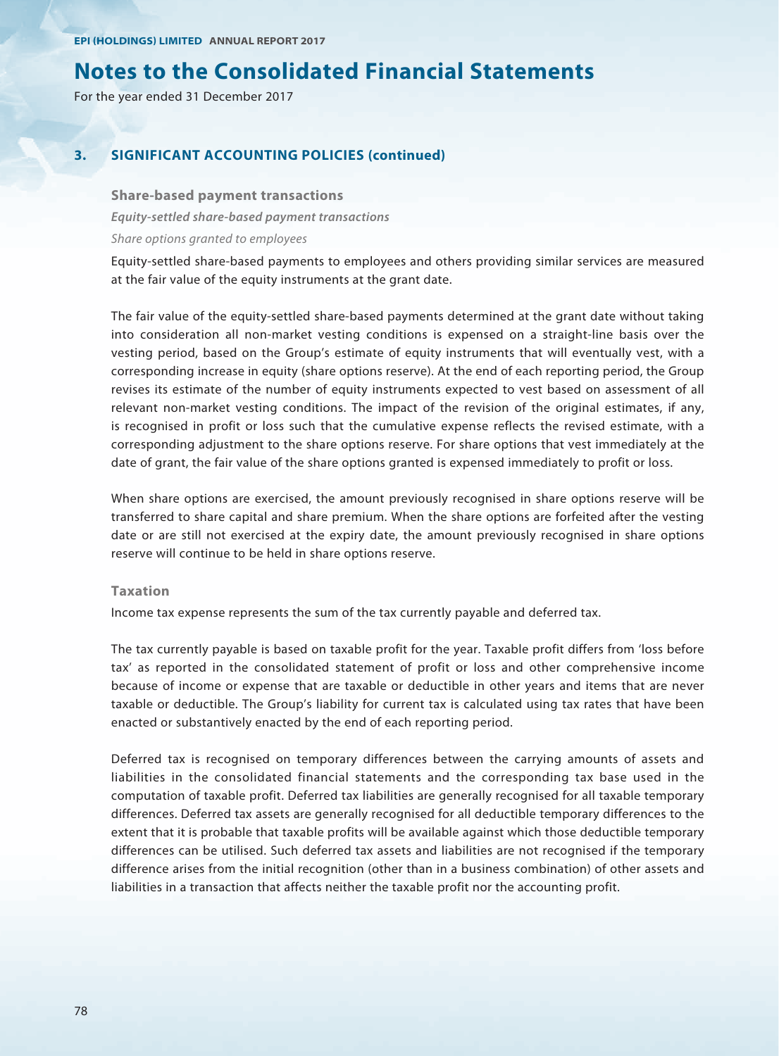# Notes to the Consolidated Financial Statements

For the year ended 31 December 2017

## 3. SIGNIFICANT ACCOUNTING POLICIES (continued)

### Share-based payment transactions

***Equity-settled share-based payment transactions***

*Share options granted to employees*

Equity-settled share-based payments to employees and others providing similar services are measured at the fair value of the equity instruments at the grant date.

The fair value of the equity-settled share-based payments determined at the grant date without taking into consideration all non-market vesting conditions is expensed on a straight-line basis over the vesting period, based on the Group's estimate of equity instruments that will eventually vest, with a corresponding increase in equity (share options reserve). At the end of each reporting period, the Group revises its estimate of the number of equity instruments expected to vest based on assessment of all relevant non-market vesting conditions. The impact of the revision of the original estimates, if any, is recognised in profit or loss such that the cumulative expense reflects the revised estimate, with a corresponding adjustment to the share options reserve. For share options that vest immediately at the date of grant, the fair value of the share options granted is expensed immediately to profit or loss.

When share options are exercised, the amount previously recognised in share options reserve will be transferred to share capital and share premium. When the share options are forfeited after the vesting date or are still not exercised at the expiry date, the amount previously recognised in share options reserve will continue to be held in share options reserve.

### Taxation

Income tax expense represents the sum of the tax currently payable and deferred tax.

The tax currently payable is based on taxable profit for the year. Taxable profit differs from 'loss before tax' as reported in the consolidated statement of profit or loss and other comprehensive income because of income or expense that are taxable or deductible in other years and items that are never taxable or deductible. The Group's liability for current tax is calculated using tax rates that have been enacted or substantively enacted by the end of each reporting period.

Deferred tax is recognised on temporary differences between the carrying amounts of assets and liabilities in the consolidated financial statements and the corresponding tax base used in the computation of taxable profit. Deferred tax liabilities are generally recognised for all taxable temporary differences. Deferred tax assets are generally recognised for all deductible temporary differences to the extent that it is probable that taxable profits will be available against which those deductible temporary differences can be utilised. Such deferred tax assets and liabilities are not recognised if the temporary difference arises from the initial recognition (other than in a business combination) of other assets and liabilities in a transaction that affects neither the taxable profit nor the accounting profit.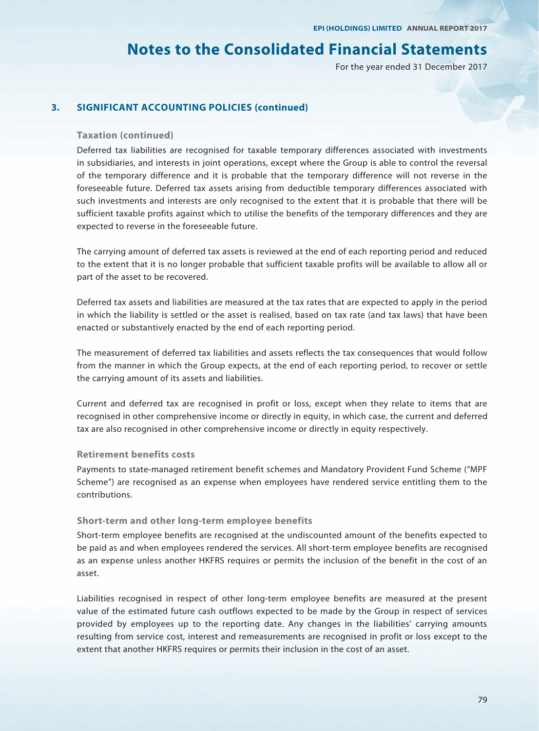# Notes to the Consolidated Financial Statements

For the year ended 31 December 2017

## 3. SIGNIFICANT ACCOUNTING POLICIES (continued)

### Taxation (continued)

Deferred tax liabilities are recognised for taxable temporary differences associated with investments in subsidiaries, and interests in joint operations, except where the Group is able to control the reversal of the temporary difference and it is probable that the temporary difference will not reverse in the foreseeable future. Deferred tax assets arising from deductible temporary differences associated with such investments and interests are only recognised to the extent that it is probable that there will be sufficient taxable profits against which to utilise the benefits of the temporary differences and they are expected to reverse in the foreseeable future.

The carrying amount of deferred tax assets is reviewed at the end of each reporting period and reduced to the extent that it is no longer probable that sufficient taxable profits will be available to allow all or part of the asset to be recovered.

Deferred tax assets and liabilities are measured at the tax rates that are expected to apply in the period in which the liability is settled or the asset is realised, based on tax rate (and tax laws) that have been enacted or substantively enacted by the end of each reporting period.

The measurement of deferred tax liabilities and assets reflects the tax consequences that would follow from the manner in which the Group expects, at the end of each reporting period, to recover or settle the carrying amount of its assets and liabilities.

Current and deferred tax are recognised in profit or loss, except when they relate to items that are recognised in other comprehensive income or directly in equity, in which case, the current and deferred tax are also recognised in other comprehensive income or directly in equity respectively.

### Retirement benefits costs

Payments to state-managed retirement benefit schemes and Mandatory Provident Fund Scheme ("MPF Scheme") are recognised as an expense when employees have rendered service entitling them to the contributions.

### Short-term and other long-term employee benefits

Short-term employee benefits are recognised at the undiscounted amount of the benefits expected to be paid as and when employees rendered the services. All short-term employee benefits are recognised as an expense unless another HKFRS requires or permits the inclusion of the benefit in the cost of an asset.

Liabilities recognised in respect of other long-term employee benefits are measured at the present value of the estimated future cash outflows expected to be made by the Group in respect of services provided by employees up to the reporting date. Any changes in the liabilities' carrying amounts resulting from service cost, interest and remeasurements are recognised in profit or loss except to the extent that another HKFRS requires or permits their inclusion in the cost of an asset.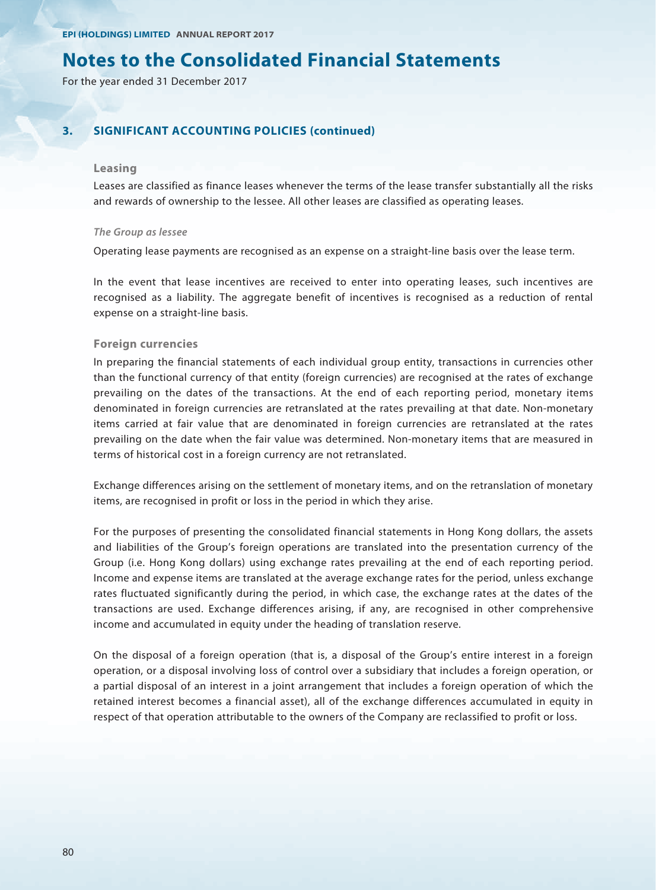# Notes to the Consolidated Financial Statements

For the year ended 31 December 2017

## 3. SIGNIFICANT ACCOUNTING POLICIES (continued)

### Leasing

Leases are classified as finance leases whenever the terms of the lease transfer substantially all the risks and rewards of ownership to the lessee. All other leases are classified as operating leases.

*The Group as lessee*

Operating lease payments are recognised as an expense on a straight-line basis over the lease term.

In the event that lease incentives are received to enter into operating leases, such incentives are recognised as a liability. The aggregate benefit of incentives is recognised as a reduction of rental expense on a straight-line basis.

### Foreign currencies

In preparing the financial statements of each individual group entity, transactions in currencies other than the functional currency of that entity (foreign currencies) are recognised at the rates of exchange prevailing on the dates of the transactions. At the end of each reporting period, monetary items denominated in foreign currencies are retranslated at the rates prevailing at that date. Non-monetary items carried at fair value that are denominated in foreign currencies are retranslated at the rates prevailing on the date when the fair value was determined. Non-monetary items that are measured in terms of historical cost in a foreign currency are not retranslated.

Exchange differences arising on the settlement of monetary items, and on the retranslation of monetary items, are recognised in profit or loss in the period in which they arise.

For the purposes of presenting the consolidated financial statements in Hong Kong dollars, the assets and liabilities of the Group's foreign operations are translated into the presentation currency of the Group (i.e. Hong Kong dollars) using exchange rates prevailing at the end of each reporting period. Income and expense items are translated at the average exchange rates for the period, unless exchange rates fluctuated significantly during the period, in which case, the exchange rates at the dates of the transactions are used. Exchange differences arising, if any, are recognised in other comprehensive income and accumulated in equity under the heading of translation reserve.

On the disposal of a foreign operation (that is, a disposal of the Group's entire interest in a foreign operation, or a disposal involving loss of control over a subsidiary that includes a foreign operation, or a partial disposal of an interest in a joint arrangement that includes a foreign operation of which the retained interest becomes a financial asset), all of the exchange differences accumulated in equity in respect of that operation attributable to the owners of the Company are reclassified to profit or loss.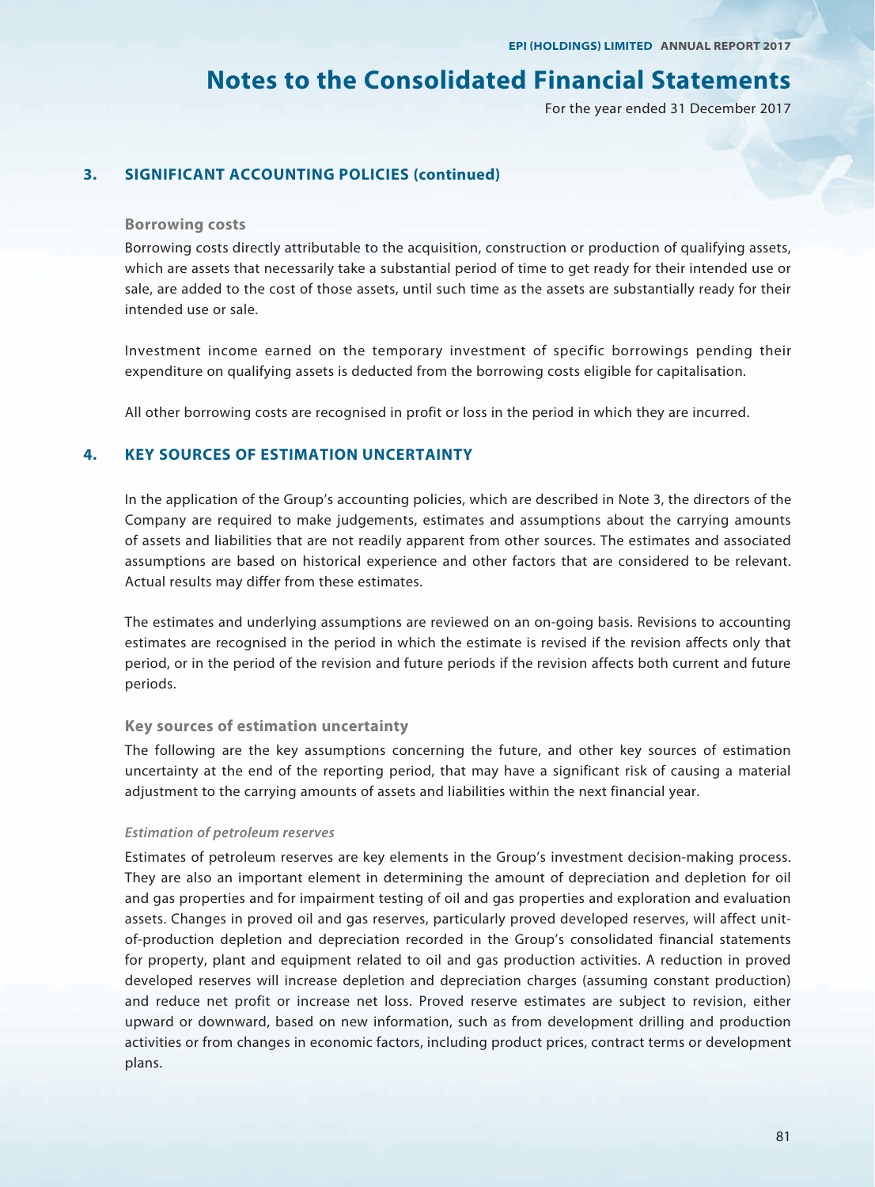## 3. SIGNIFICANT ACCOUNTING POLICIES (continued)

### Borrowing costs

Borrowing costs directly attributable to the acquisition, construction or production of qualifying assets, which are assets that necessarily take a substantial period of time to get ready for their intended use or sale, are added to the cost of those assets, until such time as the assets are substantially ready for their intended use or sale.

Investment income earned on the temporary investment of specific borrowings pending their expenditure on qualifying assets is deducted from the borrowing costs eligible for capitalisation.

All other borrowing costs are recognised in profit or loss in the period in which they are incurred.

## 4. KEY SOURCES OF ESTIMATION UNCERTAINTY

In the application of the Group's accounting policies, which are described in Note 3, the directors of the Company are required to make judgements, estimates and assumptions about the carrying amounts of assets and liabilities that are not readily apparent from other sources. The estimates and associated assumptions are based on historical experience and other factors that are considered to be relevant. Actual results may differ from these estimates.

The estimates and underlying assumptions are reviewed on an on-going basis. Revisions to accounting estimates are recognised in the period in which the estimate is revised if the revision affects only that period, or in the period of the revision and future periods if the revision affects both current and future periods.

### Key sources of estimation uncertainty

The following are the key assumptions concerning the future, and other key sources of estimation uncertainty at the end of the reporting period, that may have a significant risk of causing a material adjustment to the carrying amounts of assets and liabilities within the next financial year.

#### *Estimation of petroleum reserves*

Estimates of petroleum reserves are key elements in the Group's investment decision-making process. They are also an important element in determining the amount of depreciation and depletion for oil and gas properties and for impairment testing of oil and gas properties and exploration and evaluation assets. Changes in proved oil and gas reserves, particularly proved developed reserves, will affect unit-of-production depletion and depreciation recorded in the Group's consolidated financial statements for property, plant and equipment related to oil and gas production activities. A reduction in proved developed reserves will increase depletion and depreciation charges (assuming constant production) and reduce net profit or increase net loss. Proved reserve estimates are subject to revision, either upward or downward, based on new information, such as from development drilling and production activities or from changes in economic factors, including product prices, contract terms or development plans.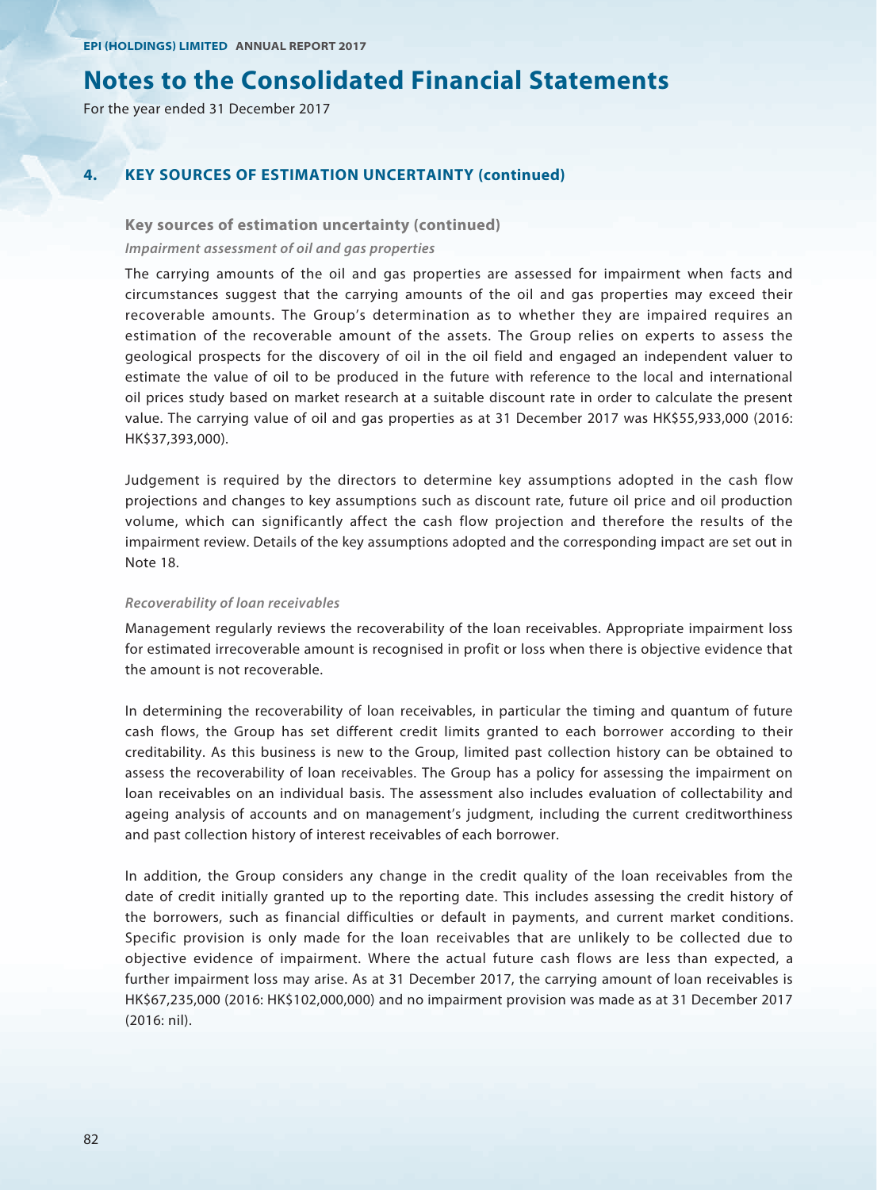# Notes to the Consolidated Financial Statements

For the year ended 31 December 2017

## 4. KEY SOURCES OF ESTIMATION UNCERTAINTY (continued)

### Key sources of estimation uncertainty (continued)

***Impairment assessment of oil and gas properties***

The carrying amounts of the oil and gas properties are assessed for impairment when facts and circumstances suggest that the carrying amounts of the oil and gas properties may exceed their recoverable amounts. The Group's determination as to whether they are impaired requires an estimation of the recoverable amount of the assets. The Group relies on experts to assess the geological prospects for the discovery of oil in the oil field and engaged an independent valuer to estimate the value of oil to be produced in the future with reference to the local and international oil prices study based on market research at a suitable discount rate in order to calculate the present value. The carrying value of oil and gas properties as at 31 December 2017 was HK$55,933,000 (2016: HK$37,393,000).

Judgement is required by the directors to determine key assumptions adopted in the cash flow projections and changes to key assumptions such as discount rate, future oil price and oil production volume, which can significantly affect the cash flow projection and therefore the results of the impairment review. Details of the key assumptions adopted and the corresponding impact are set out in Note 18.

***Recoverability of loan receivables***

Management regularly reviews the recoverability of the loan receivables. Appropriate impairment loss for estimated irrecoverable amount is recognised in profit or loss when there is objective evidence that the amount is not recoverable.

In determining the recoverability of loan receivables, in particular the timing and quantum of future cash flows, the Group has set different credit limits granted to each borrower according to their creditability. As this business is new to the Group, limited past collection history can be obtained to assess the recoverability of loan receivables. The Group has a policy for assessing the impairment on loan receivables on an individual basis. The assessment also includes evaluation of collectability and ageing analysis of accounts and on management's judgment, including the current creditworthiness and past collection history of interest receivables of each borrower.

In addition, the Group considers any change in the credit quality of the loan receivables from the date of credit initially granted up to the reporting date. This includes assessing the credit history of the borrowers, such as financial difficulties or default in payments, and current market conditions. Specific provision is only made for the loan receivables that are unlikely to be collected due to objective evidence of impairment. Where the actual future cash flows are less than expected, a further impairment loss may arise. As at 31 December 2017, the carrying amount of loan receivables is HK$67,235,000 (2016: HK$102,000,000) and no impairment provision was made as at 31 December 2017 (2016: nil).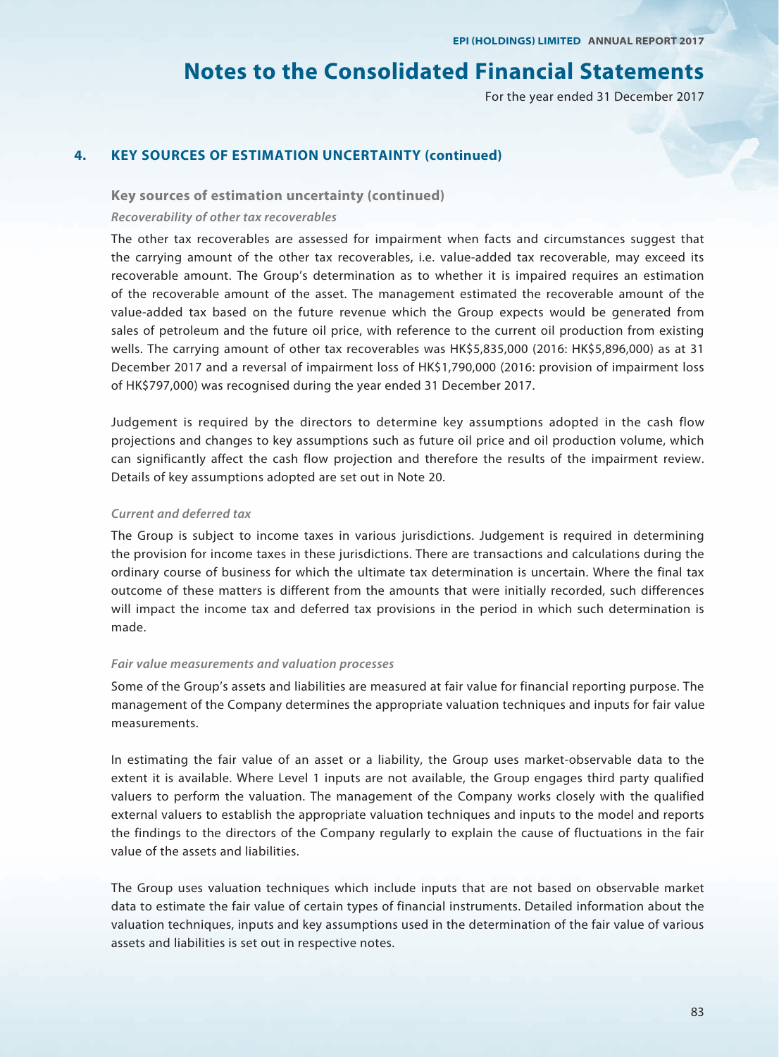# Notes to the Consolidated Financial Statements

For the year ended 31 December 2017

## 4. KEY SOURCES OF ESTIMATION UNCERTAINTY (continued)

### Key sources of estimation uncertainty (continued)

***Recoverability of other tax recoverables***

The other tax recoverables are assessed for impairment when facts and circumstances suggest that the carrying amount of the other tax recoverables, i.e. value-added tax recoverable, may exceed its recoverable amount. The Group's determination as to whether it is impaired requires an estimation of the recoverable amount of the asset. The management estimated the recoverable amount of the value-added tax based on the future revenue which the Group expects would be generated from sales of petroleum and the future oil price, with reference to the current oil production from existing wells. The carrying amount of other tax recoverables was HK$5,835,000 (2016: HK$5,896,000) as at 31 December 2017 and a reversal of impairment loss of HK$1,790,000 (2016: provision of impairment loss of HK$797,000) was recognised during the year ended 31 December 2017.

Judgement is required by the directors to determine key assumptions adopted in the cash flow projections and changes to key assumptions such as future oil price and oil production volume, which can significantly affect the cash flow projection and therefore the results of the impairment review. Details of key assumptions adopted are set out in Note 20.

***Current and deferred tax***

The Group is subject to income taxes in various jurisdictions. Judgement is required in determining the provision for income taxes in these jurisdictions. There are transactions and calculations during the ordinary course of business for which the ultimate tax determination is uncertain. Where the final tax outcome of these matters is different from the amounts that were initially recorded, such differences will impact the income tax and deferred tax provisions in the period in which such determination is made.

***Fair value measurements and valuation processes***

Some of the Group's assets and liabilities are measured at fair value for financial reporting purpose. The management of the Company determines the appropriate valuation techniques and inputs for fair value measurements.

In estimating the fair value of an asset or a liability, the Group uses market-observable data to the extent it is available. Where Level 1 inputs are not available, the Group engages third party qualified valuers to perform the valuation. The management of the Company works closely with the qualified external valuers to establish the appropriate valuation techniques and inputs to the model and reports the findings to the directors of the Company regularly to explain the cause of fluctuations in the fair value of the assets and liabilities.

The Group uses valuation techniques which include inputs that are not based on observable market data to estimate the fair value of certain types of financial instruments. Detailed information about the valuation techniques, inputs and key assumptions used in the determination of the fair value of various assets and liabilities is set out in respective notes.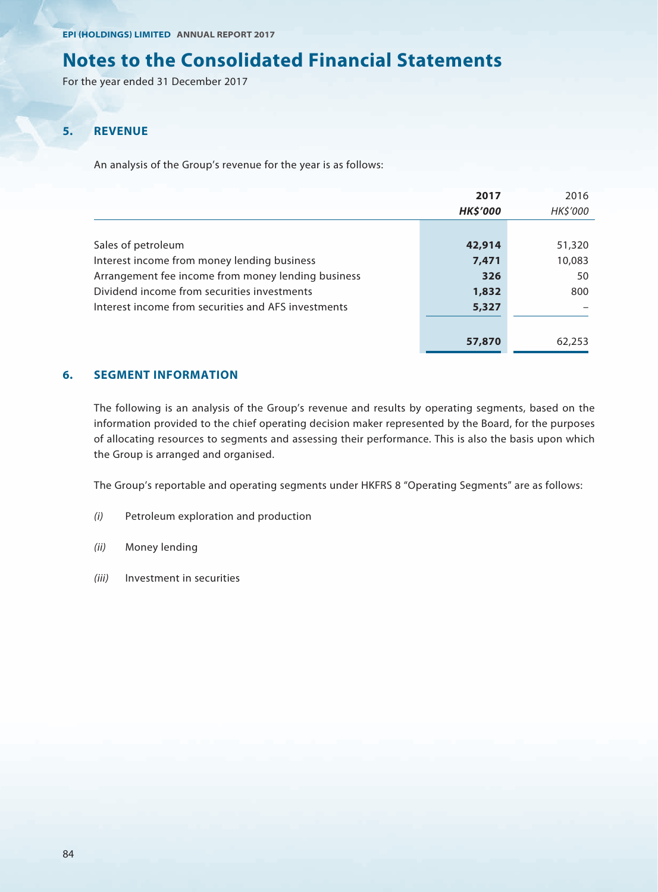# Notes to the Consolidated Financial Statements

For the year ended 31 December 2017

## 5. REVENUE

An analysis of the Group's revenue for the year is as follows:

| | **2017** | 2016 |
|---|---|---|
| | ***HK$'000*** | *HK$'000* |
| Sales of petroleum | **42,914** | 51,320 |
| Interest income from money lending business | **7,471** | 10,083 |
| Arrangement fee income from money lending business | **326** | 50 |
| Dividend income from securities investments | **1,832** | 800 |
| Interest income from securities and AFS investments | **5,327** | – |
| | **57,870** | 62,253 |

## 6. SEGMENT INFORMATION

The following is an analysis of the Group's revenue and results by operating segments, based on the information provided to the chief operating decision maker represented by the Board, for the purposes of allocating resources to segments and assessing their performance. This is also the basis upon which the Group is arranged and organised.

The Group's reportable and operating segments under HKFRS 8 "Operating Segments" are as follows:

*(i)* Petroleum exploration and production

*(ii)* Money lending

*(iii)* Investment in securities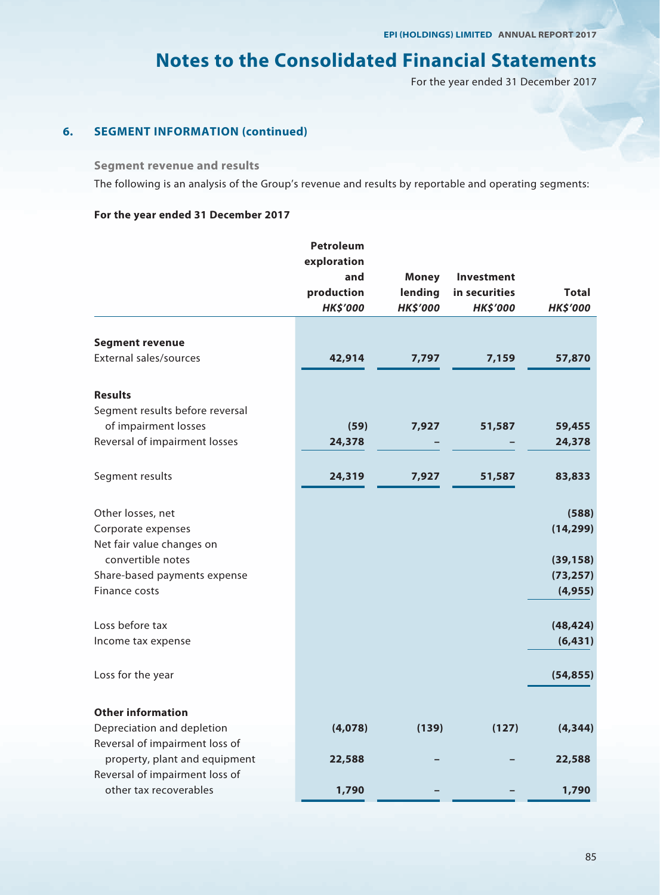# Notes to the Consolidated Financial Statements

For the year ended 31 December 2017

## 6. SEGMENT INFORMATION (continued)

### Segment revenue and results

The following is an analysis of the Group's revenue and results by reportable and operating segments:

**For the year ended 31 December 2017**

| | Petroleum exploration and production *HK$'000* | Money lending *HK$'000* | Investment in securities *HK$'000* | Total *HK$'000* |
|---|---|---|---|---|
| **Segment revenue** | | | | |
| External sales/sources | 42,914 | 7,797 | 7,159 | 57,870 |
| **Results** | | | | |
| Segment results before reversal of impairment losses | (59) | 7,927 | 51,587 | 59,455 |
| Reversal of impairment losses | 24,378 | – | – | 24,378 |
| Segment results | 24,319 | 7,927 | 51,587 | 83,833 |
| Other losses, net | | | | (588) |
| Corporate expenses | | | | (14,299) |
| Net fair value changes on convertible notes | | | | (39,158) |
| Share-based payments expense | | | | (73,257) |
| Finance costs | | | | (4,955) |
| Loss before tax | | | | (48,424) |
| Income tax expense | | | | (6,431) |
| Loss for the year | | | | (54,855) |
| **Other information** | | | | |
| Depreciation and depletion | (4,078) | (139) | (127) | (4,344) |
| Reversal of impairment loss of property, plant and equipment | 22,588 | – | – | 22,588 |
| Reversal of impairment loss of other tax recoverables | 1,790 | – | – | 1,790 |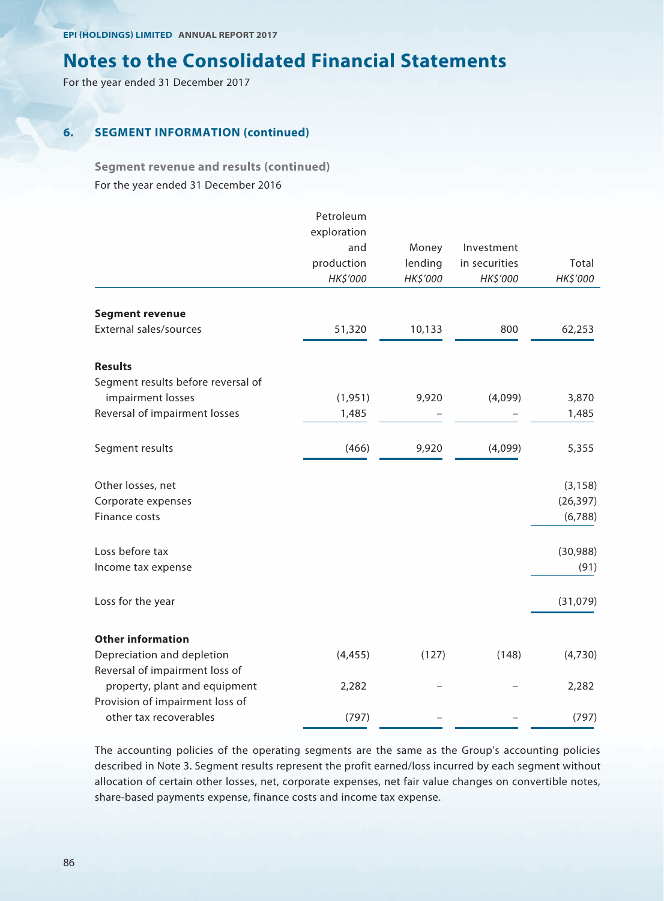## 6. SEGMENT INFORMATION (continued)

### Segment revenue and results (continued)

For the year ended 31 December 2016

| | Petroleum exploration and production | Money lending | Investment in securities | Total |
|---|---|---|---|---|
| | *HK$'000* | *HK$'000* | *HK$'000* | *HK$'000* |
| **Segment revenue** | | | | |
| External sales/sources | 51,320 | 10,133 | 800 | 62,253 |
| **Results** | | | | |
| Segment results before reversal of impairment losses | (1,951) | 9,920 | (4,099) | 3,870 |
| Reversal of impairment losses | 1,485 | – | – | 1,485 |
| Segment results | (466) | 9,920 | (4,099) | 5,355 |
| Other losses, net | | | | (3,158) |
| Corporate expenses | | | | (26,397) |
| Finance costs | | | | (6,788) |
| Loss before tax | | | | (30,988) |
| Income tax expense | | | | (91) |
| Loss for the year | | | | (31,079) |
| **Other information** | | | | |
| Depreciation and depletion | (4,455) | (127) | (148) | (4,730) |
| Reversal of impairment loss of property, plant and equipment | 2,282 | – | – | 2,282 |
| Provision of impairment loss of other tax recoverables | (797) | – | – | (797) |

The accounting policies of the operating segments are the same as the Group's accounting policies described in Note 3. Segment results represent the profit earned/loss incurred by each segment without allocation of certain other losses, net, corporate expenses, net fair value changes on convertible notes, share-based payments expense, finance costs and income tax expense.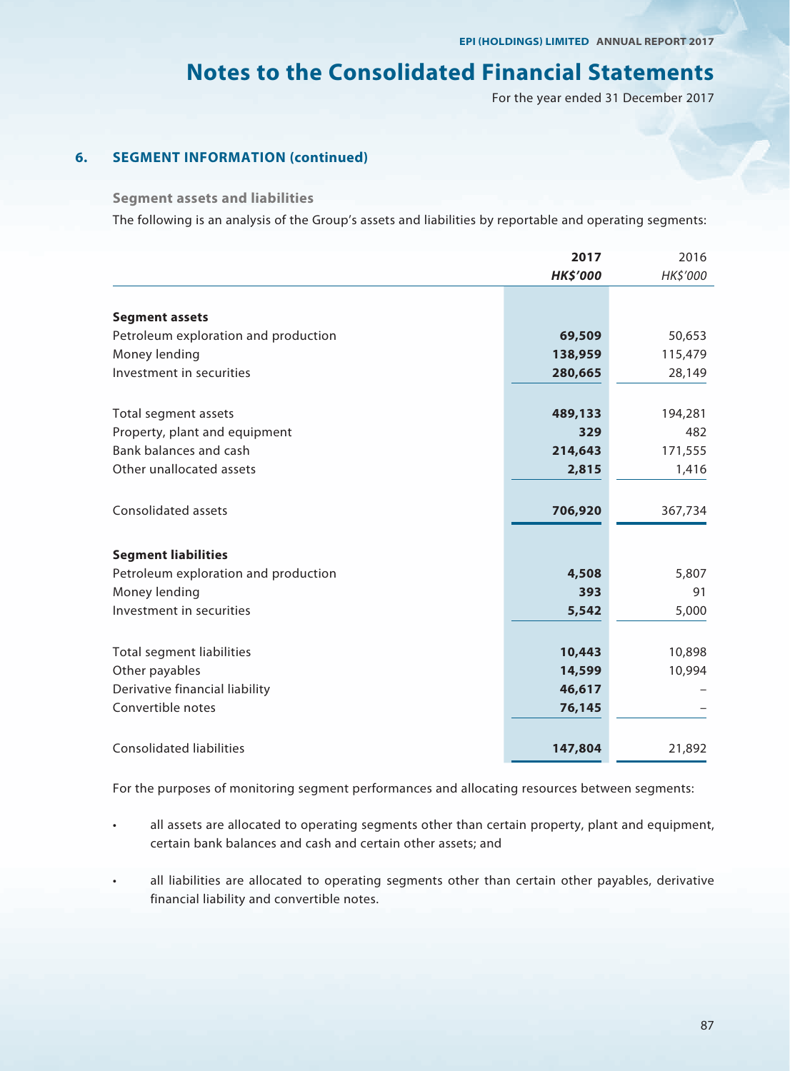## 6. SEGMENT INFORMATION (continued)

### Segment assets and liabilities

The following is an analysis of the Group's assets and liabilities by reportable and operating segments:

| | **2017** | 2016 |
|---|---|---|
| | ***HK$'000*** | *HK$'000* |
| **Segment assets** | | |
| Petroleum exploration and production | **69,509** | 50,653 |
| Money lending | **138,959** | 115,479 |
| Investment in securities | **280,665** | 28,149 |
| Total segment assets | **489,133** | 194,281 |
| Property, plant and equipment | **329** | 482 |
| Bank balances and cash | **214,643** | 171,555 |
| Other unallocated assets | **2,815** | 1,416 |
| Consolidated assets | **706,920** | 367,734 |
| **Segment liabilities** | | |
| Petroleum exploration and production | **4,508** | 5,807 |
| Money lending | **393** | 91 |
| Investment in securities | **5,542** | 5,000 |
| Total segment liabilities | **10,443** | 10,898 |
| Other payables | **14,599** | 10,994 |
| Derivative financial liability | **46,617** | – |
| Convertible notes | **76,145** | – |
| Consolidated liabilities | **147,804** | 21,892 |

For the purposes of monitoring segment performances and allocating resources between segments:

- all assets are allocated to operating segments other than certain property, plant and equipment, certain bank balances and cash and certain other assets; and
- all liabilities are allocated to operating segments other than certain other payables, derivative financial liability and convertible notes.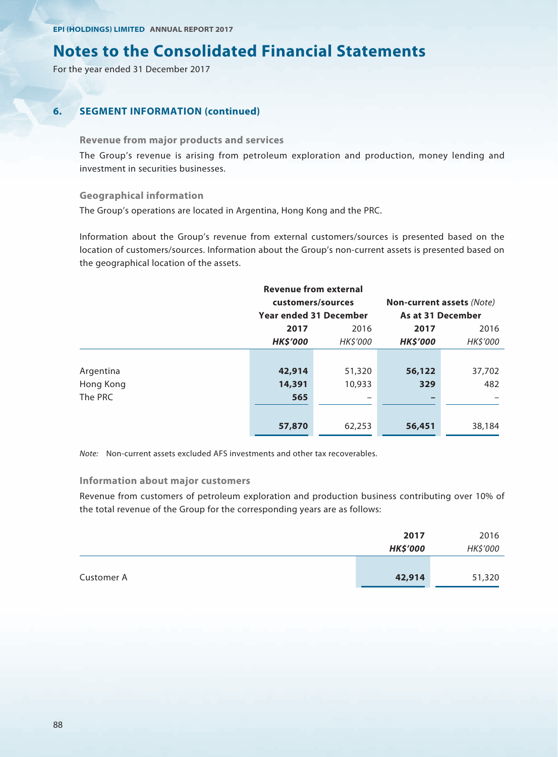# Notes to the Consolidated Financial Statements

For the year ended 31 December 2017

## 6. SEGMENT INFORMATION (continued)

### Revenue from major products and services

The Group's revenue is arising from petroleum exploration and production, money lending and investment in securities businesses.

### Geographical information

The Group's operations are located in Argentina, Hong Kong and the PRC.

Information about the Group's revenue from external customers/sources is presented based on the location of customers/sources. Information about the Group's non-current assets is presented based on the geographical location of the assets.

| | Revenue from external customers/sources Year ended 31 December | | Non-current assets *(Note)* As at 31 December | |
|---|---|---|---|---|
| | **2017** | 2016 | **2017** | 2016 |
| | ***HK$'000*** | *HK$'000* | ***HK$'000*** | *HK$'000* |
| Argentina | **42,914** | 51,320 | **56,122** | 37,702 |
| Hong Kong | **14,391** | 10,933 | **329** | 482 |
| The PRC | **565** | – | **–** | – |
| | **57,870** | 62,253 | **56,451** | 38,184 |

*Note:* Non-current assets excluded AFS investments and other tax recoverables.

### Information about major customers

Revenue from customers of petroleum exploration and production business contributing over 10% of the total revenue of the Group for the corresponding years are as follows:

| | **2017** | 2016 |
|---|---|---|
| | ***HK$'000*** | *HK$'000* |
| Customer A | **42,914** | 51,320 |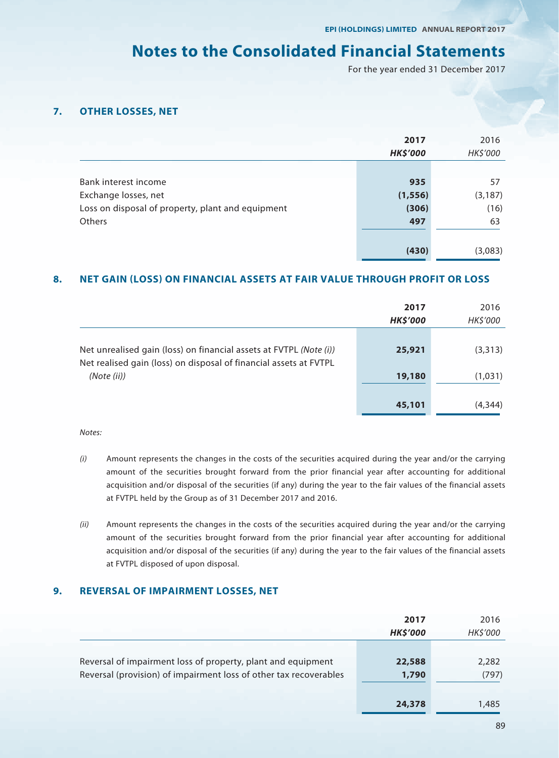# Notes to the Consolidated Financial Statements

For the year ended 31 December 2017

## 7. OTHER LOSSES, NET

| | 2017 | 2016 |
|---|---|---|
| | *HK$'000* | *HK$'000* |
| Bank interest income | 935 | 57 |
| Exchange losses, net | (1,556) | (3,187) |
| Loss on disposal of property, plant and equipment | (306) | (16) |
| Others | 497 | 63 |
| | (430) | (3,083) |

## 8. NET GAIN (LOSS) ON FINANCIAL ASSETS AT FAIR VALUE THROUGH PROFIT OR LOSS

| | 2017 | 2016 |
|---|---|---|
| | *HK$'000* | *HK$'000* |
| Net unrealised gain (loss) on financial assets at FVTPL *(Note (i))* | 25,921 | (3,313) |
| Net realised gain (loss) on disposal of financial assets at FVTPL *(Note (ii))* | 19,180 | (1,031) |
| | 45,101 | (4,344) |

*Notes:*

*(i)* Amount represents the changes in the costs of the securities acquired during the year and/or the carrying amount of the securities brought forward from the prior financial year after accounting for additional acquisition and/or disposal of the securities (if any) during the year to the fair values of the financial assets at FVTPL held by the Group as of 31 December 2017 and 2016.

*(ii)* Amount represents the changes in the costs of the securities acquired during the year and/or the carrying amount of the securities brought forward from the prior financial year after accounting for additional acquisition and/or disposal of the securities (if any) during the year to the fair values of the financial assets at FVTPL disposed of upon disposal.

## 9. REVERSAL OF IMPAIRMENT LOSSES, NET

| | 2017 | 2016 |
|---|---|---|
| | *HK$'000* | *HK$'000* |
| Reversal of impairment loss of property, plant and equipment | 22,588 | 2,282 |
| Reversal (provision) of impairment loss of other tax recoverables | 1,790 | (797) |
| | 24,378 | 1,485 |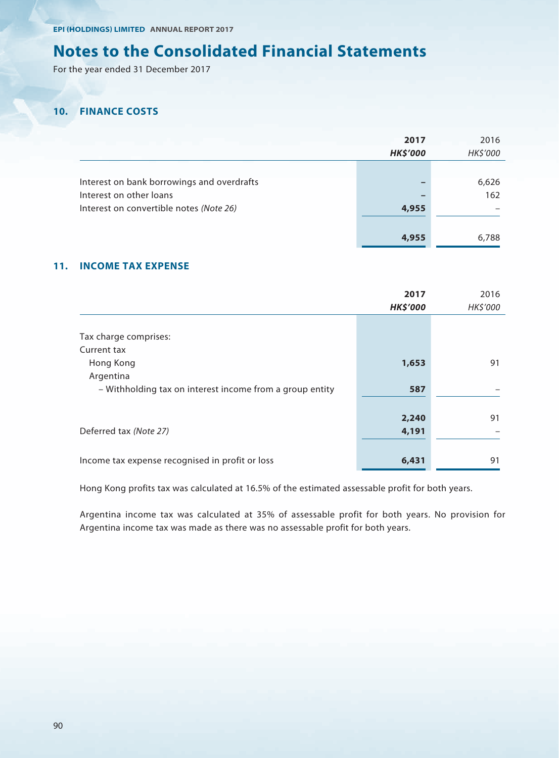# Notes to the Consolidated Financial Statements

For the year ended 31 December 2017

## 10. FINANCE COSTS

| | **2017** | 2016 |
|---|---|---|
| | ***HK$'000*** | *HK$'000* |
| Interest on bank borrowings and overdrafts | – | 6,626 |
| Interest on other loans | – | 162 |
| Interest on convertible notes *(Note 26)* | **4,955** | – |
| | **4,955** | 6,788 |

## 11. INCOME TAX EXPENSE

| | **2017** | 2016 |
|---|---|---|
| | ***HK$'000*** | *HK$'000* |
| Tax charge comprises: | | |
| Current tax | | |
| Hong Kong | **1,653** | 91 |
| Argentina | | |
| – Withholding tax on interest income from a group entity | **587** | – |
| | **2,240** | 91 |
| Deferred tax *(Note 27)* | **4,191** | – |
| Income tax expense recognised in profit or loss | **6,431** | 91 |

Hong Kong profits tax was calculated at 16.5% of the estimated assessable profit for both years.

Argentina income tax was calculated at 35% of assessable profit for both years. No provision for Argentina income tax was made as there was no assessable profit for both years.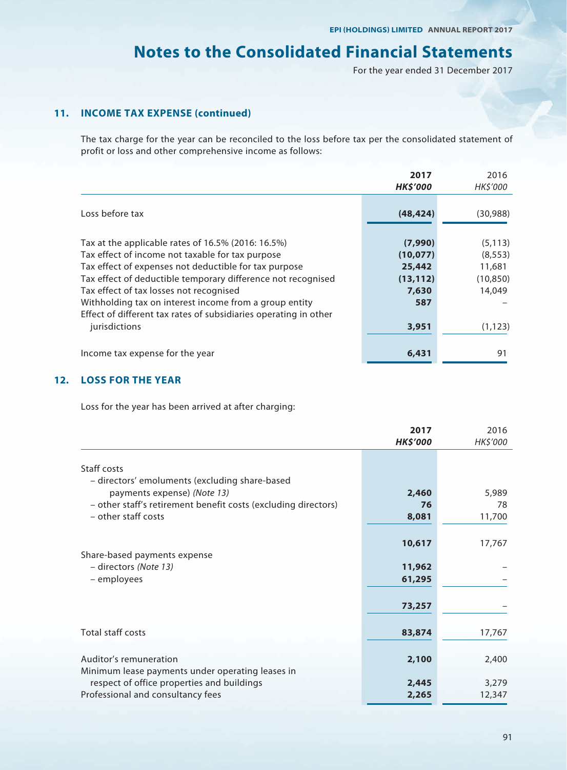## 11. INCOME TAX EXPENSE (continued)

The tax charge for the year can be reconciled to the loss before tax per the consolidated statement of profit or loss and other comprehensive income as follows:

| | 2017 HK$'000 | 2016 HK$'000 |
|---|---|---|
| Loss before tax | (48,424) | (30,988) |
| Tax at the applicable rates of 16.5% (2016: 16.5%) | (7,990) | (5,113) |
| Tax effect of income not taxable for tax purpose | (10,077) | (8,553) |
| Tax effect of expenses not deductible for tax purpose | 25,442 | 11,681 |
| Tax effect of deductible temporary difference not recognised | (13,112) | (10,850) |
| Tax effect of tax losses not recognised | 7,630 | 14,049 |
| Withholding tax on interest income from a group entity | 587 | – |
| Effect of different tax rates of subsidiaries operating in other jurisdictions | 3,951 | (1,123) |
| Income tax expense for the year | 6,431 | 91 |

## 12. LOSS FOR THE YEAR

Loss for the year has been arrived at after charging:

| | 2017 HK$'000 | 2016 HK$'000 |
|---|---|---|
| Staff costs | | |
| – directors' emoluments (excluding share-based payments expense) *(Note 13)* | 2,460 | 5,989 |
| – other staff's retirement benefit costs (excluding directors) | 76 | 78 |
| – other staff costs | 8,081 | 11,700 |
| | 10,617 | 17,767 |
| Share-based payments expense | | |
| – directors *(Note 13)* | 11,962 | – |
| – employees | 61,295 | – |
| | 73,257 | – |
| Total staff costs | 83,874 | 17,767 |
| Auditor's remuneration | 2,100 | 2,400 |
| Minimum lease payments under operating leases in respect of office properties and buildings | 2,445 | 3,279 |
| Professional and consultancy fees | 2,265 | 12,347 |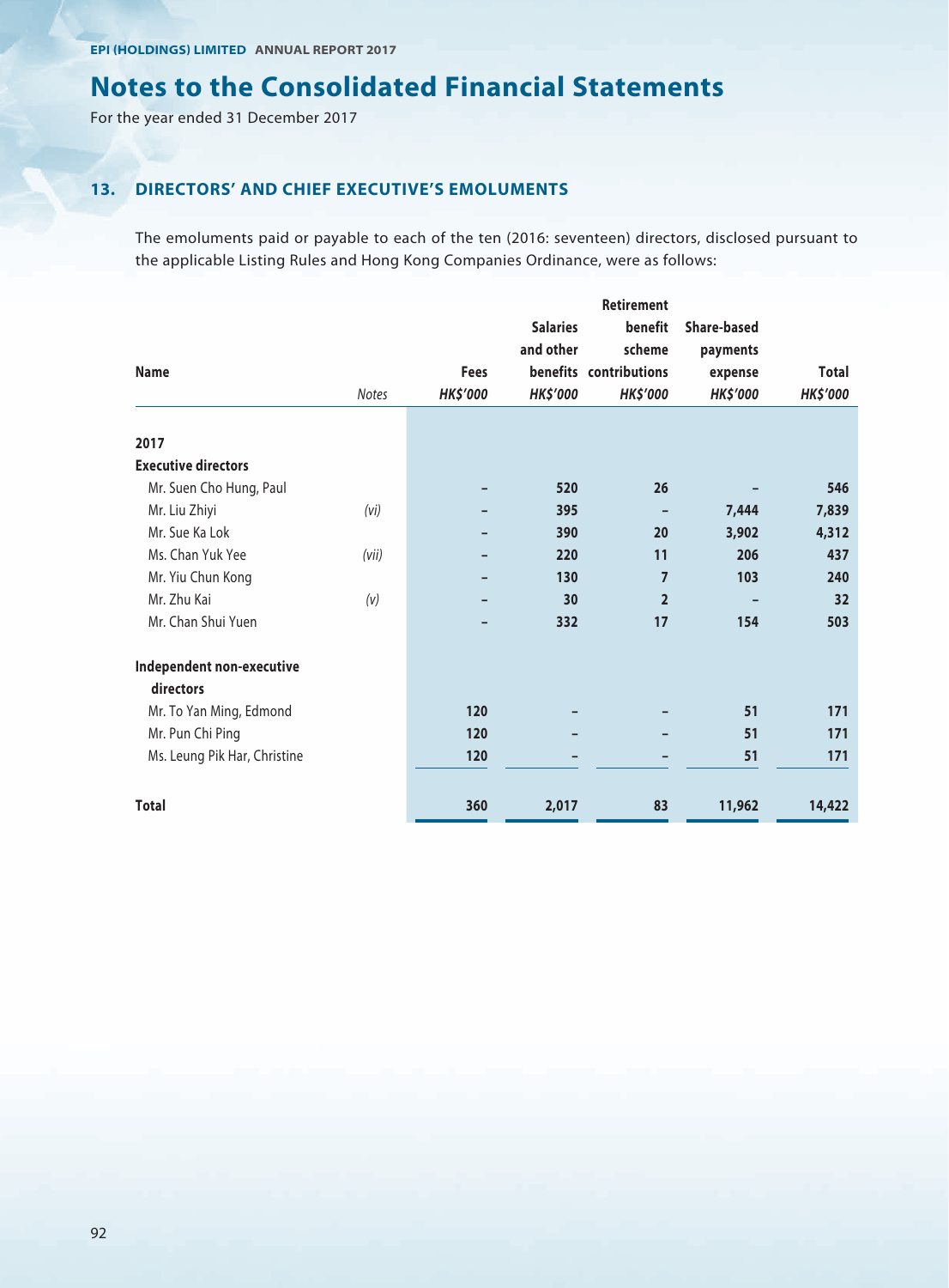# Notes to the Consolidated Financial Statements

For the year ended 31 December 2017

## 13. DIRECTORS' AND CHIEF EXECUTIVE'S EMOLUMENTS

The emoluments paid or payable to each of the ten (2016: seventeen) directors, disclosed pursuant to the applicable Listing Rules and Hong Kong Companies Ordinance, were as follows:

| Name | Notes | Fees<br>*HK$'000* | Salaries and other benefits<br>*HK$'000* | Retirement benefit scheme contributions<br>*HK$'000* | Share-based payments expense<br>*HK$'000* | Total<br>*HK$'000* |
|---|---|---|---|---|---|---|
| **2017** | | | | | | |
| **Executive directors** | | | | | | |
| Mr. Suen Cho Hung, Paul | | – | 520 | 26 | – | 546 |
| Mr. Liu Zhiyi | *(vi)* | – | 395 | – | 7,444 | 7,839 |
| Mr. Sue Ka Lok | | – | 390 | 20 | 3,902 | 4,312 |
| Ms. Chan Yuk Yee | *(vii)* | – | 220 | 11 | 206 | 437 |
| Mr. Yiu Chun Kong | | – | 130 | 7 | 103 | 240 |
| Mr. Zhu Kai | *(v)* | – | 30 | 2 | – | 32 |
| Mr. Chan Shui Yuen | | – | 332 | 17 | 154 | 503 |
| **Independent non-executive directors** | | | | | | |
| Mr. To Yan Ming, Edmond | | 120 | – | – | 51 | 171 |
| Mr. Pun Chi Ping | | 120 | – | – | 51 | 171 |
| Ms. Leung Pik Har, Christine | | 120 | – | – | 51 | 171 |
| **Total** | | 360 | 2,017 | 83 | 11,962 | 14,422 |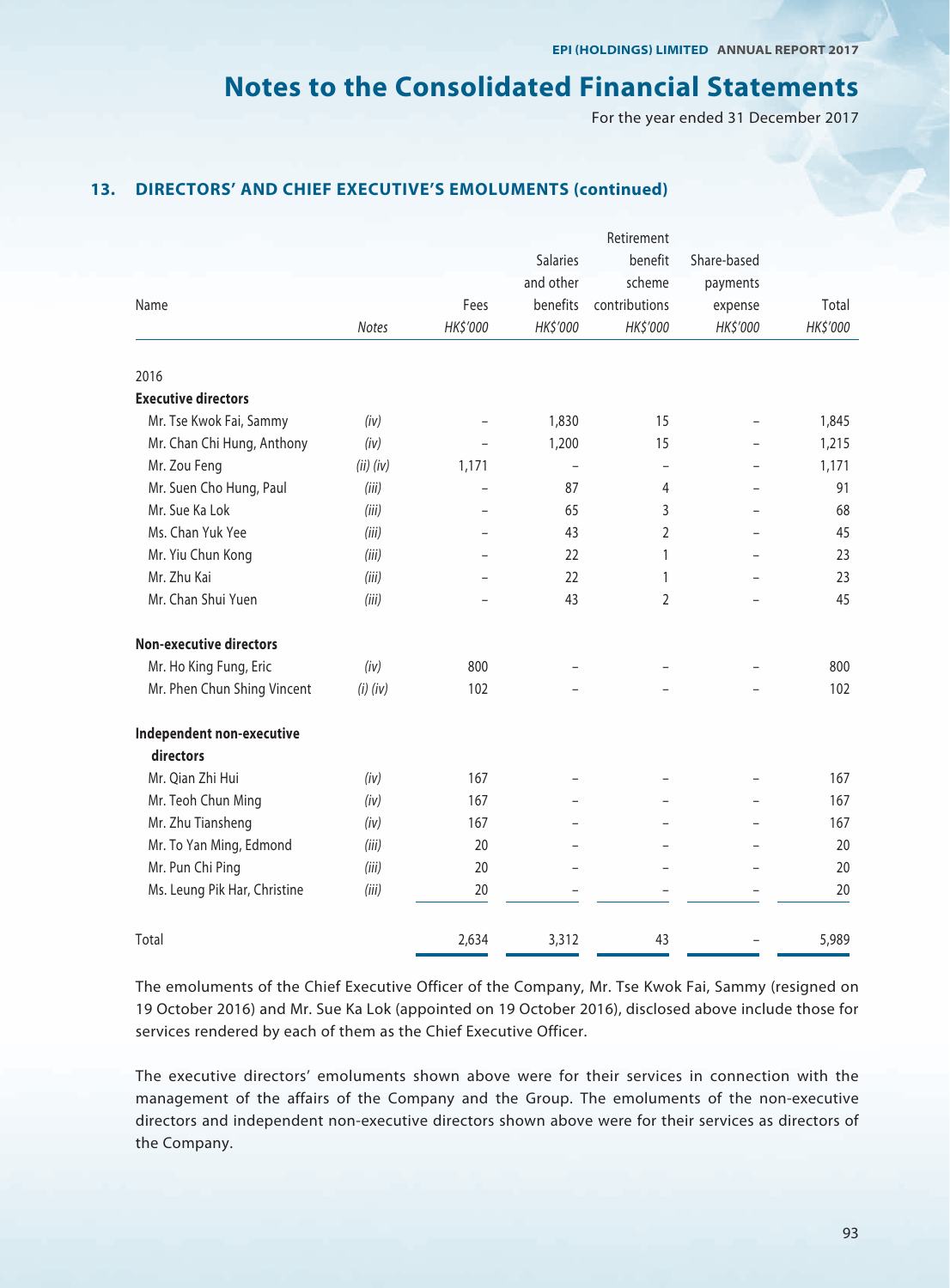# Notes to the Consolidated Financial Statements

For the year ended 31 December 2017

## 13. DIRECTORS' AND CHIEF EXECUTIVE'S EMOLUMENTS (continued)

| Name | Notes | Fees | Salaries and other benefits | Retirement benefit scheme contributions | Share-based payments expense | Total |
|---|---|---|---|---|---|---|
| | | HK$'000 | HK$'000 | HK$'000 | HK$'000 | HK$'000 |
| 2016 | | | | | | |
| **Executive directors** | | | | | | |
| Mr. Tse Kwok Fai, Sammy | (iv) | – | 1,830 | 15 | – | 1,845 |
| Mr. Chan Chi Hung, Anthony | (iv) | – | 1,200 | 15 | – | 1,215 |
| Mr. Zou Feng | (ii) (iv) | 1,171 | – | – | – | 1,171 |
| Mr. Suen Cho Hung, Paul | (iii) | – | 87 | 4 | – | 91 |
| Mr. Sue Ka Lok | (iii) | – | 65 | 3 | – | 68 |
| Ms. Chan Yuk Yee | (iii) | – | 43 | 2 | – | 45 |
| Mr. Yiu Chun Kong | (iii) | – | 22 | 1 | – | 23 |
| Mr. Zhu Kai | (iii) | – | 22 | 1 | – | 23 |
| Mr. Chan Shui Yuen | (iii) | – | 43 | 2 | – | 45 |
| **Non-executive directors** | | | | | | |
| Mr. Ho King Fung, Eric | (iv) | 800 | – | – | – | 800 |
| Mr. Phen Chun Shing Vincent | (i) (iv) | 102 | – | – | – | 102 |
| **Independent non-executive directors** | | | | | | |
| Mr. Qian Zhi Hui | (iv) | 167 | – | – | – | 167 |
| Mr. Teoh Chun Ming | (iv) | 167 | – | – | – | 167 |
| Mr. Zhu Tiansheng | (iv) | 167 | – | – | – | 167 |
| Mr. To Yan Ming, Edmond | (iii) | 20 | – | – | – | 20 |
| Mr. Pun Chi Ping | (iii) | 20 | – | – | – | 20 |
| Ms. Leung Pik Har, Christine | (iii) | 20 | – | – | – | 20 |
| Total | | 2,634 | 3,312 | 43 | – | 5,989 |

The emoluments of the Chief Executive Officer of the Company, Mr. Tse Kwok Fai, Sammy (resigned on 19 October 2016) and Mr. Sue Ka Lok (appointed on 19 October 2016), disclosed above include those for services rendered by each of them as the Chief Executive Officer.

The executive directors' emoluments shown above were for their services in connection with the management of the affairs of the Company and the Group. The emoluments of the non-executive directors and independent non-executive directors shown above were for their services as directors of the Company.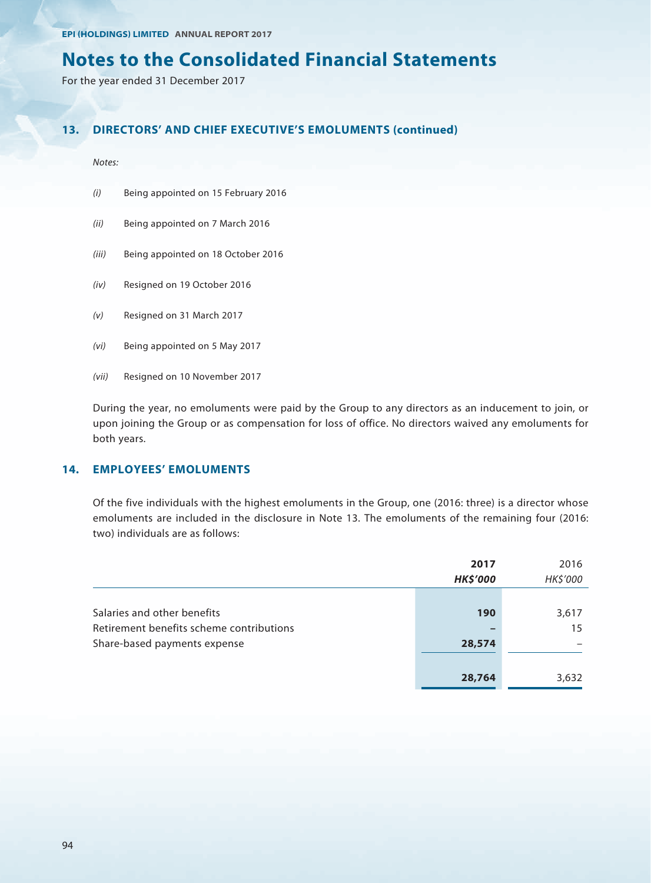# Notes to the Consolidated Financial Statements

For the year ended 31 December 2017

## 13. DIRECTORS' AND CHIEF EXECUTIVE'S EMOLUMENTS (continued)

*Notes:*

- *(i)* Being appointed on 15 February 2016
- *(ii)* Being appointed on 7 March 2016
- *(iii)* Being appointed on 18 October 2016
- *(iv)* Resigned on 19 October 2016
- *(v)* Resigned on 31 March 2017
- *(vi)* Being appointed on 5 May 2017
- *(vii)* Resigned on 10 November 2017

During the year, no emoluments were paid by the Group to any directors as an inducement to join, or upon joining the Group or as compensation for loss of office. No directors waived any emoluments for both years.

## 14. EMPLOYEES' EMOLUMENTS

Of the five individuals with the highest emoluments in the Group, one (2016: three) is a director whose emoluments are included in the disclosure in Note 13. The emoluments of the remaining four (2016: two) individuals are as follows:

| | **2017** | 2016 |
|---|---|---|
| | ***HK$'000*** | *HK$'000* |
| Salaries and other benefits | **190** | 3,617 |
| Retirement benefits scheme contributions | **–** | 15 |
| Share-based payments expense | **28,574** | – |
| | **28,764** | 3,632 |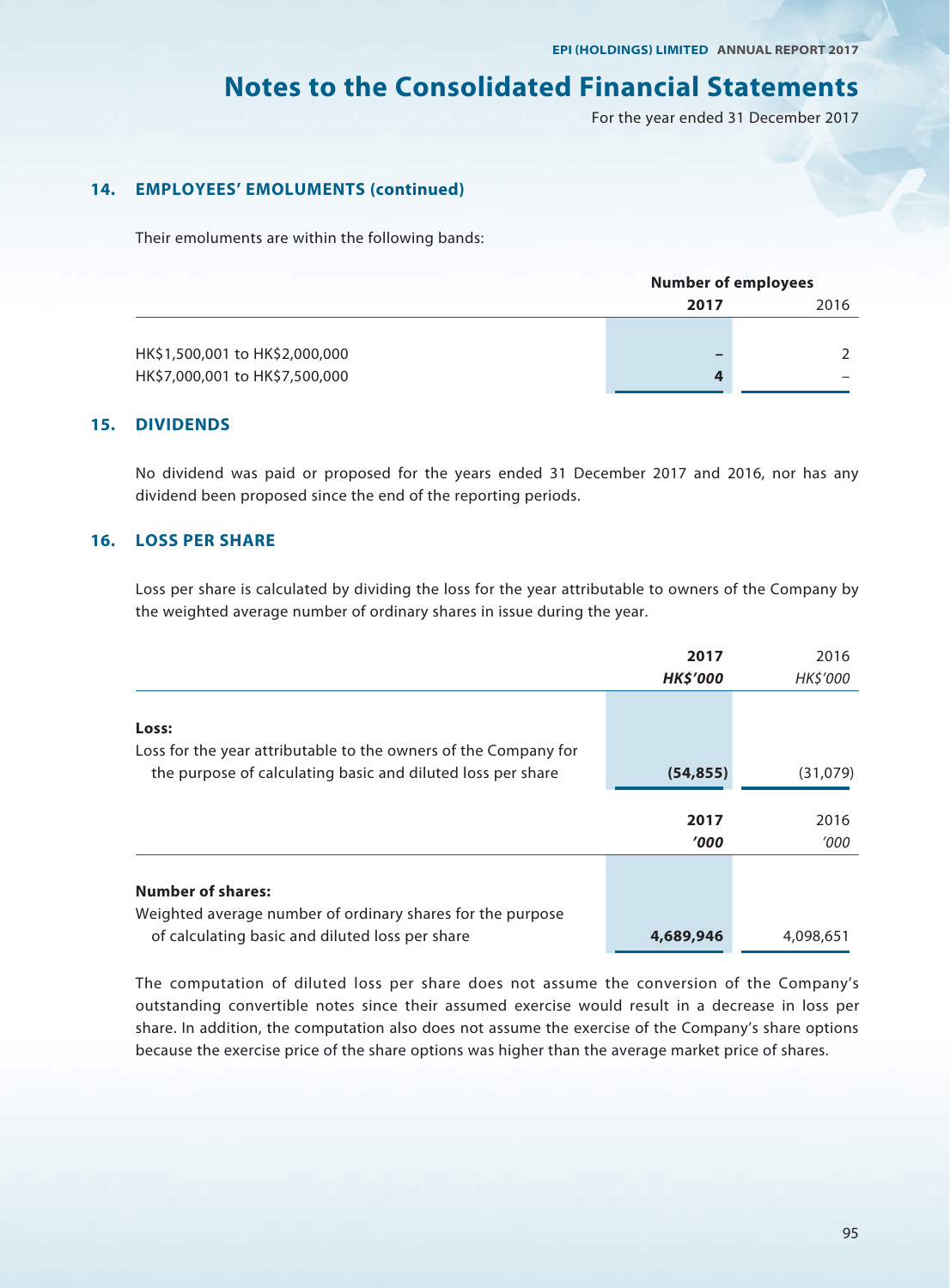# Notes to the Consolidated Financial Statements

For the year ended 31 December 2017

## 14. EMPLOYEES' EMOLUMENTS (continued)

Their emoluments are within the following bands:

| | Number of employees | |
|---|---|---|
| | **2017** | 2016 |
| HK$1,500,001 to HK$2,000,000 | **–** | 2 |
| HK$7,000,001 to HK$7,500,000 | **4** | – |

## 15. DIVIDENDS

No dividend was paid or proposed for the years ended 31 December 2017 and 2016, nor has any dividend been proposed since the end of the reporting periods.

## 16. LOSS PER SHARE

Loss per share is calculated by dividing the loss for the year attributable to owners of the Company by the weighted average number of ordinary shares in issue during the year.

| | **2017** | 2016 |
|---|---|---|
| | ***HK$'000*** | *HK$'000* |
| **Loss:** | | |
| Loss for the year attributable to the owners of the Company for the purpose of calculating basic and diluted loss per share | **(54,855)** | (31,079) |

| | **2017** | 2016 |
|---|---|---|
| | ***'000*** | *'000* |
| **Number of shares:** | | |
| Weighted average number of ordinary shares for the purpose of calculating basic and diluted loss per share | **4,689,946** | 4,098,651 |

The computation of diluted loss per share does not assume the conversion of the Company's outstanding convertible notes since their assumed exercise would result in a decrease in loss per share. In addition, the computation also does not assume the exercise of the Company's share options because the exercise price of the share options was higher than the average market price of shares.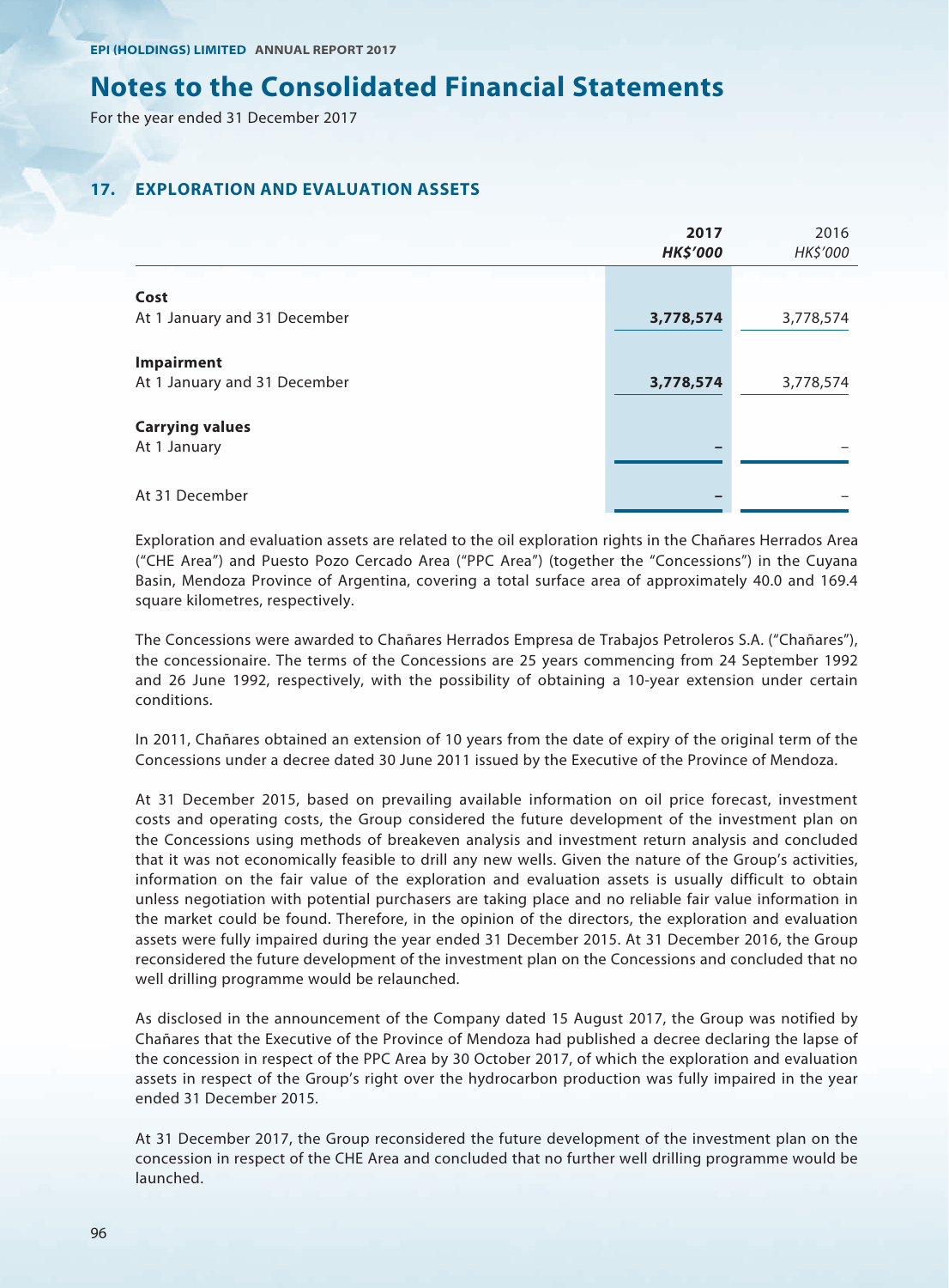# Notes to the Consolidated Financial Statements

For the year ended 31 December 2017

## 17. EXPLORATION AND EVALUATION ASSETS

| | 2017<br>HK$'000 | 2016<br>HK$'000 |
|---|---|---|
| **Cost** | | |
| At 1 January and 31 December | **3,778,574** | 3,778,574 |
| **Impairment** | | |
| At 1 January and 31 December | **3,778,574** | 3,778,574 |
| **Carrying values** | | |
| At 1 January | **–** | – |
| At 31 December | **–** | – |

Exploration and evaluation assets are related to the oil exploration rights in the Chañares Herrados Area ("CHE Area") and Puesto Pozo Cercado Area ("PPC Area") (together the "Concessions") in the Cuyana Basin, Mendoza Province of Argentina, covering a total surface area of approximately 40.0 and 169.4 square kilometres, respectively.

The Concessions were awarded to Chañares Herrados Empresa de Trabajos Petroleros S.A. ("Chañares"), the concessionaire. The terms of the Concessions are 25 years commencing from 24 September 1992 and 26 June 1992, respectively, with the possibility of obtaining a 10-year extension under certain conditions.

In 2011, Chañares obtained an extension of 10 years from the date of expiry of the original term of the Concessions under a decree dated 30 June 2011 issued by the Executive of the Province of Mendoza.

At 31 December 2015, based on prevailing available information on oil price forecast, investment costs and operating costs, the Group considered the future development of the investment plan on the Concessions using methods of breakeven analysis and investment return analysis and concluded that it was not economically feasible to drill any new wells. Given the nature of the Group's activities, information on the fair value of the exploration and evaluation assets is usually difficult to obtain unless negotiation with potential purchasers are taking place and no reliable fair value information in the market could be found. Therefore, in the opinion of the directors, the exploration and evaluation assets were fully impaired during the year ended 31 December 2015. At 31 December 2016, the Group reconsidered the future development of the investment plan on the Concessions and concluded that no well drilling programme would be relaunched.

As disclosed in the announcement of the Company dated 15 August 2017, the Group was notified by Chañares that the Executive of the Province of Mendoza had published a decree declaring the lapse of the concession in respect of the PPC Area by 30 October 2017, of which the exploration and evaluation assets in respect of the Group's right over the hydrocarbon production was fully impaired in the year ended 31 December 2015.

At 31 December 2017, the Group reconsidered the future development of the investment plan on the concession in respect of the CHE Area and concluded that no further well drilling programme would be launched.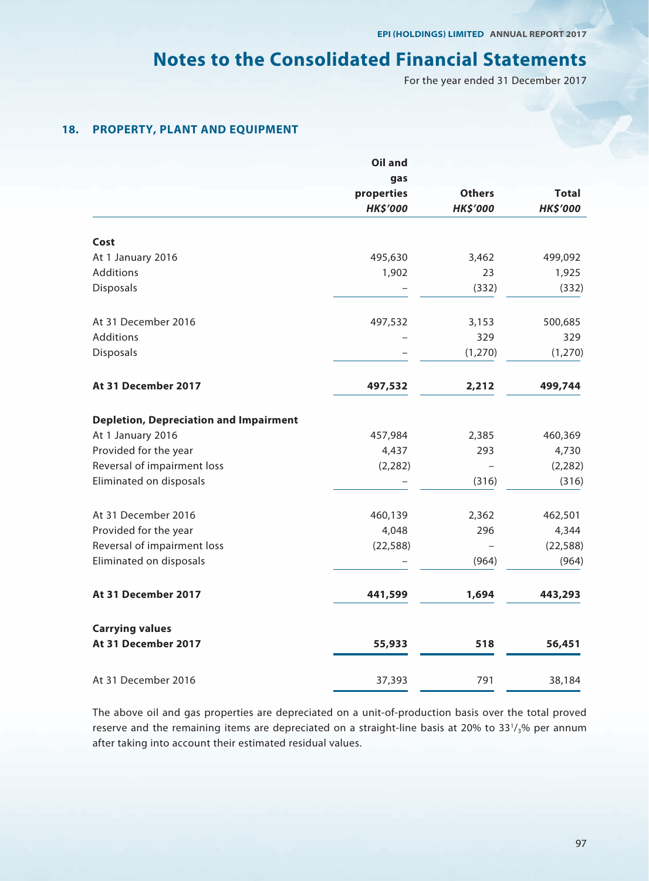# Notes to the Consolidated Financial Statements

For the year ended 31 December 2017

## 18. PROPERTY, PLANT AND EQUIPMENT

| | Oil and gas properties *HK$'000* | Others *HK$'000* | Total *HK$'000* |
|---|---|---|---|
| **Cost** | | | |
| At 1 January 2016 | 495,630 | 3,462 | 499,092 |
| Additions | 1,902 | 23 | 1,925 |
| Disposals | – | (332) | (332) |
| At 31 December 2016 | 497,532 | 3,153 | 500,685 |
| Additions | – | 329 | 329 |
| Disposals | – | (1,270) | (1,270) |
| **At 31 December 2017** | **497,532** | **2,212** | **499,744** |
| **Depletion, Depreciation and Impairment** | | | |
| At 1 January 2016 | 457,984 | 2,385 | 460,369 |
| Provided for the year | 4,437 | 293 | 4,730 |
| Reversal of impairment loss | (2,282) | – | (2,282) |
| Eliminated on disposals | – | (316) | (316) |
| At 31 December 2016 | 460,139 | 2,362 | 462,501 |
| Provided for the year | 4,048 | 296 | 4,344 |
| Reversal of impairment loss | (22,588) | – | (22,588) |
| Eliminated on disposals | – | (964) | (964) |
| **At 31 December 2017** | **441,599** | **1,694** | **443,293** |
| **Carrying values** | | | |
| **At 31 December 2017** | **55,933** | **518** | **56,451** |
| At 31 December 2016 | 37,393 | 791 | 38,184 |

The above oil and gas properties are depreciated on a unit-of-production basis over the total proved reserve and the remaining items are depreciated on a straight-line basis at 20% to $33^1/_3$% per annum after taking into account their estimated residual values.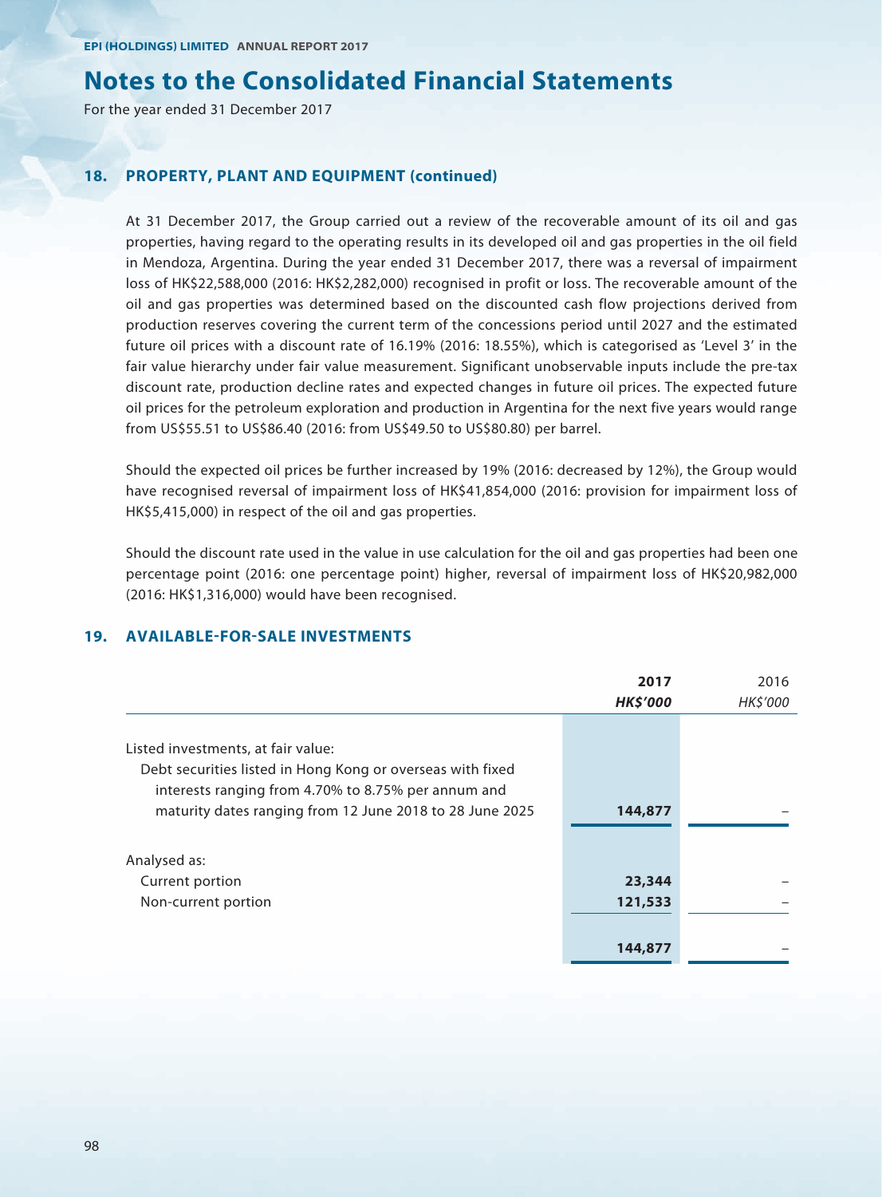# Notes to the Consolidated Financial Statements

For the year ended 31 December 2017

## 18. PROPERTY, PLANT AND EQUIPMENT (continued)

At 31 December 2017, the Group carried out a review of the recoverable amount of its oil and gas properties, having regard to the operating results in its developed oil and gas properties in the oil field in Mendoza, Argentina. During the year ended 31 December 2017, there was a reversal of impairment loss of HK$22,588,000 (2016: HK$2,282,000) recognised in profit or loss. The recoverable amount of the oil and gas properties was determined based on the discounted cash flow projections derived from production reserves covering the current term of the concessions period until 2027 and the estimated future oil prices with a discount rate of 16.19% (2016: 18.55%), which is categorised as 'Level 3' in the fair value hierarchy under fair value measurement. Significant unobservable inputs include the pre-tax discount rate, production decline rates and expected changes in future oil prices. The expected future oil prices for the petroleum exploration and production in Argentina for the next five years would range from US$55.51 to US$86.40 (2016: from US$49.50 to US$80.80) per barrel.

Should the expected oil prices be further increased by 19% (2016: decreased by 12%), the Group would have recognised reversal of impairment loss of HK$41,854,000 (2016: provision for impairment loss of HK$5,415,000) in respect of the oil and gas properties.

Should the discount rate used in the value in use calculation for the oil and gas properties had been one percentage point (2016: one percentage point) higher, reversal of impairment loss of HK$20,982,000 (2016: HK$1,316,000) would have been recognised.

## 19. AVAILABLE-FOR-SALE INVESTMENTS

| | **2017** | 2016 |
|---|---|---|
| | ***HK$'000*** | *HK$'000* |
| Listed investments, at fair value: | | |
| Debt securities listed in Hong Kong or overseas with fixed interests ranging from 4.70% to 8.75% per annum and maturity dates ranging from 12 June 2018 to 28 June 2025 | **144,877** | – |
| Analysed as: | | |
| Current portion | **23,344** | – |
| Non-current portion | **121,533** | – |
| | **144,877** | – |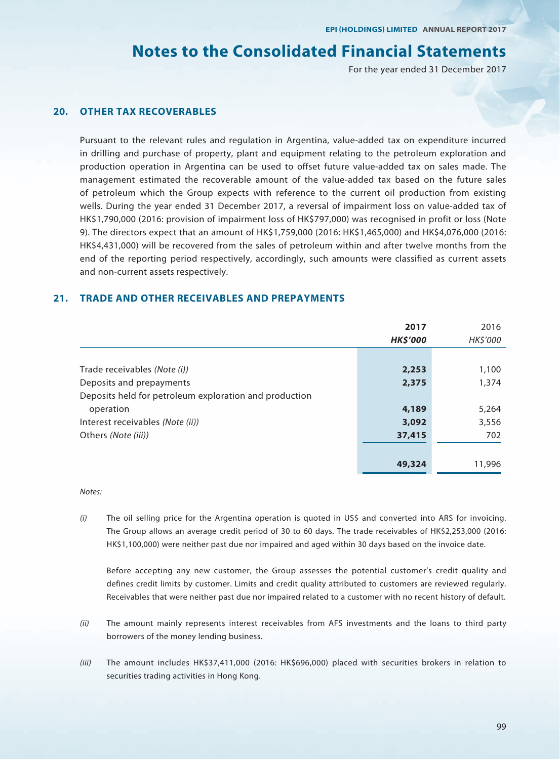## 20. OTHER TAX RECOVERABLES

Pursuant to the relevant rules and regulation in Argentina, value-added tax on expenditure incurred in drilling and purchase of property, plant and equipment relating to the petroleum exploration and production operation in Argentina can be used to offset future value-added tax on sales made. The management estimated the recoverable amount of the value-added tax based on the future sales of petroleum which the Group expects with reference to the current oil production from existing wells. During the year ended 31 December 2017, a reversal of impairment loss on value-added tax of HK$1,790,000 (2016: provision of impairment loss of HK$797,000) was recognised in profit or loss (Note 9). The directors expect that an amount of HK$1,759,000 (2016: HK$1,465,000) and HK$4,076,000 (2016: HK$4,431,000) will be recovered from the sales of petroleum within and after twelve months from the end of the reporting period respectively, accordingly, such amounts were classified as current assets and non-current assets respectively.

## 21. TRADE AND OTHER RECEIVABLES AND PREPAYMENTS

| | **2017** | 2016 |
|---|---|---|
| | ***HK$'000*** | *HK$'000* |
| Trade receivables *(Note (i))* | **2,253** | 1,100 |
| Deposits and prepayments | **2,375** | 1,374 |
| Deposits held for petroleum exploration and production operation | **4,189** | 5,264 |
| Interest receivables *(Note (ii))* | **3,092** | 3,556 |
| Others *(Note (iii))* | **37,415** | 702 |
| | **49,324** | 11,996 |

*Notes:*

*(i)* The oil selling price for the Argentina operation is quoted in US$ and converted into ARS for invoicing. The Group allows an average credit period of 30 to 60 days. The trade receivables of HK$2,253,000 (2016: HK$1,100,000) were neither past due nor impaired and aged within 30 days based on the invoice date.

Before accepting any new customer, the Group assesses the potential customer's credit quality and defines credit limits by customer. Limits and credit quality attributed to customers are reviewed regularly. Receivables that were neither past due nor impaired related to a customer with no recent history of default.

*(ii)* The amount mainly represents interest receivables from AFS investments and the loans to third party borrowers of the money lending business.

*(iii)* The amount includes HK$37,411,000 (2016: HK$696,000) placed with securities brokers in relation to securities trading activities in Hong Kong.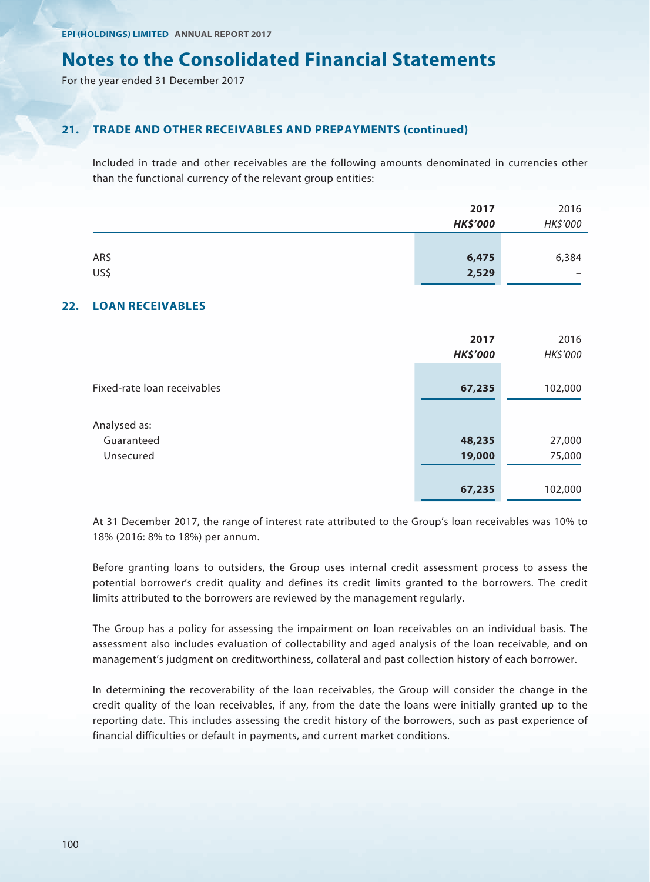## 21. TRADE AND OTHER RECEIVABLES AND PREPAYMENTS (continued)

Included in trade and other receivables are the following amounts denominated in currencies other than the functional currency of the relevant group entities:

| | **2017** | 2016 |
|---|---|---|
| | ***HK$'000*** | *HK$'000* |
| ARS | **6,475** | 6,384 |
| US$ | **2,529** | – |

## 22. LOAN RECEIVABLES

| | **2017** | 2016 |
|---|---|---|
| | ***HK$'000*** | *HK$'000* |
| Fixed-rate loan receivables | **67,235** | 102,000 |
| Analysed as: | | |
| Guaranteed | **48,235** | 27,000 |
| Unsecured | **19,000** | 75,000 |
| | **67,235** | 102,000 |

At 31 December 2017, the range of interest rate attributed to the Group's loan receivables was 10% to 18% (2016: 8% to 18%) per annum.

Before granting loans to outsiders, the Group uses internal credit assessment process to assess the potential borrower's credit quality and defines its credit limits granted to the borrowers. The credit limits attributed to the borrowers are reviewed by the management regularly.

The Group has a policy for assessing the impairment on loan receivables on an individual basis. The assessment also includes evaluation of collectability and aged analysis of the loan receivable, and on management's judgment on creditworthiness, collateral and past collection history of each borrower.

In determining the recoverability of the loan receivables, the Group will consider the change in the credit quality of the loan receivables, if any, from the date the loans were initially granted up to the reporting date. This includes assessing the credit history of the borrowers, such as past experience of financial difficulties or default in payments, and current market conditions.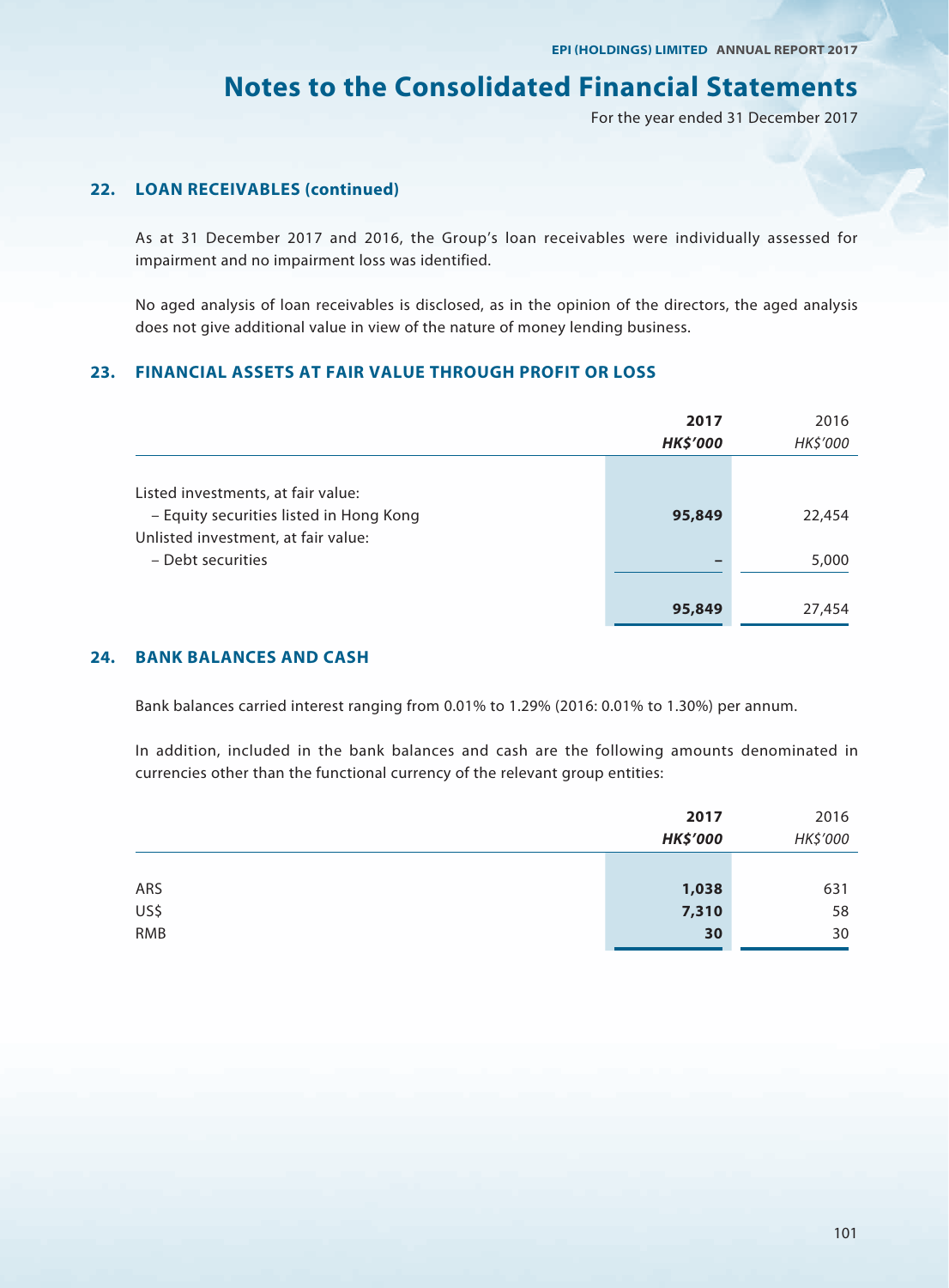# Notes to the Consolidated Financial Statements

For the year ended 31 December 2017

## 22. LOAN RECEIVABLES (continued)

As at 31 December 2017 and 2016, the Group's loan receivables were individually assessed for impairment and no impairment loss was identified.

No aged analysis of loan receivables is disclosed, as in the opinion of the directors, the aged analysis does not give additional value in view of the nature of money lending business.

## 23. FINANCIAL ASSETS AT FAIR VALUE THROUGH PROFIT OR LOSS

| | **2017** | 2016 |
|---|---|---|
| | ***HK$'000*** | *HK$'000* |
| Listed investments, at fair value: | | |
| – Equity securities listed in Hong Kong | **95,849** | 22,454 |
| Unlisted investment, at fair value: | | |
| – Debt securities | **–** | 5,000 |
| | **95,849** | 27,454 |

## 24. BANK BALANCES AND CASH

Bank balances carried interest ranging from 0.01% to 1.29% (2016: 0.01% to 1.30%) per annum.

In addition, included in the bank balances and cash are the following amounts denominated in currencies other than the functional currency of the relevant group entities:

| | **2017** | 2016 |
|---|---|---|
| | ***HK$'000*** | *HK$'000* |
| ARS | **1,038** | 631 |
| US$ | **7,310** | 58 |
| RMB | **30** | 30 |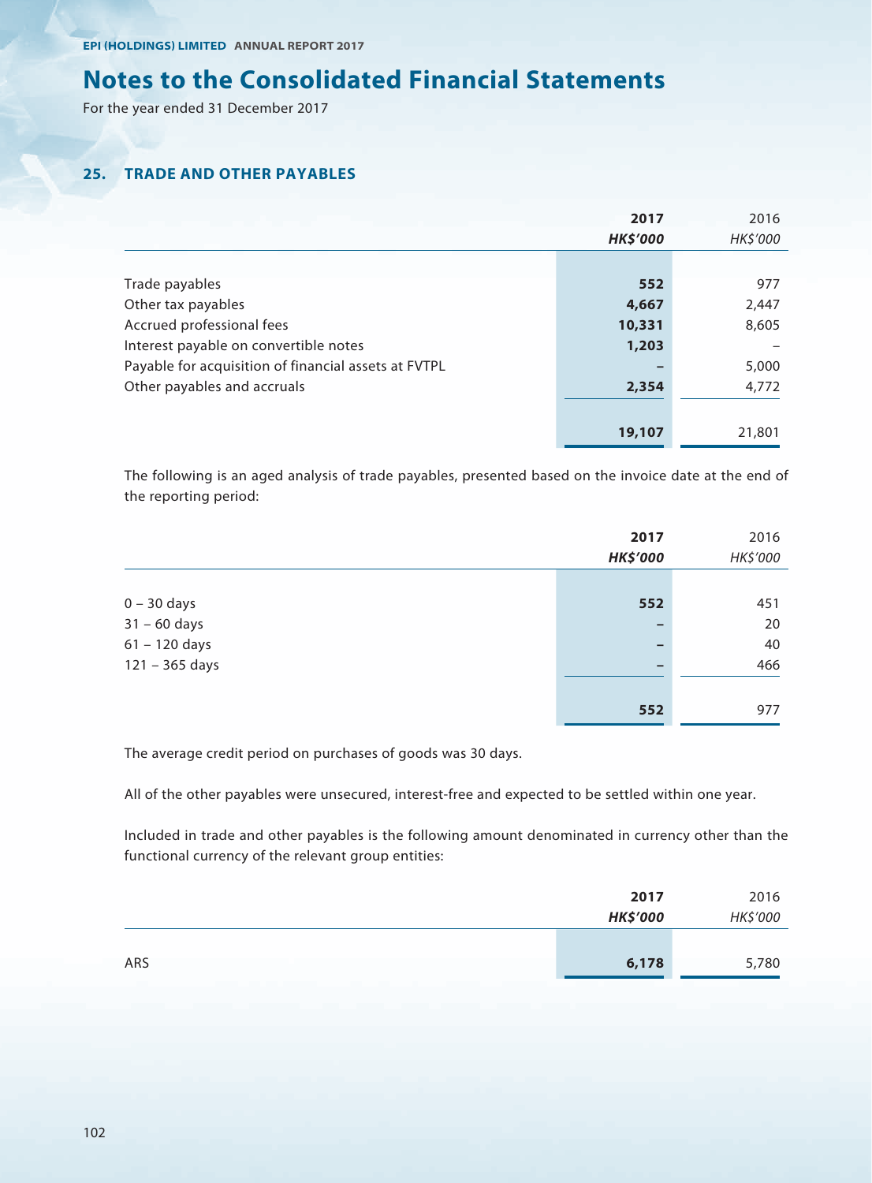# Notes to the Consolidated Financial Statements

For the year ended 31 December 2017

## 25. TRADE AND OTHER PAYABLES

| | **2017** | 2016 |
|---|---|---|
| | ***HK$'000*** | *HK$'000* |
| Trade payables | **552** | 977 |
| Other tax payables | **4,667** | 2,447 |
| Accrued professional fees | **10,331** | 8,605 |
| Interest payable on convertible notes | **1,203** | – |
| Payable for acquisition of financial assets at FVTPL | **–** | 5,000 |
| Other payables and accruals | **2,354** | 4,772 |
| | **19,107** | 21,801 |

The following is an aged analysis of trade payables, presented based on the invoice date at the end of the reporting period:

| | **2017** | 2016 |
|---|---|---|
| | ***HK$'000*** | *HK$'000* |
| 0 – 30 days | **552** | 451 |
| 31 – 60 days | **–** | 20 |
| 61 – 120 days | **–** | 40 |
| 121 – 365 days | **–** | 466 |
| | **552** | 977 |

The average credit period on purchases of goods was 30 days.

All of the other payables were unsecured, interest-free and expected to be settled within one year.

Included in trade and other payables is the following amount denominated in currency other than the functional currency of the relevant group entities:

| | **2017** | 2016 |
|---|---|---|
| | ***HK$'000*** | *HK$'000* |
| ARS | **6,178** | 5,780 |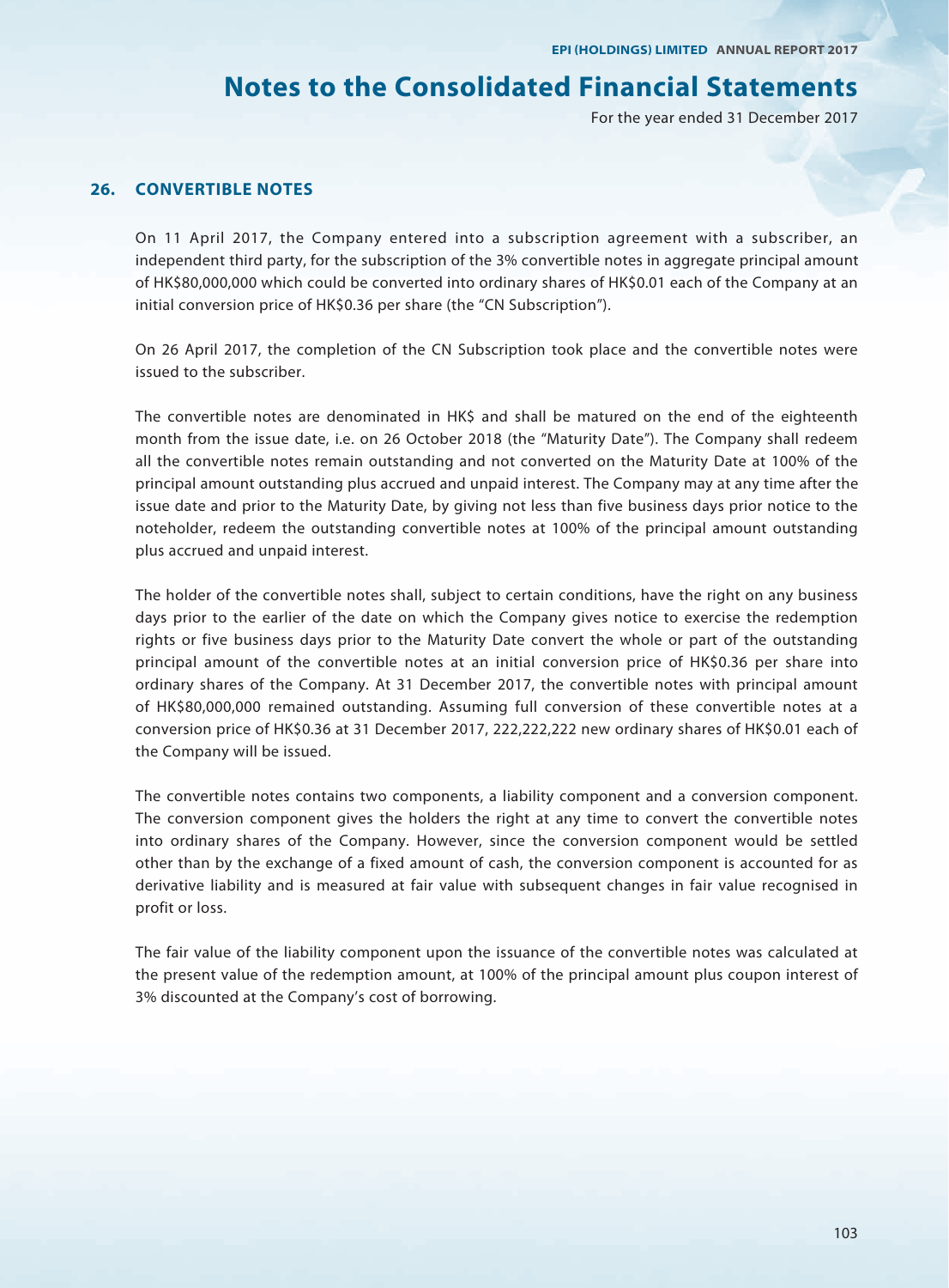# Notes to the Consolidated Financial Statements

For the year ended 31 December 2017

## 26. CONVERTIBLE NOTES

On 11 April 2017, the Company entered into a subscription agreement with a subscriber, an independent third party, for the subscription of the 3% convertible notes in aggregate principal amount of HK$80,000,000 which could be converted into ordinary shares of HK$0.01 each of the Company at an initial conversion price of HK$0.36 per share (the "CN Subscription").

On 26 April 2017, the completion of the CN Subscription took place and the convertible notes were issued to the subscriber.

The convertible notes are denominated in HK$ and shall be matured on the end of the eighteenth month from the issue date, i.e. on 26 October 2018 (the "Maturity Date"). The Company shall redeem all the convertible notes remain outstanding and not converted on the Maturity Date at 100% of the principal amount outstanding plus accrued and unpaid interest. The Company may at any time after the issue date and prior to the Maturity Date, by giving not less than five business days prior notice to the noteholder, redeem the outstanding convertible notes at 100% of the principal amount outstanding plus accrued and unpaid interest.

The holder of the convertible notes shall, subject to certain conditions, have the right on any business days prior to the earlier of the date on which the Company gives notice to exercise the redemption rights or five business days prior to the Maturity Date convert the whole or part of the outstanding principal amount of the convertible notes at an initial conversion price of HK$0.36 per share into ordinary shares of the Company. At 31 December 2017, the convertible notes with principal amount of HK$80,000,000 remained outstanding. Assuming full conversion of these convertible notes at a conversion price of HK$0.36 at 31 December 2017, 222,222,222 new ordinary shares of HK$0.01 each of the Company will be issued.

The convertible notes contains two components, a liability component and a conversion component. The conversion component gives the holders the right at any time to convert the convertible notes into ordinary shares of the Company. However, since the conversion component would be settled other than by the exchange of a fixed amount of cash, the conversion component is accounted for as derivative liability and is measured at fair value with subsequent changes in fair value recognised in profit or loss.

The fair value of the liability component upon the issuance of the convertible notes was calculated at the present value of the redemption amount, at 100% of the principal amount plus coupon interest of 3% discounted at the Company's cost of borrowing.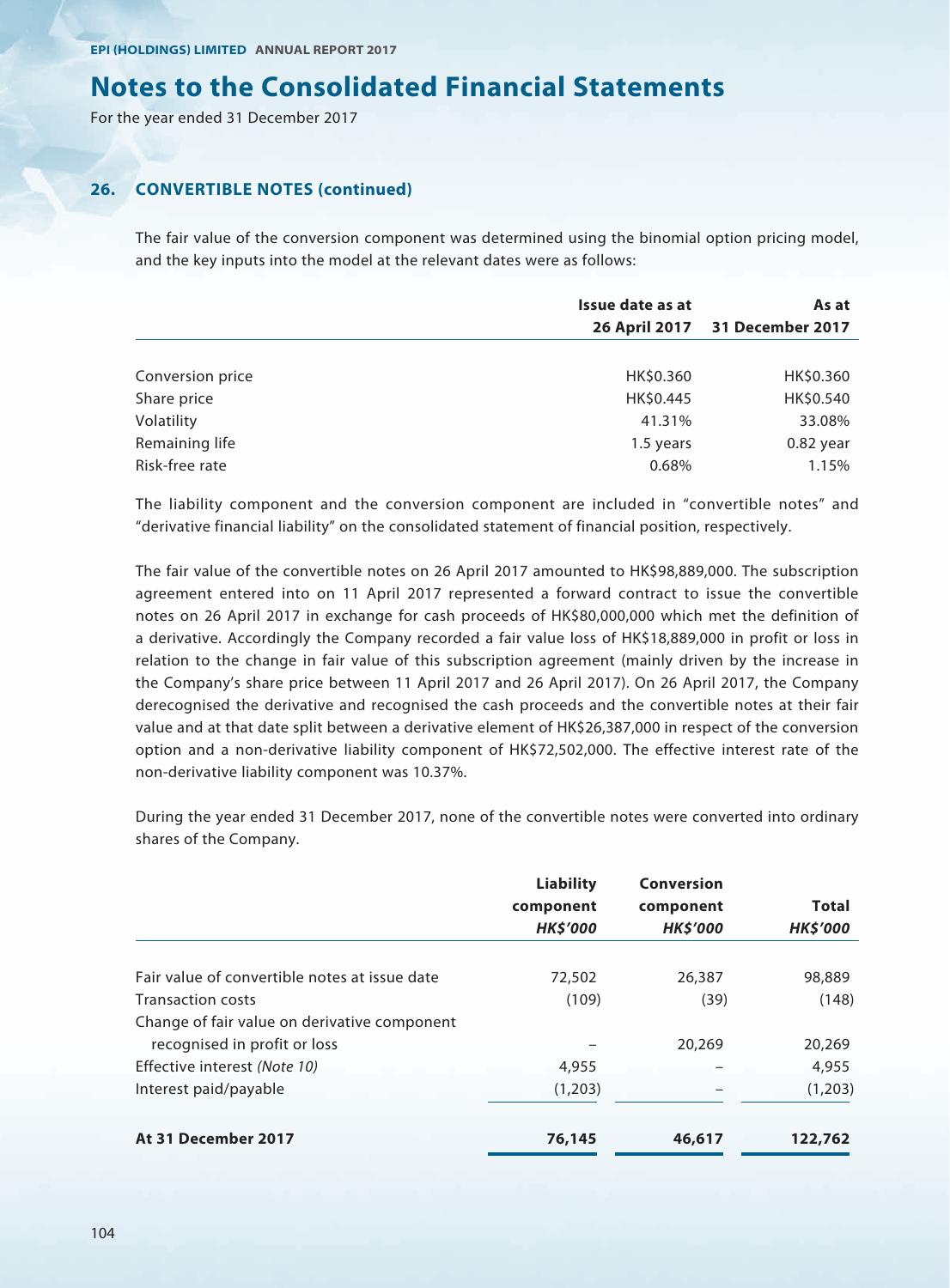# Notes to the Consolidated Financial Statements

For the year ended 31 December 2017

## 26. CONVERTIBLE NOTES (continued)

The fair value of the conversion component was determined using the binomial option pricing model, and the key inputs into the model at the relevant dates were as follows:

| | Issue date as at 26 April 2017 | As at 31 December 2017 |
|---|---|---|
| Conversion price | HK$0.360 | HK$0.360 |
| Share price | HK$0.445 | HK$0.540 |
| Volatility | 41.31% | 33.08% |
| Remaining life | 1.5 years | 0.82 year |
| Risk-free rate | 0.68% | 1.15% |

The liability component and the conversion component are included in "convertible notes" and "derivative financial liability" on the consolidated statement of financial position, respectively.

The fair value of the convertible notes on 26 April 2017 amounted to HK$98,889,000. The subscription agreement entered into on 11 April 2017 represented a forward contract to issue the convertible notes on 26 April 2017 in exchange for cash proceeds of HK$80,000,000 which met the definition of a derivative. Accordingly the Company recorded a fair value loss of HK$18,889,000 in profit or loss in relation to the change in fair value of this subscription agreement (mainly driven by the increase in the Company's share price between 11 April 2017 and 26 April 2017). On 26 April 2017, the Company derecognised the derivative and recognised the cash proceeds and the convertible notes at their fair value and at that date split between a derivative element of HK$26,387,000 in respect of the conversion option and a non-derivative liability component of HK$72,502,000. The effective interest rate of the non-derivative liability component was 10.37%.

During the year ended 31 December 2017, none of the convertible notes were converted into ordinary shares of the Company.

| | Liability component *HK$'000* | Conversion component *HK$'000* | Total *HK$'000* |
|---|---|---|---|
| Fair value of convertible notes at issue date | 72,502 | 26,387 | 98,889 |
| Transaction costs | (109) | (39) | (148) |
| Change of fair value on derivative component recognised in profit or loss | – | 20,269 | 20,269 |
| Effective interest *(Note 10)* | 4,955 | – | 4,955 |
| Interest paid/payable | (1,203) | – | (1,203) |
| **At 31 December 2017** | **76,145** | **46,617** | **122,762** |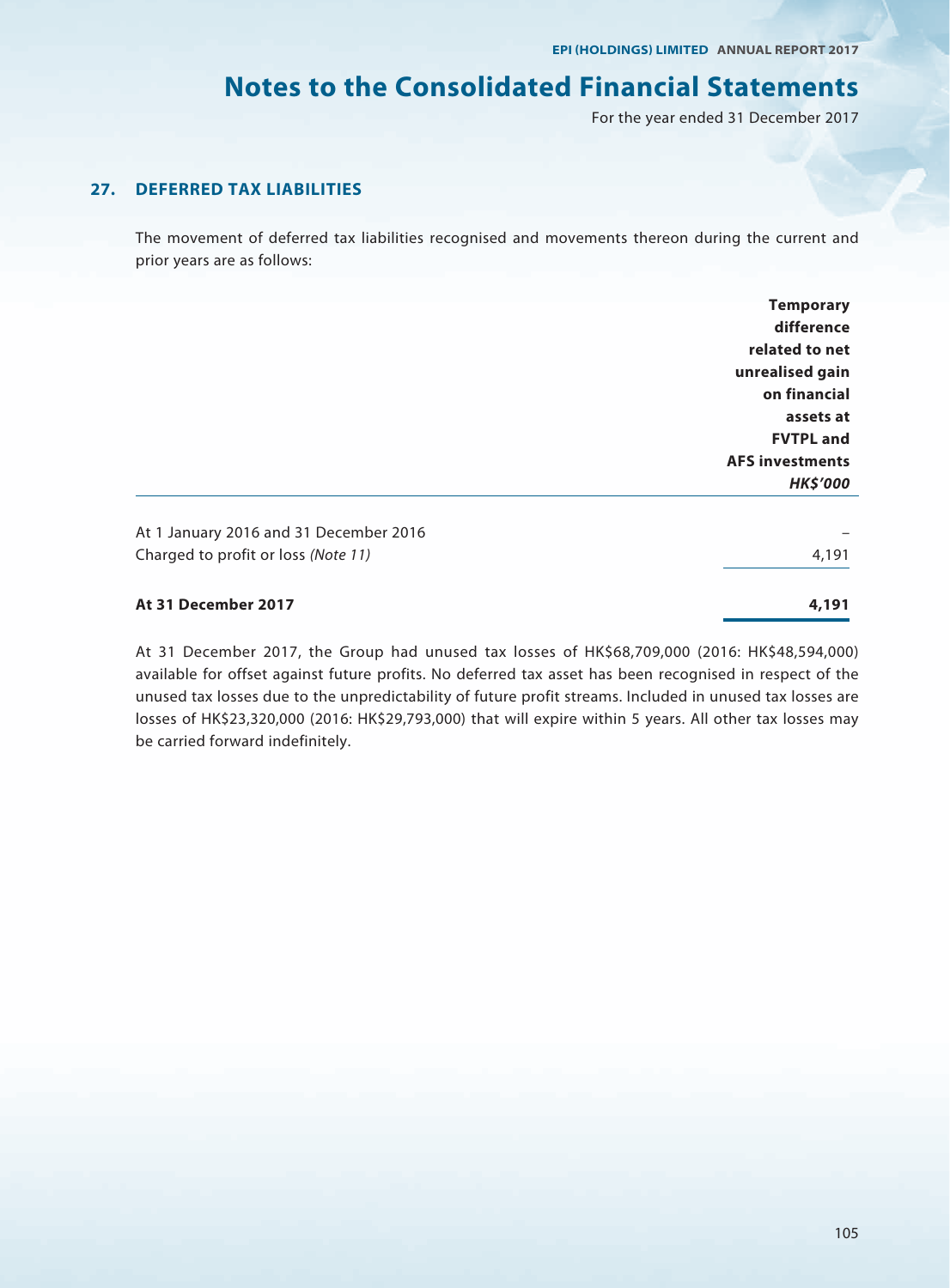## 27. DEFERRED TAX LIABILITIES

The movement of deferred tax liabilities recognised and movements thereon during the current and prior years are as follows:

| | **Temporary difference related to net unrealised gain on financial assets at FVTPL and AFS investments** |
|---|---|
| | ***HK$'000*** |
| At 1 January 2016 and 31 December 2016 | – |
| Charged to profit or loss *(Note 11)* | 4,191 |
| **At 31 December 2017** | **4,191** |

At 31 December 2017, the Group had unused tax losses of HK$68,709,000 (2016: HK$48,594,000) available for offset against future profits. No deferred tax asset has been recognised in respect of the unused tax losses due to the unpredictability of future profit streams. Included in unused tax losses are losses of HK$23,320,000 (2016: HK$29,793,000) that will expire within 5 years. All other tax losses may be carried forward indefinitely.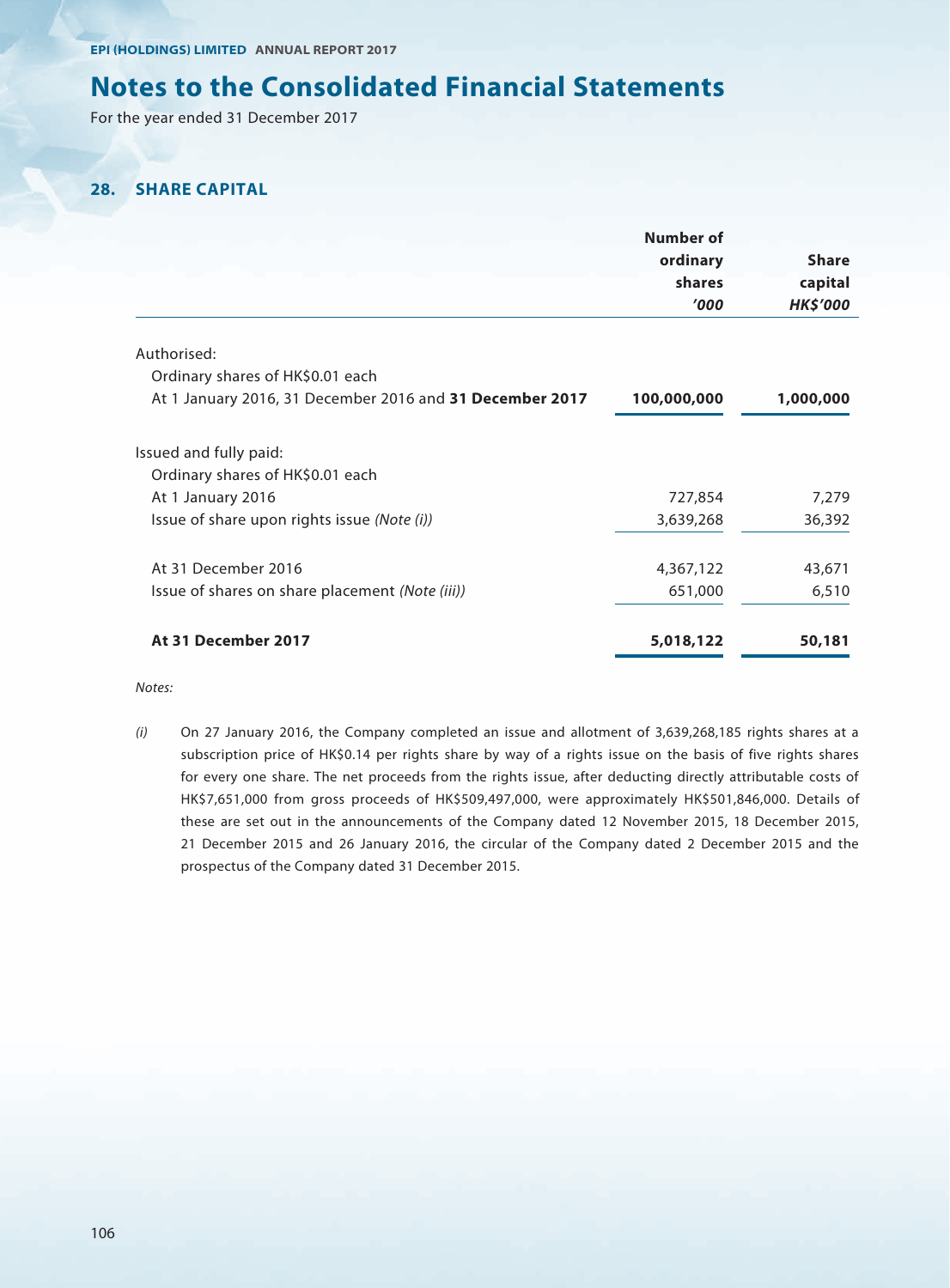# Notes to the Consolidated Financial Statements

For the year ended 31 December 2017

## 28. SHARE CAPITAL

| | Number of ordinary shares *'000* | Share capital *HK$'000* |
|---|---|---|
| Authorised: | | |
| Ordinary shares of HK$0.01 each | | |
| At 1 January 2016, 31 December 2016 and **31 December 2017** | **100,000,000** | **1,000,000** |
| Issued and fully paid: | | |
| Ordinary shares of HK$0.01 each | | |
| At 1 January 2016 | 727,854 | 7,279 |
| Issue of share upon rights issue *(Note (i))* | 3,639,268 | 36,392 |
| At 31 December 2016 | 4,367,122 | 43,671 |
| Issue of shares on share placement *(Note (iii))* | 651,000 | 6,510 |
| **At 31 December 2017** | **5,018,122** | **50,181** |

*Notes:*

*(i)* On 27 January 2016, the Company completed an issue and allotment of 3,639,268,185 rights shares at a subscription price of HK$0.14 per rights share by way of a rights issue on the basis of five rights shares for every one share. The net proceeds from the rights issue, after deducting directly attributable costs of HK$7,651,000 from gross proceeds of HK$509,497,000, were approximately HK$501,846,000. Details of these are set out in the announcements of the Company dated 12 November 2015, 18 December 2015, 21 December 2015 and 26 January 2016, the circular of the Company dated 2 December 2015 and the prospectus of the Company dated 31 December 2015.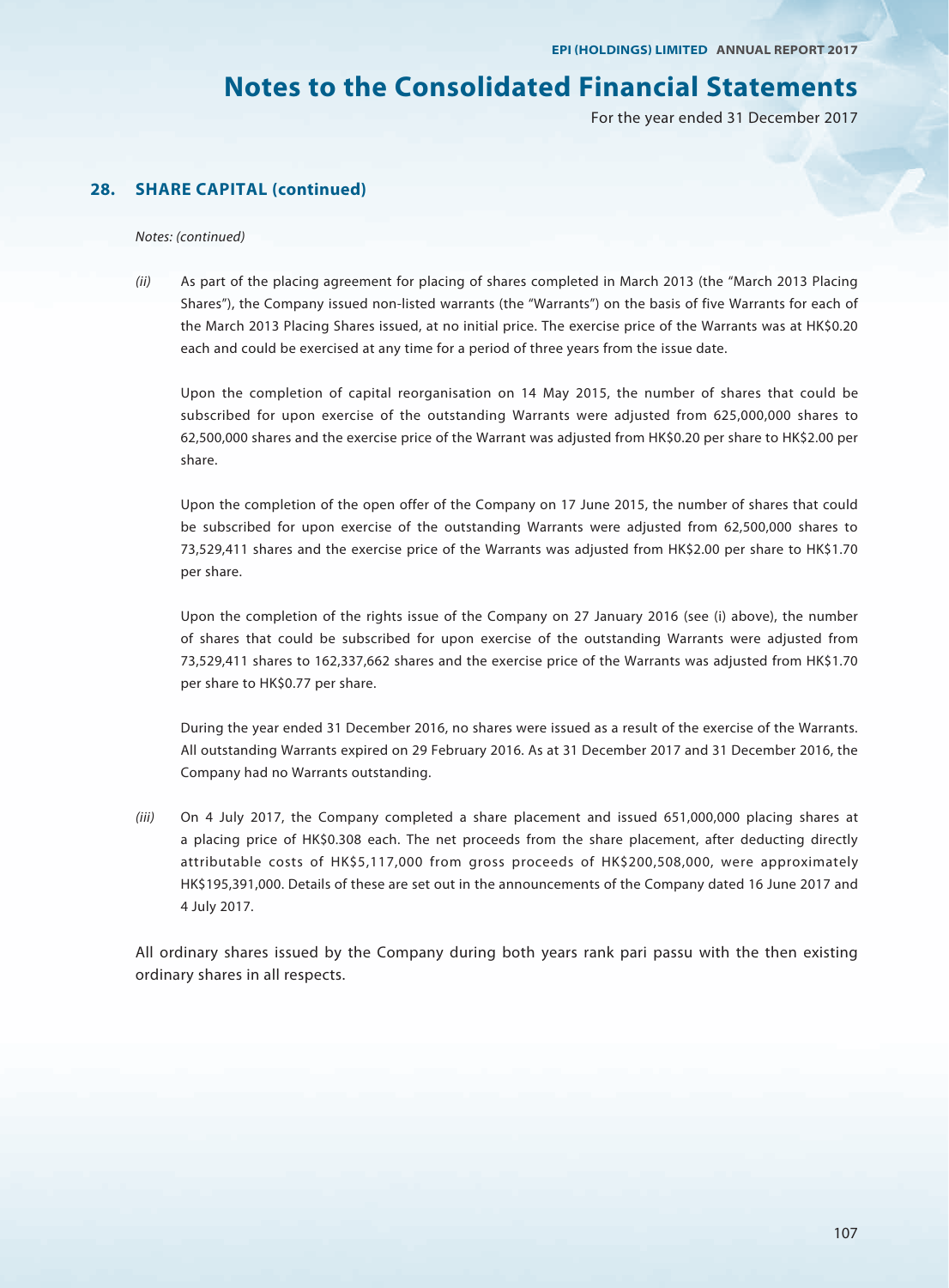# Notes to the Consolidated Financial Statements

For the year ended 31 December 2017

## 28. SHARE CAPITAL (continued)

*Notes: (continued)*

*(ii)* As part of the placing agreement for placing of shares completed in March 2013 (the "March 2013 Placing Shares"), the Company issued non-listed warrants (the "Warrants") on the basis of five Warrants for each of the March 2013 Placing Shares issued, at no initial price. The exercise price of the Warrants was at HK$0.20 each and could be exercised at any time for a period of three years from the issue date.

Upon the completion of capital reorganisation on 14 May 2015, the number of shares that could be subscribed for upon exercise of the outstanding Warrants were adjusted from 625,000,000 shares to 62,500,000 shares and the exercise price of the Warrant was adjusted from HK$0.20 per share to HK$2.00 per share.

Upon the completion of the open offer of the Company on 17 June 2015, the number of shares that could be subscribed for upon exercise of the outstanding Warrants were adjusted from 62,500,000 shares to 73,529,411 shares and the exercise price of the Warrants was adjusted from HK$2.00 per share to HK$1.70 per share.

Upon the completion of the rights issue of the Company on 27 January 2016 (see (i) above), the number of shares that could be subscribed for upon exercise of the outstanding Warrants were adjusted from 73,529,411 shares to 162,337,662 shares and the exercise price of the Warrants was adjusted from HK$1.70 per share to HK$0.77 per share.

During the year ended 31 December 2016, no shares were issued as a result of the exercise of the Warrants. All outstanding Warrants expired on 29 February 2016. As at 31 December 2017 and 31 December 2016, the Company had no Warrants outstanding.

*(iii)* On 4 July 2017, the Company completed a share placement and issued 651,000,000 placing shares at a placing price of HK$0.308 each. The net proceeds from the share placement, after deducting directly attributable costs of HK$5,117,000 from gross proceeds of HK$200,508,000, were approximately HK$195,391,000. Details of these are set out in the announcements of the Company dated 16 June 2017 and 4 July 2017.

All ordinary shares issued by the Company during both years rank pari passu with the then existing ordinary shares in all respects.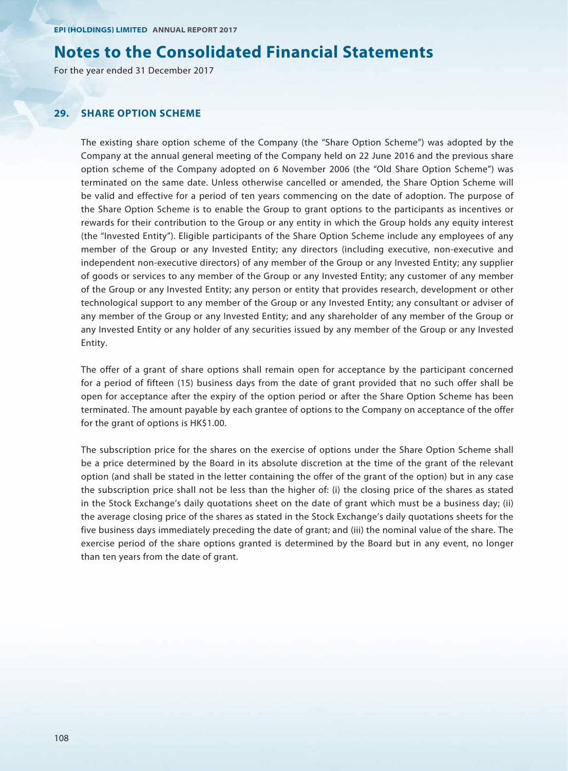# Notes to the Consolidated Financial Statements

For the year ended 31 December 2017

## 29. SHARE OPTION SCHEME

The existing share option scheme of the Company (the "Share Option Scheme") was adopted by the Company at the annual general meeting of the Company held on 22 June 2016 and the previous share option scheme of the Company adopted on 6 November 2006 (the "Old Share Option Scheme") was terminated on the same date. Unless otherwise cancelled or amended, the Share Option Scheme will be valid and effective for a period of ten years commencing on the date of adoption. The purpose of the Share Option Scheme is to enable the Group to grant options to the participants as incentives or rewards for their contribution to the Group or any entity in which the Group holds any equity interest (the "Invested Entity"). Eligible participants of the Share Option Scheme include any employees of any member of the Group or any Invested Entity; any directors (including executive, non-executive and independent non-executive directors) of any member of the Group or any Invested Entity; any supplier of goods or services to any member of the Group or any Invested Entity; any customer of any member of the Group or any Invested Entity; any person or entity that provides research, development or other technological support to any member of the Group or any Invested Entity; any consultant or adviser of any member of the Group or any Invested Entity; and any shareholder of any member of the Group or any Invested Entity or any holder of any securities issued by any member of the Group or any Invested Entity.

The offer of a grant of share options shall remain open for acceptance by the participant concerned for a period of fifteen (15) business days from the date of grant provided that no such offer shall be open for acceptance after the expiry of the option period or after the Share Option Scheme has been terminated. The amount payable by each grantee of options to the Company on acceptance of the offer for the grant of options is HK$1.00.

The subscription price for the shares on the exercise of options under the Share Option Scheme shall be a price determined by the Board in its absolute discretion at the time of the grant of the relevant option (and shall be stated in the letter containing the offer of the grant of the option) but in any case the subscription price shall not be less than the higher of: (i) the closing price of the shares as stated in the Stock Exchange's daily quotations sheet on the date of grant which must be a business day; (ii) the average closing price of the shares as stated in the Stock Exchange's daily quotations sheets for the five business days immediately preceding the date of grant; and (iii) the nominal value of the share. The exercise period of the share options granted is determined by the Board but in any event, no longer than ten years from the date of grant.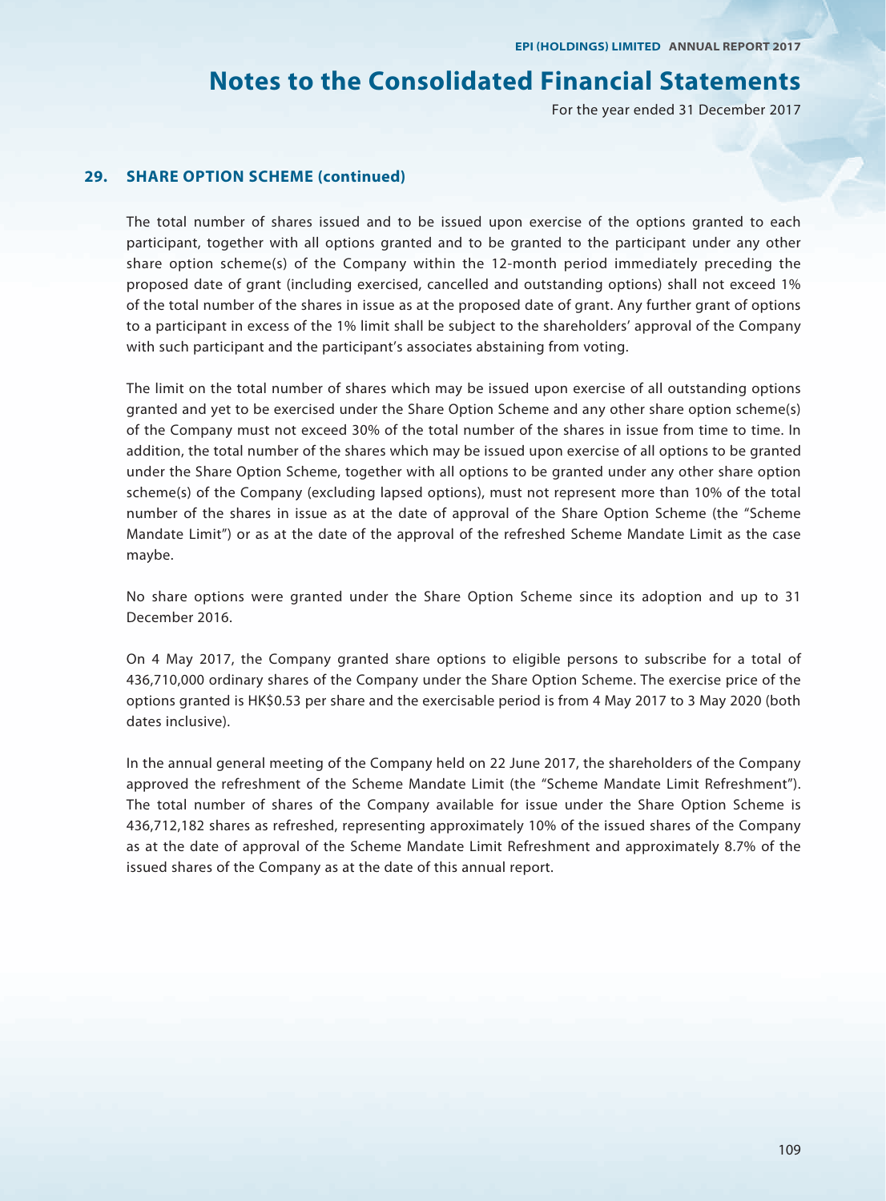## 29. SHARE OPTION SCHEME (continued)

The total number of shares issued and to be issued upon exercise of the options granted to each participant, together with all options granted and to be granted to the participant under any other share option scheme(s) of the Company within the 12-month period immediately preceding the proposed date of grant (including exercised, cancelled and outstanding options) shall not exceed 1% of the total number of the shares in issue as at the proposed date of grant. Any further grant of options to a participant in excess of the 1% limit shall be subject to the shareholders' approval of the Company with such participant and the participant's associates abstaining from voting.

The limit on the total number of shares which may be issued upon exercise of all outstanding options granted and yet to be exercised under the Share Option Scheme and any other share option scheme(s) of the Company must not exceed 30% of the total number of the shares in issue from time to time. In addition, the total number of the shares which may be issued upon exercise of all options to be granted under the Share Option Scheme, together with all options to be granted under any other share option scheme(s) of the Company (excluding lapsed options), must not represent more than 10% of the total number of the shares in issue as at the date of approval of the Share Option Scheme (the "Scheme Mandate Limit") or as at the date of the approval of the refreshed Scheme Mandate Limit as the case maybe.

No share options were granted under the Share Option Scheme since its adoption and up to 31 December 2016.

On 4 May 2017, the Company granted share options to eligible persons to subscribe for a total of 436,710,000 ordinary shares of the Company under the Share Option Scheme. The exercise price of the options granted is HK$0.53 per share and the exercisable period is from 4 May 2017 to 3 May 2020 (both dates inclusive).

In the annual general meeting of the Company held on 22 June 2017, the shareholders of the Company approved the refreshment of the Scheme Mandate Limit (the "Scheme Mandate Limit Refreshment"). The total number of shares of the Company available for issue under the Share Option Scheme is 436,712,182 shares as refreshed, representing approximately 10% of the issued shares of the Company as at the date of approval of the Scheme Mandate Limit Refreshment and approximately 8.7% of the issued shares of the Company as at the date of this annual report.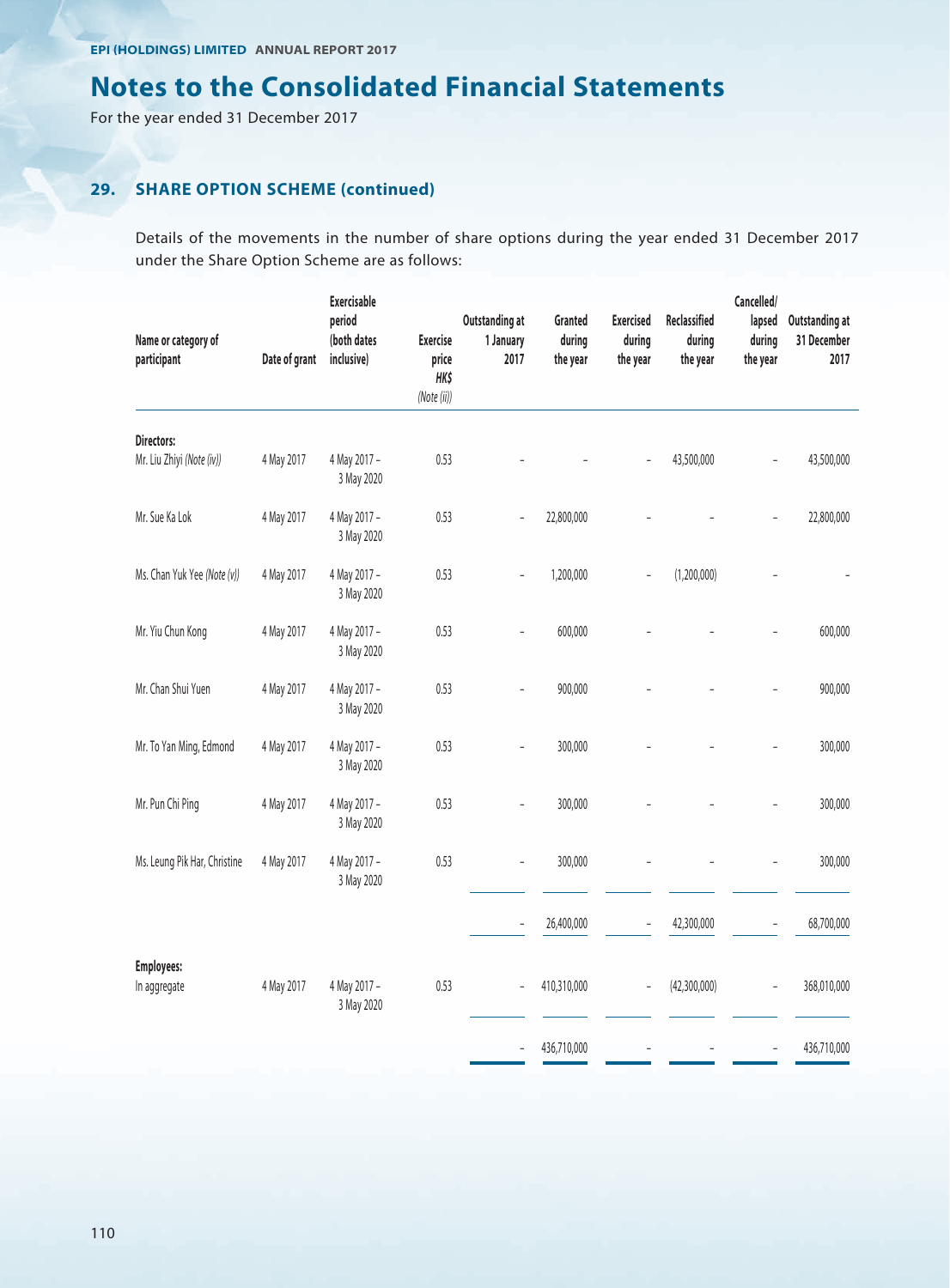# Notes to the Consolidated Financial Statements

For the year ended 31 December 2017

## 29. SHARE OPTION SCHEME (continued)

Details of the movements in the number of share options during the year ended 31 December 2017 under the Share Option Scheme are as follows:

| Name or category of participant | Date of grant | Exercisable period (both dates inclusive) | Exercise price HK$ *(Note (ii))* | Outstanding at 1 January 2017 | Granted during the year | Exercised during the year | Reclassified during the year | Cancelled/ lapsed during the year | Outstanding at 31 December 2017 |
|---|---|---|---|---|---|---|---|---|---|
| **Directors:** | | | | | | | | | |
| Mr. Liu Zhiyi *(Note (iv))* | 4 May 2017 | 4 May 2017 – 3 May 2020 | 0.53 | – | – | – | 43,500,000 | – | 43,500,000 |
| Mr. Sue Ka Lok | 4 May 2017 | 4 May 2017 – 3 May 2020 | 0.53 | – | 22,800,000 | – | – | – | 22,800,000 |
| Ms. Chan Yuk Yee *(Note (v))* | 4 May 2017 | 4 May 2017 – 3 May 2020 | 0.53 | – | 1,200,000 | – | (1,200,000) | – | – |
| Mr. Yiu Chun Kong | 4 May 2017 | 4 May 2017 – 3 May 2020 | 0.53 | – | 600,000 | – | – | – | 600,000 |
| Mr. Chan Shui Yuen | 4 May 2017 | 4 May 2017 – 3 May 2020 | 0.53 | – | 900,000 | – | – | – | 900,000 |
| Mr. To Yan Ming, Edmond | 4 May 2017 | 4 May 2017 – 3 May 2020 | 0.53 | – | 300,000 | – | – | – | 300,000 |
| Mr. Pun Chi Ping | 4 May 2017 | 4 May 2017 – 3 May 2020 | 0.53 | – | 300,000 | – | – | – | 300,000 |
| Ms. Leung Pik Har, Christine | 4 May 2017 | 4 May 2017 – 3 May 2020 | 0.53 | – | 300,000 | – | – | – | 300,000 |
| | | | | – | 26,400,000 | – | 42,300,000 | – | 68,700,000 |
| **Employees:** | | | | | | | | | |
| In aggregate | 4 May 2017 | 4 May 2017 – 3 May 2020 | 0.53 | – | 410,310,000 | – | (42,300,000) | – | 368,010,000 |
| | | | | – | 436,710,000 | – | – | – | 436,710,000 |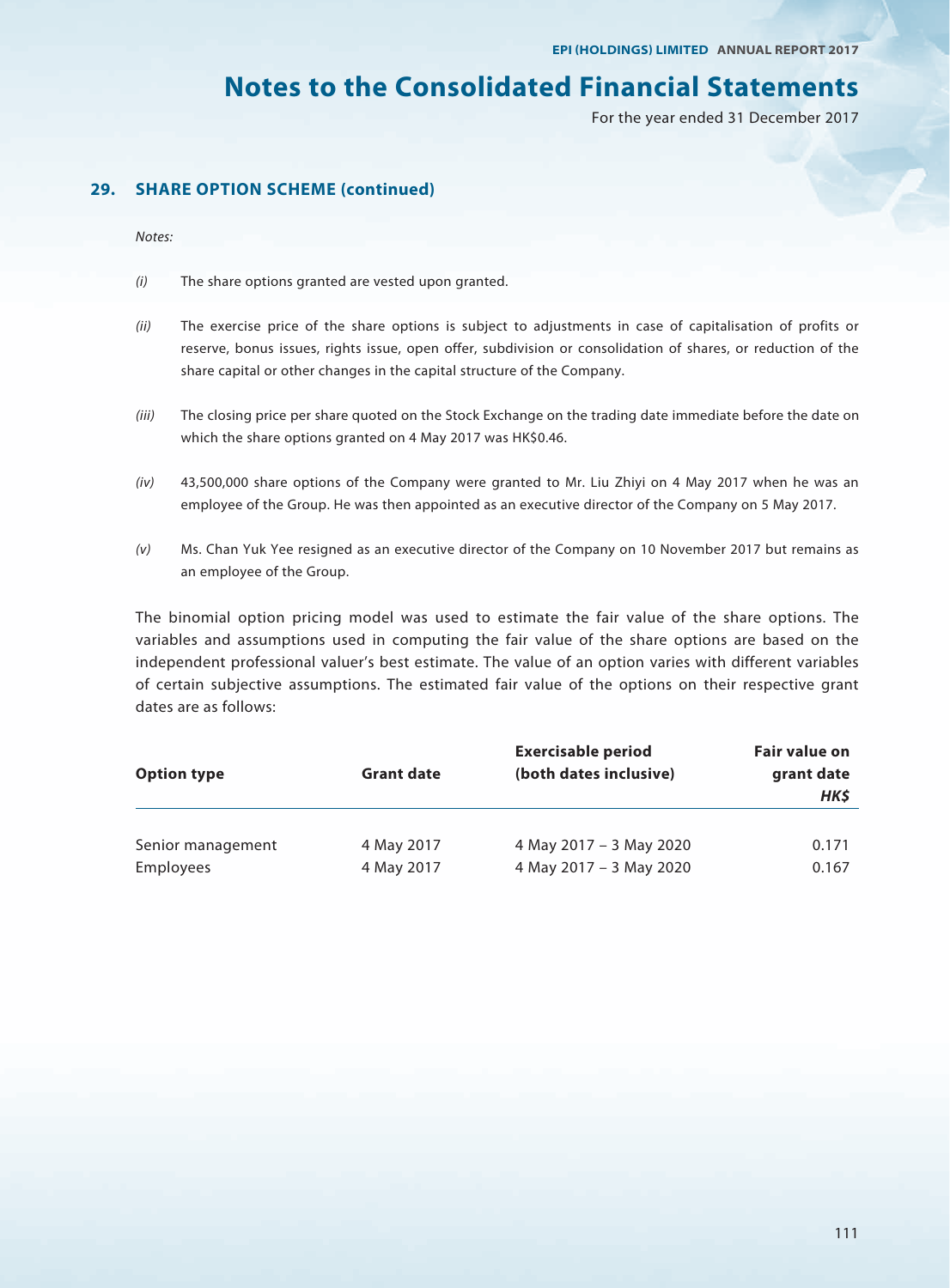## 29. SHARE OPTION SCHEME (continued)

*Notes:*

*(i)* The share options granted are vested upon granted.

*(ii)* The exercise price of the share options is subject to adjustments in case of capitalisation of profits or reserve, bonus issues, rights issue, open offer, subdivision or consolidation of shares, or reduction of the share capital or other changes in the capital structure of the Company.

*(iii)* The closing price per share quoted on the Stock Exchange on the trading date immediate before the date on which the share options granted on 4 May 2017 was HK$0.46.

*(iv)* 43,500,000 share options of the Company were granted to Mr. Liu Zhiyi on 4 May 2017 when he was an employee of the Group. He was then appointed as an executive director of the Company on 5 May 2017.

*(v)* Ms. Chan Yuk Yee resigned as an executive director of the Company on 10 November 2017 but remains as an employee of the Group.

The binomial option pricing model was used to estimate the fair value of the share options. The variables and assumptions used in computing the fair value of the share options are based on the independent professional valuer's best estimate. The value of an option varies with different variables of certain subjective assumptions. The estimated fair value of the options on their respective grant dates are as follows:

| Option type | Grant date | Exercisable period (both dates inclusive) | Fair value on grant date *HK$* |
|---|---|---|---|
| Senior management | 4 May 2017 | 4 May 2017 – 3 May 2020 | 0.171 |
| Employees | 4 May 2017 | 4 May 2017 – 3 May 2020 | 0.167 |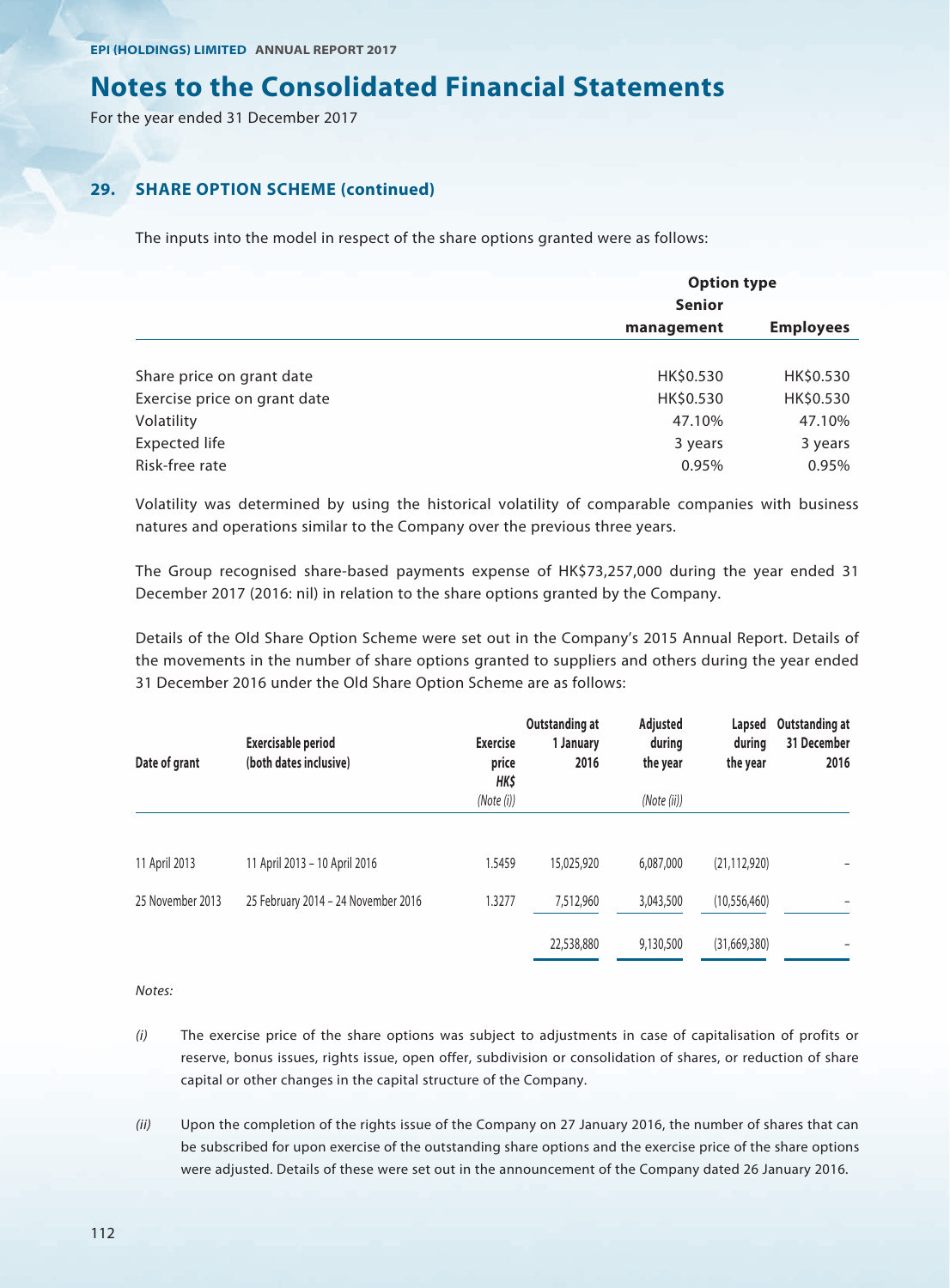# Notes to the Consolidated Financial Statements

For the year ended 31 December 2017

## 29. SHARE OPTION SCHEME (continued)

The inputs into the model in respect of the share options granted were as follows:

| | Option type | |
|---|---|---|
| | Senior management | Employees |
| Share price on grant date | HK\$0.530 | HK\$0.530 |
| Exercise price on grant date | HK\$0.530 | HK\$0.530 |
| Volatility | 47.10% | 47.10% |
| Expected life | 3 years | 3 years |
| Risk-free rate | 0.95% | 0.95% |

Volatility was determined by using the historical volatility of comparable companies with business natures and operations similar to the Company over the previous three years.

The Group recognised share-based payments expense of HK\$73,257,000 during the year ended 31 December 2017 (2016: nil) in relation to the share options granted by the Company.

Details of the Old Share Option Scheme were set out in the Company's 2015 Annual Report. Details of the movements in the number of share options granted to suppliers and others during the year ended 31 December 2016 under the Old Share Option Scheme are as follows:

| Date of grant | Exercisable period (both dates inclusive) | Exercise price HK\$ *(Note (i))* | Outstanding at 1 January 2016 | Adjusted during the year *(Note (ii))* | Lapsed during the year | Outstanding at 31 December 2016 |
|---|---|---|---|---|---|---|
| 11 April 2013 | 11 April 2013 – 10 April 2016 | 1.5459 | 15,025,920 | 6,087,000 | (21,112,920) | – |
| 25 November 2013 | 25 February 2014 – 24 November 2016 | 1.3277 | 7,512,960 | 3,043,500 | (10,556,460) | – |
| | | | 22,538,880 | 9,130,500 | (31,669,380) | – |

*Notes:*

*(i)* The exercise price of the share options was subject to adjustments in case of capitalisation of profits or reserve, bonus issues, rights issue, open offer, subdivision or consolidation of shares, or reduction of share capital or other changes in the capital structure of the Company.

*(ii)* Upon the completion of the rights issue of the Company on 27 January 2016, the number of shares that can be subscribed for upon exercise of the outstanding share options and the exercise price of the share options were adjusted. Details of these were set out in the announcement of the Company dated 26 January 2016.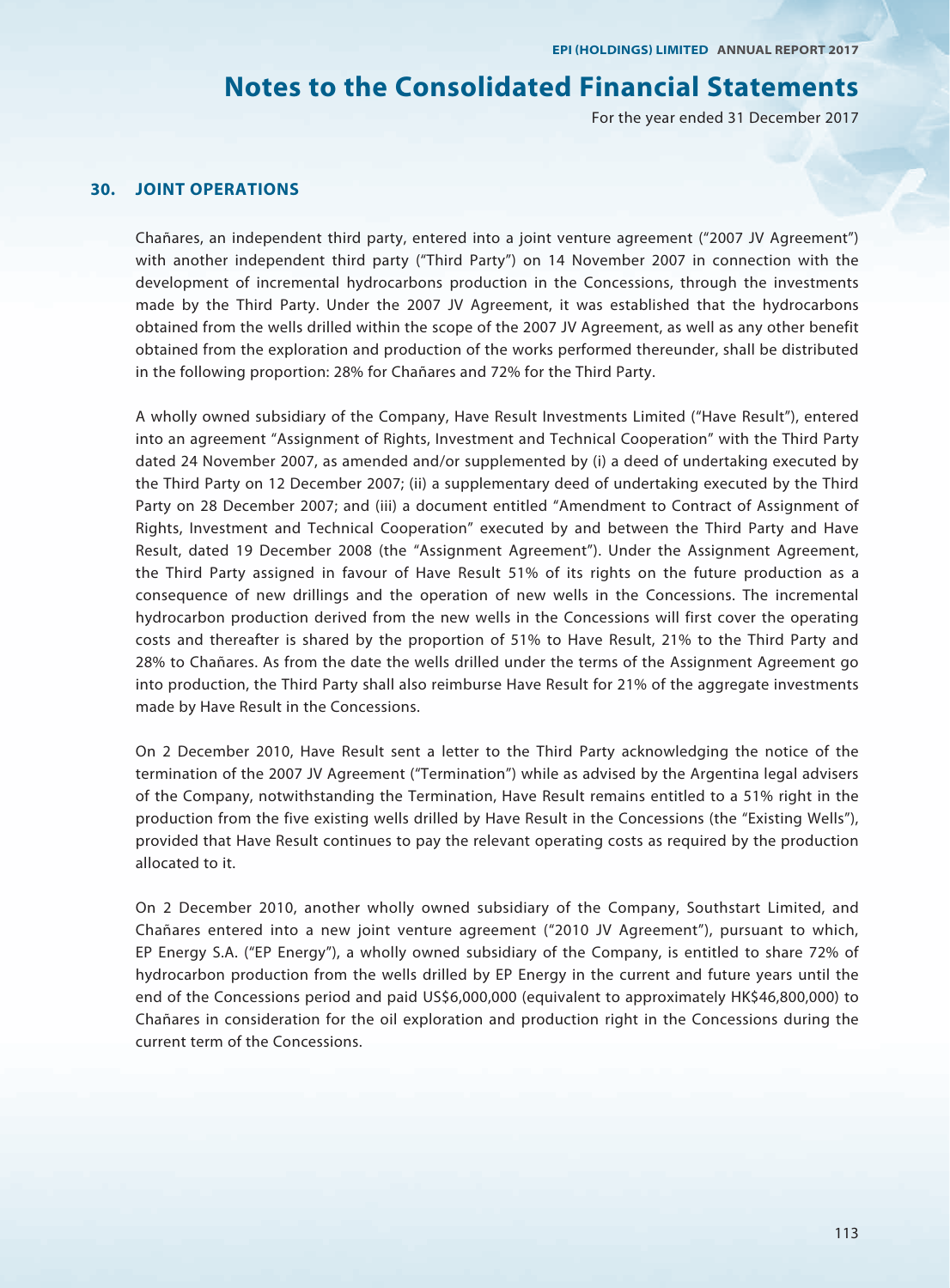# Notes to the Consolidated Financial Statements

For the year ended 31 December 2017

## 30. JOINT OPERATIONS

Chañares, an independent third party, entered into a joint venture agreement ("2007 JV Agreement") with another independent third party ("Third Party") on 14 November 2007 in connection with the development of incremental hydrocarbons production in the Concessions, through the investments made by the Third Party. Under the 2007 JV Agreement, it was established that the hydrocarbons obtained from the wells drilled within the scope of the 2007 JV Agreement, as well as any other benefit obtained from the exploration and production of the works performed thereunder, shall be distributed in the following proportion: 28% for Chañares and 72% for the Third Party.

A wholly owned subsidiary of the Company, Have Result Investments Limited ("Have Result"), entered into an agreement "Assignment of Rights, Investment and Technical Cooperation" with the Third Party dated 24 November 2007, as amended and/or supplemented by (i) a deed of undertaking executed by the Third Party on 12 December 2007; (ii) a supplementary deed of undertaking executed by the Third Party on 28 December 2007; and (iii) a document entitled "Amendment to Contract of Assignment of Rights, Investment and Technical Cooperation" executed by and between the Third Party and Have Result, dated 19 December 2008 (the "Assignment Agreement"). Under the Assignment Agreement, the Third Party assigned in favour of Have Result 51% of its rights on the future production as a consequence of new drillings and the operation of new wells in the Concessions. The incremental hydrocarbon production derived from the new wells in the Concessions will first cover the operating costs and thereafter is shared by the proportion of 51% to Have Result, 21% to the Third Party and 28% to Chañares. As from the date the wells drilled under the terms of the Assignment Agreement go into production, the Third Party shall also reimburse Have Result for 21% of the aggregate investments made by Have Result in the Concessions.

On 2 December 2010, Have Result sent a letter to the Third Party acknowledging the notice of the termination of the 2007 JV Agreement ("Termination") while as advised by the Argentina legal advisers of the Company, notwithstanding the Termination, Have Result remains entitled to a 51% right in the production from the five existing wells drilled by Have Result in the Concessions (the "Existing Wells"), provided that Have Result continues to pay the relevant operating costs as required by the production allocated to it.

On 2 December 2010, another wholly owned subsidiary of the Company, Southstart Limited, and Chañares entered into a new joint venture agreement ("2010 JV Agreement"), pursuant to which, EP Energy S.A. ("EP Energy"), a wholly owned subsidiary of the Company, is entitled to share 72% of hydrocarbon production from the wells drilled by EP Energy in the current and future years until the end of the Concessions period and paid US$6,000,000 (equivalent to approximately HK$46,800,000) to Chañares in consideration for the oil exploration and production right in the Concessions during the current term of the Concessions.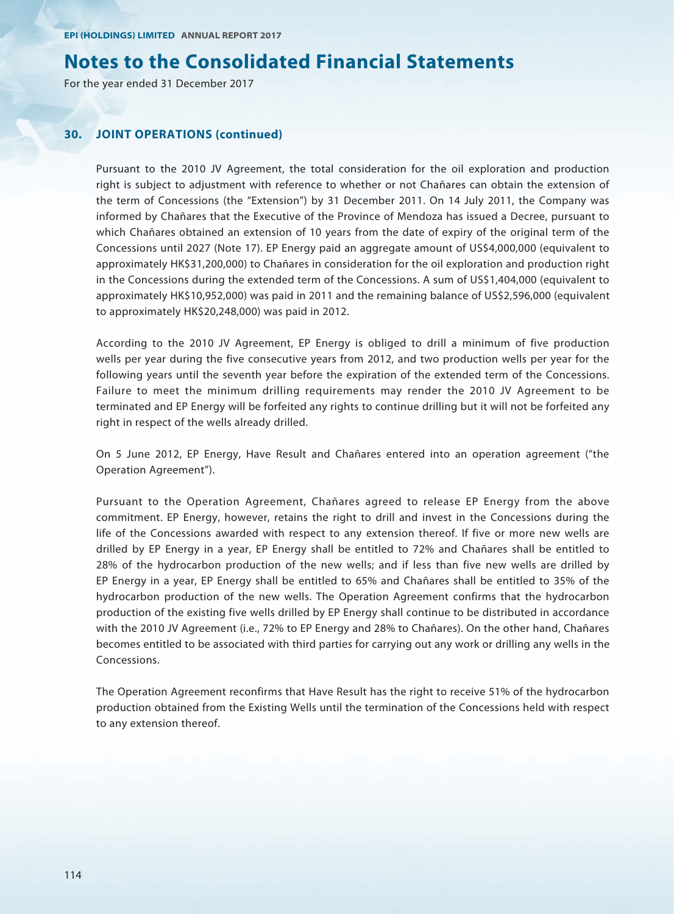## 30. JOINT OPERATIONS (continued)

Pursuant to the 2010 JV Agreement, the total consideration for the oil exploration and production right is subject to adjustment with reference to whether or not Chañares can obtain the extension of the term of Concessions (the "Extension") by 31 December 2011. On 14 July 2011, the Company was informed by Chañares that the Executive of the Province of Mendoza has issued a Decree, pursuant to which Chañares obtained an extension of 10 years from the date of expiry of the original term of the Concessions until 2027 (Note 17). EP Energy paid an aggregate amount of US$4,000,000 (equivalent to approximately HK$31,200,000) to Chañares in consideration for the oil exploration and production right in the Concessions during the extended term of the Concessions. A sum of US$1,404,000 (equivalent to approximately HK$10,952,000) was paid in 2011 and the remaining balance of US$2,596,000 (equivalent to approximately HK$20,248,000) was paid in 2012.

According to the 2010 JV Agreement, EP Energy is obliged to drill a minimum of five production wells per year during the five consecutive years from 2012, and two production wells per year for the following years until the seventh year before the expiration of the extended term of the Concessions. Failure to meet the minimum drilling requirements may render the 2010 JV Agreement to be terminated and EP Energy will be forfeited any rights to continue drilling but it will not be forfeited any right in respect of the wells already drilled.

On 5 June 2012, EP Energy, Have Result and Chañares entered into an operation agreement ("the Operation Agreement").

Pursuant to the Operation Agreement, Chañares agreed to release EP Energy from the above commitment. EP Energy, however, retains the right to drill and invest in the Concessions during the life of the Concessions awarded with respect to any extension thereof. If five or more new wells are drilled by EP Energy in a year, EP Energy shall be entitled to 72% and Chañares shall be entitled to 28% of the hydrocarbon production of the new wells; and if less than five new wells are drilled by EP Energy in a year, EP Energy shall be entitled to 65% and Chañares shall be entitled to 35% of the hydrocarbon production of the new wells. The Operation Agreement confirms that the hydrocarbon production of the existing five wells drilled by EP Energy shall continue to be distributed in accordance with the 2010 JV Agreement (i.e., 72% to EP Energy and 28% to Chañares). On the other hand, Chañares becomes entitled to be associated with third parties for carrying out any work or drilling any wells in the Concessions.

The Operation Agreement reconfirms that Have Result has the right to receive 51% of the hydrocarbon production obtained from the Existing Wells until the termination of the Concessions held with respect to any extension thereof.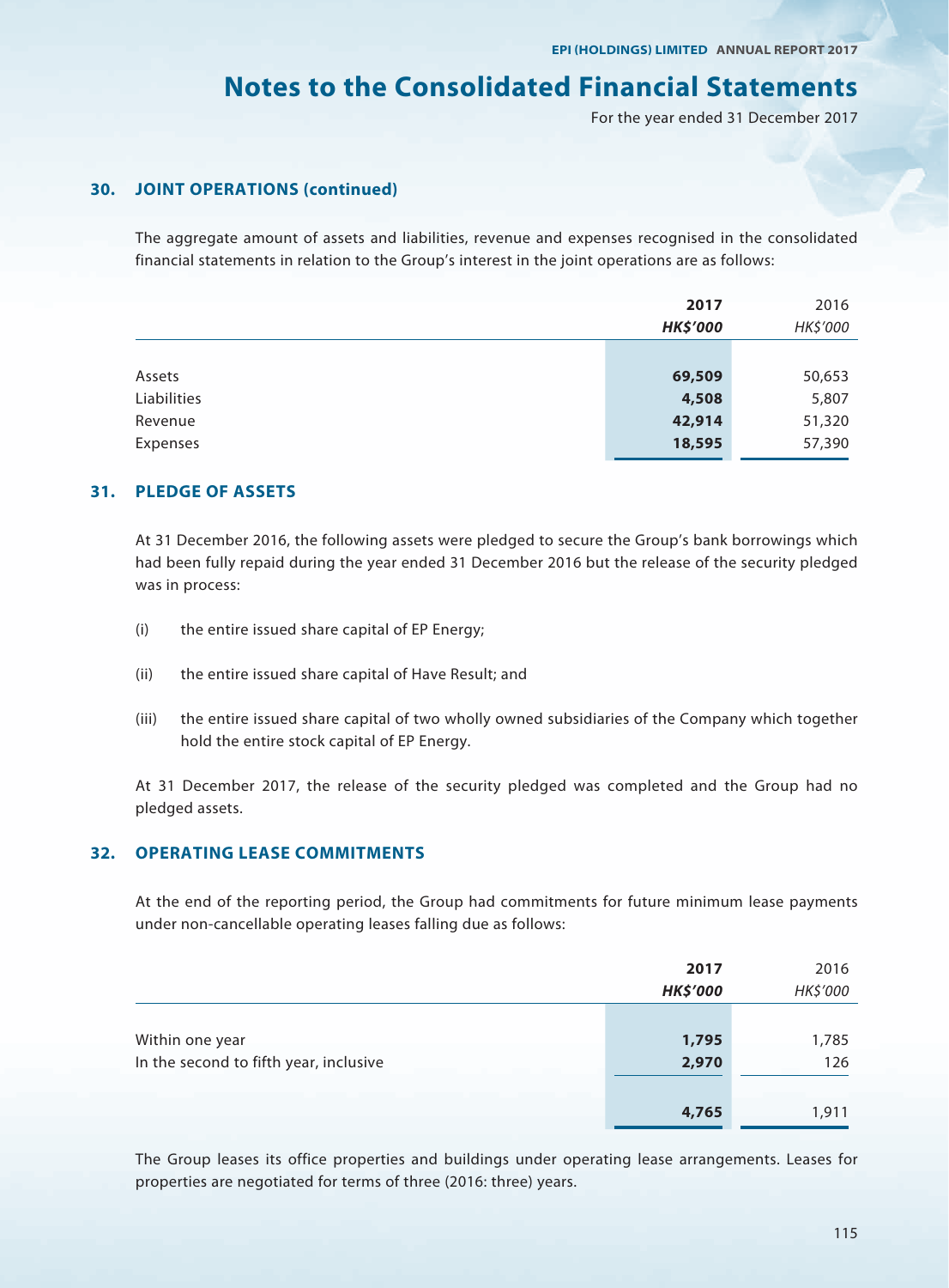## Notes to the Consolidated Financial Statements

For the year ended 31 December 2017

### 30. JOINT OPERATIONS (continued)

The aggregate amount of assets and liabilities, revenue and expenses recognised in the consolidated financial statements in relation to the Group's interest in the joint operations are as follows:

| | **2017** | 2016 |
|---|---|---|
| | ***HK$'000*** | *HK$'000* |
| Assets | **69,509** | 50,653 |
| Liabilities | **4,508** | 5,807 |
| Revenue | **42,914** | 51,320 |
| Expenses | **18,595** | 57,390 |

### 31. PLEDGE OF ASSETS

At 31 December 2016, the following assets were pledged to secure the Group's bank borrowings which had been fully repaid during the year ended 31 December 2016 but the release of the security pledged was in process:

(i) the entire issued share capital of EP Energy;

(ii) the entire issued share capital of Have Result; and

(iii) the entire issued share capital of two wholly owned subsidiaries of the Company which together hold the entire stock capital of EP Energy.

At 31 December 2017, the release of the security pledged was completed and the Group had no pledged assets.

### 32. OPERATING LEASE COMMITMENTS

At the end of the reporting period, the Group had commitments for future minimum lease payments under non-cancellable operating leases falling due as follows:

| | **2017** | 2016 |
|---|---|---|
| | ***HK$'000*** | *HK$'000* |
| Within one year | **1,795** | 1,785 |
| In the second to fifth year, inclusive | **2,970** | 126 |
| | **4,765** | 1,911 |

The Group leases its office properties and buildings under operating lease arrangements. Leases for properties are negotiated for terms of three (2016: three) years.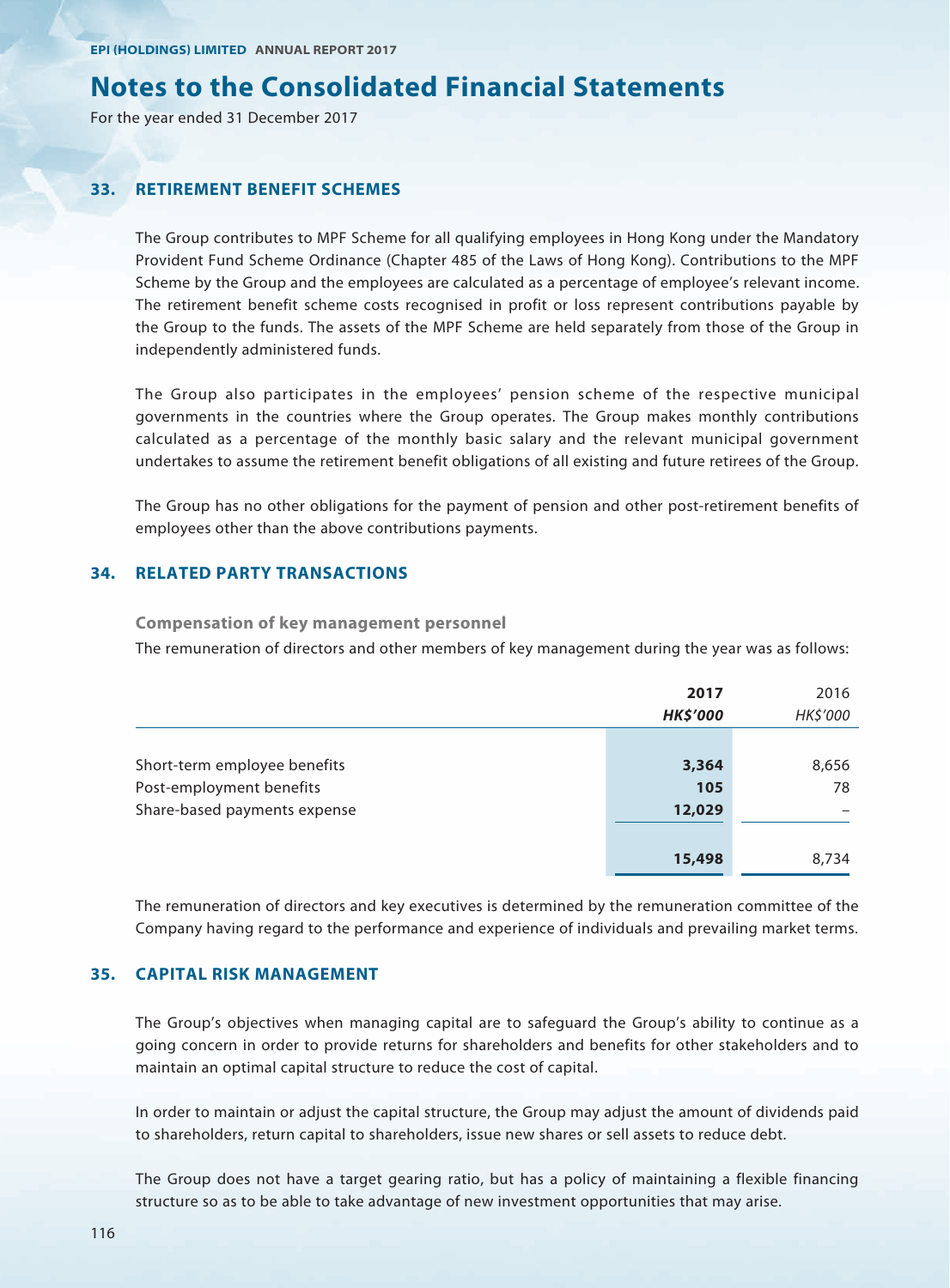# Notes to the Consolidated Financial Statements

For the year ended 31 December 2017

## 33. RETIREMENT BENEFIT SCHEMES

The Group contributes to MPF Scheme for all qualifying employees in Hong Kong under the Mandatory Provident Fund Scheme Ordinance (Chapter 485 of the Laws of Hong Kong). Contributions to the MPF Scheme by the Group and the employees are calculated as a percentage of employee's relevant income. The retirement benefit scheme costs recognised in profit or loss represent contributions payable by the Group to the funds. The assets of the MPF Scheme are held separately from those of the Group in independently administered funds.

The Group also participates in the employees' pension scheme of the respective municipal governments in the countries where the Group operates. The Group makes monthly contributions calculated as a percentage of the monthly basic salary and the relevant municipal government undertakes to assume the retirement benefit obligations of all existing and future retirees of the Group.

The Group has no other obligations for the payment of pension and other post-retirement benefits of employees other than the above contributions payments.

## 34. RELATED PARTY TRANSACTIONS

### Compensation of key management personnel

The remuneration of directors and other members of key management during the year was as follows:

| | **2017** | 2016 |
|---|---|---|
| | ***HK$'000*** | *HK$'000* |
| Short-term employee benefits | **3,364** | 8,656 |
| Post-employment benefits | **105** | 78 |
| Share-based payments expense | **12,029** | – |
| | **15,498** | 8,734 |

The remuneration of directors and key executives is determined by the remuneration committee of the Company having regard to the performance and experience of individuals and prevailing market terms.

## 35. CAPITAL RISK MANAGEMENT

The Group's objectives when managing capital are to safeguard the Group's ability to continue as a going concern in order to provide returns for shareholders and benefits for other stakeholders and to maintain an optimal capital structure to reduce the cost of capital.

In order to maintain or adjust the capital structure, the Group may adjust the amount of dividends paid to shareholders, return capital to shareholders, issue new shares or sell assets to reduce debt.

The Group does not have a target gearing ratio, but has a policy of maintaining a flexible financing structure so as to be able to take advantage of new investment opportunities that may arise.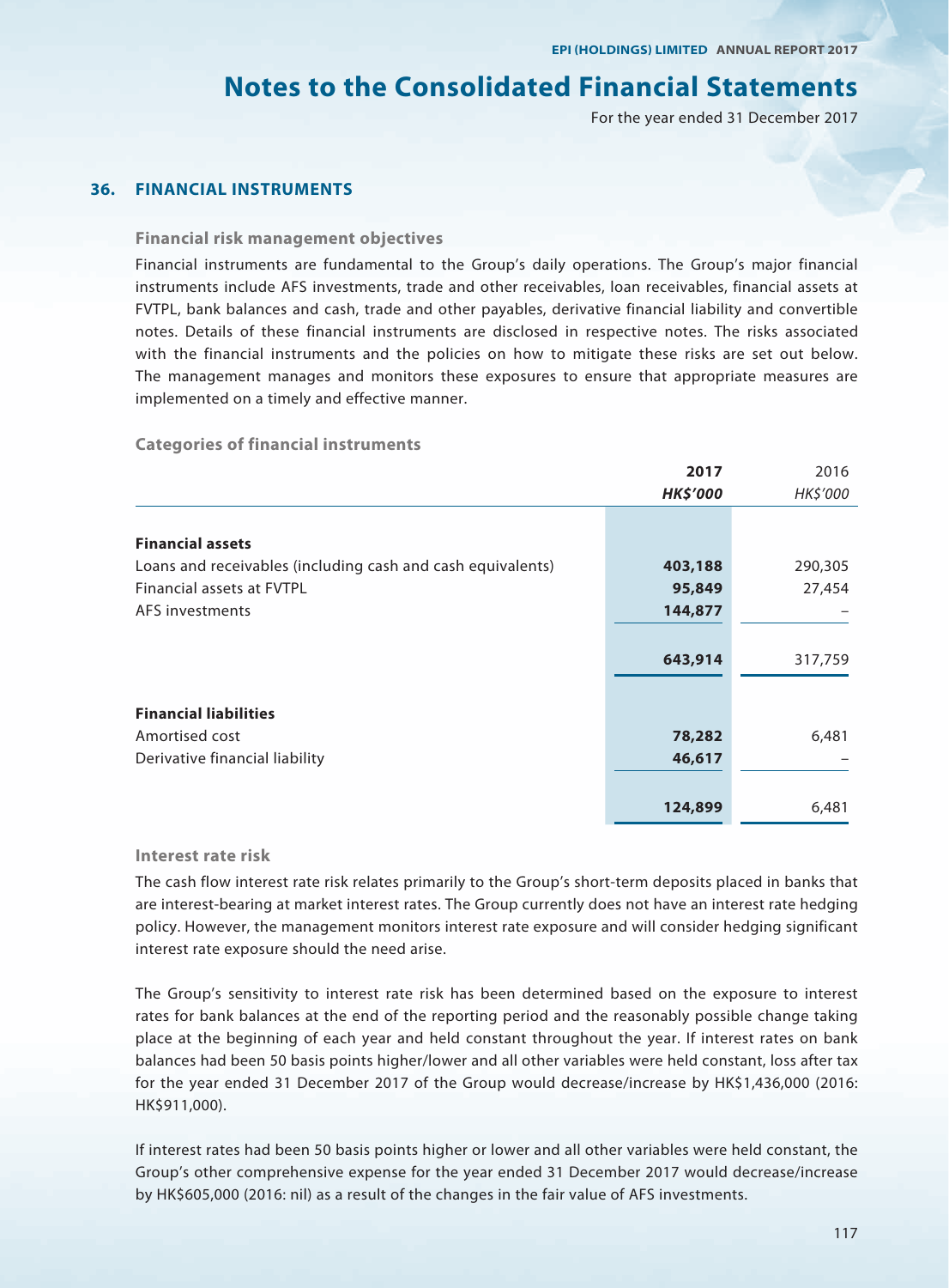# Notes to the Consolidated Financial Statements

For the year ended 31 December 2017

## 36. FINANCIAL INSTRUMENTS

### Financial risk management objectives

Financial instruments are fundamental to the Group's daily operations. The Group's major financial instruments include AFS investments, trade and other receivables, loan receivables, financial assets at FVTPL, bank balances and cash, trade and other payables, derivative financial liability and convertible notes. Details of these financial instruments are disclosed in respective notes. The risks associated with the financial instruments and the policies on how to mitigate these risks are set out below. The management manages and monitors these exposures to ensure that appropriate measures are implemented on a timely and effective manner.

### Categories of financial instruments

| | **2017** | 2016 |
|---|---|---|
| | ***HK$'000*** | *HK$'000* |
| **Financial assets** | | |
| Loans and receivables (including cash and cash equivalents) | **403,188** | 290,305 |
| Financial assets at FVTPL | **95,849** | 27,454 |
| AFS investments | **144,877** | – |
| | **643,914** | 317,759 |
| **Financial liabilities** | | |
| Amortised cost | **78,282** | 6,481 |
| Derivative financial liability | **46,617** | – |
| | **124,899** | 6,481 |

### Interest rate risk

The cash flow interest rate risk relates primarily to the Group's short-term deposits placed in banks that are interest-bearing at market interest rates. The Group currently does not have an interest rate hedging policy. However, the management monitors interest rate exposure and will consider hedging significant interest rate exposure should the need arise.

The Group's sensitivity to interest rate risk has been determined based on the exposure to interest rates for bank balances at the end of the reporting period and the reasonably possible change taking place at the beginning of each year and held constant throughout the year. If interest rates on bank balances had been 50 basis points higher/lower and all other variables were held constant, loss after tax for the year ended 31 December 2017 of the Group would decrease/increase by HK$1,436,000 (2016: HK$911,000).

If interest rates had been 50 basis points higher or lower and all other variables were held constant, the Group's other comprehensive expense for the year ended 31 December 2017 would decrease/increase by HK$605,000 (2016: nil) as a result of the changes in the fair value of AFS investments.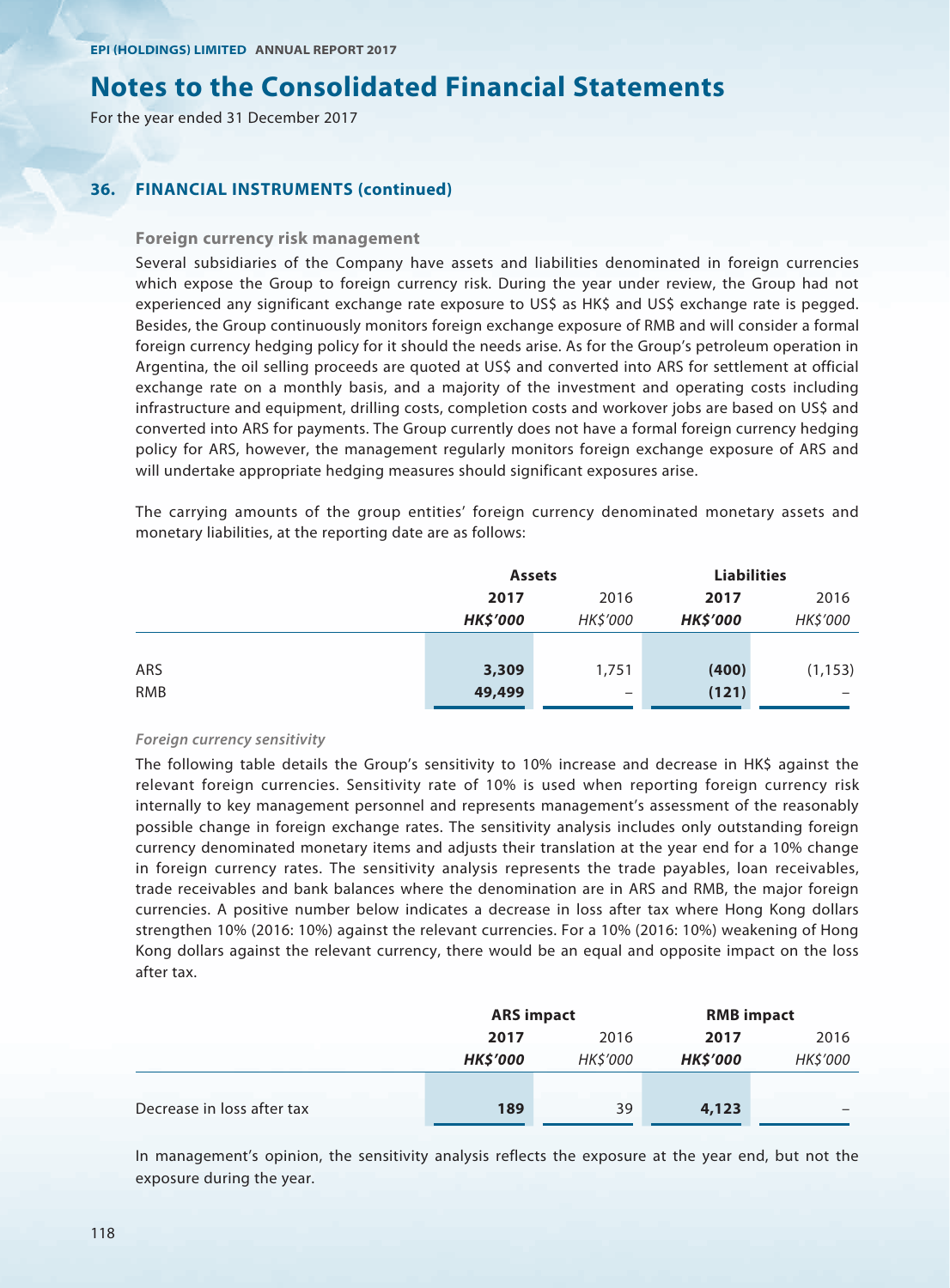## 36. FINANCIAL INSTRUMENTS (continued)

### Foreign currency risk management

Several subsidiaries of the Company have assets and liabilities denominated in foreign currencies which expose the Group to foreign currency risk. During the year under review, the Group had not experienced any significant exchange rate exposure to US$ as HK$ and US$ exchange rate is pegged. Besides, the Group continuously monitors foreign exchange exposure of RMB and will consider a formal foreign currency hedging policy for it should the needs arise. As for the Group's petroleum operation in Argentina, the oil selling proceeds are quoted at US$ and converted into ARS for settlement at official exchange rate on a monthly basis, and a majority of the investment and operating costs including infrastructure and equipment, drilling costs, completion costs and workover jobs are based on US$ and converted into ARS for payments. The Group currently does not have a formal foreign currency hedging policy for ARS, however, the management regularly monitors foreign exchange exposure of ARS and will undertake appropriate hedging measures should significant exposures arise.

The carrying amounts of the group entities' foreign currency denominated monetary assets and monetary liabilities, at the reporting date are as follows:

| | **Assets** | | **Liabilities** | |
|---|---|---|---|---|
| | **2017** | 2016 | **2017** | 2016 |
| | ***HK$'000*** | *HK$'000* | ***HK$'000*** | *HK$'000* |
| ARS | **3,309** | 1,751 | **(400)** | (1,153) |
| RMB | **49,499** | – | **(121)** | – |

*Foreign currency sensitivity*

The following table details the Group's sensitivity to 10% increase and decrease in HK$ against the relevant foreign currencies. Sensitivity rate of 10% is used when reporting foreign currency risk internally to key management personnel and represents management's assessment of the reasonably possible change in foreign exchange rates. The sensitivity analysis includes only outstanding foreign currency denominated monetary items and adjusts their translation at the year end for a 10% change in foreign currency rates. The sensitivity analysis represents the trade payables, loan receivables, trade receivables and bank balances where the denomination are in ARS and RMB, the major foreign currencies. A positive number below indicates a decrease in loss after tax where Hong Kong dollars strengthen 10% (2016: 10%) against the relevant currencies. For a 10% (2016: 10%) weakening of Hong Kong dollars against the relevant currency, there would be an equal and opposite impact on the loss after tax.

| | **ARS impact** | | **RMB impact** | |
|---|---|---|---|---|
| | **2017** | 2016 | **2017** | 2016 |
| | ***HK$'000*** | *HK$'000* | ***HK$'000*** | *HK$'000* |
| Decrease in loss after tax | **189** | 39 | **4,123** | – |

In management's opinion, the sensitivity analysis reflects the exposure at the year end, but not the exposure during the year.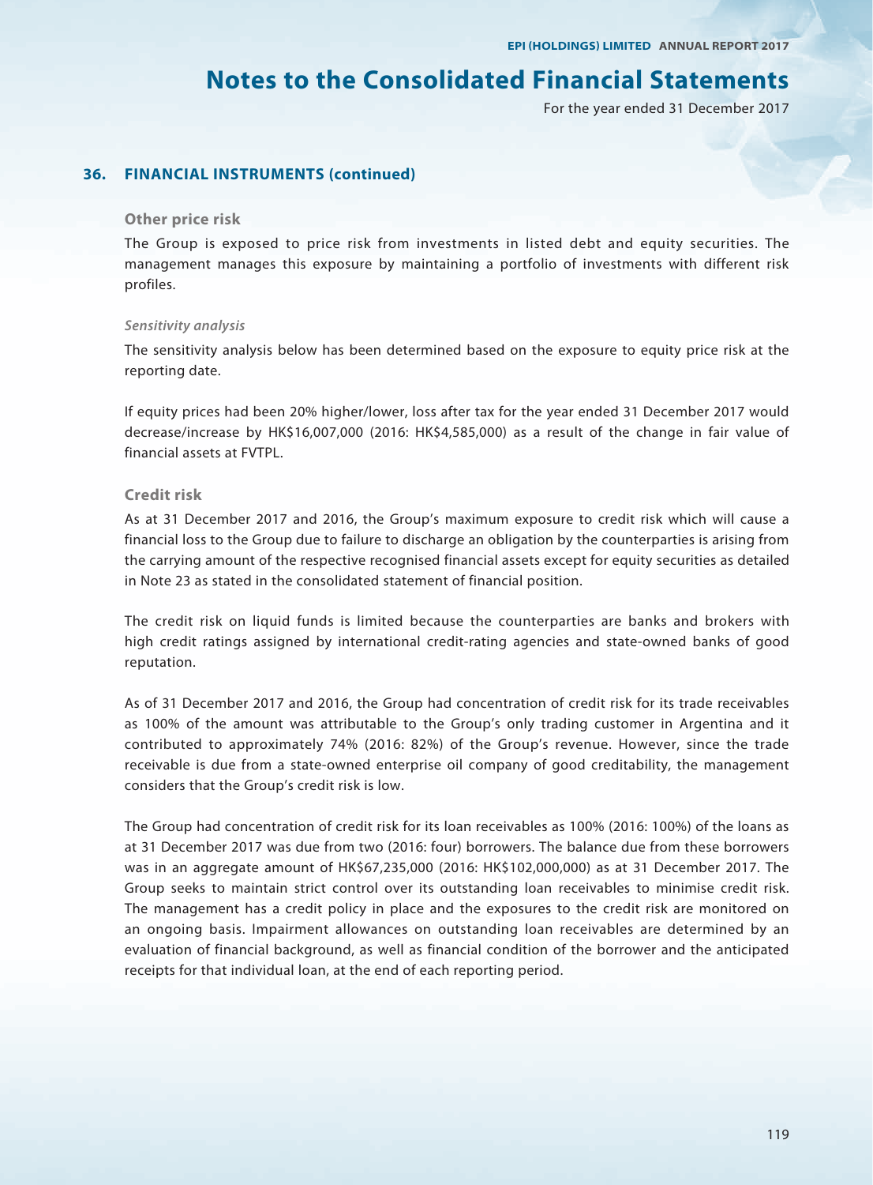## 36. FINANCIAL INSTRUMENTS (continued)

### Other price risk

The Group is exposed to price risk from investments in listed debt and equity securities. The management manages this exposure by maintaining a portfolio of investments with different risk profiles.

#### *Sensitivity analysis*

The sensitivity analysis below has been determined based on the exposure to equity price risk at the reporting date.

If equity prices had been 20% higher/lower, loss after tax for the year ended 31 December 2017 would decrease/increase by HK$16,007,000 (2016: HK$4,585,000) as a result of the change in fair value of financial assets at FVTPL.

### Credit risk

As at 31 December 2017 and 2016, the Group's maximum exposure to credit risk which will cause a financial loss to the Group due to failure to discharge an obligation by the counterparties is arising from the carrying amount of the respective recognised financial assets except for equity securities as detailed in Note 23 as stated in the consolidated statement of financial position.

The credit risk on liquid funds is limited because the counterparties are banks and brokers with high credit ratings assigned by international credit-rating agencies and state-owned banks of good reputation.

As of 31 December 2017 and 2016, the Group had concentration of credit risk for its trade receivables as 100% of the amount was attributable to the Group's only trading customer in Argentina and it contributed to approximately 74% (2016: 82%) of the Group's revenue. However, since the trade receivable is due from a state-owned enterprise oil company of good creditability, the management considers that the Group's credit risk is low.

The Group had concentration of credit risk for its loan receivables as 100% (2016: 100%) of the loans as at 31 December 2017 was due from two (2016: four) borrowers. The balance due from these borrowers was in an aggregate amount of HK$67,235,000 (2016: HK$102,000,000) as at 31 December 2017. The Group seeks to maintain strict control over its outstanding loan receivables to minimise credit risk. The management has a credit policy in place and the exposures to the credit risk are monitored on an ongoing basis. Impairment allowances on outstanding loan receivables are determined by an evaluation of financial background, as well as financial condition of the borrower and the anticipated receipts for that individual loan, at the end of each reporting period.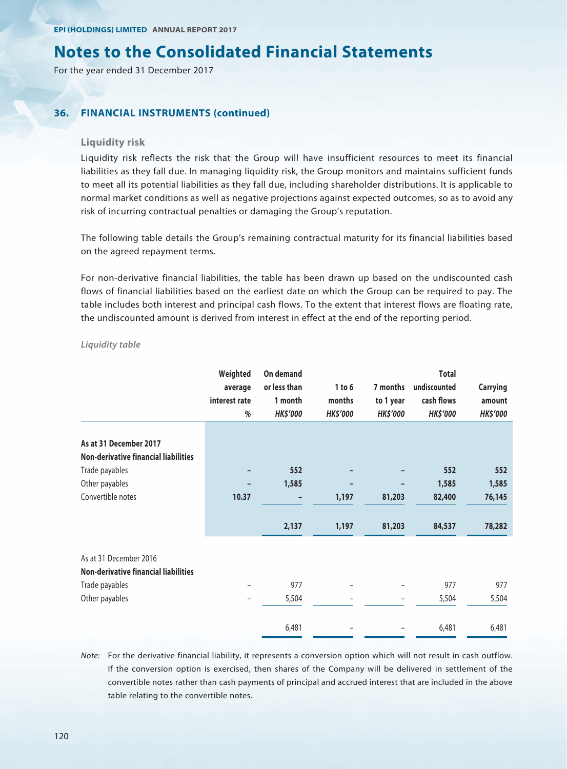## 36. FINANCIAL INSTRUMENTS (continued)

### Liquidity risk

Liquidity risk reflects the risk that the Group will have insufficient resources to meet its financial liabilities as they fall due. In managing liquidity risk, the Group monitors and maintains sufficient funds to meet all its potential liabilities as they fall due, including shareholder distributions. It is applicable to normal market conditions as well as negative projections against expected outcomes, so as to avoid any risk of incurring contractual penalties or damaging the Group's reputation.

The following table details the Group's remaining contractual maturity for its financial liabilities based on the agreed repayment terms.

For non-derivative financial liabilities, the table has been drawn up based on the undiscounted cash flows of financial liabilities based on the earliest date on which the Group can be required to pay. The table includes both interest and principal cash flows. To the extent that interest flows are floating rate, the undiscounted amount is derived from interest in effect at the end of the reporting period.

*Liquidity table*

| | Weighted average interest rate | On demand or less than 1 month | 1 to 6 months | 7 months to 1 year | Total undiscounted cash flows | Carrying amount |
|---|---|---|---|---|---|---|
| | % | *HK$'000* | *HK$'000* | *HK$'000* | *HK$'000* | *HK$'000* |
| **As at 31 December 2017** | | | | | | |
| **Non-derivative financial liabilities** | | | | | | |
| Trade payables | – | 552 | – | – | 552 | 552 |
| Other payables | – | 1,585 | – | – | 1,585 | 1,585 |
| Convertible notes | 10.37 | – | 1,197 | 81,203 | 82,400 | 76,145 |
| | | 2,137 | 1,197 | 81,203 | 84,537 | 78,282 |
| As at 31 December 2016 | | | | | | |
| **Non-derivative financial liabilities** | | | | | | |
| Trade payables | – | 977 | – | – | 977 | 977 |
| Other payables | – | 5,504 | – | – | 5,504 | 5,504 |
| | | 6,481 | – | – | 6,481 | 6,481 |

*Note:* For the derivative financial liability, it represents a conversion option which will not result in cash outflow. If the conversion option is exercised, then shares of the Company will be delivered in settlement of the convertible notes rather than cash payments of principal and accrued interest that are included in the above table relating to the convertible notes.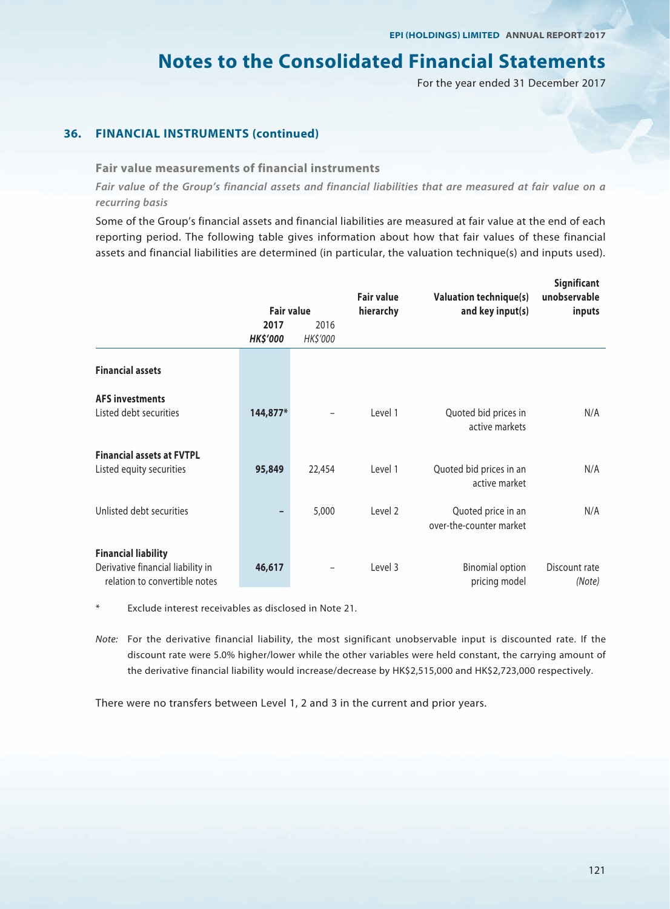# Notes to the Consolidated Financial Statements

For the year ended 31 December 2017

## 36. FINANCIAL INSTRUMENTS (continued)

### Fair value measurements of financial instruments

***Fair value of the Group's financial assets and financial liabilities that are measured at fair value on a recurring basis***

Some of the Group's financial assets and financial liabilities are measured at fair value at the end of each reporting period. The following table gives information about how that fair values of these financial assets and financial liabilities are determined (in particular, the valuation technique(s) and inputs used).

| | Fair value | | Fair value hierarchy | Valuation technique(s) and key input(s) | Significant unobservable inputs |
|---|---|---|---|---|---|
| | **2017** | 2016 | | | |
| | ***HK$'000*** | *HK$'000* | | | |
| **Financial assets** | | | | | |
| **AFS investments** | | | | | |
| Listed debt securities | **144,877*** | – | Level 1 | Quoted bid prices in active markets | N/A |
| **Financial assets at FVTPL** | | | | | |
| Listed equity securities | **95,849** | 22,454 | Level 1 | Quoted bid prices in an active market | N/A |
| Unlisted debt securities | **–** | 5,000 | Level 2 | Quoted price in an over-the-counter market | N/A |
| **Financial liability** | | | | | |
| Derivative financial liability in relation to convertible notes | **46,617** | – | Level 3 | Binomial option pricing model | Discount rate *(Note)* |

\* Exclude interest receivables as disclosed in Note 21.

*Note:* For the derivative financial liability, the most significant unobservable input is discounted rate. If the discount rate were 5.0% higher/lower while the other variables were held constant, the carrying amount of the derivative financial liability would increase/decrease by HK$2,515,000 and HK$2,723,000 respectively.

There were no transfers between Level 1, 2 and 3 in the current and prior years.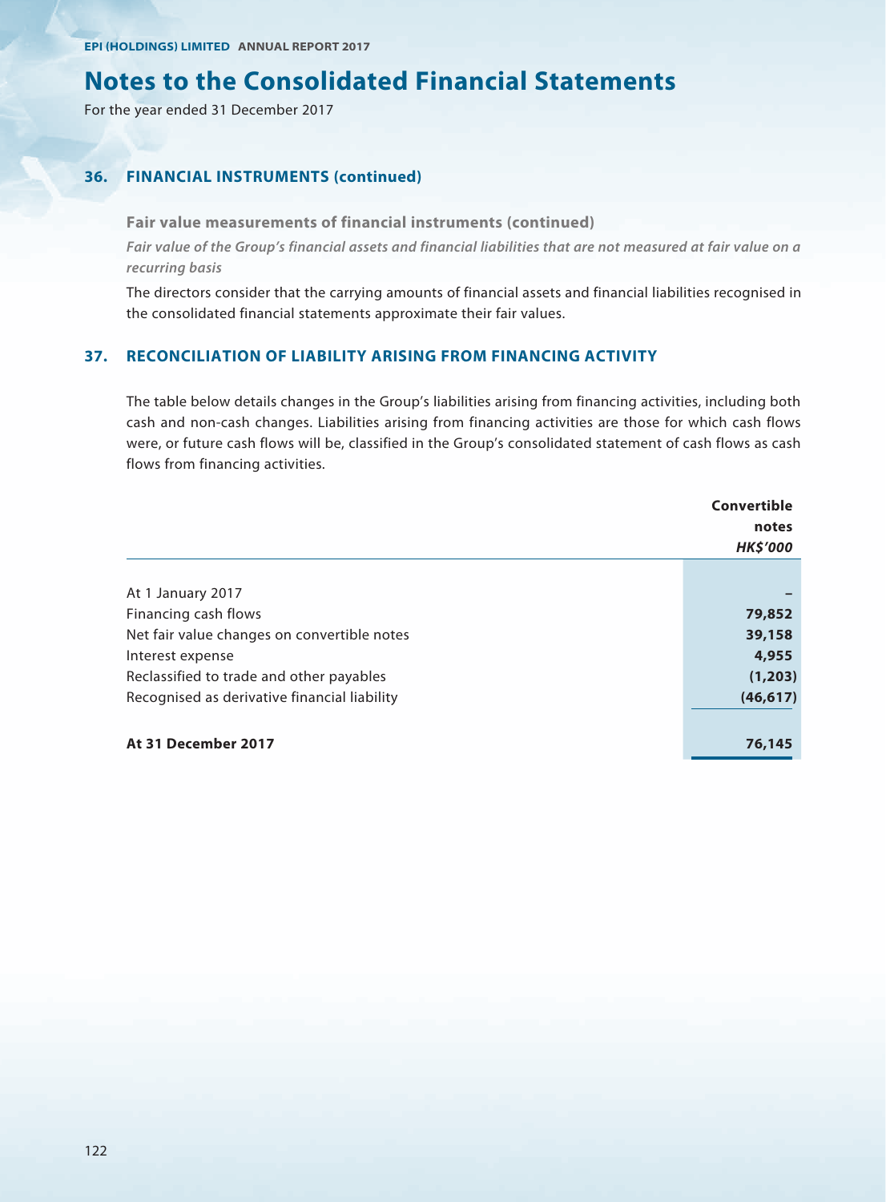# Notes to the Consolidated Financial Statements

For the year ended 31 December 2017

## 36. FINANCIAL INSTRUMENTS (continued)

### Fair value measurements of financial instruments (continued)

*Fair value of the Group's financial assets and financial liabilities that are not measured at fair value on a recurring basis*

The directors consider that the carrying amounts of financial assets and financial liabilities recognised in the consolidated financial statements approximate their fair values.

## 37. RECONCILIATION OF LIABILITY ARISING FROM FINANCING ACTIVITY

The table below details changes in the Group's liabilities arising from financing activities, including both cash and non-cash changes. Liabilities arising from financing activities are those for which cash flows were, or future cash flows will be, classified in the Group's consolidated statement of cash flows as cash flows from financing activities.

| | Convertible notes |
|---|---|
| | ***HK$'000*** |
| At 1 January 2017 | – |
| Financing cash flows | 79,852 |
| Net fair value changes on convertible notes | 39,158 |
| Interest expense | 4,955 |
| Reclassified to trade and other payables | (1,203) |
| Recognised as derivative financial liability | (46,617) |
| **At 31 December 2017** | **76,145** |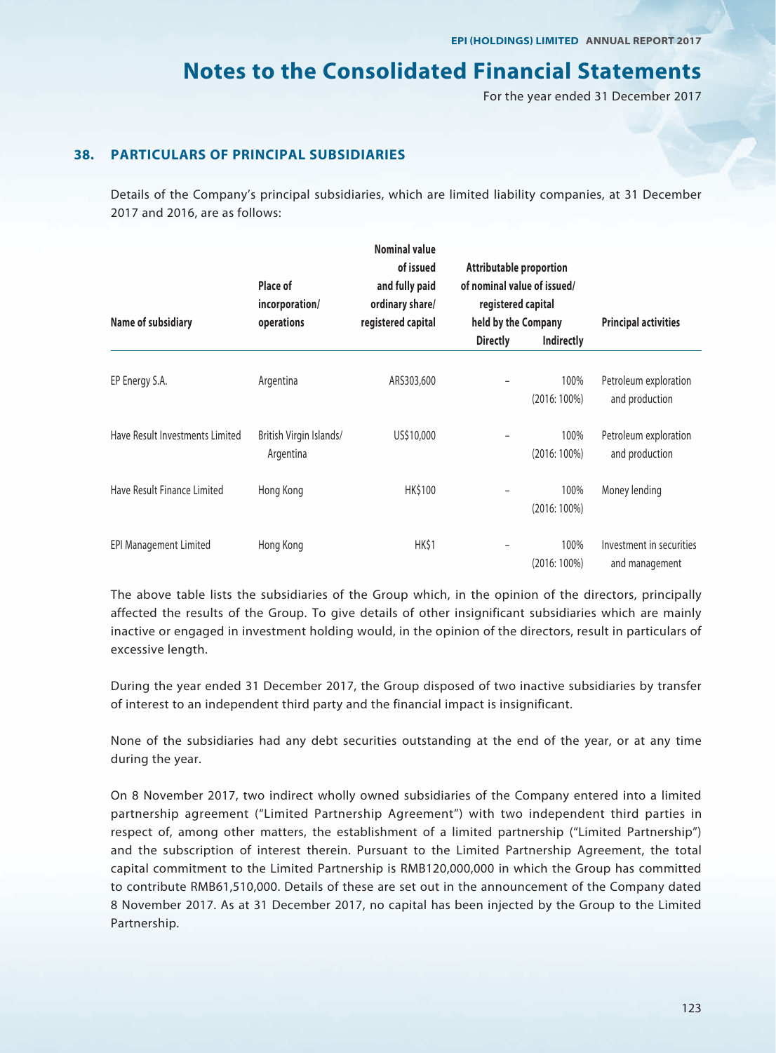# Notes to the Consolidated Financial Statements

For the year ended 31 December 2017

## 38. PARTICULARS OF PRINCIPAL SUBSIDIARIES

Details of the Company's principal subsidiaries, which are limited liability companies, at 31 December 2017 and 2016, are as follows:

| Name of subsidiary | Place of incorporation/ operations | Nominal value of issued and fully paid ordinary share/ registered capital | Attributable proportion of nominal value of issued/ registered capital held by the Company | | Principal activities |
|---|---|---|---|---|---|
| | | | Directly | Indirectly | |
| EP Energy S.A. | Argentina | ARS303,600 | – | 100% (2016: 100%) | Petroleum exploration and production |
| Have Result Investments Limited | British Virgin Islands/ Argentina | US$10,000 | – | 100% (2016: 100%) | Petroleum exploration and production |
| Have Result Finance Limited | Hong Kong | HK$100 | – | 100% (2016: 100%) | Money lending |
| EPI Management Limited | Hong Kong | HK$1 | – | 100% (2016: 100%) | Investment in securities and management |

The above table lists the subsidiaries of the Group which, in the opinion of the directors, principally affected the results of the Group. To give details of other insignificant subsidiaries which are mainly inactive or engaged in investment holding would, in the opinion of the directors, result in particulars of excessive length.

During the year ended 31 December 2017, the Group disposed of two inactive subsidiaries by transfer of interest to an independent third party and the financial impact is insignificant.

None of the subsidiaries had any debt securities outstanding at the end of the year, or at any time during the year.

On 8 November 2017, two indirect wholly owned subsidiaries of the Company entered into a limited partnership agreement ("Limited Partnership Agreement") with two independent third parties in respect of, among other matters, the establishment of a limited partnership ("Limited Partnership") and the subscription of interest therein. Pursuant to the Limited Partnership Agreement, the total capital commitment to the Limited Partnership is RMB120,000,000 in which the Group has committed to contribute RMB61,510,000. Details of these are set out in the announcement of the Company dated 8 November 2017. As at 31 December 2017, no capital has been injected by the Group to the Limited Partnership.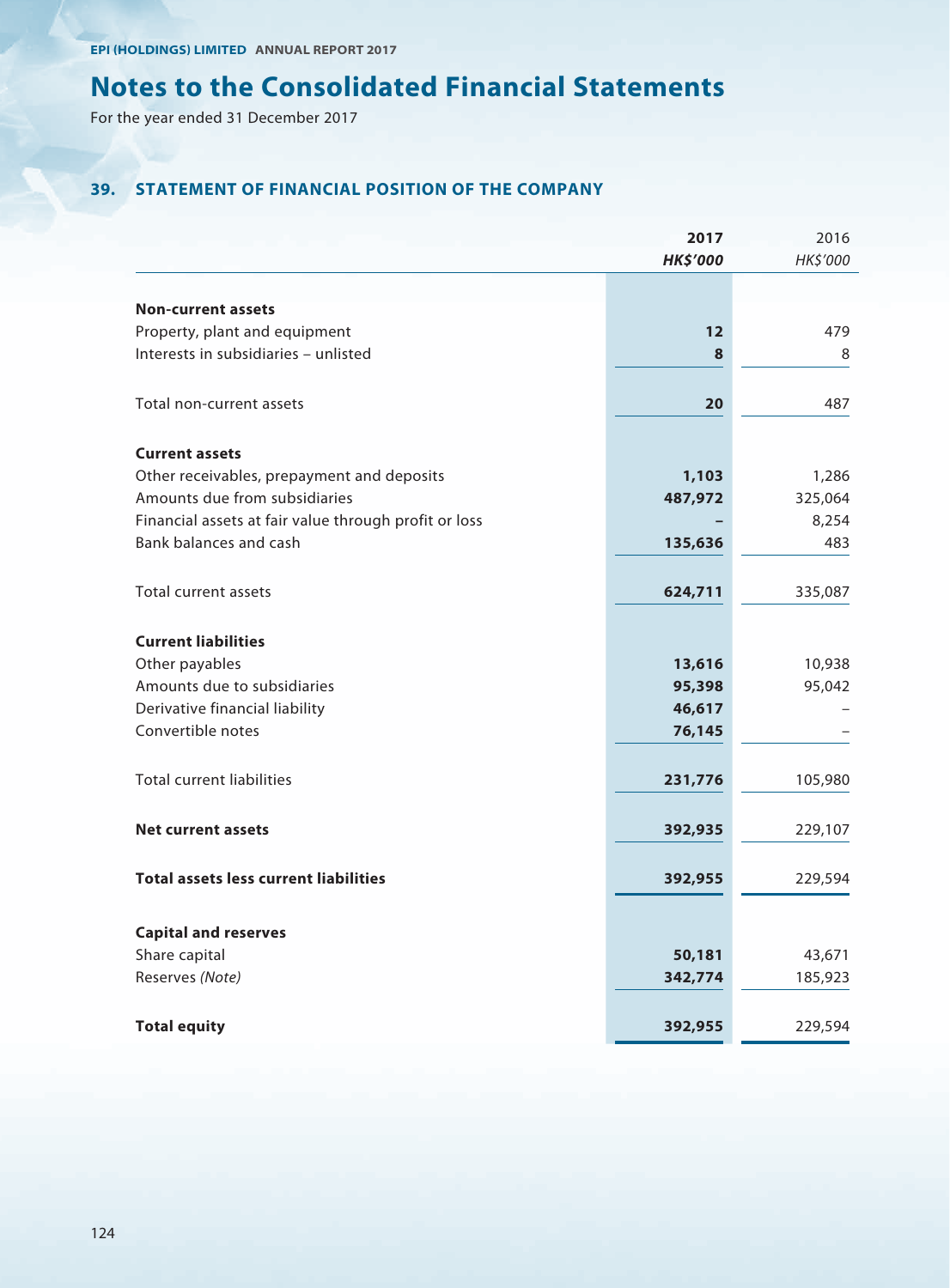# Notes to the Consolidated Financial Statements

For the year ended 31 December 2017

## 39. STATEMENT OF FINANCIAL POSITION OF THE COMPANY

| | 2017<br>HK$'000 | 2016<br>HK$'000 |
|---|---|---|
| **Non-current assets** | | |
| Property, plant and equipment | **12** | 479 |
| Interests in subsidiaries – unlisted | **8** | 8 |
| Total non-current assets | **20** | 487 |
| **Current assets** | | |
| Other receivables, prepayment and deposits | **1,103** | 1,286 |
| Amounts due from subsidiaries | **487,972** | 325,064 |
| Financial assets at fair value through profit or loss | **–** | 8,254 |
| Bank balances and cash | **135,636** | 483 |
| Total current assets | **624,711** | 335,087 |
| **Current liabilities** | | |
| Other payables | **13,616** | 10,938 |
| Amounts due to subsidiaries | **95,398** | 95,042 |
| Derivative financial liability | **46,617** | – |
| Convertible notes | **76,145** | – |
| Total current liabilities | **231,776** | 105,980 |
| **Net current assets** | **392,935** | 229,107 |
| **Total assets less current liabilities** | **392,955** | 229,594 |
| **Capital and reserves** | | |
| Share capital | **50,181** | 43,671 |
| Reserves *(Note)* | **342,774** | 185,923 |
| **Total equity** | **392,955** | 229,594 |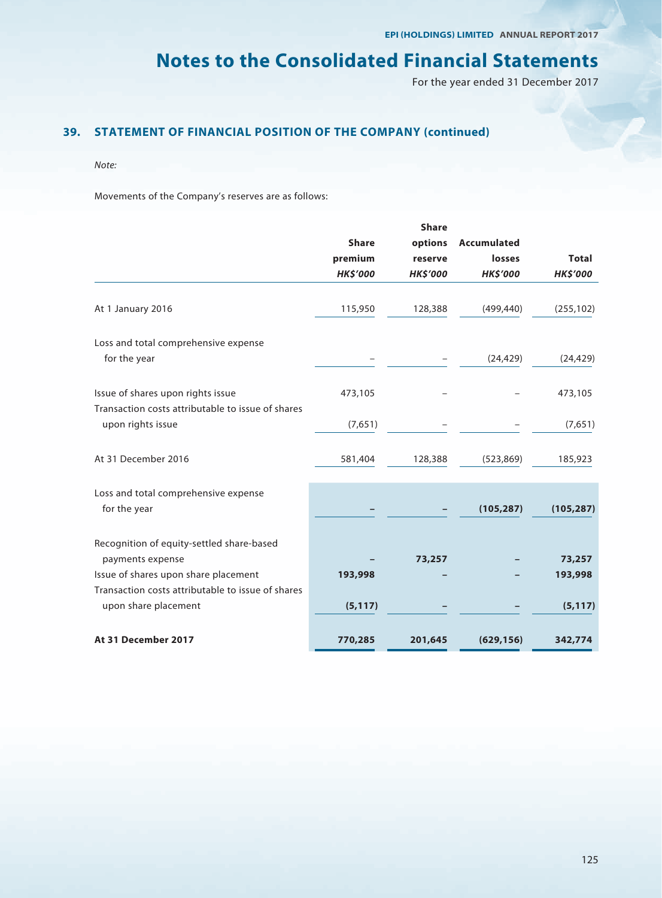# Notes to the Consolidated Financial Statements

For the year ended 31 December 2017

## 39. STATEMENT OF FINANCIAL POSITION OF THE COMPANY (continued)

*Note:*

Movements of the Company's reserves are as follows:

| | Share premium *HK$'000* | Share options reserve *HK$'000* | Accumulated losses *HK$'000* | Total *HK$'000* |
|---|---|---|---|---|
| At 1 January 2016 | 115,950 | 128,388 | (499,440) | (255,102) |
| Loss and total comprehensive expense for the year | – | – | (24,429) | (24,429) |
| Issue of shares upon rights issue | 473,105 | – | – | 473,105 |
| Transaction costs attributable to issue of shares upon rights issue | (7,651) | – | – | (7,651) |
| At 31 December 2016 | 581,404 | 128,388 | (523,869) | 185,923 |
| Loss and total comprehensive expense for the year | **–** | **–** | **(105,287)** | **(105,287)** |
| Recognition of equity-settled share-based payments expense | **–** | **73,257** | **–** | **73,257** |
| Issue of shares upon share placement | **193,998** | **–** | **–** | **193,998** |
| Transaction costs attributable to issue of shares upon share placement | **(5,117)** | **–** | **–** | **(5,117)** |
| **At 31 December 2017** | **770,285** | **201,645** | **(629,156)** | **342,774** |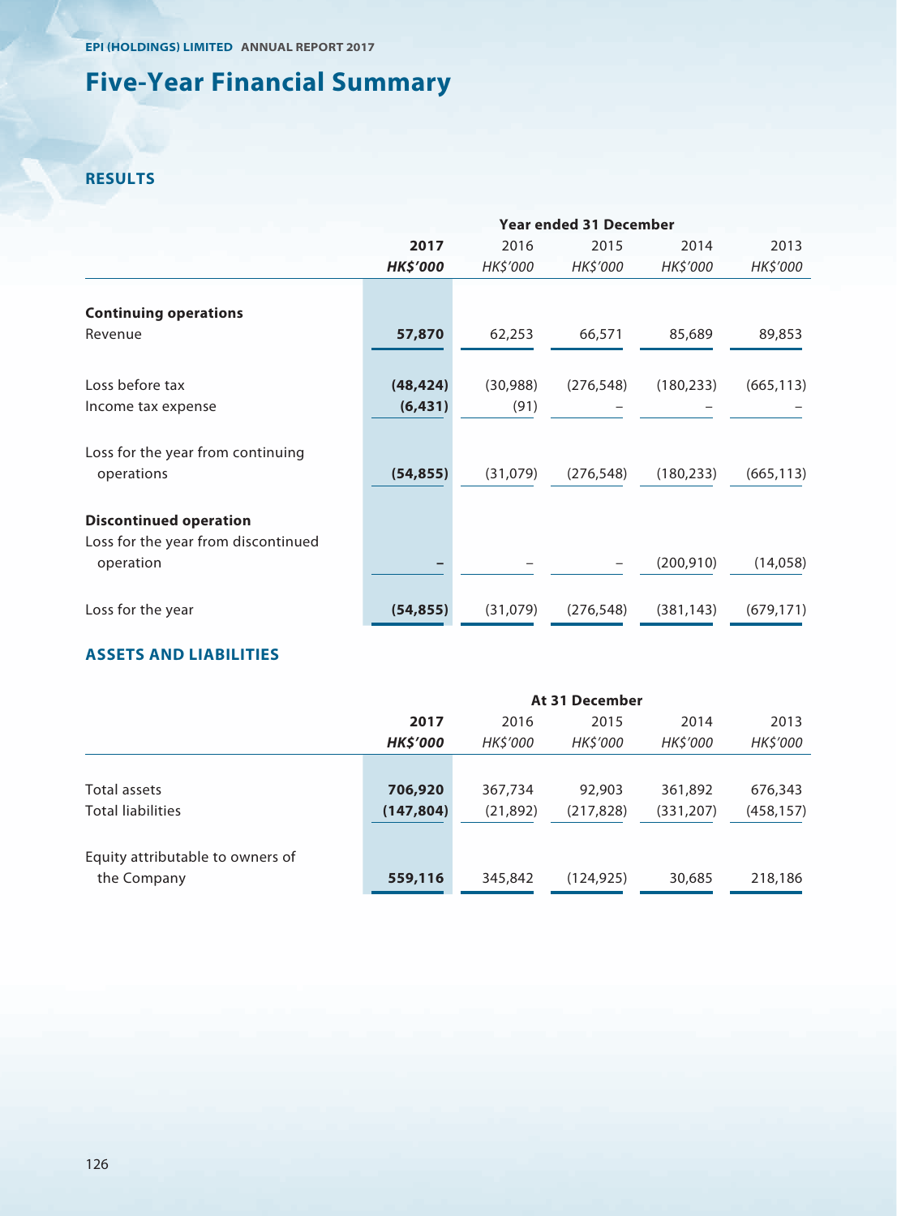# Five-Year Financial Summary

## RESULTS

| | Year ended 31 December | | | | |
|---|---|---|---|---|---|
| | **2017** | 2016 | 2015 | 2014 | 2013 |
| | ***HK$'000*** | *HK$'000* | *HK$'000* | *HK$'000* | *HK$'000* |
| **Continuing operations** | | | | | |
| Revenue | **57,870** | 62,253 | 66,571 | 85,689 | 89,853 |
| Loss before tax | **(48,424)** | (30,988) | (276,548) | (180,233) | (665,113) |
| Income tax expense | **(6,431)** | (91) | – | – | – |
| Loss for the year from continuing operations | **(54,855)** | (31,079) | (276,548) | (180,233) | (665,113) |
| **Discontinued operation** | | | | | |
| Loss for the year from discontinued operation | **–** | – | – | (200,910) | (14,058) |
| Loss for the year | **(54,855)** | (31,079) | (276,548) | (381,143) | (679,171) |

## ASSETS AND LIABILITIES

| | At 31 December | | | | |
|---|---|---|---|---|---|
| | **2017** | 2016 | 2015 | 2014 | 2013 |
| | ***HK$'000*** | *HK$'000* | *HK$'000* | *HK$'000* | *HK$'000* |
| Total assets | **706,920** | 367,734 | 92,903 | 361,892 | 676,343 |
| Total liabilities | **(147,804)** | (21,892) | (217,828) | (331,207) | (458,157) |
| Equity attributable to owners of the Company | **559,116** | 345,842 | (124,925) | 30,685 | 218,186 |